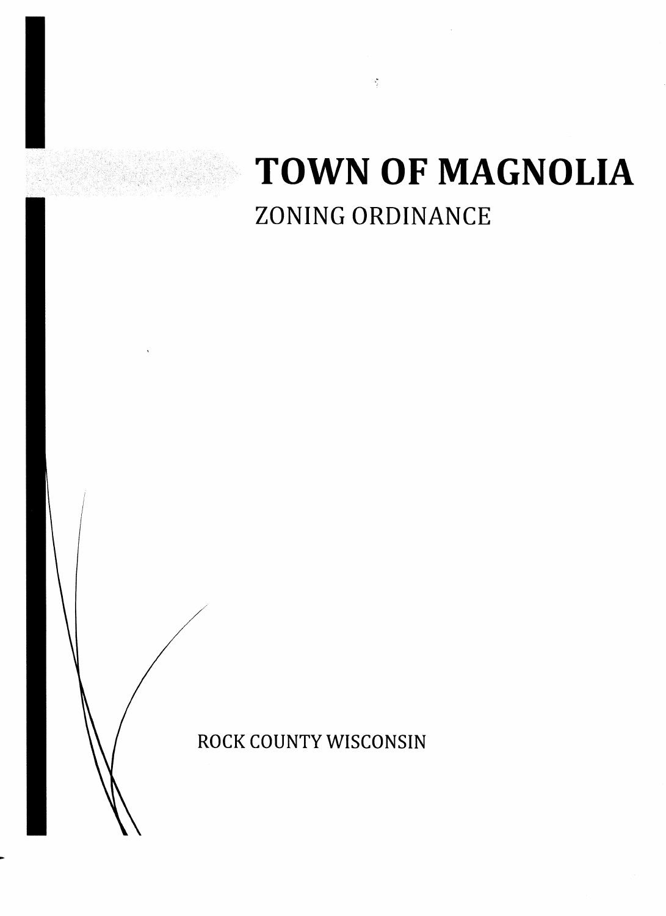# TOWN OF MAGNOLIA

## ZONING ORDINANCE

ROCK COUNTY WISCONSIN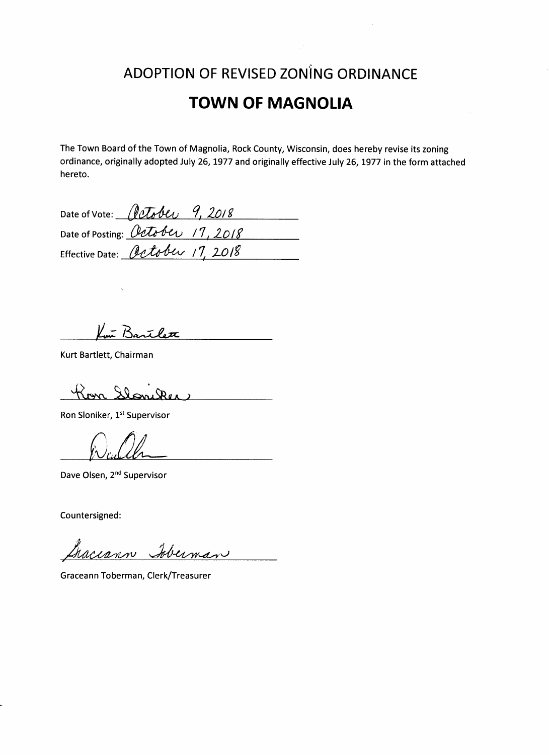# ADOPTION OF REVISED ZONING ORDINANCE

## TOWN OF MAGNOLIA

The Town Board of the Town of Magnolia, Rock County, Wisconsin, does hereby revise its zoning ordinance, originally adopted July 26, 1977 and originally effective July 26, 1977 in the form attached hereto.

Date of Vote: October 9, 2018

Date of Posting: October 17, 2018

Effective Date: October 17, 2018

Kurt Bartlett

Kurt Bartlett, Chairman

Ron Sloniker

Ron Sloniker, 1st Supervisor

Dave Olsen

Dave Olsen, 2nd Supervisor

Countersigned:

Graceann Toberman

Graceann Toberman, Clerk/Treasurer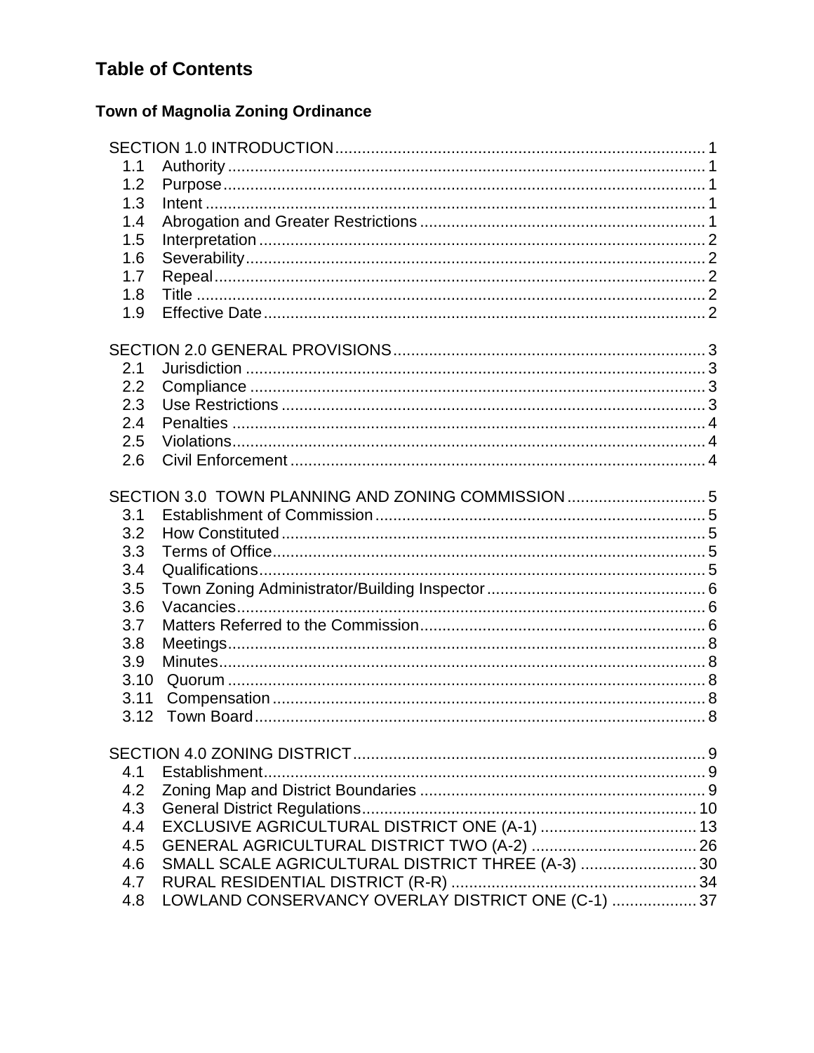# Table of Contents

## Town of Magnolia Zoning Ordinance

SECTION 1.0 INTRODUCTION .......... 1
- 1.1 Authority .......... 1
- 1.2 Purpose .......... 1
- 1.3 Intent .......... 1
- 1.4 Abrogation and Greater Restrictions .......... 1
- 1.5 Interpretation .......... 2
- 1.6 Severability .......... 2
- 1.7 Repeal .......... 2
- 1.8 Title .......... 2
- 1.9 Effective Date .......... 2

SECTION 2.0 GENERAL PROVISIONS .......... 3
- 2.1 Jurisdiction .......... 3
- 2.2 Compliance .......... 3
- 2.3 Use Restrictions .......... 3
- 2.4 Penalties .......... 4
- 2.5 Violations .......... 4
- 2.6 Civil Enforcement .......... 4

SECTION 3.0 TOWN PLANNING AND ZONING COMMISSION .......... 5
- 3.1 Establishment of Commission .......... 5
- 3.2 How Constituted .......... 5
- 3.3 Terms of Office .......... 5
- 3.4 Qualifications .......... 5
- 3.5 Town Zoning Administrator/Building Inspector .......... 6
- 3.6 Vacancies .......... 6
- 3.7 Matters Referred to the Commission .......... 6
- 3.8 Meetings .......... 8
- 3.9 Minutes .......... 8
- 3.10 Quorum .......... 8
- 3.11 Compensation .......... 8
- 3.12 Town Board .......... 8

SECTION 4.0 ZONING DISTRICT .......... 9
- 4.1 Establishment .......... 9
- 4.2 Zoning Map and District Boundaries .......... 9
- 4.3 General District Regulations .......... 10
- 4.4 EXCLUSIVE AGRICULTURAL DISTRICT ONE (A-1) .......... 13
- 4.5 GENERAL AGRICULTURAL DISTRICT TWO (A-2) .......... 26
- 4.6 SMALL SCALE AGRICULTURAL DISTRICT THREE (A-3) .......... 30
- 4.7 RURAL RESIDENTIAL DISTRICT (R-R) .......... 34
- 4.8 LOWLAND CONSERVANCY OVERLAY DISTRICT ONE (C-1) .......... 37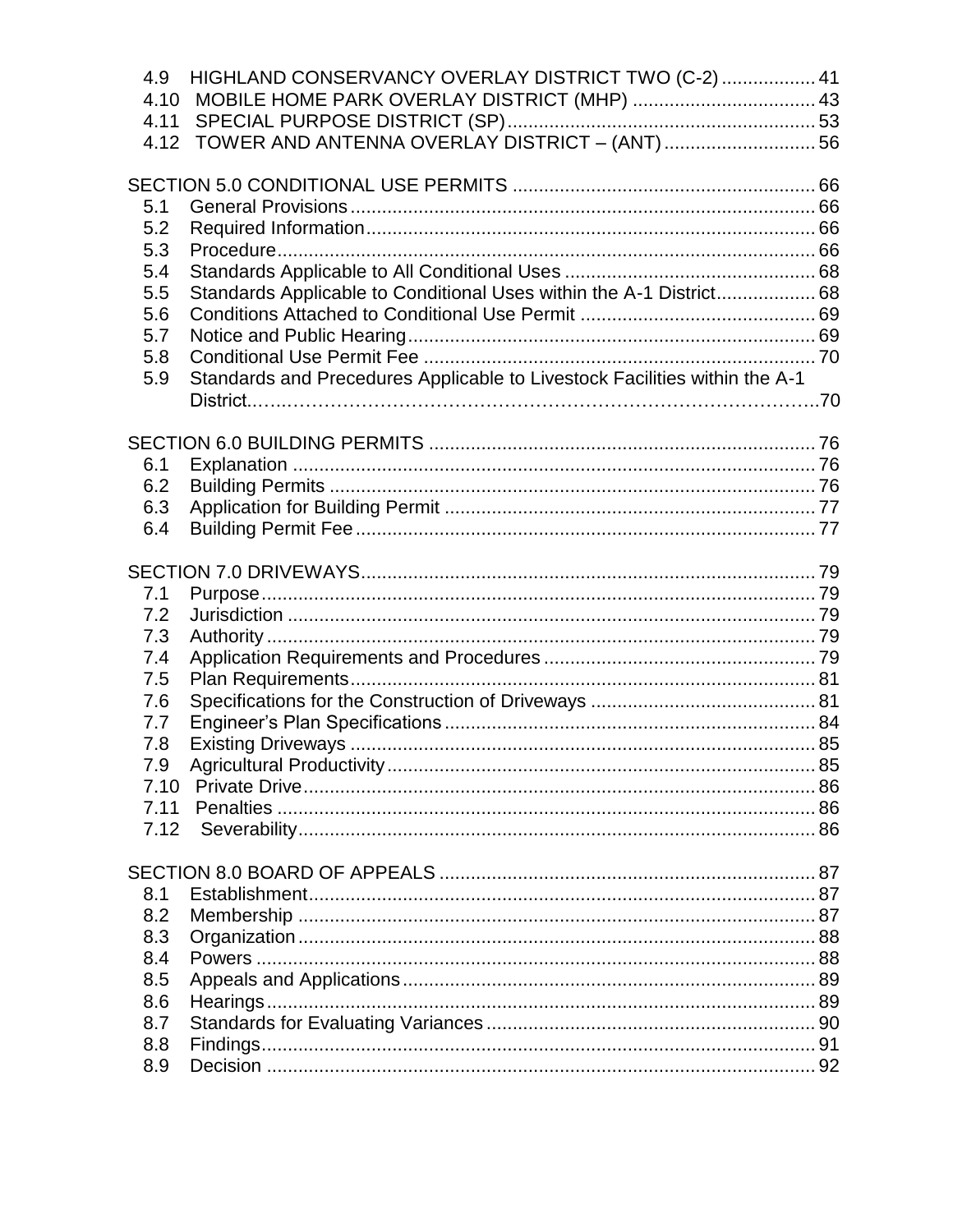4.9 HIGHLAND CONSERVANCY OVERLAY DISTRICT TWO (C-2) .................. 41
4.10 MOBILE HOME PARK OVERLAY DISTRICT (MHP) .................................. 43
4.11 SPECIAL PURPOSE DISTRICT (SP)......................................................... 53
4.12 TOWER AND ANTENNA OVERLAY DISTRICT – (ANT) ............................ 56

SECTION 5.0 CONDITIONAL USE PERMITS ........................................................ 66
5.1 General Provisions ........................................................................................ 66
5.2 Required Information ..................................................................................... 66
5.3 Procedure ...................................................................................................... 66
5.4 Standards Applicable to All Conditional Uses ............................................... 68
5.5 Standards Applicable to Conditional Uses within the A-1 District ................... 68
5.6 Conditions Attached to Conditional Use Permit ............................................ 69
5.7 Notice and Public Hearing ............................................................................. 69
5.8 Conditional Use Permit Fee .......................................................................... 70
5.9 Standards and Precedures Applicable to Livestock Facilities within the A-1 District..........................................................................................70

SECTION 6.0 BUILDING PERMITS ......................................................................... 76
6.1 Explanation .................................................................................................... 76
6.2 Building Permits ............................................................................................. 76
6.3 Application for Building Permit ...................................................................... 77
6.4 Building Permit Fee ........................................................................................ 77

SECTION 7.0 DRIVEWAYS ...................................................................................... 79
7.1 Purpose .......................................................................................................... 79
7.2 Jurisdiction ..................................................................................................... 79
7.3 Authority ......................................................................................................... 79
7.4 Application Requirements and Procedures .................................................... 79
7.5 Plan Requirements ......................................................................................... 81
7.6 Specifications for the Construction of Driveways ........................................... 81
7.7 Engineer's Plan Specifications ...................................................................... 84
7.8 Existing Driveways ......................................................................................... 85
7.9 Agricultural Productivity .................................................................................. 85
7.10 Private Drive .................................................................................................. 86
7.11 Penalties ....................................................................................................... 86
7.12 Severability ................................................................................................... 86

SECTION 8.0 BOARD OF APPEALS ....................................................................... 87
8.1 Establishment ................................................................................................ 87
8.2 Membership ................................................................................................... 87
8.3 Organization ................................................................................................... 88
8.4 Powers ........................................................................................................... 88
8.5 Appeals and Applications .............................................................................. 89
8.6 Hearings ......................................................................................................... 89
8.7 Standards for Evaluating Variances ............................................................... 90
8.8 Findings .......................................................................................................... 91
8.9 Decision ......................................................................................................... 92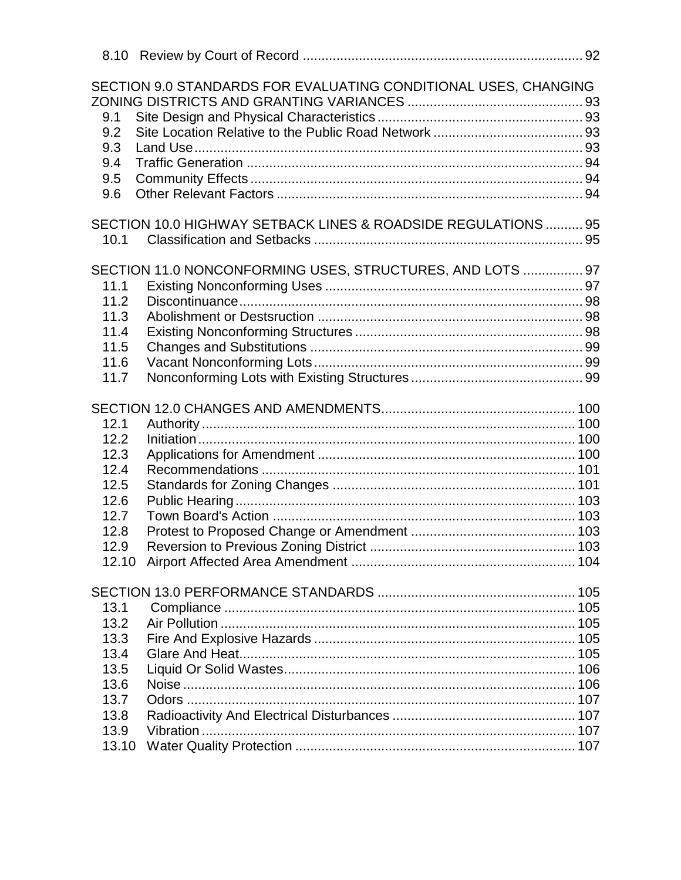8.10 Review by Court of Record .......................................................................... 92

SECTION 9.0 STANDARDS FOR EVALUATING CONDITIONAL USES, CHANGING ZONING DISTRICTS AND GRANTING VARIANCES ............................................... 93

9.1 Site Design and Physical Characteristics ....................................................... 93
9.2 Site Location Relative to the Public Road Network ........................................ 93
9.3 Land Use ....................................................................................................... 93
9.4 Traffic Generation .......................................................................................... 94
9.5 Community Effects ......................................................................................... 94
9.6 Other Relevant Factors .................................................................................. 94

SECTION 10.0 HIGHWAY SETBACK LINES & ROADSIDE REGULATIONS .......... 95

10.1 Classification and Setbacks ....................................................................... 95

SECTION 11.0 NONCONFORMING USES, STRUCTURES, AND LOTS ................ 97

11.1 Existing Nonconforming Uses .................................................................... 97
11.2 Discontinuance ........................................................................................... 98
11.3 Abolishment or Destsruction ....................................................................... 98
11.4 Existing Nonconforming Structures ............................................................ 98
11.5 Changes and Substitutions ......................................................................... 99
11.6 Vacant Nonconforming Lots ....................................................................... 99
11.7 Nonconforming Lots with Existing Structures ............................................. 99

SECTION 12.0 CHANGES AND AMENDMENTS .................................................... 100

12.1 Authority .................................................................................................... 100
12.2 Initiation ..................................................................................................... 100
12.3 Applications for Amendment ..................................................................... 100
12.4 Recommendations ..................................................................................... 101
12.5 Standards for Zoning Changes ................................................................. 101
12.6 Public Hearing ........................................................................................... 103
12.7 Town Board's Action ................................................................................. 103
12.8 Protest to Proposed Change or Amendment ............................................ 103
12.9 Reversion to Previous Zoning District ....................................................... 103
12.10 Airport Affected Area Amendment ............................................................ 104

SECTION 13.0 PERFORMANCE STANDARDS ..................................................... 105

13.1 Compliance ............................................................................................... 105
13.2 Air Pollution ............................................................................................... 105
13.3 Fire And Explosive Hazards ...................................................................... 105
13.4 Glare And Heat .......................................................................................... 105
13.5 Liquid Or Solid Wastes .............................................................................. 106
13.6 Noise ......................................................................................................... 106
13.7 Odors ........................................................................................................ 107
13.8 Radioactivity And Electrical Disturbances ................................................. 107
13.9 Vibration .................................................................................................... 107
13.10 Water Quality Protection ........................................................................... 107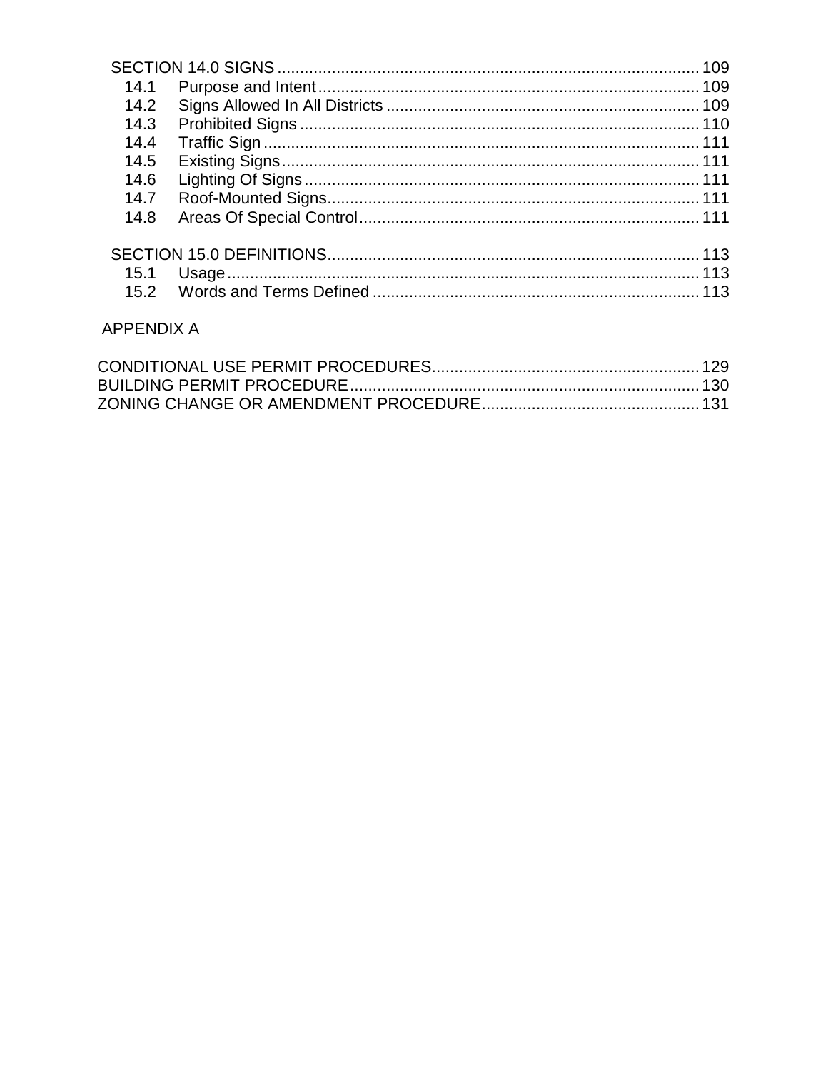SECTION 14.0 SIGNS .......................................................................................... 109
- 14.1 Purpose and Intent ................................................................................. 109
- 14.2 Signs Allowed In All Districts .................................................................. 109
- 14.3 Prohibited Signs ..................................................................................... 110
- 14.4 Traffic Sign ............................................................................................. 111
- 14.5 Existing Signs ......................................................................................... 111
- 14.6 Lighting Of Signs .................................................................................... 111
- 14.7 Roof-Mounted Signs ............................................................................... 111
- 14.8 Areas Of Special Control ........................................................................ 111

SECTION 15.0 DEFINITIONS ............................................................................... 113
- 15.1 Usage ...................................................................................................... 113
- 15.2 Words and Terms Defined ...................................................................... 113

APPENDIX A

CONDITIONAL USE PERMIT PROCEDURES ......................................................... 129
BUILDING PERMIT PROCEDURE .......................................................................... 130
ZONING CHANGE OR AMENDMENT PROCEDURE .............................................. 131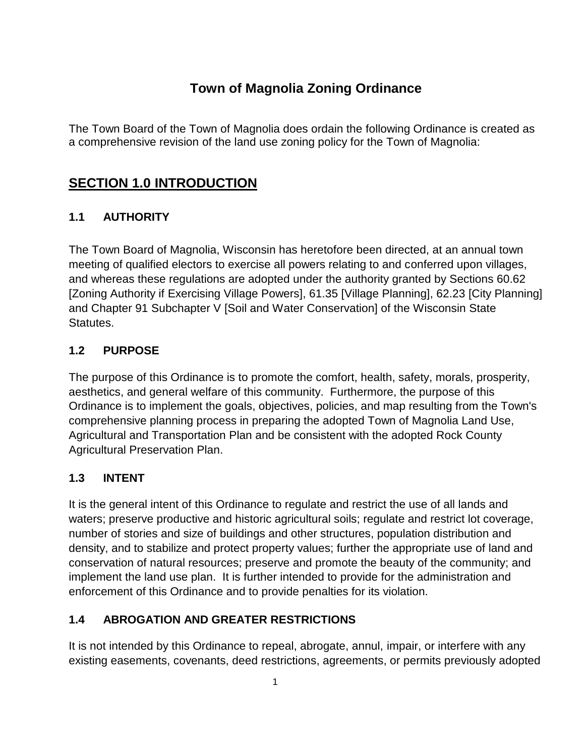# Town of Magnolia Zoning Ordinance

The Town Board of the Town of Magnolia does ordain the following Ordinance is created as a comprehensive revision of the land use zoning policy for the Town of Magnolia:

## SECTION 1.0 INTRODUCTION

### 1.1 AUTHORITY

The Town Board of Magnolia, Wisconsin has heretofore been directed, at an annual town meeting of qualified electors to exercise all powers relating to and conferred upon villages, and whereas these regulations are adopted under the authority granted by Sections 60.62 [Zoning Authority if Exercising Village Powers], 61.35 [Village Planning], 62.23 [City Planning] and Chapter 91 Subchapter V [Soil and Water Conservation] of the Wisconsin State Statutes.

### 1.2 PURPOSE

The purpose of this Ordinance is to promote the comfort, health, safety, morals, prosperity, aesthetics, and general welfare of this community. Furthermore, the purpose of this Ordinance is to implement the goals, objectives, policies, and map resulting from the Town's comprehensive planning process in preparing the adopted Town of Magnolia Land Use, Agricultural and Transportation Plan and be consistent with the adopted Rock County Agricultural Preservation Plan.

### 1.3 INTENT

It is the general intent of this Ordinance to regulate and restrict the use of all lands and waters; preserve productive and historic agricultural soils; regulate and restrict lot coverage, number of stories and size of buildings and other structures, population distribution and density, and to stabilize and protect property values; further the appropriate use of land and conservation of natural resources; preserve and promote the beauty of the community; and implement the land use plan. It is further intended to provide for the administration and enforcement of this Ordinance and to provide penalties for its violation.

### 1.4 ABROGATION AND GREATER RESTRICTIONS

It is not intended by this Ordinance to repeal, abrogate, annul, impair, or interfere with any existing easements, covenants, deed restrictions, agreements, or permits previously adopted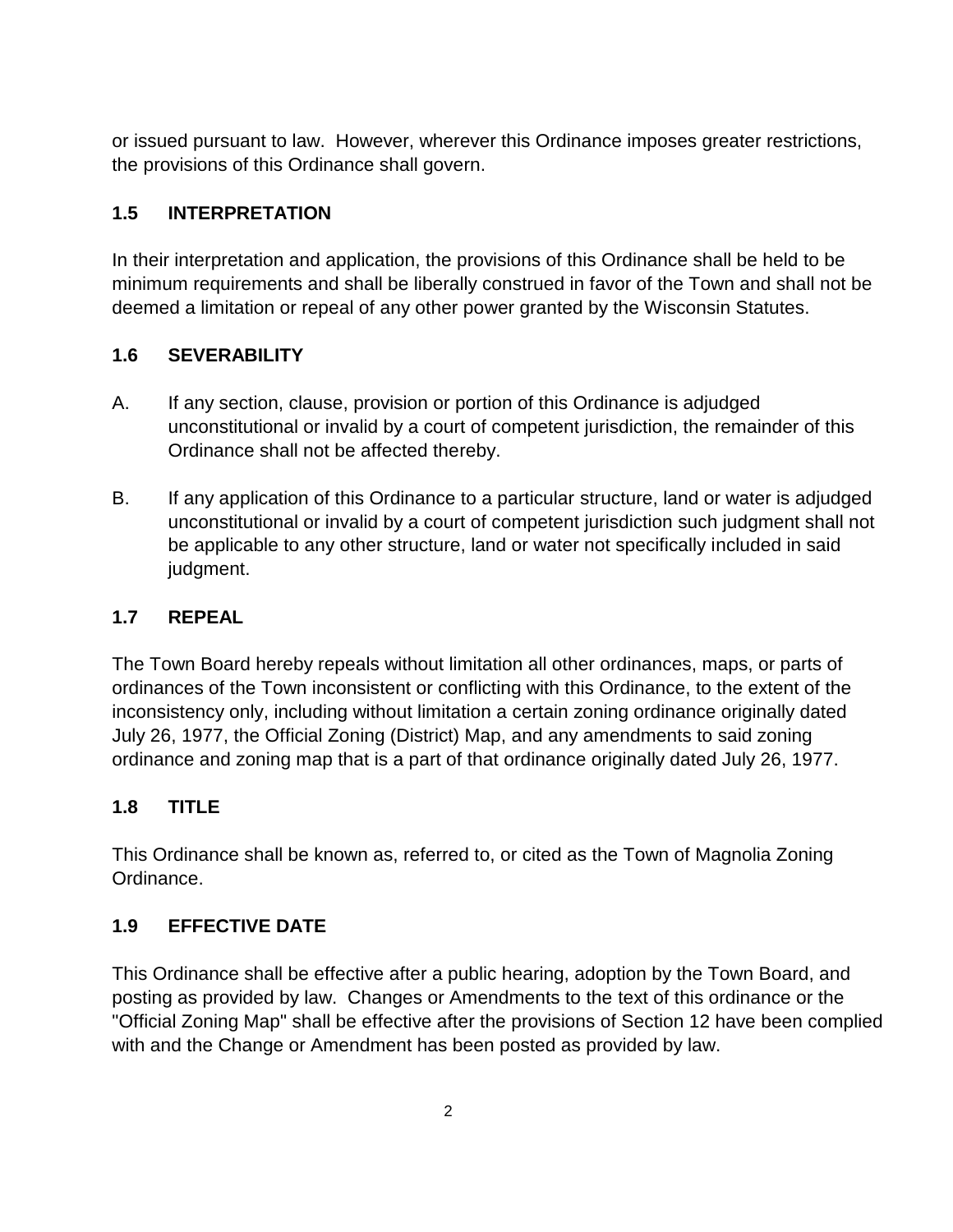or issued pursuant to law. However, wherever this Ordinance imposes greater restrictions, the provisions of this Ordinance shall govern.

## 1.5 INTERPRETATION

In their interpretation and application, the provisions of this Ordinance shall be held to be minimum requirements and shall be liberally construed in favor of the Town and shall not be deemed a limitation or repeal of any other power granted by the Wisconsin Statutes.

## 1.6 SEVERABILITY

A. If any section, clause, provision or portion of this Ordinance is adjudged unconstitutional or invalid by a court of competent jurisdiction, the remainder of this Ordinance shall not be affected thereby.

B. If any application of this Ordinance to a particular structure, land or water is adjudged unconstitutional or invalid by a court of competent jurisdiction such judgment shall not be applicable to any other structure, land or water not specifically included in said judgment.

## 1.7 REPEAL

The Town Board hereby repeals without limitation all other ordinances, maps, or parts of ordinances of the Town inconsistent or conflicting with this Ordinance, to the extent of the inconsistency only, including without limitation a certain zoning ordinance originally dated July 26, 1977, the Official Zoning (District) Map, and any amendments to said zoning ordinance and zoning map that is a part of that ordinance originally dated July 26, 1977.

## 1.8 TITLE

This Ordinance shall be known as, referred to, or cited as the Town of Magnolia Zoning Ordinance.

## 1.9 EFFECTIVE DATE

This Ordinance shall be effective after a public hearing, adoption by the Town Board, and posting as provided by law. Changes or Amendments to the text of this ordinance or the "Official Zoning Map" shall be effective after the provisions of Section 12 have been complied with and the Change or Amendment has been posted as provided by law.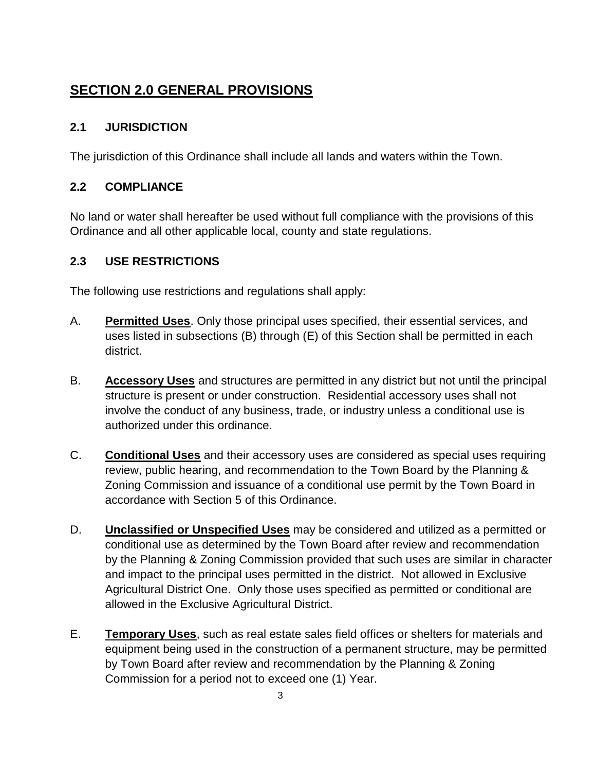# SECTION 2.0 GENERAL PROVISIONS

## 2.1 JURISDICTION

The jurisdiction of this Ordinance shall include all lands and waters within the Town.

## 2.2 COMPLIANCE

No land or water shall hereafter be used without full compliance with the provisions of this Ordinance and all other applicable local, county and state regulations.

## 2.3 USE RESTRICTIONS

The following use restrictions and regulations shall apply:

A. **Permitted Uses**. Only those principal uses specified, their essential services, and uses listed in subsections (B) through (E) of this Section shall be permitted in each district.

B. **Accessory Uses** and structures are permitted in any district but not until the principal structure is present or under construction. Residential accessory uses shall not involve the conduct of any business, trade, or industry unless a conditional use is authorized under this ordinance.

C. **Conditional Uses** and their accessory uses are considered as special uses requiring review, public hearing, and recommendation to the Town Board by the Planning & Zoning Commission and issuance of a conditional use permit by the Town Board in accordance with Section 5 of this Ordinance.

D. **Unclassified or Unspecified Uses** may be considered and utilized as a permitted or conditional use as determined by the Town Board after review and recommendation by the Planning & Zoning Commission provided that such uses are similar in character and impact to the principal uses permitted in the district. Not allowed in Exclusive Agricultural District One. Only those uses specified as permitted or conditional are allowed in the Exclusive Agricultural District.

E. **Temporary Uses**, such as real estate sales field offices or shelters for materials and equipment being used in the construction of a permanent structure, may be permitted by Town Board after review and recommendation by the Planning & Zoning Commission for a period not to exceed one (1) Year.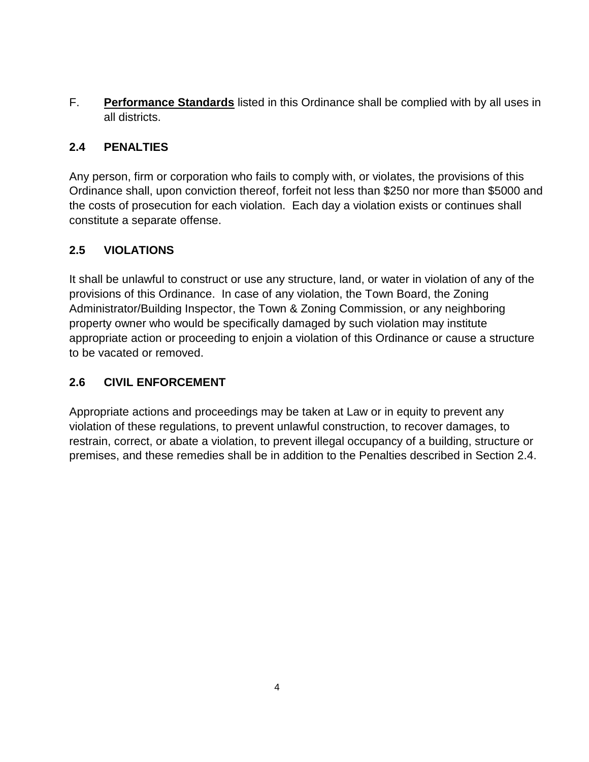F. **<u>Performance Standards</u>** listed in this Ordinance shall be complied with by all uses in all districts.

## 2.4 PENALTIES

Any person, firm or corporation who fails to comply with, or violates, the provisions of this Ordinance shall, upon conviction thereof, forfeit not less than $250 nor more than $5000 and the costs of prosecution for each violation. Each day a violation exists or continues shall constitute a separate offense.

## 2.5 VIOLATIONS

It shall be unlawful to construct or use any structure, land, or water in violation of any of the provisions of this Ordinance. In case of any violation, the Town Board, the Zoning Administrator/Building Inspector, the Town & Zoning Commission, or any neighboring property owner who would be specifically damaged by such violation may institute appropriate action or proceeding to enjoin a violation of this Ordinance or cause a structure to be vacated or removed.

## 2.6 CIVIL ENFORCEMENT

Appropriate actions and proceedings may be taken at Law or in equity to prevent any violation of these regulations, to prevent unlawful construction, to recover damages, to restrain, correct, or abate a violation, to prevent illegal occupancy of a building, structure or premises, and these remedies shall be in addition to the Penalties described in Section 2.4.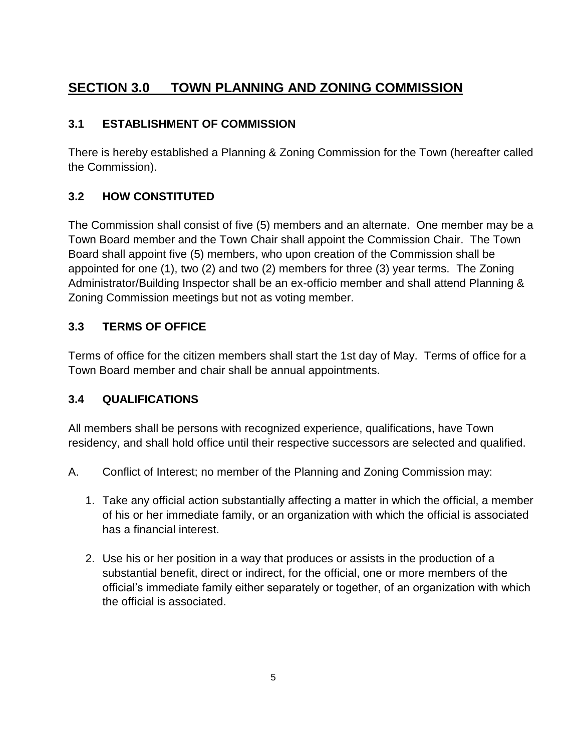## SECTION 3.0 TOWN PLANNING AND ZONING COMMISSION

### 3.1 ESTABLISHMENT OF COMMISSION

There is hereby established a Planning & Zoning Commission for the Town (hereafter called the Commission).

### 3.2 HOW CONSTITUTED

The Commission shall consist of five (5) members and an alternate. One member may be a Town Board member and the Town Chair shall appoint the Commission Chair. The Town Board shall appoint five (5) members, who upon creation of the Commission shall be appointed for one (1), two (2) and two (2) members for three (3) year terms. The Zoning Administrator/Building Inspector shall be an ex-officio member and shall attend Planning & Zoning Commission meetings but not as voting member.

### 3.3 TERMS OF OFFICE

Terms of office for the citizen members shall start the 1st day of May. Terms of office for a Town Board member and chair shall be annual appointments.

### 3.4 QUALIFICATIONS

All members shall be persons with recognized experience, qualifications, have Town residency, and shall hold office until their respective successors are selected and qualified.

A. Conflict of Interest; no member of the Planning and Zoning Commission may:

1. Take any official action substantially affecting a matter in which the official, a member of his or her immediate family, or an organization with which the official is associated has a financial interest.
2. Use his or her position in a way that produces or assists in the production of a substantial benefit, direct or indirect, for the official, one or more members of the official's immediate family either separately or together, of an organization with which the official is associated.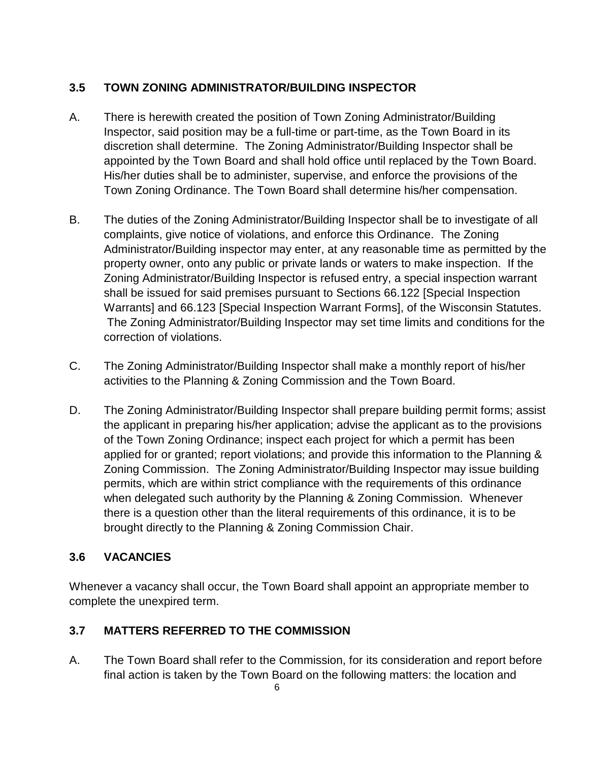### 3.5 TOWN ZONING ADMINISTRATOR/BUILDING INSPECTOR

A. There is herewith created the position of Town Zoning Administrator/Building Inspector, said position may be a full-time or part-time, as the Town Board in its discretion shall determine. The Zoning Administrator/Building Inspector shall be appointed by the Town Board and shall hold office until replaced by the Town Board. His/her duties shall be to administer, supervise, and enforce the provisions of the Town Zoning Ordinance. The Town Board shall determine his/her compensation.

B. The duties of the Zoning Administrator/Building Inspector shall be to investigate of all complaints, give notice of violations, and enforce this Ordinance. The Zoning Administrator/Building inspector may enter, at any reasonable time as permitted by the property owner, onto any public or private lands or waters to make inspection. If the Zoning Administrator/Building Inspector is refused entry, a special inspection warrant shall be issued for said premises pursuant to Sections 66.122 [Special Inspection Warrants] and 66.123 [Special Inspection Warrant Forms], of the Wisconsin Statutes. The Zoning Administrator/Building Inspector may set time limits and conditions for the correction of violations.

C. The Zoning Administrator/Building Inspector shall make a monthly report of his/her activities to the Planning & Zoning Commission and the Town Board.

D. The Zoning Administrator/Building Inspector shall prepare building permit forms; assist the applicant in preparing his/her application; advise the applicant as to the provisions of the Town Zoning Ordinance; inspect each project for which a permit has been applied for or granted; report violations; and provide this information to the Planning & Zoning Commission. The Zoning Administrator/Building Inspector may issue building permits, which are within strict compliance with the requirements of this ordinance when delegated such authority by the Planning & Zoning Commission. Whenever there is a question other than the literal requirements of this ordinance, it is to be brought directly to the Planning & Zoning Commission Chair.

### 3.6 VACANCIES

Whenever a vacancy shall occur, the Town Board shall appoint an appropriate member to complete the unexpired term.

### 3.7 MATTERS REFERRED TO THE COMMISSION

A. The Town Board shall refer to the Commission, for its consideration and report before final action is taken by the Town Board on the following matters: the location and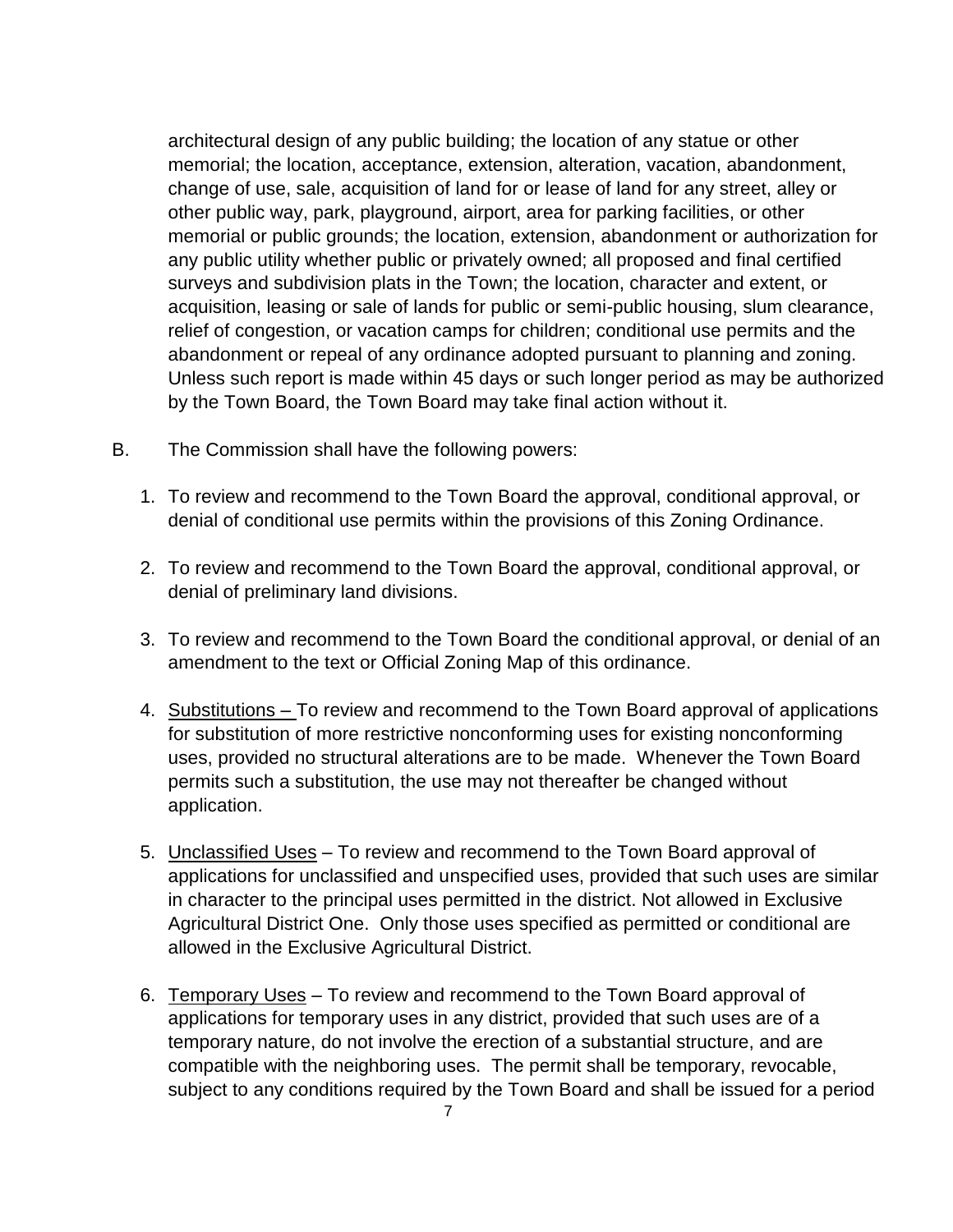architectural design of any public building; the location of any statue or other memorial; the location, acceptance, extension, alteration, vacation, abandonment, change of use, sale, acquisition of land for or lease of land for any street, alley or other public way, park, playground, airport, area for parking facilities, or other memorial or public grounds; the location, extension, abandonment or authorization for any public utility whether public or privately owned; all proposed and final certified surveys and subdivision plats in the Town; the location, character and extent, or acquisition, leasing or sale of lands for public or semi-public housing, slum clearance, relief of congestion, or vacation camps for children; conditional use permits and the abandonment or repeal of any ordinance adopted pursuant to planning and zoning. Unless such report is made within 45 days or such longer period as may be authorized by the Town Board, the Town Board may take final action without it.

B. The Commission shall have the following powers:

1. To review and recommend to the Town Board the approval, conditional approval, or denial of conditional use permits within the provisions of this Zoning Ordinance.

2. To review and recommend to the Town Board the approval, conditional approval, or denial of preliminary land divisions.

3. To review and recommend to the Town Board the conditional approval, or denial of an amendment to the text or Official Zoning Map of this ordinance.

4. Substitutions – To review and recommend to the Town Board approval of applications for substitution of more restrictive nonconforming uses for existing nonconforming uses, provided no structural alterations are to be made. Whenever the Town Board permits such a substitution, the use may not thereafter be changed without application.

5. Unclassified Uses – To review and recommend to the Town Board approval of applications for unclassified and unspecified uses, provided that such uses are similar in character to the principal uses permitted in the district. Not allowed in Exclusive Agricultural District One. Only those uses specified as permitted or conditional are allowed in the Exclusive Agricultural District.

6. Temporary Uses – To review and recommend to the Town Board approval of applications for temporary uses in any district, provided that such uses are of a temporary nature, do not involve the erection of a substantial structure, and are compatible with the neighboring uses. The permit shall be temporary, revocable, subject to any conditions required by the Town Board and shall be issued for a period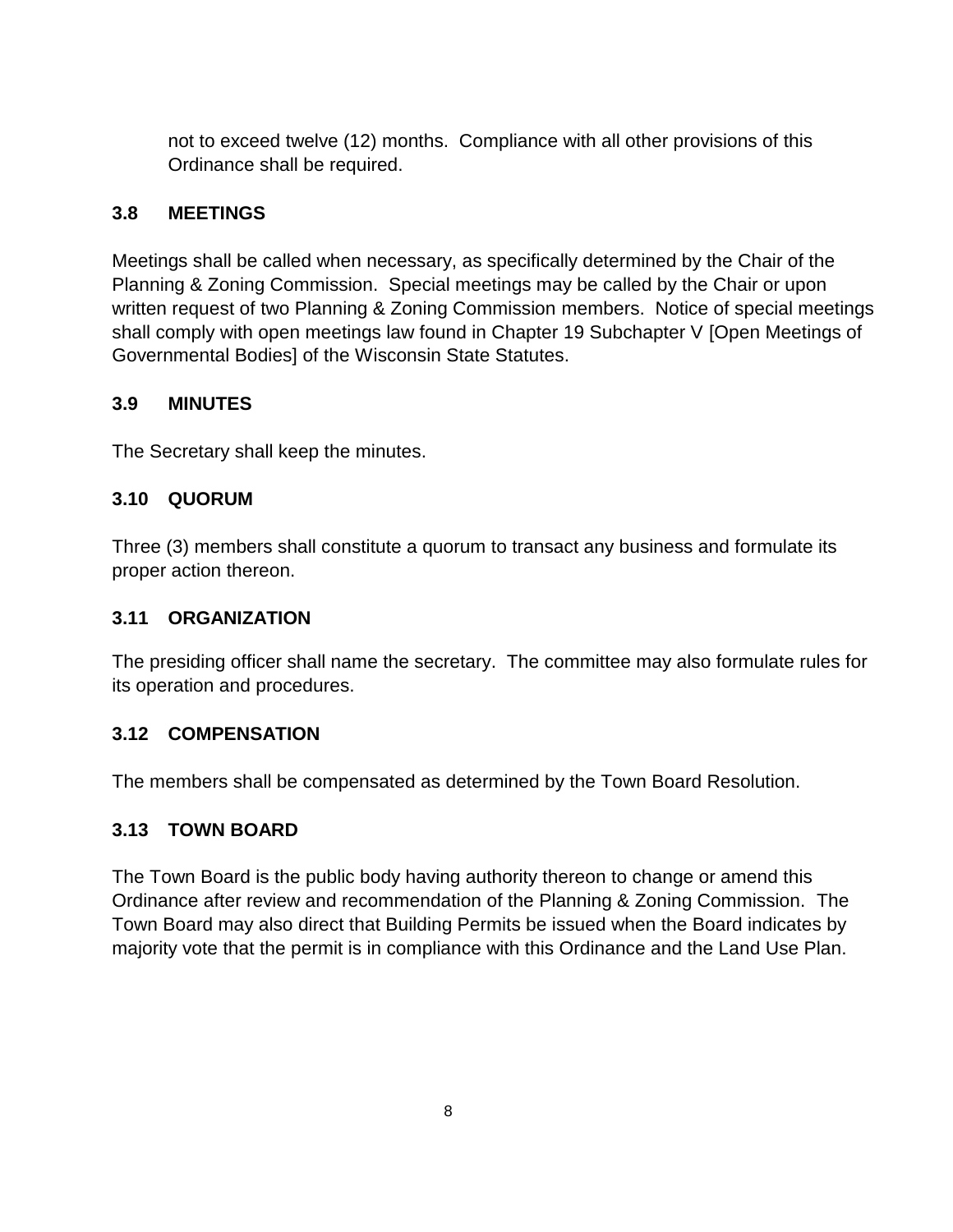not to exceed twelve (12) months. Compliance with all other provisions of this Ordinance shall be required.

### 3.8 MEETINGS

Meetings shall be called when necessary, as specifically determined by the Chair of the Planning & Zoning Commission. Special meetings may be called by the Chair or upon written request of two Planning & Zoning Commission members. Notice of special meetings shall comply with open meetings law found in Chapter 19 Subchapter V [Open Meetings of Governmental Bodies] of the Wisconsin State Statutes.

### 3.9 MINUTES

The Secretary shall keep the minutes.

### 3.10 QUORUM

Three (3) members shall constitute a quorum to transact any business and formulate its proper action thereon.

### 3.11 ORGANIZATION

The presiding officer shall name the secretary. The committee may also formulate rules for its operation and procedures.

### 3.12 COMPENSATION

The members shall be compensated as determined by the Town Board Resolution.

### 3.13 TOWN BOARD

The Town Board is the public body having authority thereon to change or amend this Ordinance after review and recommendation of the Planning & Zoning Commission. The Town Board may also direct that Building Permits be issued when the Board indicates by majority vote that the permit is in compliance with this Ordinance and the Land Use Plan.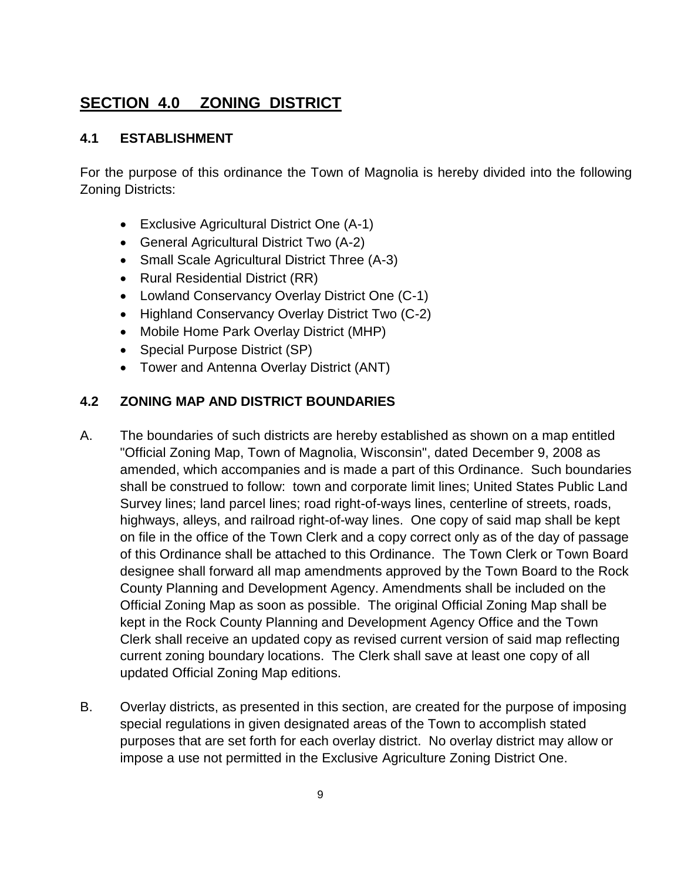# SECTION 4.0 ZONING DISTRICT

## 4.1 ESTABLISHMENT

For the purpose of this ordinance the Town of Magnolia is hereby divided into the following Zoning Districts:

- Exclusive Agricultural District One (A-1)
- General Agricultural District Two (A-2)
- Small Scale Agricultural District Three (A-3)
- Rural Residential District (RR)
- Lowland Conservancy Overlay District One (C-1)
- Highland Conservancy Overlay District Two (C-2)
- Mobile Home Park Overlay District (MHP)
- Special Purpose District (SP)
- Tower and Antenna Overlay District (ANT)

## 4.2 ZONING MAP AND DISTRICT BOUNDARIES

A. The boundaries of such districts are hereby established as shown on a map entitled "Official Zoning Map, Town of Magnolia, Wisconsin", dated December 9, 2008 as amended, which accompanies and is made a part of this Ordinance. Such boundaries shall be construed to follow: town and corporate limit lines; United States Public Land Survey lines; land parcel lines; road right-of-ways lines, centerline of streets, roads, highways, alleys, and railroad right-of-way lines. One copy of said map shall be kept on file in the office of the Town Clerk and a copy correct only as of the day of passage of this Ordinance shall be attached to this Ordinance. The Town Clerk or Town Board designee shall forward all map amendments approved by the Town Board to the Rock County Planning and Development Agency. Amendments shall be included on the Official Zoning Map as soon as possible. The original Official Zoning Map shall be kept in the Rock County Planning and Development Agency Office and the Town Clerk shall receive an updated copy as revised current version of said map reflecting current zoning boundary locations. The Clerk shall save at least one copy of all updated Official Zoning Map editions.

B. Overlay districts, as presented in this section, are created for the purpose of imposing special regulations in given designated areas of the Town to accomplish stated purposes that are set forth for each overlay district. No overlay district may allow or impose a use not permitted in the Exclusive Agriculture Zoning District One.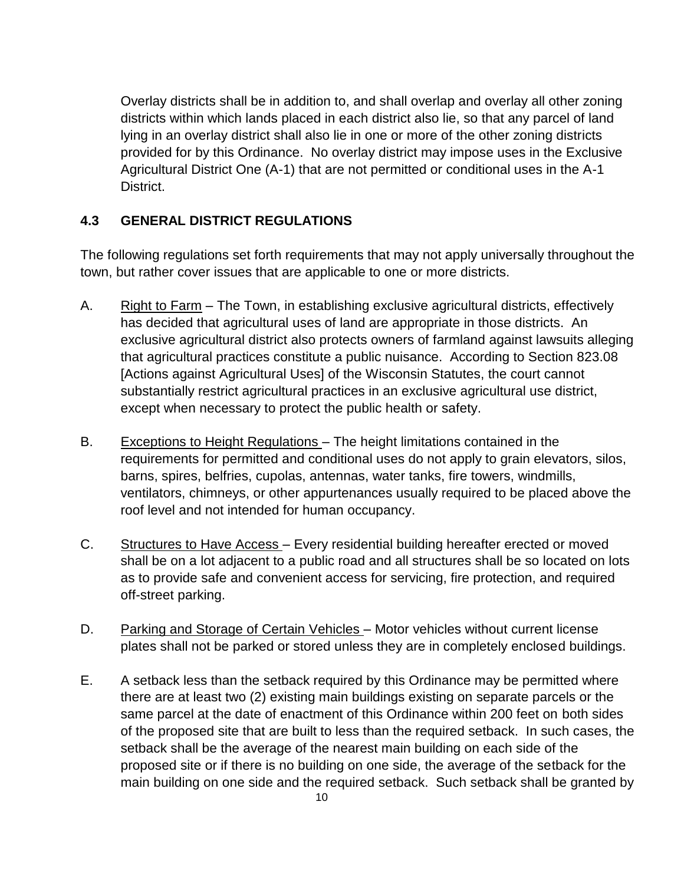Overlay districts shall be in addition to, and shall overlap and overlay all other zoning districts within which lands placed in each district also lie, so that any parcel of land lying in an overlay district shall also lie in one or more of the other zoning districts provided for by this Ordinance. No overlay district may impose uses in the Exclusive Agricultural District One (A-1) that are not permitted or conditional uses in the A-1 District.

## 4.3 GENERAL DISTRICT REGULATIONS

The following regulations set forth requirements that may not apply universally throughout the town, but rather cover issues that are applicable to one or more districts.

A. Right to Farm – The Town, in establishing exclusive agricultural districts, effectively has decided that agricultural uses of land are appropriate in those districts. An exclusive agricultural district also protects owners of farmland against lawsuits alleging that agricultural practices constitute a public nuisance. According to Section 823.08 [Actions against Agricultural Uses] of the Wisconsin Statutes, the court cannot substantially restrict agricultural practices in an exclusive agricultural use district, except when necessary to protect the public health or safety.

B. Exceptions to Height Regulations – The height limitations contained in the requirements for permitted and conditional uses do not apply to grain elevators, silos, barns, spires, belfries, cupolas, antennas, water tanks, fire towers, windmills, ventilators, chimneys, or other appurtenances usually required to be placed above the roof level and not intended for human occupancy.

C. Structures to Have Access – Every residential building hereafter erected or moved shall be on a lot adjacent to a public road and all structures shall be so located on lots as to provide safe and convenient access for servicing, fire protection, and required off-street parking.

D. Parking and Storage of Certain Vehicles – Motor vehicles without current license plates shall not be parked or stored unless they are in completely enclosed buildings.

E. A setback less than the setback required by this Ordinance may be permitted where there are at least two (2) existing main buildings existing on separate parcels or the same parcel at the date of enactment of this Ordinance within 200 feet on both sides of the proposed site that are built to less than the required setback. In such cases, the setback shall be the average of the nearest main building on each side of the proposed site or if there is no building on one side, the average of the setback for the main building on one side and the required setback. Such setback shall be granted by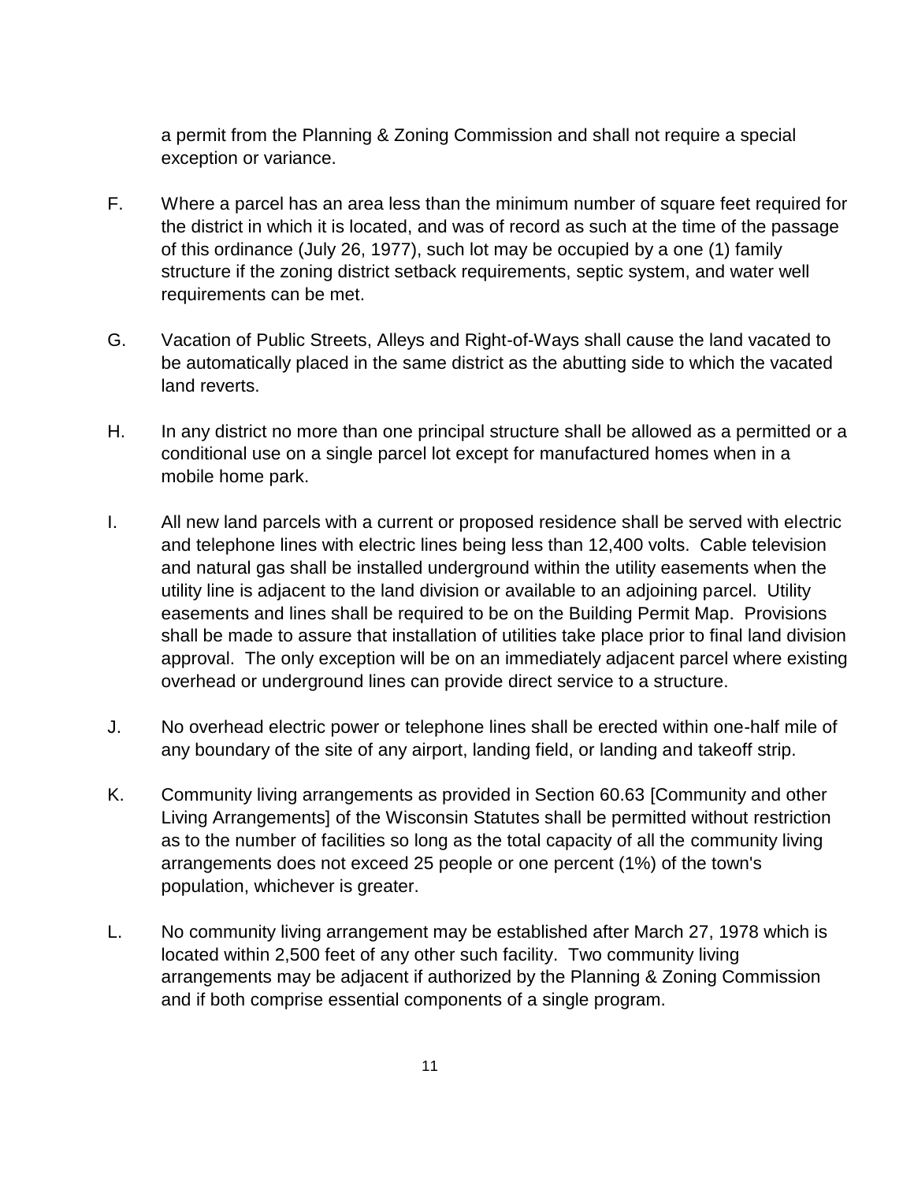a permit from the Planning & Zoning Commission and shall not require a special exception or variance.

F. Where a parcel has an area less than the minimum number of square feet required for the district in which it is located, and was of record as such at the time of the passage of this ordinance (July 26, 1977), such lot may be occupied by a one (1) family structure if the zoning district setback requirements, septic system, and water well requirements can be met.

G. Vacation of Public Streets, Alleys and Right-of-Ways shall cause the land vacated to be automatically placed in the same district as the abutting side to which the vacated land reverts.

H. In any district no more than one principal structure shall be allowed as a permitted or a conditional use on a single parcel lot except for manufactured homes when in a mobile home park.

I. All new land parcels with a current or proposed residence shall be served with electric and telephone lines with electric lines being less than 12,400 volts. Cable television and natural gas shall be installed underground within the utility easements when the utility line is adjacent to the land division or available to an adjoining parcel. Utility easements and lines shall be required to be on the Building Permit Map. Provisions shall be made to assure that installation of utilities take place prior to final land division approval. The only exception will be on an immediately adjacent parcel where existing overhead or underground lines can provide direct service to a structure.

J. No overhead electric power or telephone lines shall be erected within one-half mile of any boundary of the site of any airport, landing field, or landing and takeoff strip.

K. Community living arrangements as provided in Section 60.63 [Community and other Living Arrangements] of the Wisconsin Statutes shall be permitted without restriction as to the number of facilities so long as the total capacity of all the community living arrangements does not exceed 25 people or one percent (1%) of the town's population, whichever is greater.

L. No community living arrangement may be established after March 27, 1978 which is located within 2,500 feet of any other such facility. Two community living arrangements may be adjacent if authorized by the Planning & Zoning Commission and if both comprise essential components of a single program.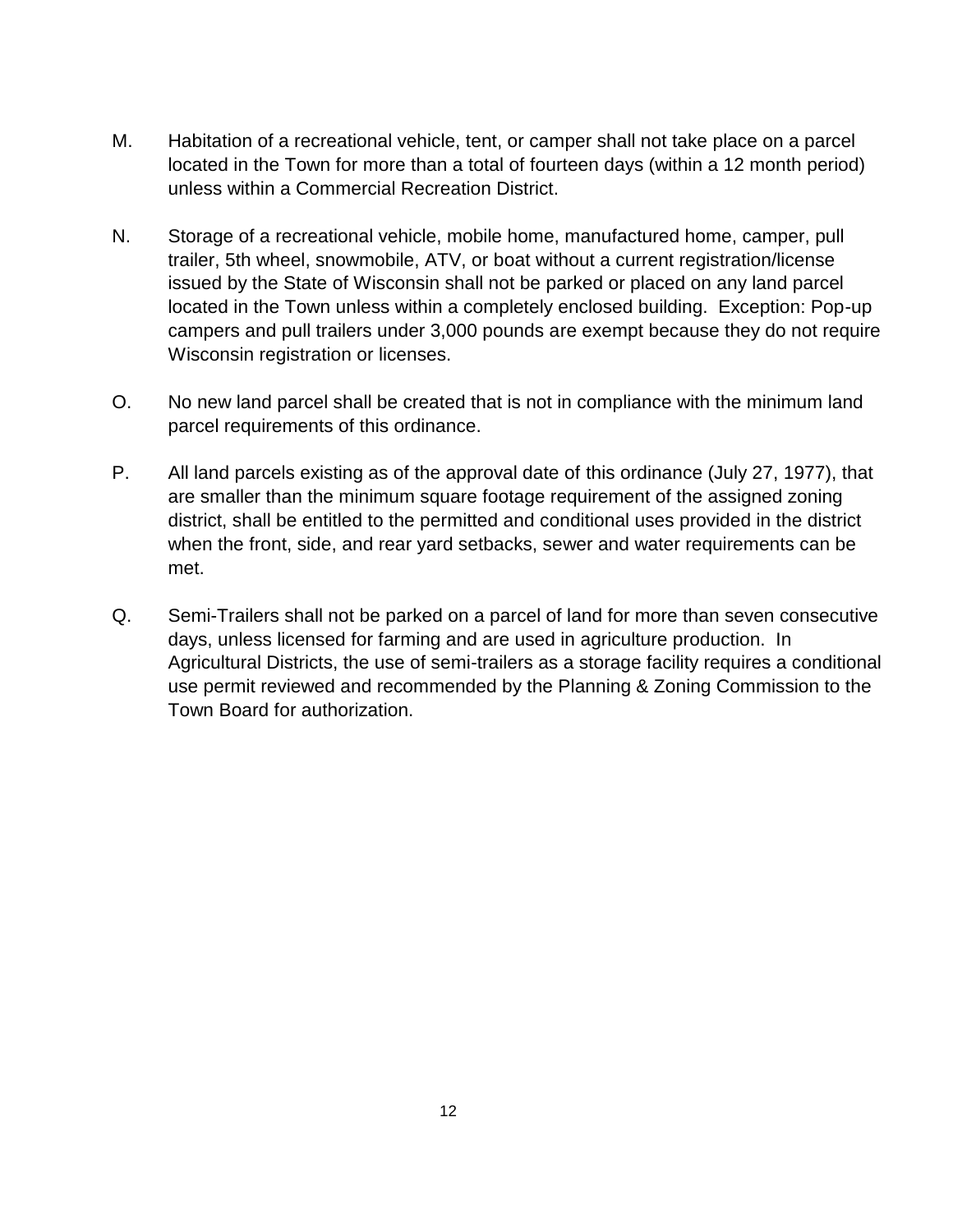M. Habitation of a recreational vehicle, tent, or camper shall not take place on a parcel located in the Town for more than a total of fourteen days (within a 12 month period) unless within a Commercial Recreation District.

N. Storage of a recreational vehicle, mobile home, manufactured home, camper, pull trailer, 5th wheel, snowmobile, ATV, or boat without a current registration/license issued by the State of Wisconsin shall not be parked or placed on any land parcel located in the Town unless within a completely enclosed building. Exception: Pop-up campers and pull trailers under 3,000 pounds are exempt because they do not require Wisconsin registration or licenses.

O. No new land parcel shall be created that is not in compliance with the minimum land parcel requirements of this ordinance.

P. All land parcels existing as of the approval date of this ordinance (July 27, 1977), that are smaller than the minimum square footage requirement of the assigned zoning district, shall be entitled to the permitted and conditional uses provided in the district when the front, side, and rear yard setbacks, sewer and water requirements can be met.

Q. Semi-Trailers shall not be parked on a parcel of land for more than seven consecutive days, unless licensed for farming and are used in agriculture production. In Agricultural Districts, the use of semi-trailers as a storage facility requires a conditional use permit reviewed and recommended by the Planning & Zoning Commission to the Town Board for authorization.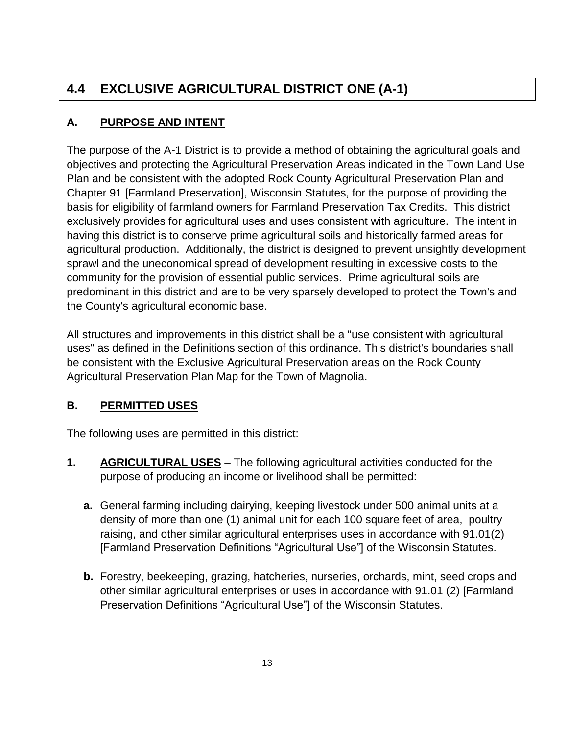## 4.4 EXCLUSIVE AGRICULTURAL DISTRICT ONE (A-1)

### A. PURPOSE AND INTENT

The purpose of the A-1 District is to provide a method of obtaining the agricultural goals and objectives and protecting the Agricultural Preservation Areas indicated in the Town Land Use Plan and be consistent with the adopted Rock County Agricultural Preservation Plan and Chapter 91 [Farmland Preservation], Wisconsin Statutes, for the purpose of providing the basis for eligibility of farmland owners for Farmland Preservation Tax Credits. This district exclusively provides for agricultural uses and uses consistent with agriculture. The intent in having this district is to conserve prime agricultural soils and historically farmed areas for agricultural production. Additionally, the district is designed to prevent unsightly development sprawl and the uneconomical spread of development resulting in excessive costs to the community for the provision of essential public services. Prime agricultural soils are predominant in this district and are to be very sparsely developed to protect the Town's and the County's agricultural economic base.

All structures and improvements in this district shall be a "use consistent with agricultural uses" as defined in the Definitions section of this ordinance. This district's boundaries shall be consistent with the Exclusive Agricultural Preservation areas on the Rock County Agricultural Preservation Plan Map for the Town of Magnolia.

### B. PERMITTED USES

The following uses are permitted in this district:

1. **AGRICULTURAL USES** – The following agricultural activities conducted for the purpose of producing an income or livelihood shall be permitted:

   a. General farming including dairying, keeping livestock under 500 animal units at a density of more than one (1) animal unit for each 100 square feet of area, poultry raising, and other similar agricultural enterprises uses in accordance with 91.01(2) [Farmland Preservation Definitions "Agricultural Use"] of the Wisconsin Statutes.

   b. Forestry, beekeeping, grazing, hatcheries, nurseries, orchards, mint, seed crops and other similar agricultural enterprises or uses in accordance with 91.01 (2) [Farmland Preservation Definitions "Agricultural Use"] of the Wisconsin Statutes.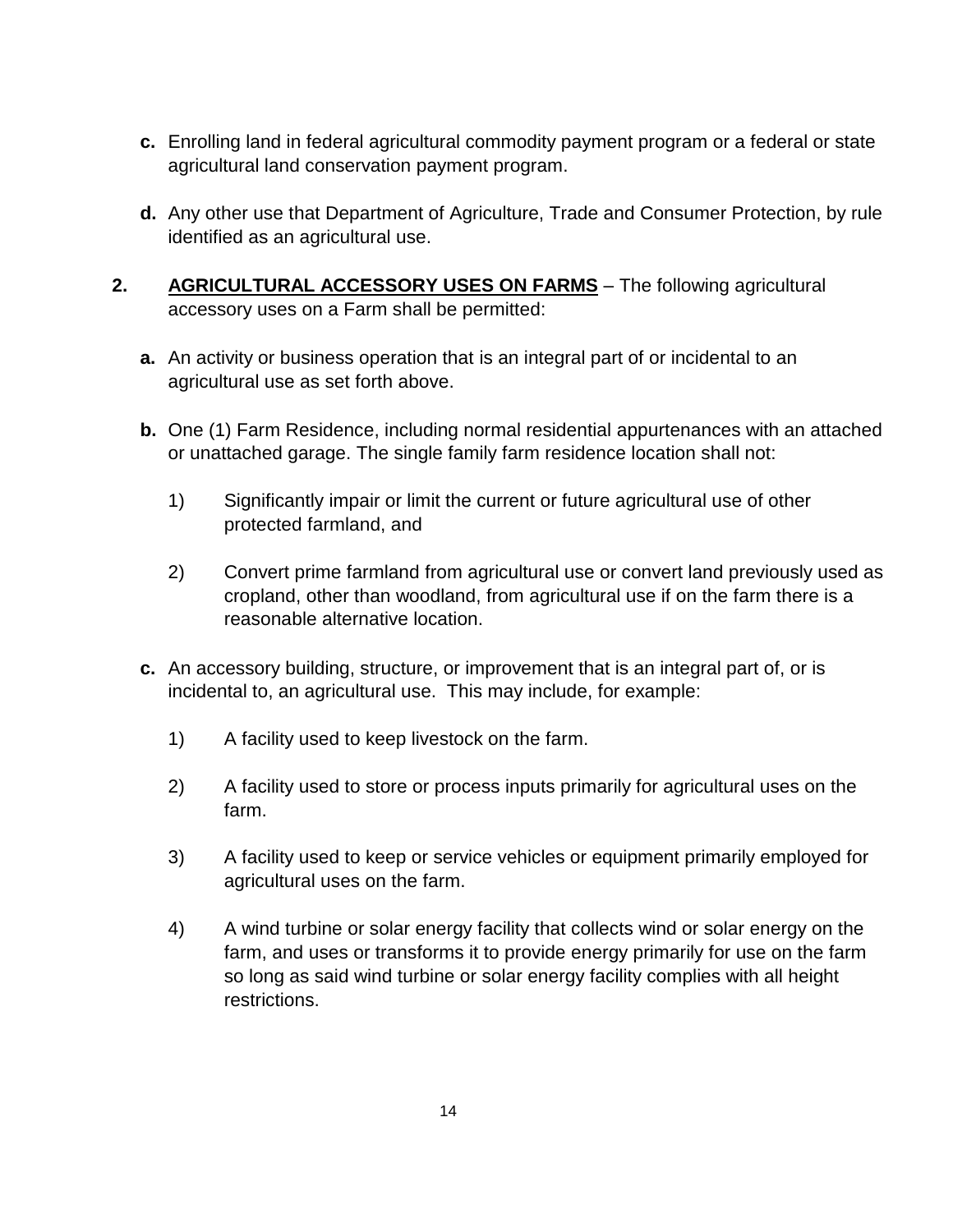**c.** Enrolling land in federal agricultural commodity payment program or a federal or state agricultural land conservation payment program.

**d.** Any other use that Department of Agriculture, Trade and Consumer Protection, by rule identified as an agricultural use.

**2. <u>AGRICULTURAL ACCESSORY USES ON FARMS</u>** – The following agricultural accessory uses on a Farm shall be permitted:

**a.** An activity or business operation that is an integral part of or incidental to an agricultural use as set forth above.

**b.** One (1) Farm Residence, including normal residential appurtenances with an attached or unattached garage. The single family farm residence location shall not:

1) Significantly impair or limit the current or future agricultural use of other protected farmland, and

2) Convert prime farmland from agricultural use or convert land previously used as cropland, other than woodland, from agricultural use if on the farm there is a reasonable alternative location.

**c.** An accessory building, structure, or improvement that is an integral part of, or is incidental to, an agricultural use. This may include, for example:

1) A facility used to keep livestock on the farm.

2) A facility used to store or process inputs primarily for agricultural uses on the farm.

3) A facility used to keep or service vehicles or equipment primarily employed for agricultural uses on the farm.

4) A wind turbine or solar energy facility that collects wind or solar energy on the farm, and uses or transforms it to provide energy primarily for use on the farm so long as said wind turbine or solar energy facility complies with all height restrictions.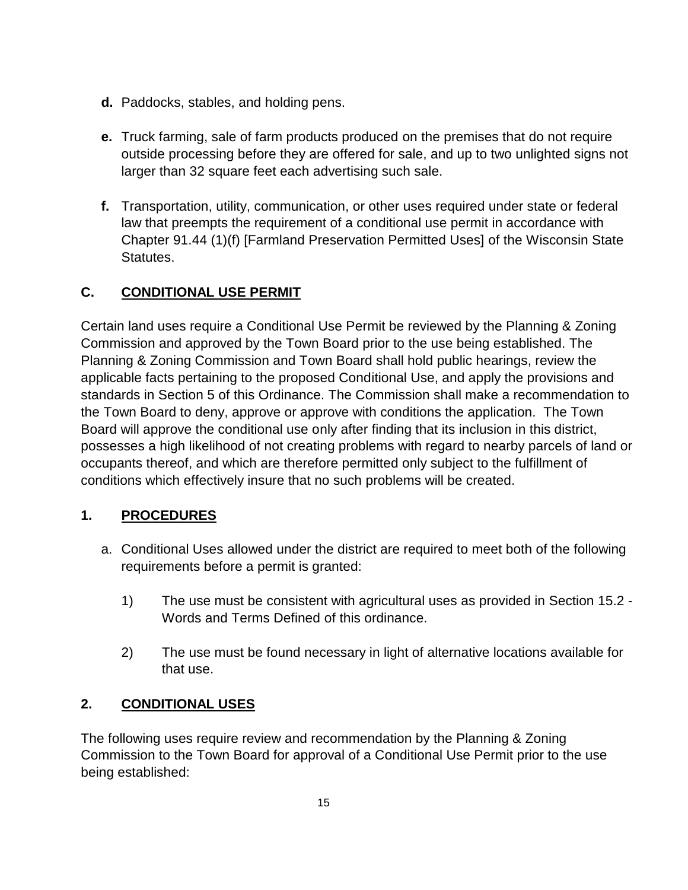- **d.** Paddocks, stables, and holding pens.

- **e.** Truck farming, sale of farm products produced on the premises that do not require outside processing before they are offered for sale, and up to two unlighted signs not larger than 32 square feet each advertising such sale.

- **f.** Transportation, utility, communication, or other uses required under state or federal law that preempts the requirement of a conditional use permit in accordance with Chapter 91.44 (1)(f) [Farmland Preservation Permitted Uses] of the Wisconsin State Statutes.

## C. CONDITIONAL USE PERMIT

Certain land uses require a Conditional Use Permit be reviewed by the Planning & Zoning Commission and approved by the Town Board prior to the use being established. The Planning & Zoning Commission and Town Board shall hold public hearings, review the applicable facts pertaining to the proposed Conditional Use, and apply the provisions and standards in Section 5 of this Ordinance. The Commission shall make a recommendation to the Town Board to deny, approve or approve with conditions the application. The Town Board will approve the conditional use only after finding that its inclusion in this district, possesses a high likelihood of not creating problems with regard to nearby parcels of land or occupants thereof, and which are therefore permitted only subject to the fulfillment of conditions which effectively insure that no such problems will be created.

### 1. PROCEDURES

a. Conditional Uses allowed under the district are required to meet both of the following requirements before a permit is granted:

   1) The use must be consistent with agricultural uses as provided in Section 15.2 - Words and Terms Defined of this ordinance.

   2) The use must be found necessary in light of alternative locations available for that use.

### 2. CONDITIONAL USES

The following uses require review and recommendation by the Planning & Zoning Commission to the Town Board for approval of a Conditional Use Permit prior to the use being established: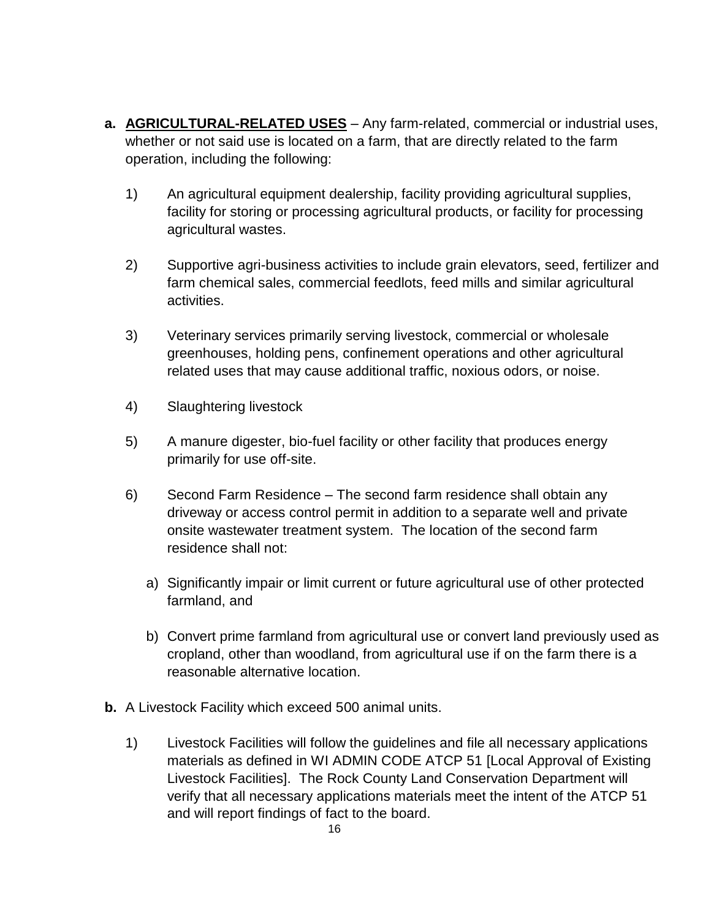**a. AGRICULTURAL-RELATED USES** – Any farm-related, commercial or industrial uses, whether or not said use is located on a farm, that are directly related to the farm operation, including the following:

1) An agricultural equipment dealership, facility providing agricultural supplies, facility for storing or processing agricultural products, or facility for processing agricultural wastes.

2) Supportive agri-business activities to include grain elevators, seed, fertilizer and farm chemical sales, commercial feedlots, feed mills and similar agricultural activities.

3) Veterinary services primarily serving livestock, commercial or wholesale greenhouses, holding pens, confinement operations and other agricultural related uses that may cause additional traffic, noxious odors, or noise.

4) Slaughtering livestock

5) A manure digester, bio-fuel facility or other facility that produces energy primarily for use off-site.

6) Second Farm Residence – The second farm residence shall obtain any driveway or access control permit in addition to a separate well and private onsite wastewater treatment system. The location of the second farm residence shall not:

   a) Significantly impair or limit current or future agricultural use of other protected farmland, and

   b) Convert prime farmland from agricultural use or convert land previously used as cropland, other than woodland, from agricultural use if on the farm there is a reasonable alternative location.

**b.** A Livestock Facility which exceed 500 animal units.

1) Livestock Facilities will follow the guidelines and file all necessary applications materials as defined in WI ADMIN CODE ATCP 51 [Local Approval of Existing Livestock Facilities]. The Rock County Land Conservation Department will verify that all necessary applications materials meet the intent of the ATCP 51 and will report findings of fact to the board.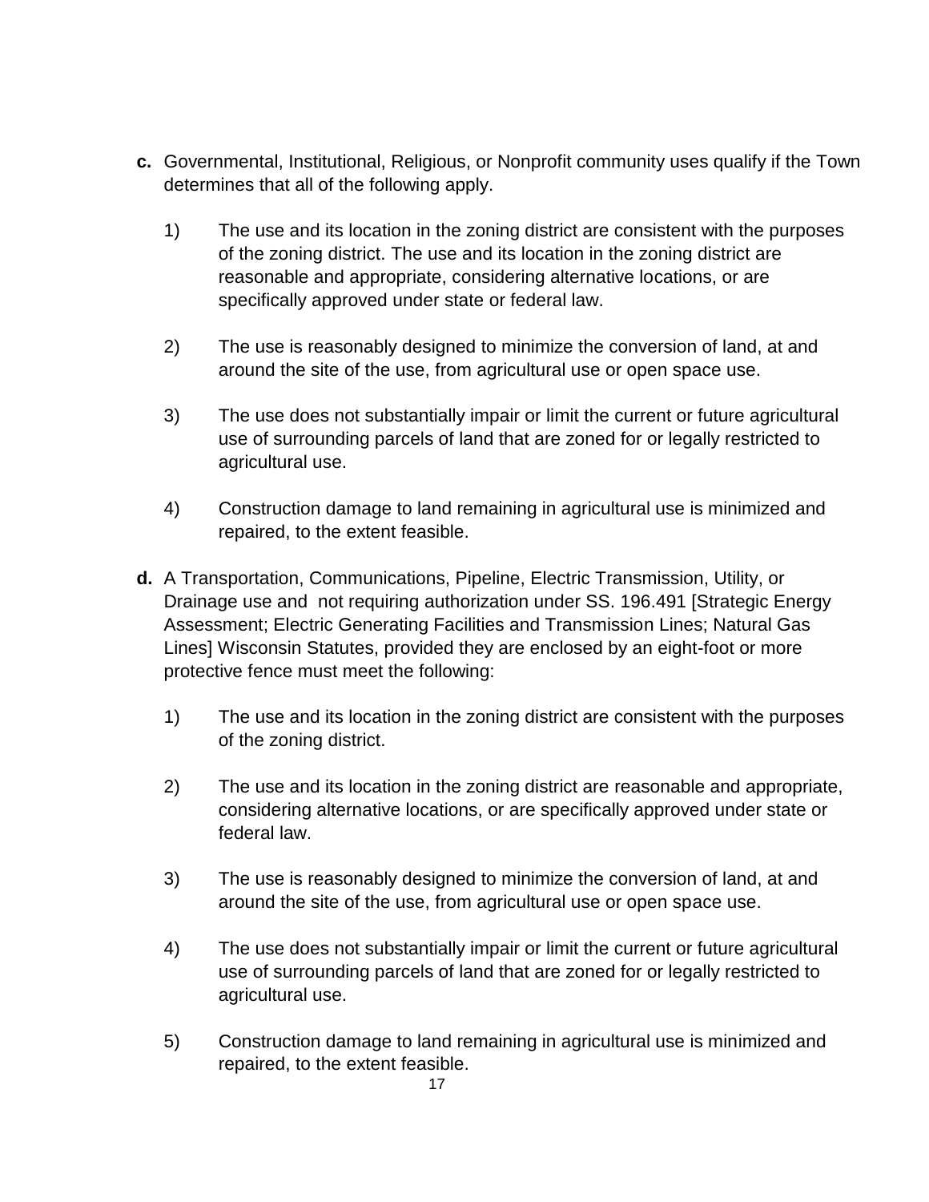**c.** Governmental, Institutional, Religious, or Nonprofit community uses qualify if the Town determines that all of the following apply.

1) The use and its location in the zoning district are consistent with the purposes of the zoning district. The use and its location in the zoning district are reasonable and appropriate, considering alternative locations, or are specifically approved under state or federal law.

2) The use is reasonably designed to minimize the conversion of land, at and around the site of the use, from agricultural use or open space use.

3) The use does not substantially impair or limit the current or future agricultural use of surrounding parcels of land that are zoned for or legally restricted to agricultural use.

4) Construction damage to land remaining in agricultural use is minimized and repaired, to the extent feasible.

**d.** A Transportation, Communications, Pipeline, Electric Transmission, Utility, or Drainage use and not requiring authorization under SS. 196.491 [Strategic Energy Assessment; Electric Generating Facilities and Transmission Lines; Natural Gas Lines] Wisconsin Statutes, provided they are enclosed by an eight-foot or more protective fence must meet the following:

1) The use and its location in the zoning district are consistent with the purposes of the zoning district.

2) The use and its location in the zoning district are reasonable and appropriate, considering alternative locations, or are specifically approved under state or federal law.

3) The use is reasonably designed to minimize the conversion of land, at and around the site of the use, from agricultural use or open space use.

4) The use does not substantially impair or limit the current or future agricultural use of surrounding parcels of land that are zoned for or legally restricted to agricultural use.

5) Construction damage to land remaining in agricultural use is minimized and repaired, to the extent feasible.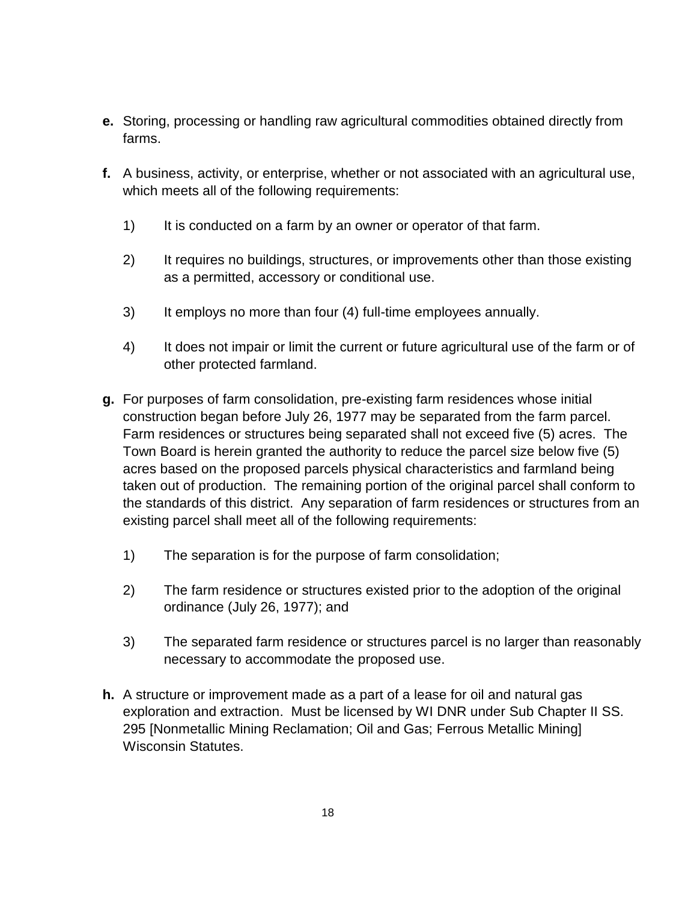**e.** Storing, processing or handling raw agricultural commodities obtained directly from farms.

**f.** A business, activity, or enterprise, whether or not associated with an agricultural use, which meets all of the following requirements:

1) It is conducted on a farm by an owner or operator of that farm.

2) It requires no buildings, structures, or improvements other than those existing as a permitted, accessory or conditional use.

3) It employs no more than four (4) full-time employees annually.

4) It does not impair or limit the current or future agricultural use of the farm or of other protected farmland.

**g.** For purposes of farm consolidation, pre-existing farm residences whose initial construction began before July 26, 1977 may be separated from the farm parcel. Farm residences or structures being separated shall not exceed five (5) acres. The Town Board is herein granted the authority to reduce the parcel size below five (5) acres based on the proposed parcels physical characteristics and farmland being taken out of production. The remaining portion of the original parcel shall conform to the standards of this district. Any separation of farm residences or structures from an existing parcel shall meet all of the following requirements:

1) The separation is for the purpose of farm consolidation;

2) The farm residence or structures existed prior to the adoption of the original ordinance (July 26, 1977); and

3) The separated farm residence or structures parcel is no larger than reasonably necessary to accommodate the proposed use.

**h.** A structure or improvement made as a part of a lease for oil and natural gas exploration and extraction. Must be licensed by WI DNR under Sub Chapter II SS. 295 [Nonmetallic Mining Reclamation; Oil and Gas; Ferrous Metallic Mining] Wisconsin Statutes.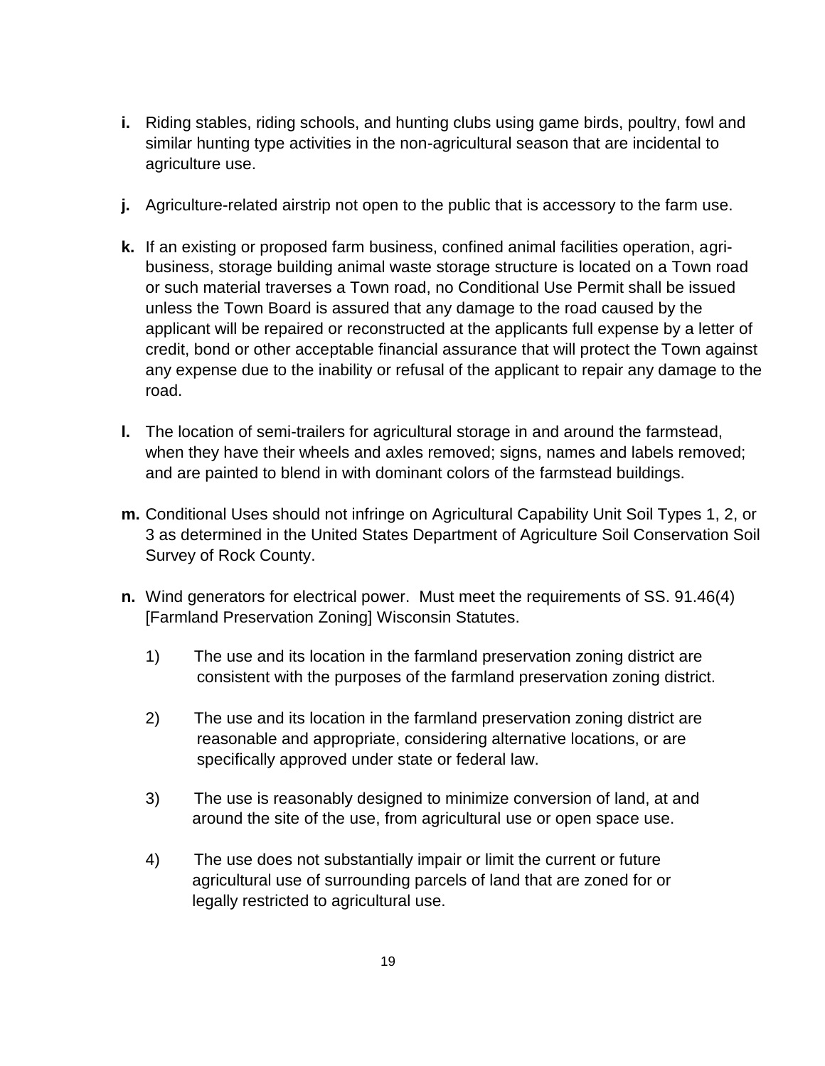**i.** Riding stables, riding schools, and hunting clubs using game birds, poultry, fowl and similar hunting type activities in the non-agricultural season that are incidental to agriculture use.

**j.** Agriculture-related airstrip not open to the public that is accessory to the farm use.

**k.** If an existing or proposed farm business, confined animal facilities operation, agri-business, storage building animal waste storage structure is located on a Town road or such material traverses a Town road, no Conditional Use Permit shall be issued unless the Town Board is assured that any damage to the road caused by the applicant will be repaired or reconstructed at the applicants full expense by a letter of credit, bond or other acceptable financial assurance that will protect the Town against any expense due to the inability or refusal of the applicant to repair any damage to the road.

**l.** The location of semi-trailers for agricultural storage in and around the farmstead, when they have their wheels and axles removed; signs, names and labels removed; and are painted to blend in with dominant colors of the farmstead buildings.

**m.** Conditional Uses should not infringe on Agricultural Capability Unit Soil Types 1, 2, or 3 as determined in the United States Department of Agriculture Soil Conservation Soil Survey of Rock County.

**n.** Wind generators for electrical power. Must meet the requirements of SS. 91.46(4) [Farmland Preservation Zoning] Wisconsin Statutes.

1) The use and its location in the farmland preservation zoning district are consistent with the purposes of the farmland preservation zoning district.

2) The use and its location in the farmland preservation zoning district are reasonable and appropriate, considering alternative locations, or are specifically approved under state or federal law.

3) The use is reasonably designed to minimize conversion of land, at and around the site of the use, from agricultural use or open space use.

4) The use does not substantially impair or limit the current or future agricultural use of surrounding parcels of land that are zoned for or legally restricted to agricultural use.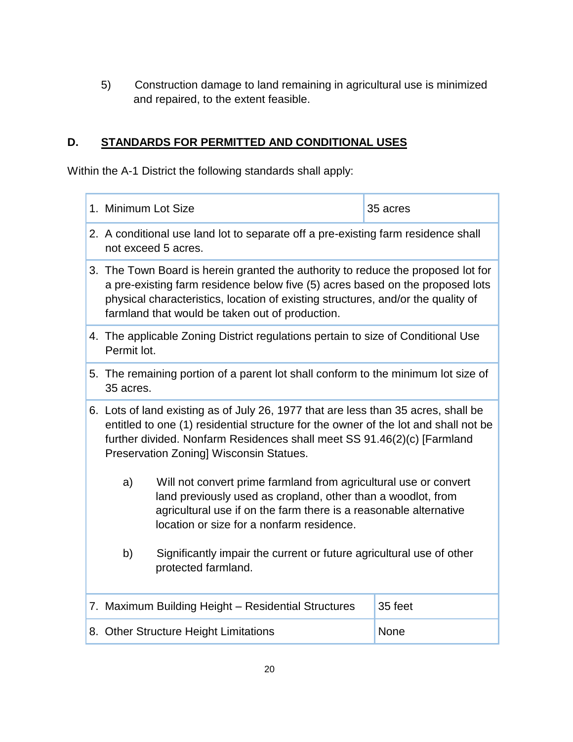5) Construction damage to land remaining in agricultural use is minimized and repaired, to the extent feasible.

## D. STANDARDS FOR PERMITTED AND CONDITIONAL USES

Within the A-1 District the following standards shall apply:

| | |
|---|---|
| 1. Minimum Lot Size | 35 acres |
| 2. A conditional use land lot to separate off a pre-existing farm residence shall not exceed 5 acres. | |
| 3. The Town Board is herein granted the authority to reduce the proposed lot for a pre-existing farm residence below five (5) acres based on the proposed lots physical characteristics, location of existing structures, and/or the quality of farmland that would be taken out of production. | |
| 4. The applicable Zoning District regulations pertain to size of Conditional Use Permit lot. | |
| 5. The remaining portion of a parent lot shall conform to the minimum lot size of 35 acres. | |
| 6. Lots of land existing as of July 26, 1977 that are less than 35 acres, shall be entitled to one (1) residential structure for the owner of the lot and shall not be further divided. Nonfarm Residences shall meet SS 91.46(2)(c) [Farmland Preservation Zoning] Wisconsin Statues.<br><br>a) Will not convert prime farmland from agricultural use or convert land previously used as cropland, other than a woodlot, from agricultural use if on the farm there is a reasonable alternative location or size for a nonfarm residence.<br><br>b) Significantly impair the current or future agricultural use of other protected farmland. | |
| 7. Maximum Building Height – Residential Structures | 35 feet |
| 8. Other Structure Height Limitations | None |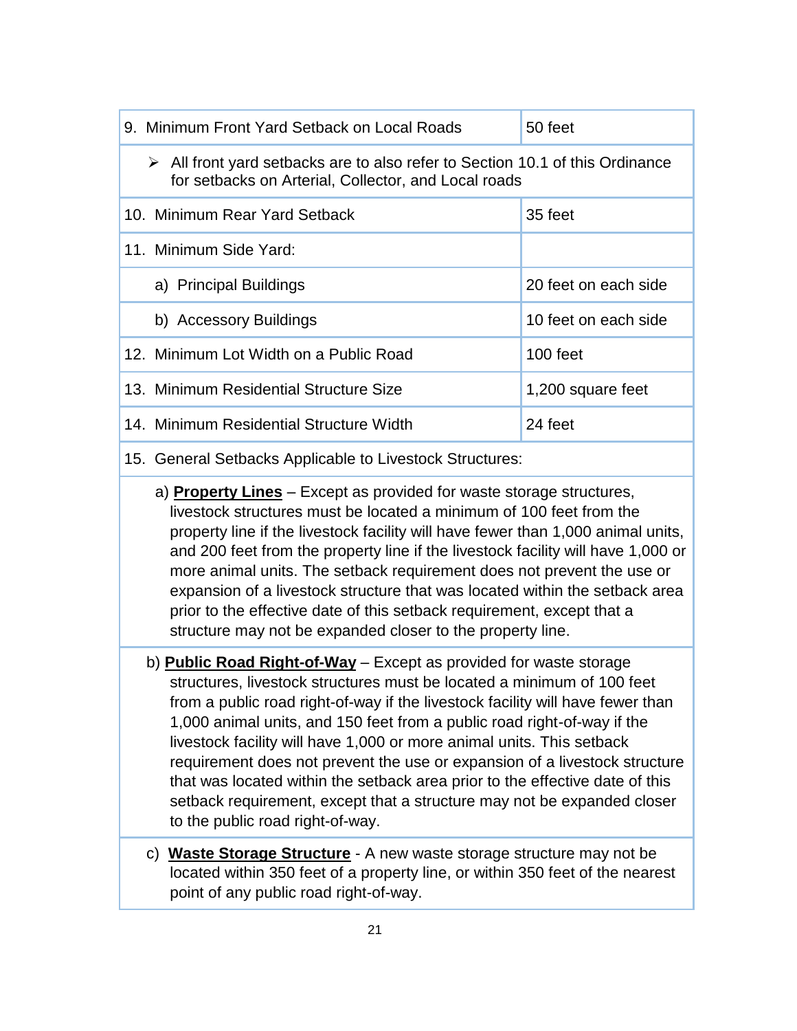| 9. Minimum Front Yard Setback on Local Roads | 50 feet |
| --- | --- |
| ➢ All front yard setbacks are to also refer to Section 10.1 of this Ordinance for setbacks on Arterial, Collector, and Local roads | |
| 10. Minimum Rear Yard Setback | 35 feet |
| 11. Minimum Side Yard: | |
| a) Principal Buildings | 20 feet on each side |
| b) Accessory Buildings | 10 feet on each side |
| 12. Minimum Lot Width on a Public Road | 100 feet |
| 13. Minimum Residential Structure Size | 1,200 square feet |
| 14. Minimum Residential Structure Width | 24 feet |
| 15. General Setbacks Applicable to Livestock Structures: | |
| a) **Property Lines** – Except as provided for waste storage structures, livestock structures must be located a minimum of 100 feet from the property line if the livestock facility will have fewer than 1,000 animal units, and 200 feet from the property line if the livestock facility will have 1,000 or more animal units. The setback requirement does not prevent the use or expansion of a livestock structure that was located within the setback area prior to the effective date of this setback requirement, except that a structure may not be expanded closer to the property line. | |
| b) **Public Road Right-of-Way** – Except as provided for waste storage structures, livestock structures must be located a minimum of 100 feet from a public road right-of-way if the livestock facility will have fewer than 1,000 animal units, and 150 feet from a public road right-of-way if the livestock facility will have 1,000 or more animal units. This setback requirement does not prevent the use or expansion of a livestock structure that was located within the setback area prior to the effective date of this setback requirement, except that a structure may not be expanded closer to the public road right-of-way. | |
| c) **Waste Storage Structure** - A new waste storage structure may not be located within 350 feet of a property line, or within 350 feet of the nearest point of any public road right-of-way. | |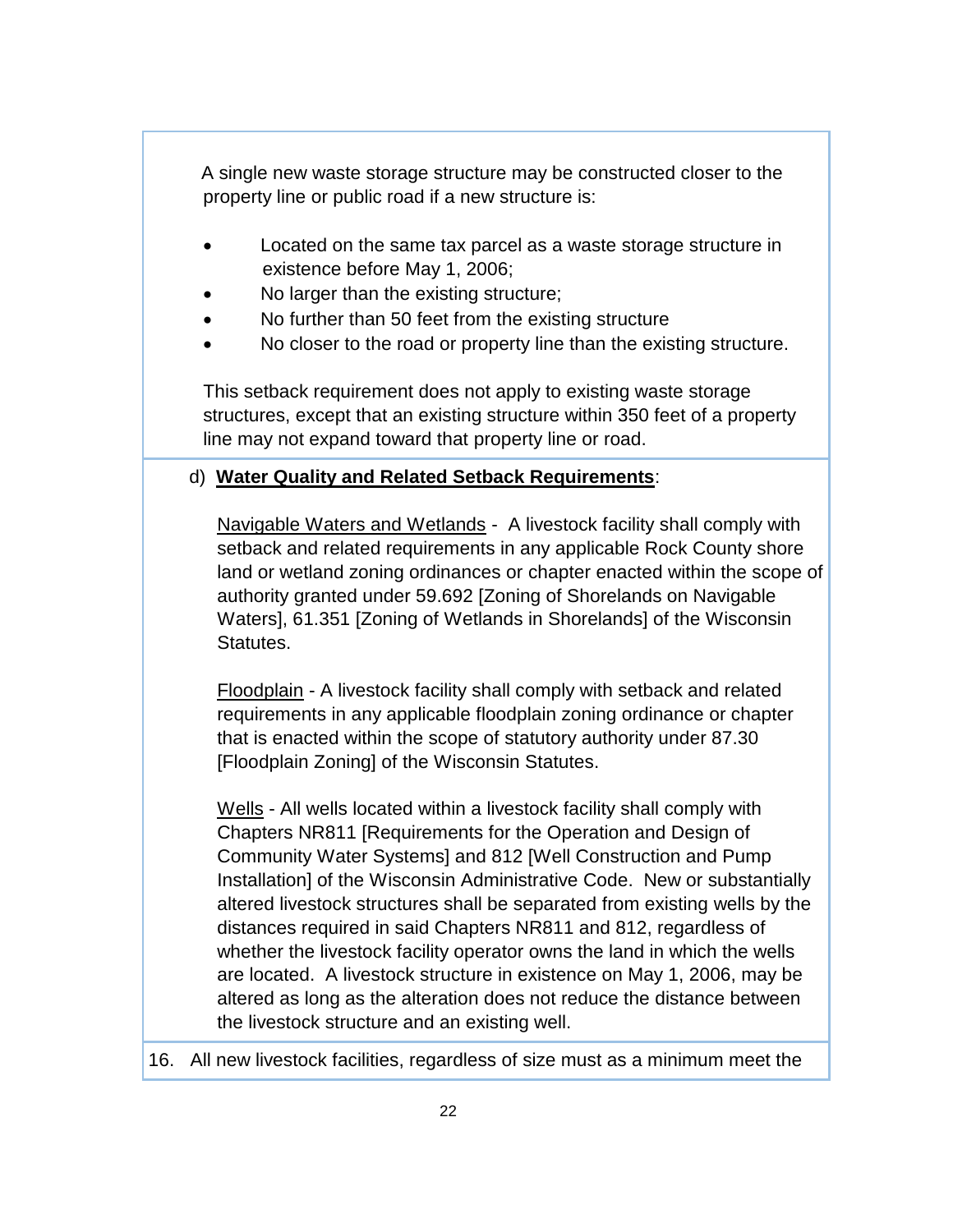A single new waste storage structure may be constructed closer to the property line or public road if a new structure is:

- Located on the same tax parcel as a waste storage structure in existence before May 1, 2006;
- No larger than the existing structure;
- No further than 50 feet from the existing structure
- No closer to the road or property line than the existing structure.

This setback requirement does not apply to existing waste storage structures, except that an existing structure within 350 feet of a property line may not expand toward that property line or road.

d) **Water Quality and Related Setback Requirements**:

Navigable Waters and Wetlands - A livestock facility shall comply with setback and related requirements in any applicable Rock County shore land or wetland zoning ordinances or chapter enacted within the scope of authority granted under 59.692 [Zoning of Shorelands on Navigable Waters], 61.351 [Zoning of Wetlands in Shorelands] of the Wisconsin Statutes.

Floodplain - A livestock facility shall comply with setback and related requirements in any applicable floodplain zoning ordinance or chapter that is enacted within the scope of statutory authority under 87.30 [Floodplain Zoning] of the Wisconsin Statutes.

Wells - All wells located within a livestock facility shall comply with Chapters NR811 [Requirements for the Operation and Design of Community Water Systems] and 812 [Well Construction and Pump Installation] of the Wisconsin Administrative Code. New or substantially altered livestock structures shall be separated from existing wells by the distances required in said Chapters NR811 and 812, regardless of whether the livestock facility operator owns the land in which the wells are located. A livestock structure in existence on May 1, 2006, may be altered as long as the alteration does not reduce the distance between the livestock structure and an existing well.

16. All new livestock facilities, regardless of size must as a minimum meet the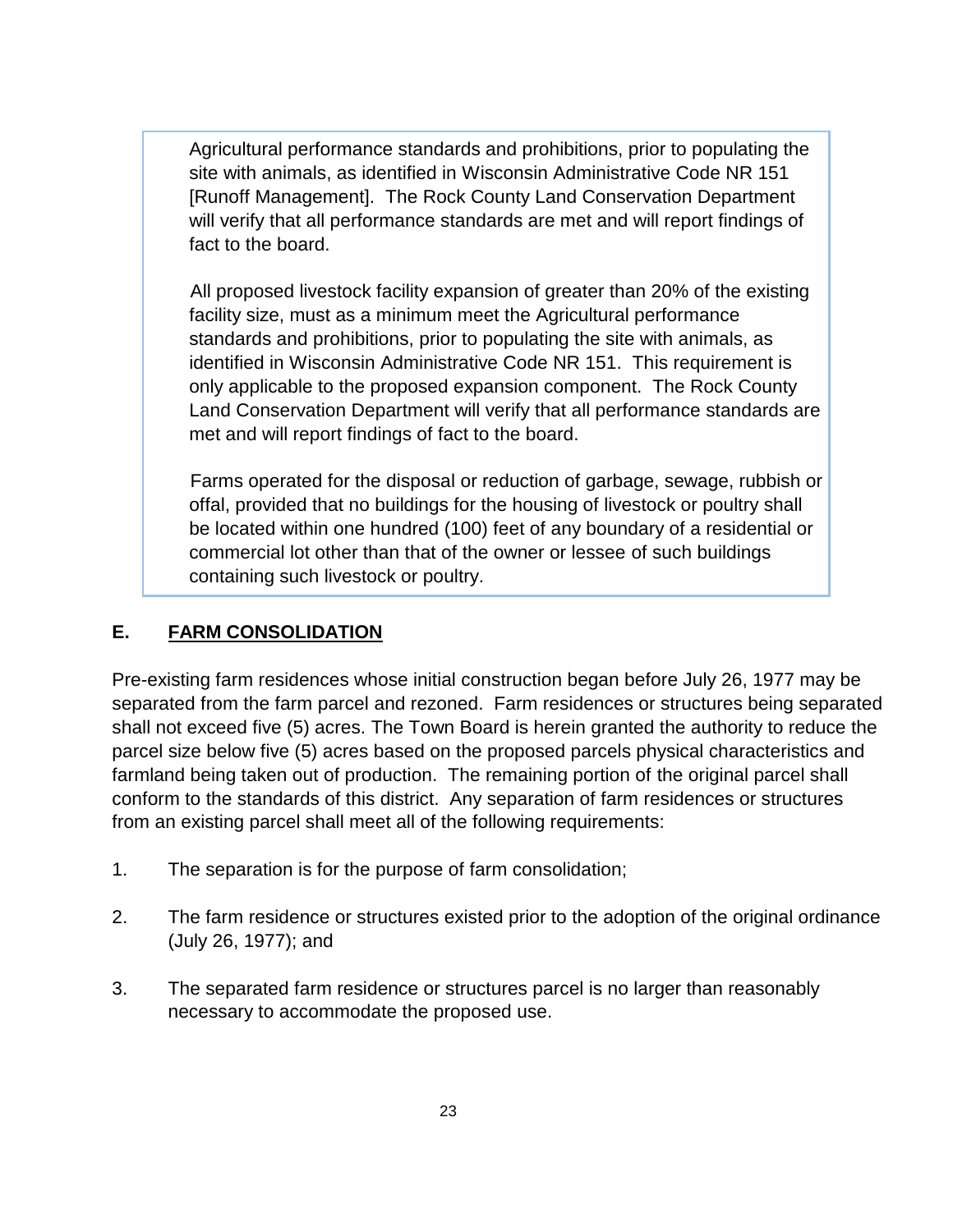Agricultural performance standards and prohibitions, prior to populating the site with animals, as identified in Wisconsin Administrative Code NR 151 [Runoff Management]. The Rock County Land Conservation Department will verify that all performance standards are met and will report findings of fact to the board.

All proposed livestock facility expansion of greater than 20% of the existing facility size, must as a minimum meet the Agricultural performance standards and prohibitions, prior to populating the site with animals, as identified in Wisconsin Administrative Code NR 151. This requirement is only applicable to the proposed expansion component. The Rock County Land Conservation Department will verify that all performance standards are met and will report findings of fact to the board.

Farms operated for the disposal or reduction of garbage, sewage, rubbish or offal, provided that no buildings for the housing of livestock or poultry shall be located within one hundred (100) feet of any boundary of a residential or commercial lot other than that of the owner or lessee of such buildings containing such livestock or poultry.

## E. FARM CONSOLIDATION

Pre-existing farm residences whose initial construction began before July 26, 1977 may be separated from the farm parcel and rezoned. Farm residences or structures being separated shall not exceed five (5) acres. The Town Board is herein granted the authority to reduce the parcel size below five (5) acres based on the proposed parcels physical characteristics and farmland being taken out of production. The remaining portion of the original parcel shall conform to the standards of this district. Any separation of farm residences or structures from an existing parcel shall meet all of the following requirements:

1. The separation is for the purpose of farm consolidation;
2. The farm residence or structures existed prior to the adoption of the original ordinance (July 26, 1977); and
3. The separated farm residence or structures parcel is no larger than reasonably necessary to accommodate the proposed use.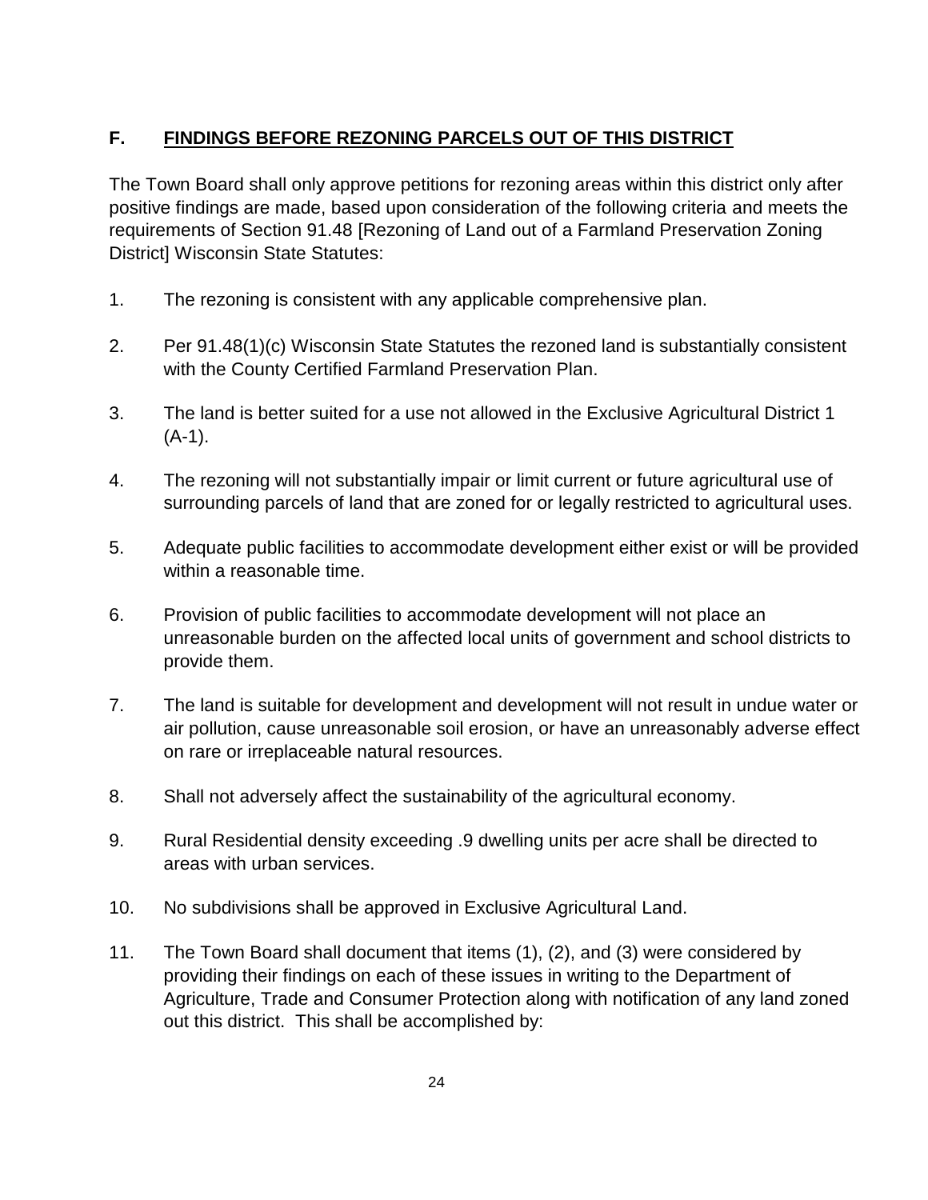## F. FINDINGS BEFORE REZONING PARCELS OUT OF THIS DISTRICT

The Town Board shall only approve petitions for rezoning areas within this district only after positive findings are made, based upon consideration of the following criteria and meets the requirements of Section 91.48 [Rezoning of Land out of a Farmland Preservation Zoning District] Wisconsin State Statutes:

1. The rezoning is consistent with any applicable comprehensive plan.

2. Per 91.48(1)(c) Wisconsin State Statutes the rezoned land is substantially consistent with the County Certified Farmland Preservation Plan.

3. The land is better suited for a use not allowed in the Exclusive Agricultural District 1 (A-1).

4. The rezoning will not substantially impair or limit current or future agricultural use of surrounding parcels of land that are zoned for or legally restricted to agricultural uses.

5. Adequate public facilities to accommodate development either exist or will be provided within a reasonable time.

6. Provision of public facilities to accommodate development will not place an unreasonable burden on the affected local units of government and school districts to provide them.

7. The land is suitable for development and development will not result in undue water or air pollution, cause unreasonable soil erosion, or have an unreasonably adverse effect on rare or irreplaceable natural resources.

8. Shall not adversely affect the sustainability of the agricultural economy.

9. Rural Residential density exceeding .9 dwelling units per acre shall be directed to areas with urban services.

10. No subdivisions shall be approved in Exclusive Agricultural Land.

11. The Town Board shall document that items (1), (2), and (3) were considered by providing their findings on each of these issues in writing to the Department of Agriculture, Trade and Consumer Protection along with notification of any land zoned out this district. This shall be accomplished by: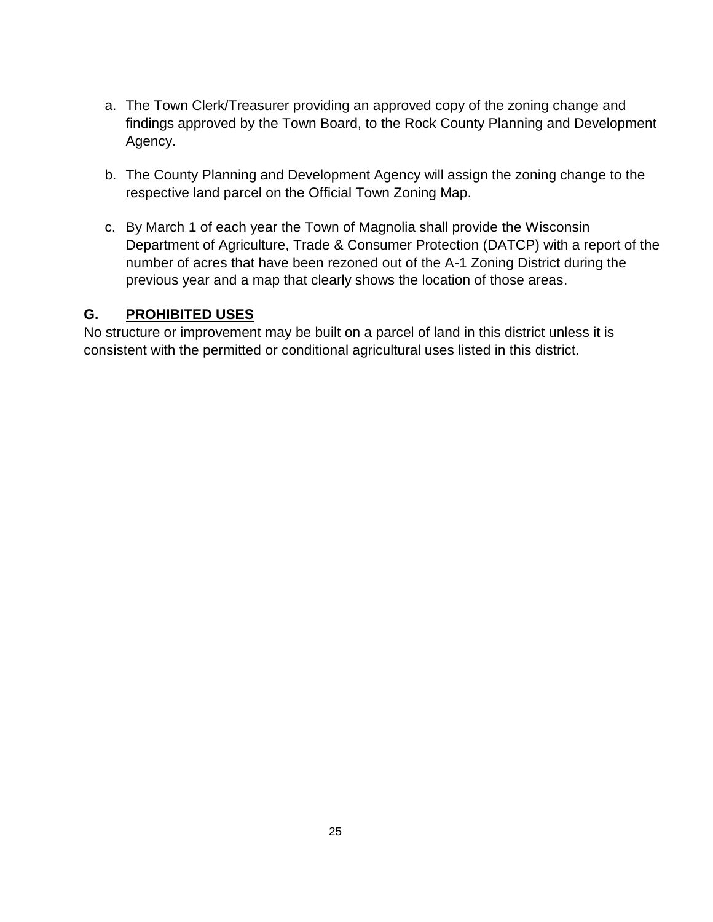a. The Town Clerk/Treasurer providing an approved copy of the zoning change and findings approved by the Town Board, to the Rock County Planning and Development Agency.

b. The County Planning and Development Agency will assign the zoning change to the respective land parcel on the Official Town Zoning Map.

c. By March 1 of each year the Town of Magnolia shall provide the Wisconsin Department of Agriculture, Trade & Consumer Protection (DATCP) with a report of the number of acres that have been rezoned out of the A-1 Zoning District during the previous year and a map that clearly shows the location of those areas.

## G. PROHIBITED USES

No structure or improvement may be built on a parcel of land in this district unless it is consistent with the permitted or conditional agricultural uses listed in this district.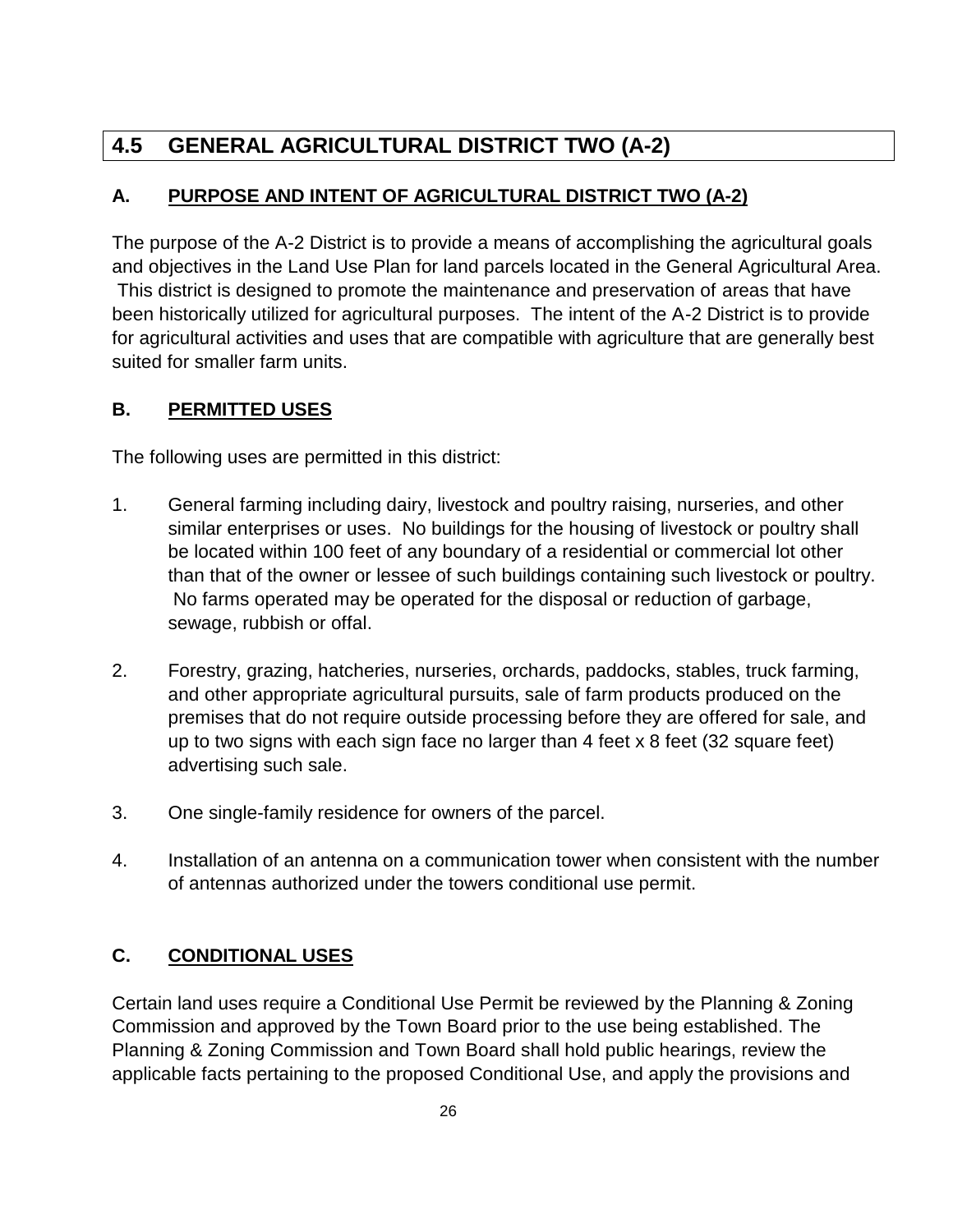## 4.5 GENERAL AGRICULTURAL DISTRICT TWO (A-2)

### A. PURPOSE AND INTENT OF AGRICULTURAL DISTRICT TWO (A-2)

The purpose of the A-2 District is to provide a means of accomplishing the agricultural goals and objectives in the Land Use Plan for land parcels located in the General Agricultural Area. This district is designed to promote the maintenance and preservation of areas that have been historically utilized for agricultural purposes. The intent of the A-2 District is to provide for agricultural activities and uses that are compatible with agriculture that are generally best suited for smaller farm units.

### B. PERMITTED USES

The following uses are permitted in this district:

1. General farming including dairy, livestock and poultry raising, nurseries, and other similar enterprises or uses. No buildings for the housing of livestock or poultry shall be located within 100 feet of any boundary of a residential or commercial lot other than that of the owner or lessee of such buildings containing such livestock or poultry. No farms operated may be operated for the disposal or reduction of garbage, sewage, rubbish or offal.
2. Forestry, grazing, hatcheries, nurseries, orchards, paddocks, stables, truck farming, and other appropriate agricultural pursuits, sale of farm products produced on the premises that do not require outside processing before they are offered for sale, and up to two signs with each sign face no larger than 4 feet x 8 feet (32 square feet) advertising such sale.
3. One single-family residence for owners of the parcel.
4. Installation of an antenna on a communication tower when consistent with the number of antennas authorized under the towers conditional use permit.

### C. CONDITIONAL USES

Certain land uses require a Conditional Use Permit be reviewed by the Planning & Zoning Commission and approved by the Town Board prior to the use being established. The Planning & Zoning Commission and Town Board shall hold public hearings, review the applicable facts pertaining to the proposed Conditional Use, and apply the provisions and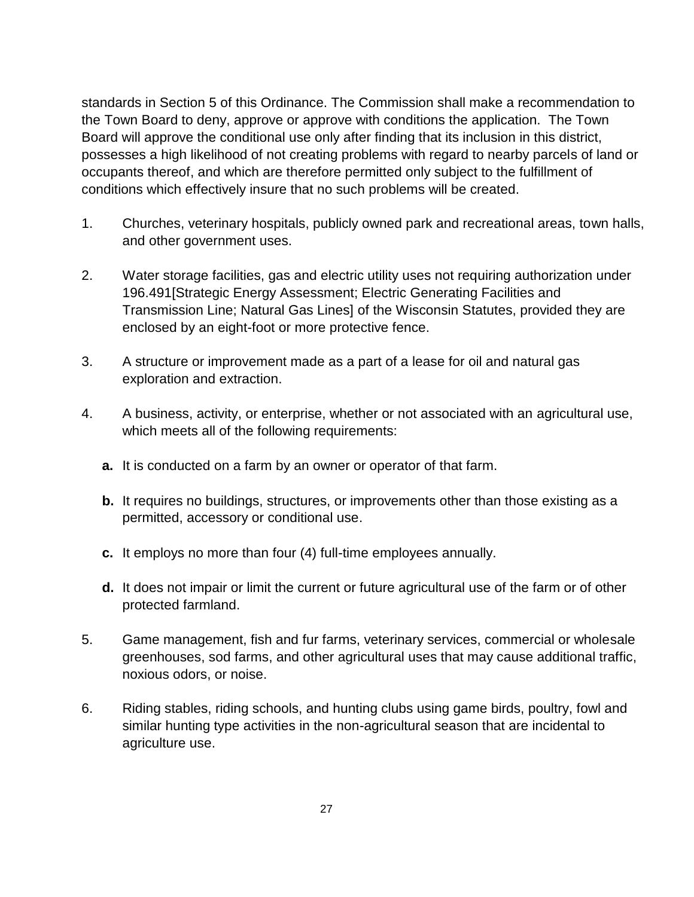standards in Section 5 of this Ordinance. The Commission shall make a recommendation to the Town Board to deny, approve or approve with conditions the application. The Town Board will approve the conditional use only after finding that its inclusion in this district, possesses a high likelihood of not creating problems with regard to nearby parcels of land or occupants thereof, and which are therefore permitted only subject to the fulfillment of conditions which effectively insure that no such problems will be created.

1. Churches, veterinary hospitals, publicly owned park and recreational areas, town halls, and other government uses.

2. Water storage facilities, gas and electric utility uses not requiring authorization under 196.491[Strategic Energy Assessment; Electric Generating Facilities and Transmission Line; Natural Gas Lines] of the Wisconsin Statutes, provided they are enclosed by an eight-foot or more protective fence.

3. A structure or improvement made as a part of a lease for oil and natural gas exploration and extraction.

4. A business, activity, or enterprise, whether or not associated with an agricultural use, which meets all of the following requirements:

   **a.** It is conducted on a farm by an owner or operator of that farm.

   **b.** It requires no buildings, structures, or improvements other than those existing as a permitted, accessory or conditional use.

   **c.** It employs no more than four (4) full-time employees annually.

   **d.** It does not impair or limit the current or future agricultural use of the farm or of other protected farmland.

5. Game management, fish and fur farms, veterinary services, commercial or wholesale greenhouses, sod farms, and other agricultural uses that may cause additional traffic, noxious odors, or noise.

6. Riding stables, riding schools, and hunting clubs using game birds, poultry, fowl and similar hunting type activities in the non-agricultural season that are incidental to agriculture use.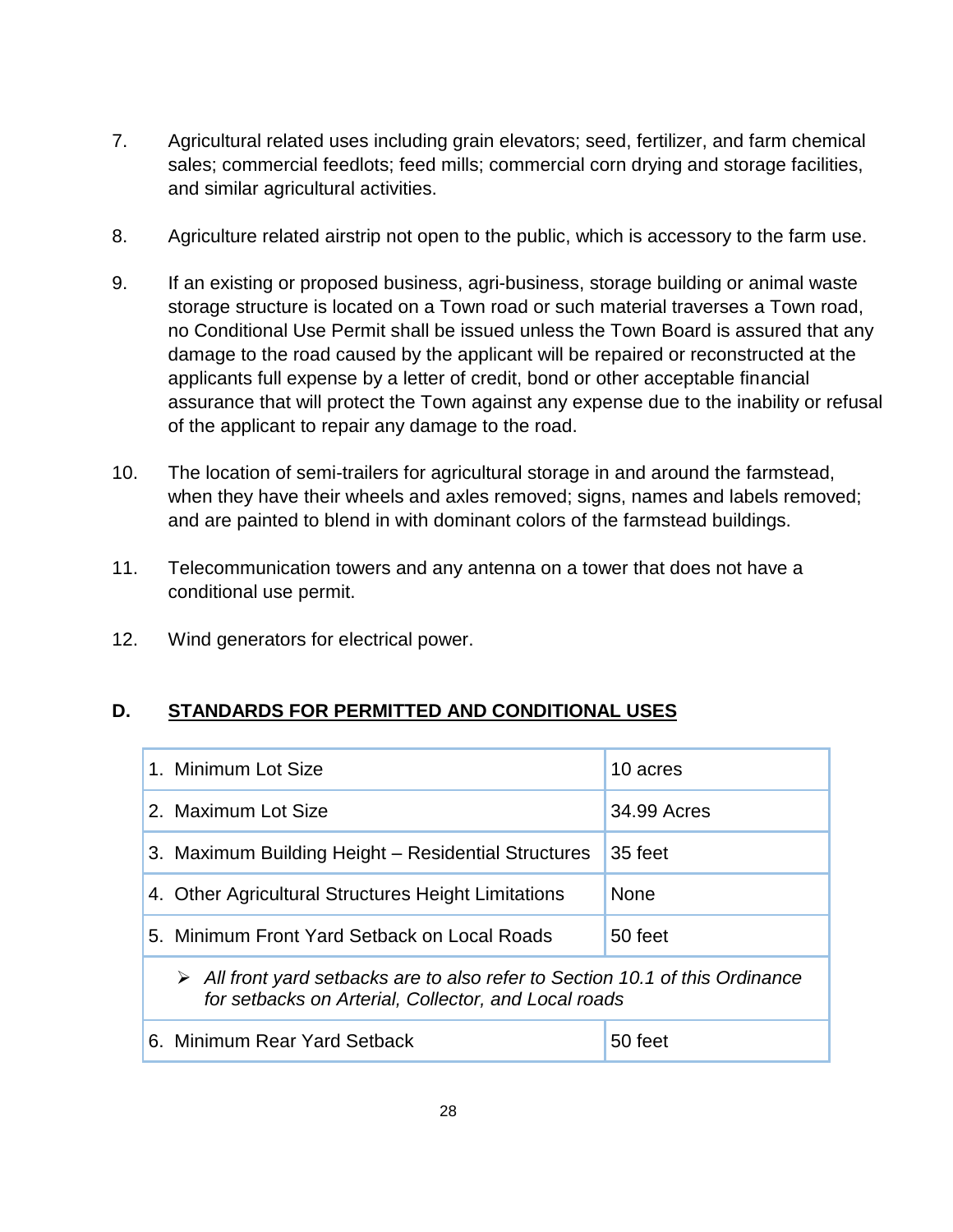7. Agricultural related uses including grain elevators; seed, fertilizer, and farm chemical sales; commercial feedlots; feed mills; commercial corn drying and storage facilities, and similar agricultural activities.

8. Agriculture related airstrip not open to the public, which is accessory to the farm use.

9. If an existing or proposed business, agri-business, storage building or animal waste storage structure is located on a Town road or such material traverses a Town road, no Conditional Use Permit shall be issued unless the Town Board is assured that any damage to the road caused by the applicant will be repaired or reconstructed at the applicants full expense by a letter of credit, bond or other acceptable financial assurance that will protect the Town against any expense due to the inability or refusal of the applicant to repair any damage to the road.

10. The location of semi-trailers for agricultural storage in and around the farmstead, when they have their wheels and axles removed; signs, names and labels removed; and are painted to blend in with dominant colors of the farmstead buildings.

11. Telecommunication towers and any antenna on a tower that does not have a conditional use permit.

12. Wind generators for electrical power.

## D. STANDARDS FOR PERMITTED AND CONDITIONAL USES

| Standard | Requirement |
|---|---|
| 1. Minimum Lot Size | 10 acres |
| 2. Maximum Lot Size | 34.99 Acres |
| 3. Maximum Building Height – Residential Structures | 35 feet |
| 4. Other Agricultural Structures Height Limitations | None |
| 5. Minimum Front Yard Setback on Local Roads | 50 feet |
| ➢ *All front yard setbacks are to also refer to Section 10.1 of this Ordinance for setbacks on Arterial, Collector, and Local roads* | |
| 6. Minimum Rear Yard Setback | 50 feet |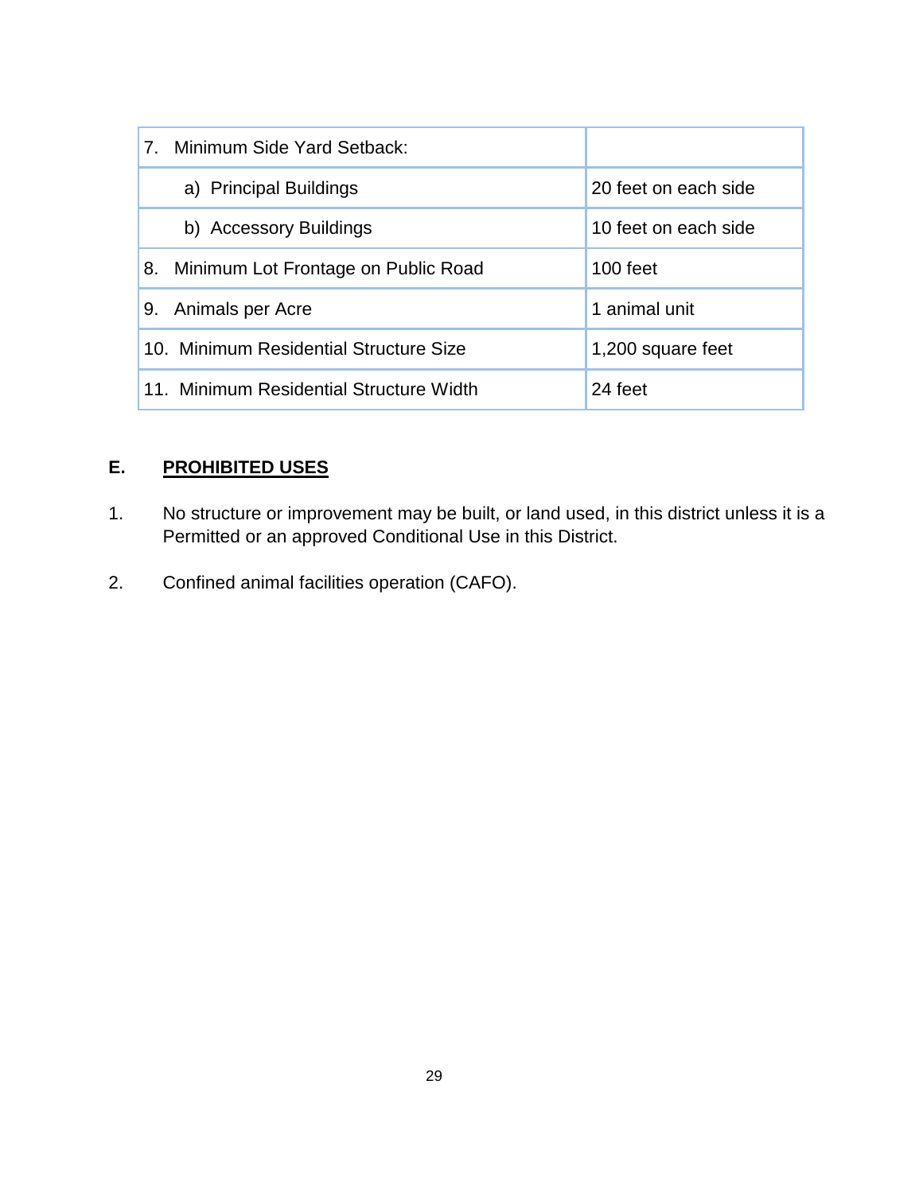| 7. Minimum Side Yard Setback: | |
|---|---|
| a) Principal Buildings | 20 feet on each side |
| b) Accessory Buildings | 10 feet on each side |
| 8. Minimum Lot Frontage on Public Road | 100 feet |
| 9. Animals per Acre | 1 animal unit |
| 10. Minimum Residential Structure Size | 1,200 square feet |
| 11. Minimum Residential Structure Width | 24 feet |

## E. PROHIBITED USES

1. No structure or improvement may be built, or land used, in this district unless it is a Permitted or an approved Conditional Use in this District.

2. Confined animal facilities operation (CAFO).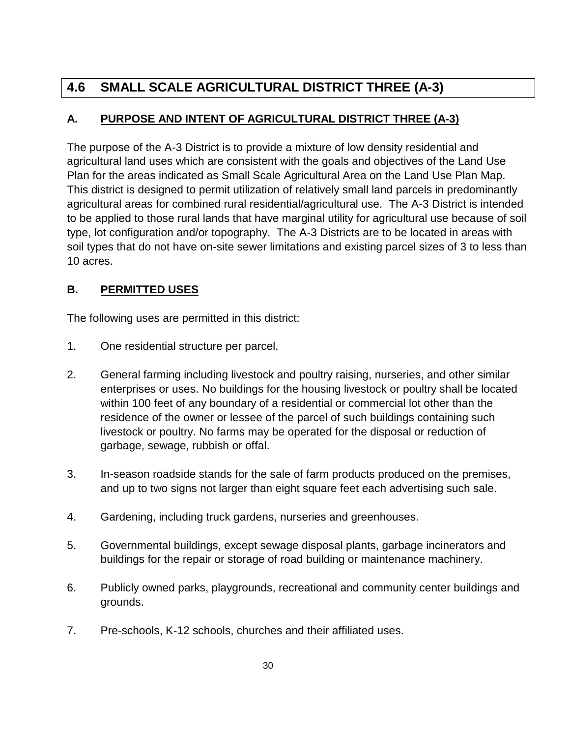## 4.6 SMALL SCALE AGRICULTURAL DISTRICT THREE (A-3)

### A. PURPOSE AND INTENT OF AGRICULTURAL DISTRICT THREE (A-3)

The purpose of the A-3 District is to provide a mixture of low density residential and agricultural land uses which are consistent with the goals and objectives of the Land Use Plan for the areas indicated as Small Scale Agricultural Area on the Land Use Plan Map. This district is designed to permit utilization of relatively small land parcels in predominantly agricultural areas for combined rural residential/agricultural use. The A-3 District is intended to be applied to those rural lands that have marginal utility for agricultural use because of soil type, lot configuration and/or topography. The A-3 Districts are to be located in areas with soil types that do not have on-site sewer limitations and existing parcel sizes of 3 to less than 10 acres.

### B. PERMITTED USES

The following uses are permitted in this district:

1. One residential structure per parcel.
2. General farming including livestock and poultry raising, nurseries, and other similar enterprises or uses. No buildings for the housing livestock or poultry shall be located within 100 feet of any boundary of a residential or commercial lot other than the residence of the owner or lessee of the parcel of such buildings containing such livestock or poultry. No farms may be operated for the disposal or reduction of garbage, sewage, rubbish or offal.
3. In-season roadside stands for the sale of farm products produced on the premises, and up to two signs not larger than eight square feet each advertising such sale.
4. Gardening, including truck gardens, nurseries and greenhouses.
5. Governmental buildings, except sewage disposal plants, garbage incinerators and buildings for the repair or storage of road building or maintenance machinery.
6. Publicly owned parks, playgrounds, recreational and community center buildings and grounds.
7. Pre-schools, K-12 schools, churches and their affiliated uses.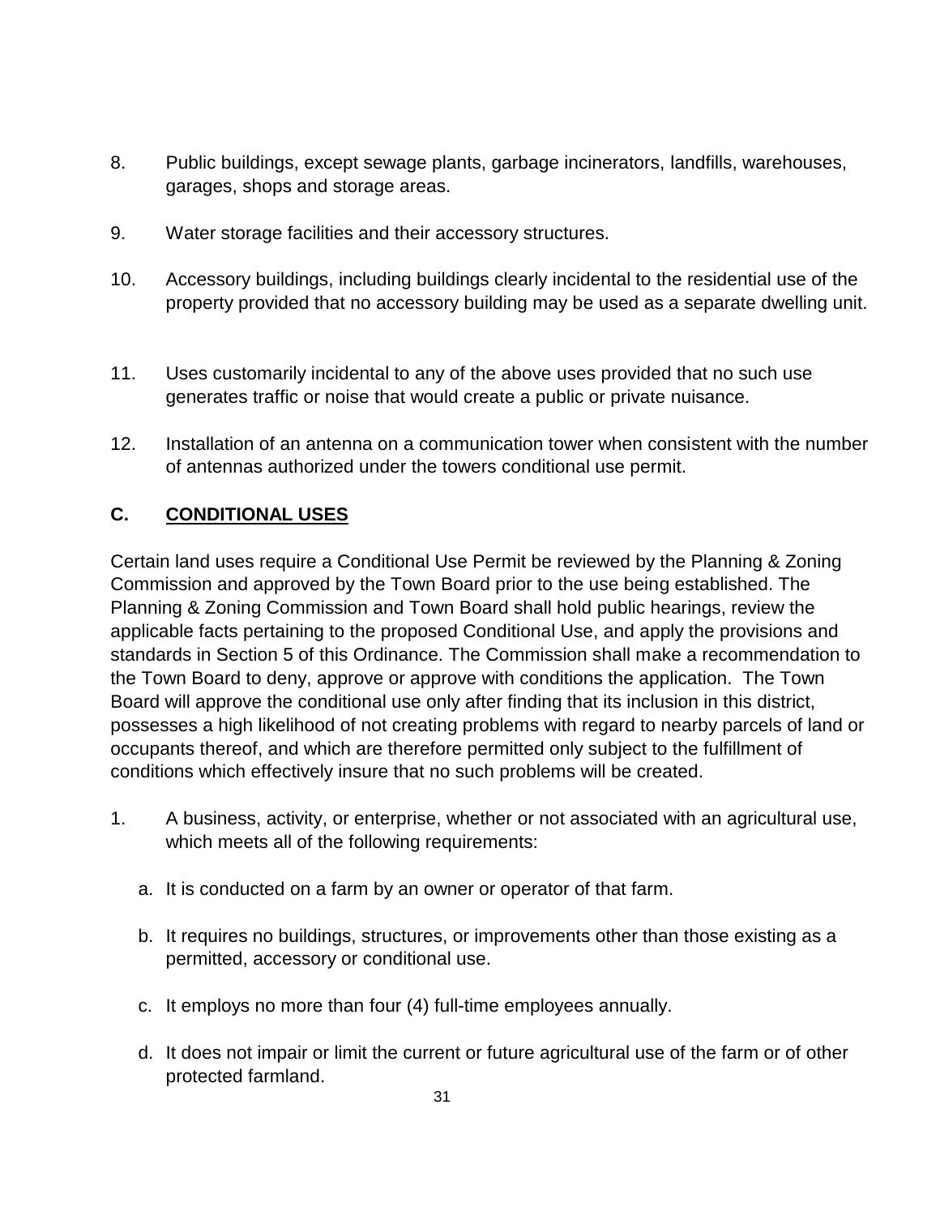8. Public buildings, except sewage plants, garbage incinerators, landfills, warehouses, garages, shops and storage areas.

9. Water storage facilities and their accessory structures.

10. Accessory buildings, including buildings clearly incidental to the residential use of the property provided that no accessory building may be used as a separate dwelling unit.

11. Uses customarily incidental to any of the above uses provided that no such use generates traffic or noise that would create a public or private nuisance.

12. Installation of an antenna on a communication tower when consistent with the number of antennas authorized under the towers conditional use permit.

## C. CONDITIONAL USES

Certain land uses require a Conditional Use Permit be reviewed by the Planning & Zoning Commission and approved by the Town Board prior to the use being established. The Planning & Zoning Commission and Town Board shall hold public hearings, review the applicable facts pertaining to the proposed Conditional Use, and apply the provisions and standards in Section 5 of this Ordinance. The Commission shall make a recommendation to the Town Board to deny, approve or approve with conditions the application. The Town Board will approve the conditional use only after finding that its inclusion in this district, possesses a high likelihood of not creating problems with regard to nearby parcels of land or occupants thereof, and which are therefore permitted only subject to the fulfillment of conditions which effectively insure that no such problems will be created.

1. A business, activity, or enterprise, whether or not associated with an agricultural use, which meets all of the following requirements:

   a. It is conducted on a farm by an owner or operator of that farm.

   b. It requires no buildings, structures, or improvements other than those existing as a permitted, accessory or conditional use.

   c. It employs no more than four (4) full-time employees annually.

   d. It does not impair or limit the current or future agricultural use of the farm or of other protected farmland.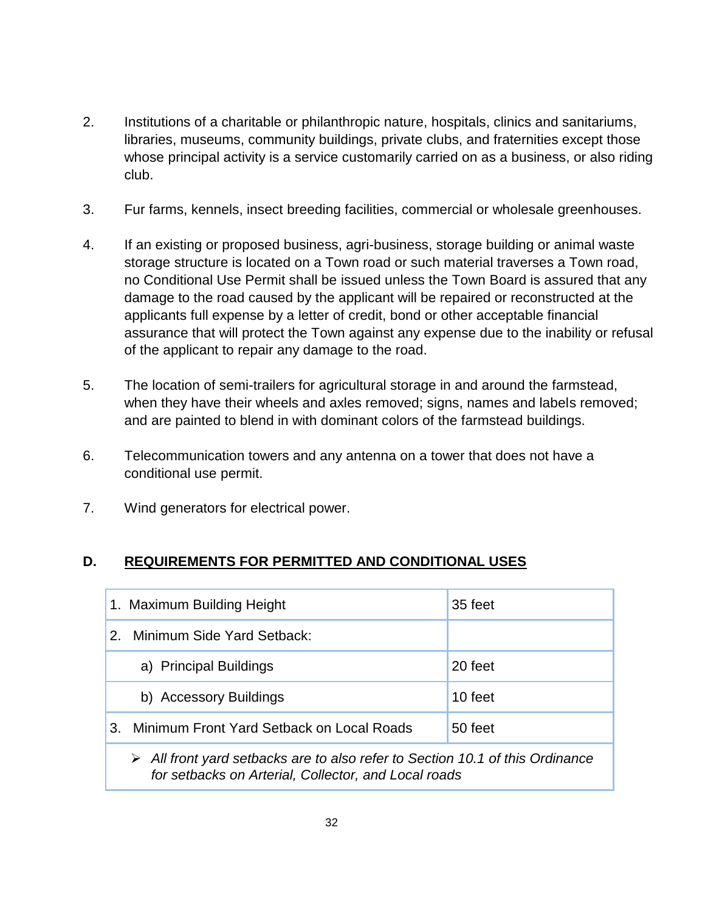2. Institutions of a charitable or philanthropic nature, hospitals, clinics and sanitariums, libraries, museums, community buildings, private clubs, and fraternities except those whose principal activity is a service customarily carried on as a business, or also riding club.

3. Fur farms, kennels, insect breeding facilities, commercial or wholesale greenhouses.

4. If an existing or proposed business, agri-business, storage building or animal waste storage structure is located on a Town road or such material traverses a Town road, no Conditional Use Permit shall be issued unless the Town Board is assured that any damage to the road caused by the applicant will be repaired or reconstructed at the applicants full expense by a letter of credit, bond or other acceptable financial assurance that will protect the Town against any expense due to the inability or refusal of the applicant to repair any damage to the road.

5. The location of semi-trailers for agricultural storage in and around the farmstead, when they have their wheels and axles removed; signs, names and labels removed; and are painted to blend in with dominant colors of the farmstead buildings.

6. Telecommunication towers and any antenna on a tower that does not have a conditional use permit.

7. Wind generators for electrical power.

## D. REQUIREMENTS FOR PERMITTED AND CONDITIONAL USES

| Requirement | Value |
|---|---|
| 1. Maximum Building Height | 35 feet |
| 2. Minimum Side Yard Setback: | |
| a) Principal Buildings | 20 feet |
| b) Accessory Buildings | 10 feet |
| 3. Minimum Front Yard Setback on Local Roads | 50 feet |
| ➢ *All front yard setbacks are to also refer to Section 10.1 of this Ordinance for setbacks on Arterial, Collector, and Local roads* | |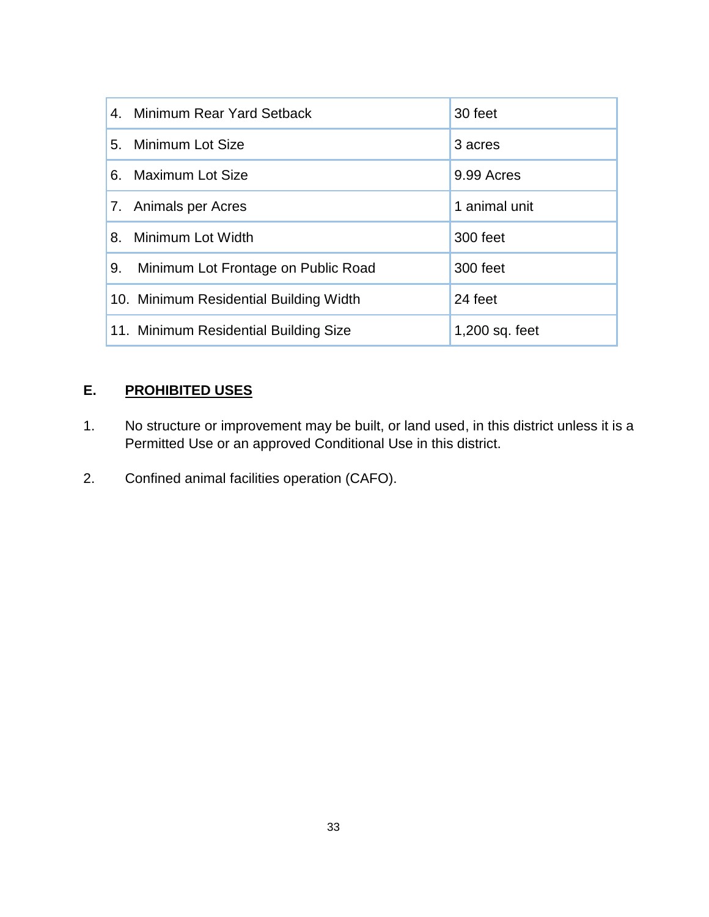| | |
|---|---|
| 4. Minimum Rear Yard Setback | 30 feet |
| 5. Minimum Lot Size | 3 acres |
| 6. Maximum Lot Size | 9.99 Acres |
| 7. Animals per Acres | 1 animal unit |
| 8. Minimum Lot Width | 300 feet |
| 9. Minimum Lot Frontage on Public Road | 300 feet |
| 10. Minimum Residential Building Width | 24 feet |
| 11. Minimum Residential Building Size | 1,200 sq. feet |

## E. PROHIBITED USES

1. No structure or improvement may be built, or land used, in this district unless it is a Permitted Use or an approved Conditional Use in this district.

2. Confined animal facilities operation (CAFO).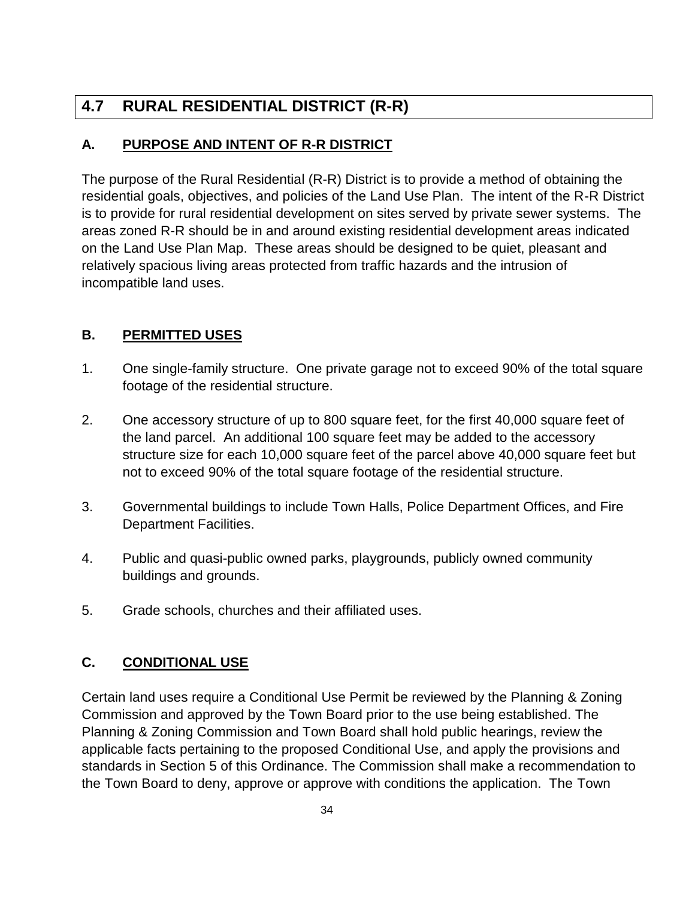## 4.7 RURAL RESIDENTIAL DISTRICT (R-R)

### A. PURPOSE AND INTENT OF R-R DISTRICT

The purpose of the Rural Residential (R-R) District is to provide a method of obtaining the residential goals, objectives, and policies of the Land Use Plan. The intent of the R-R District is to provide for rural residential development on sites served by private sewer systems. The areas zoned R-R should be in and around existing residential development areas indicated on the Land Use Plan Map. These areas should be designed to be quiet, pleasant and relatively spacious living areas protected from traffic hazards and the intrusion of incompatible land uses.

### B. PERMITTED USES

1. One single-family structure. One private garage not to exceed 90% of the total square footage of the residential structure.
2. One accessory structure of up to 800 square feet, for the first 40,000 square feet of the land parcel. An additional 100 square feet may be added to the accessory structure size for each 10,000 square feet of the parcel above 40,000 square feet but not to exceed 90% of the total square footage of the residential structure.
3. Governmental buildings to include Town Halls, Police Department Offices, and Fire Department Facilities.
4. Public and quasi-public owned parks, playgrounds, publicly owned community buildings and grounds.
5. Grade schools, churches and their affiliated uses.

### C. CONDITIONAL USE

Certain land uses require a Conditional Use Permit be reviewed by the Planning & Zoning Commission and approved by the Town Board prior to the use being established. The Planning & Zoning Commission and Town Board shall hold public hearings, review the applicable facts pertaining to the proposed Conditional Use, and apply the provisions and standards in Section 5 of this Ordinance. The Commission shall make a recommendation to the Town Board to deny, approve or approve with conditions the application. The Town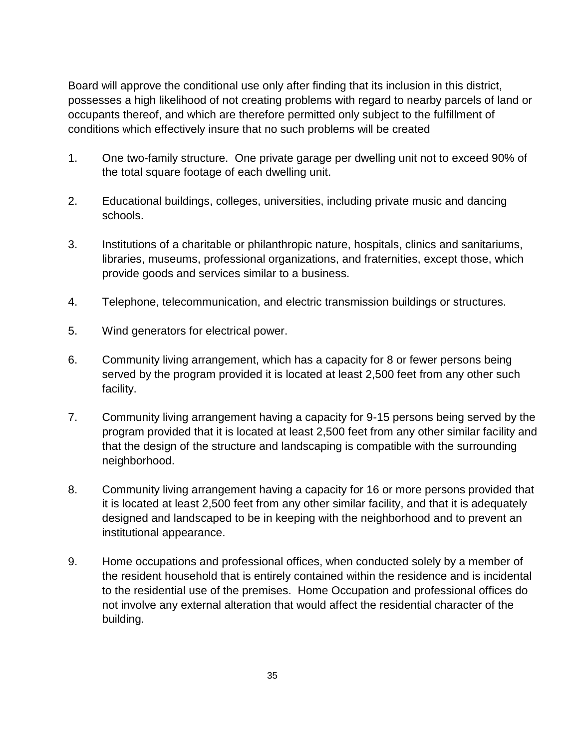Board will approve the conditional use only after finding that its inclusion in this district, possesses a high likelihood of not creating problems with regard to nearby parcels of land or occupants thereof, and which are therefore permitted only subject to the fulfillment of conditions which effectively insure that no such problems will be created

1. One two-family structure. One private garage per dwelling unit not to exceed 90% of the total square footage of each dwelling unit.

2. Educational buildings, colleges, universities, including private music and dancing schools.

3. Institutions of a charitable or philanthropic nature, hospitals, clinics and sanitariums, libraries, museums, professional organizations, and fraternities, except those, which provide goods and services similar to a business.

4. Telephone, telecommunication, and electric transmission buildings or structures.

5. Wind generators for electrical power.

6. Community living arrangement, which has a capacity for 8 or fewer persons being served by the program provided it is located at least 2,500 feet from any other such facility.

7. Community living arrangement having a capacity for 9-15 persons being served by the program provided that it is located at least 2,500 feet from any other similar facility and that the design of the structure and landscaping is compatible with the surrounding neighborhood.

8. Community living arrangement having a capacity for 16 or more persons provided that it is located at least 2,500 feet from any other similar facility, and that it is adequately designed and landscaped to be in keeping with the neighborhood and to prevent an institutional appearance.

9. Home occupations and professional offices, when conducted solely by a member of the resident household that is entirely contained within the residence and is incidental to the residential use of the premises. Home Occupation and professional offices do not involve any external alteration that would affect the residential character of the building.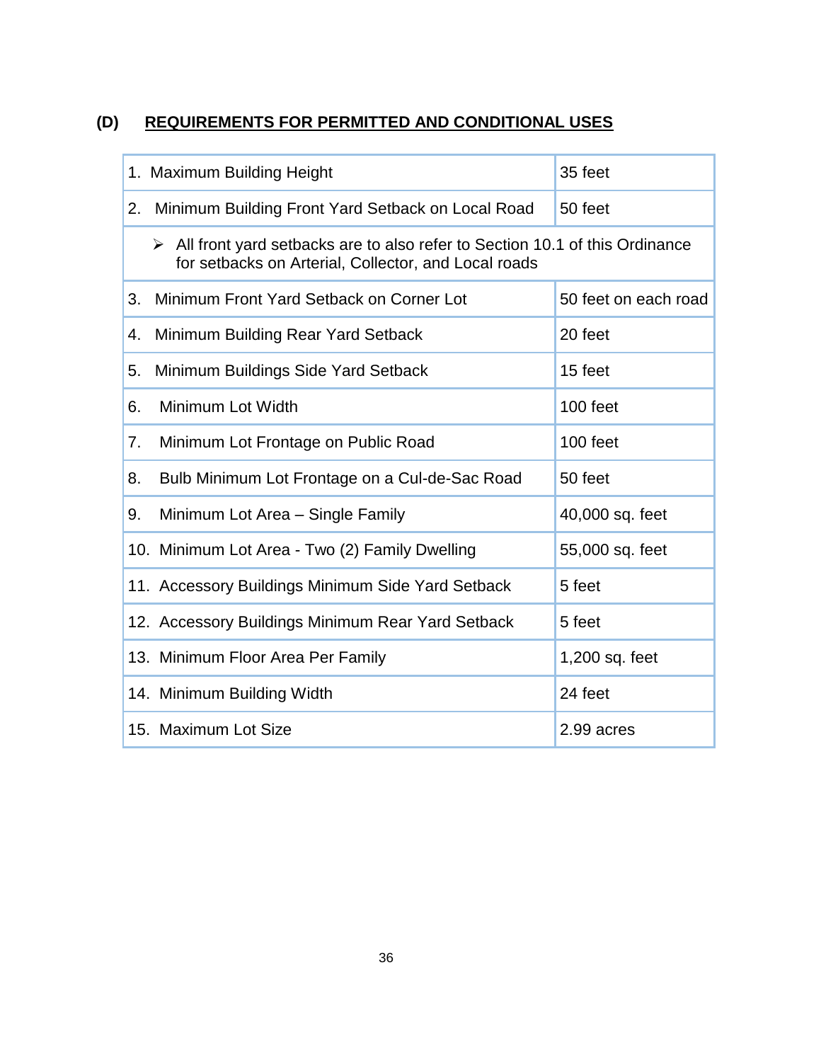## (D) REQUIREMENTS FOR PERMITTED AND CONDITIONAL USES

| Requirement | Value |
|---|---|
| 1. Maximum Building Height | 35 feet |
| 2. Minimum Building Front Yard Setback on Local Road | 50 feet |
| ➢ All front yard setbacks are to also refer to Section 10.1 of this Ordinance for setbacks on Arterial, Collector, and Local roads | |
| 3. Minimum Front Yard Setback on Corner Lot | 50 feet on each road |
| 4. Minimum Building Rear Yard Setback | 20 feet |
| 5. Minimum Buildings Side Yard Setback | 15 feet |
| 6. Minimum Lot Width | 100 feet |
| 7. Minimum Lot Frontage on Public Road | 100 feet |
| 8. Bulb Minimum Lot Frontage on a Cul-de-Sac Road | 50 feet |
| 9. Minimum Lot Area – Single Family | 40,000 sq. feet |
| 10. Minimum Lot Area - Two (2) Family Dwelling | 55,000 sq. feet |
| 11. Accessory Buildings Minimum Side Yard Setback | 5 feet |
| 12. Accessory Buildings Minimum Rear Yard Setback | 5 feet |
| 13. Minimum Floor Area Per Family | 1,200 sq. feet |
| 14. Minimum Building Width | 24 feet |
| 15. Maximum Lot Size | 2.99 acres |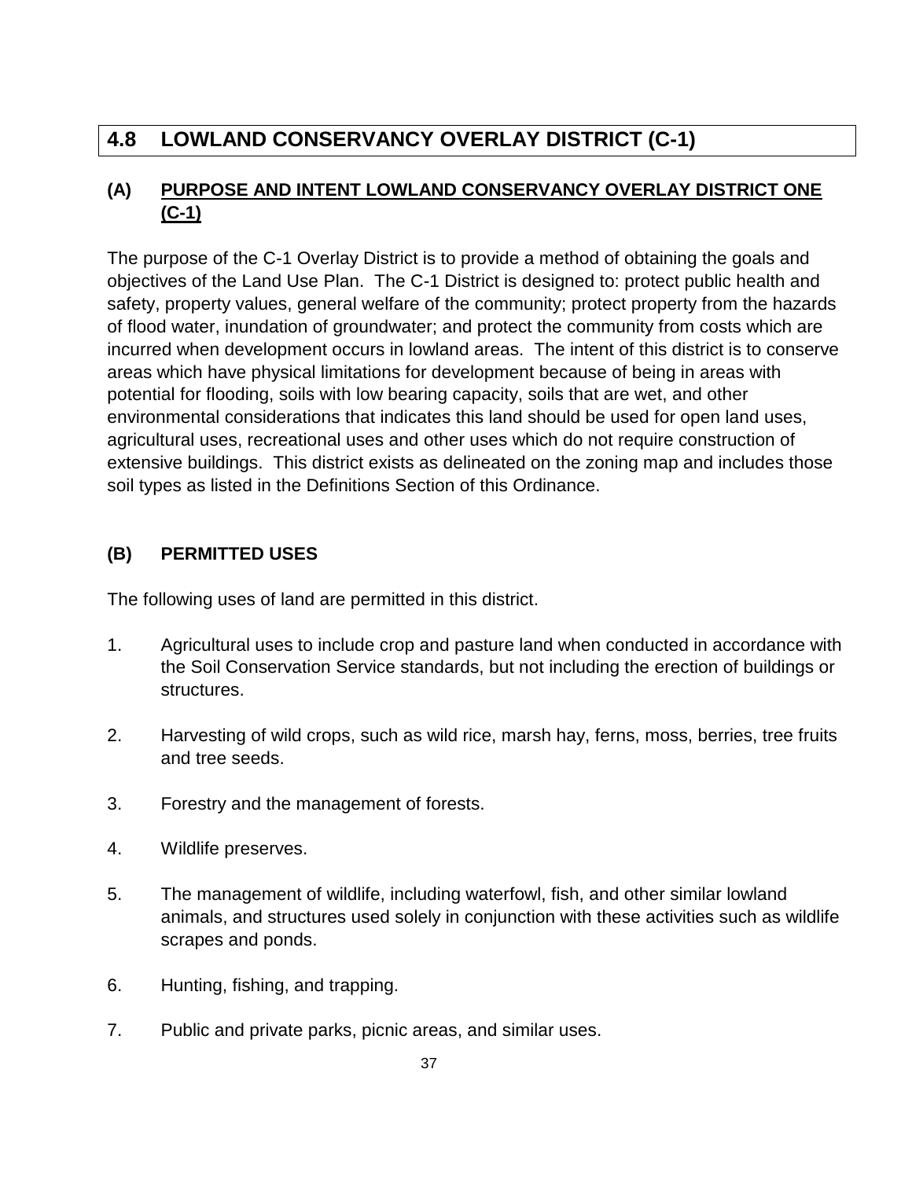## 4.8 LOWLAND CONSERVANCY OVERLAY DISTRICT (C-1)

### (A) PURPOSE AND INTENT LOWLAND CONSERVANCY OVERLAY DISTRICT ONE (C-1)

The purpose of the C-1 Overlay District is to provide a method of obtaining the goals and objectives of the Land Use Plan. The C-1 District is designed to: protect public health and safety, property values, general welfare of the community; protect property from the hazards of flood water, inundation of groundwater; and protect the community from costs which are incurred when development occurs in lowland areas. The intent of this district is to conserve areas which have physical limitations for development because of being in areas with potential for flooding, soils with low bearing capacity, soils that are wet, and other environmental considerations that indicates this land should be used for open land uses, agricultural uses, recreational uses and other uses which do not require construction of extensive buildings. This district exists as delineated on the zoning map and includes those soil types as listed in the Definitions Section of this Ordinance.

### (B) PERMITTED USES

The following uses of land are permitted in this district.

1. Agricultural uses to include crop and pasture land when conducted in accordance with the Soil Conservation Service standards, but not including the erection of buildings or structures.
2. Harvesting of wild crops, such as wild rice, marsh hay, ferns, moss, berries, tree fruits and tree seeds.
3. Forestry and the management of forests.
4. Wildlife preserves.
5. The management of wildlife, including waterfowl, fish, and other similar lowland animals, and structures used solely in conjunction with these activities such as wildlife scrapes and ponds.
6. Hunting, fishing, and trapping.
7. Public and private parks, picnic areas, and similar uses.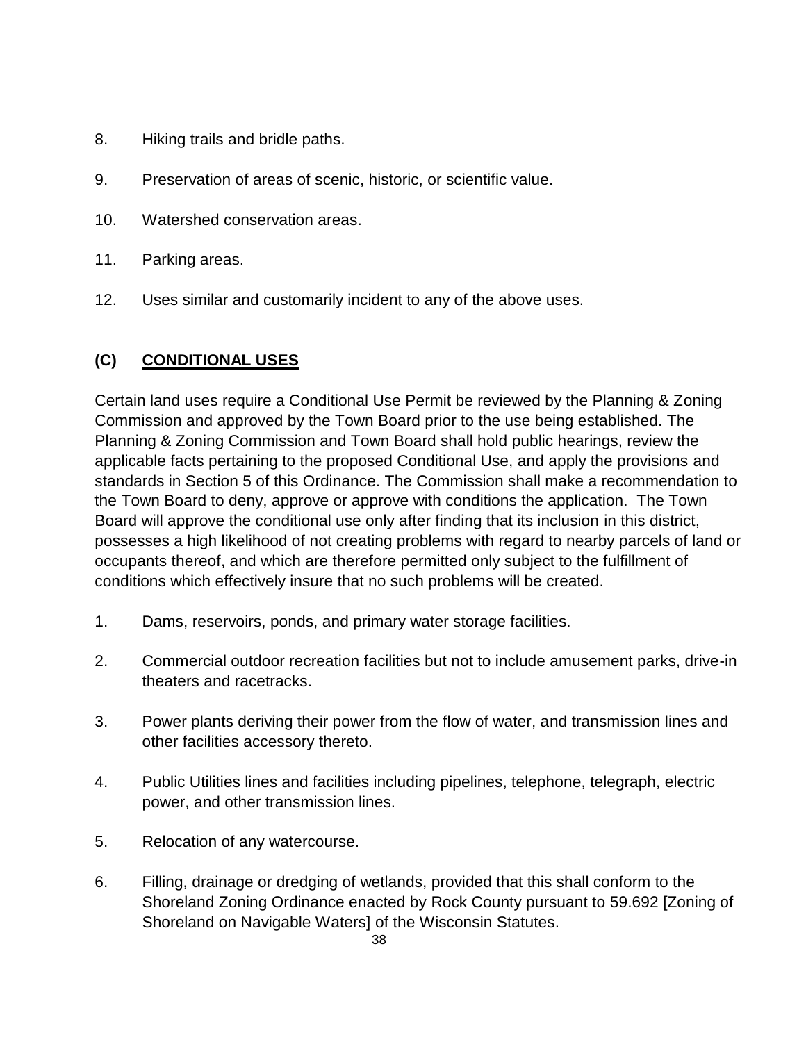8. Hiking trails and bridle paths.

9. Preservation of areas of scenic, historic, or scientific value.

10. Watershed conservation areas.

11. Parking areas.

12. Uses similar and customarily incident to any of the above uses.

### (C) CONDITIONAL USES

Certain land uses require a Conditional Use Permit be reviewed by the Planning & Zoning Commission and approved by the Town Board prior to the use being established. The Planning & Zoning Commission and Town Board shall hold public hearings, review the applicable facts pertaining to the proposed Conditional Use, and apply the provisions and standards in Section 5 of this Ordinance. The Commission shall make a recommendation to the Town Board to deny, approve or approve with conditions the application. The Town Board will approve the conditional use only after finding that its inclusion in this district, possesses a high likelihood of not creating problems with regard to nearby parcels of land or occupants thereof, and which are therefore permitted only subject to the fulfillment of conditions which effectively insure that no such problems will be created.

1. Dams, reservoirs, ponds, and primary water storage facilities.

2. Commercial outdoor recreation facilities but not to include amusement parks, drive-in theaters and racetracks.

3. Power plants deriving their power from the flow of water, and transmission lines and other facilities accessory thereto.

4. Public Utilities lines and facilities including pipelines, telephone, telegraph, electric power, and other transmission lines.

5. Relocation of any watercourse.

6. Filling, drainage or dredging of wetlands, provided that this shall conform to the Shoreland Zoning Ordinance enacted by Rock County pursuant to 59.692 [Zoning of Shoreland on Navigable Waters] of the Wisconsin Statutes.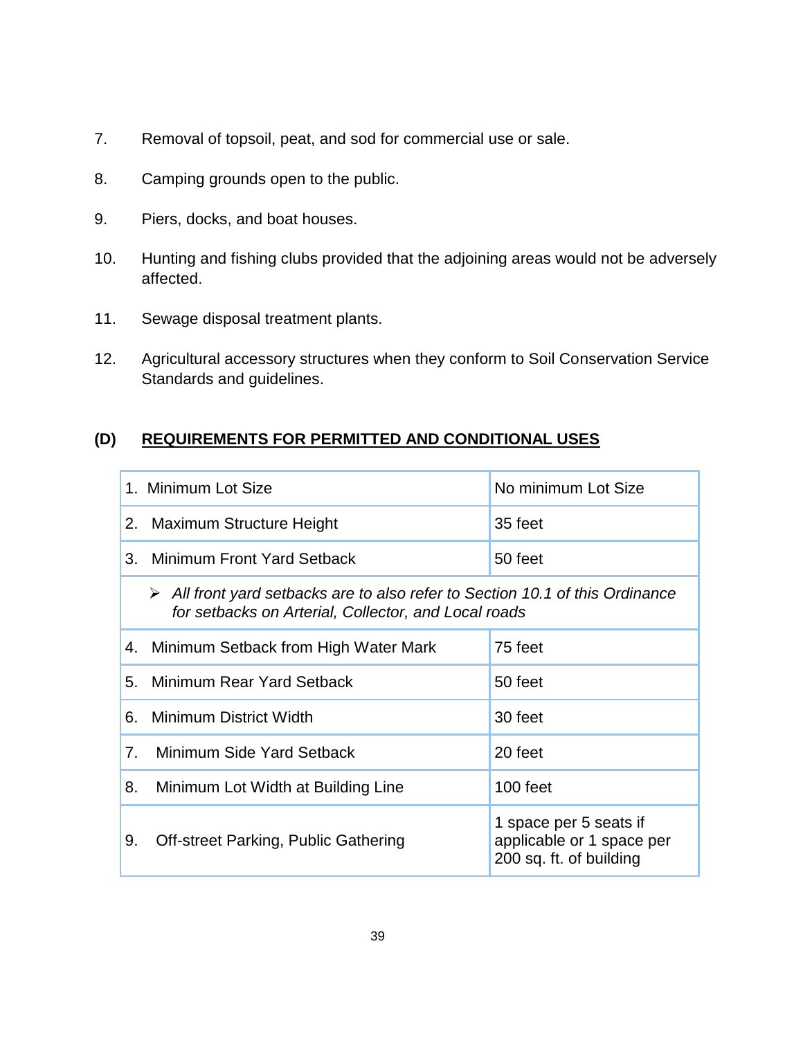7. Removal of topsoil, peat, and sod for commercial use or sale.

8. Camping grounds open to the public.

9. Piers, docks, and boat houses.

10. Hunting and fishing clubs provided that the adjoining areas would not be adversely affected.

11. Sewage disposal treatment plants.

12. Agricultural accessory structures when they conform to Soil Conservation Service Standards and guidelines.

## (D) REQUIREMENTS FOR PERMITTED AND CONDITIONAL USES

| | |
|---|---|
| 1. Minimum Lot Size | No minimum Lot Size |
| 2. Maximum Structure Height | 35 feet |
| 3. Minimum Front Yard Setback | 50 feet |
| ➢ *All front yard setbacks are to also refer to Section 10.1 of this Ordinance for setbacks on Arterial, Collector, and Local roads* | |
| 4. Minimum Setback from High Water Mark | 75 feet |
| 5. Minimum Rear Yard Setback | 50 feet |
| 6. Minimum District Width | 30 feet |
| 7. Minimum Side Yard Setback | 20 feet |
| 8. Minimum Lot Width at Building Line | 100 feet |
| 9. Off-street Parking, Public Gathering | 1 space per 5 seats if applicable or 1 space per 200 sq. ft. of building |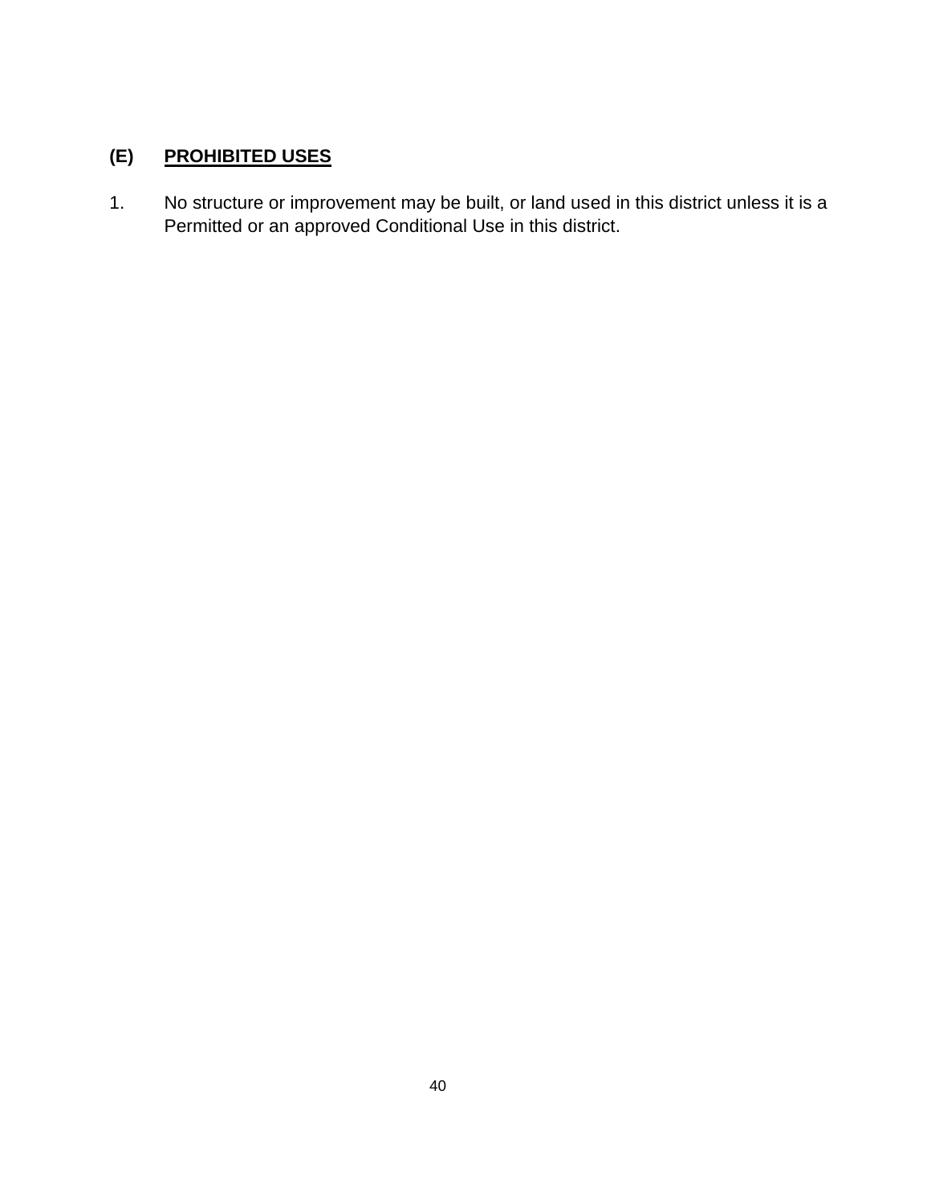### (E) <u>PROHIBITED USES</u>

1. No structure or improvement may be built, or land used in this district unless it is a Permitted or an approved Conditional Use in this district.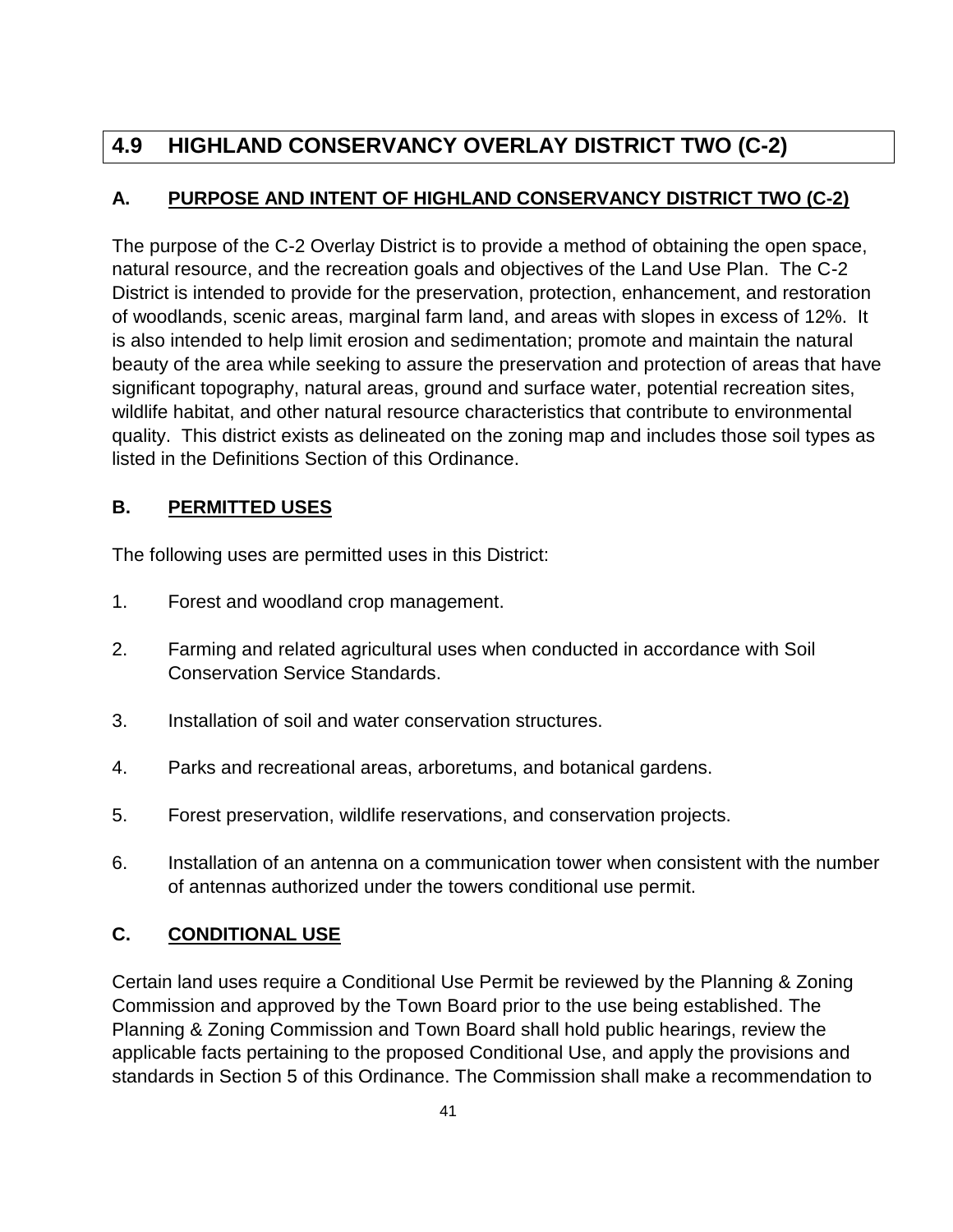## 4.9 HIGHLAND CONSERVANCY OVERLAY DISTRICT TWO (C-2)

### A. PURPOSE AND INTENT OF HIGHLAND CONSERVANCY DISTRICT TWO (C-2)

The purpose of the C-2 Overlay District is to provide a method of obtaining the open space, natural resource, and the recreation goals and objectives of the Land Use Plan. The C-2 District is intended to provide for the preservation, protection, enhancement, and restoration of woodlands, scenic areas, marginal farm land, and areas with slopes in excess of 12%. It is also intended to help limit erosion and sedimentation; promote and maintain the natural beauty of the area while seeking to assure the preservation and protection of areas that have significant topography, natural areas, ground and surface water, potential recreation sites, wildlife habitat, and other natural resource characteristics that contribute to environmental quality. This district exists as delineated on the zoning map and includes those soil types as listed in the Definitions Section of this Ordinance.

### B. PERMITTED USES

The following uses are permitted uses in this District:

1. Forest and woodland crop management.
2. Farming and related agricultural uses when conducted in accordance with Soil Conservation Service Standards.
3. Installation of soil and water conservation structures.
4. Parks and recreational areas, arboretums, and botanical gardens.
5. Forest preservation, wildlife reservations, and conservation projects.
6. Installation of an antenna on a communication tower when consistent with the number of antennas authorized under the towers conditional use permit.

### C. CONDITIONAL USE

Certain land uses require a Conditional Use Permit be reviewed by the Planning & Zoning Commission and approved by the Town Board prior to the use being established. The Planning & Zoning Commission and Town Board shall hold public hearings, review the applicable facts pertaining to the proposed Conditional Use, and apply the provisions and standards in Section 5 of this Ordinance. The Commission shall make a recommendation to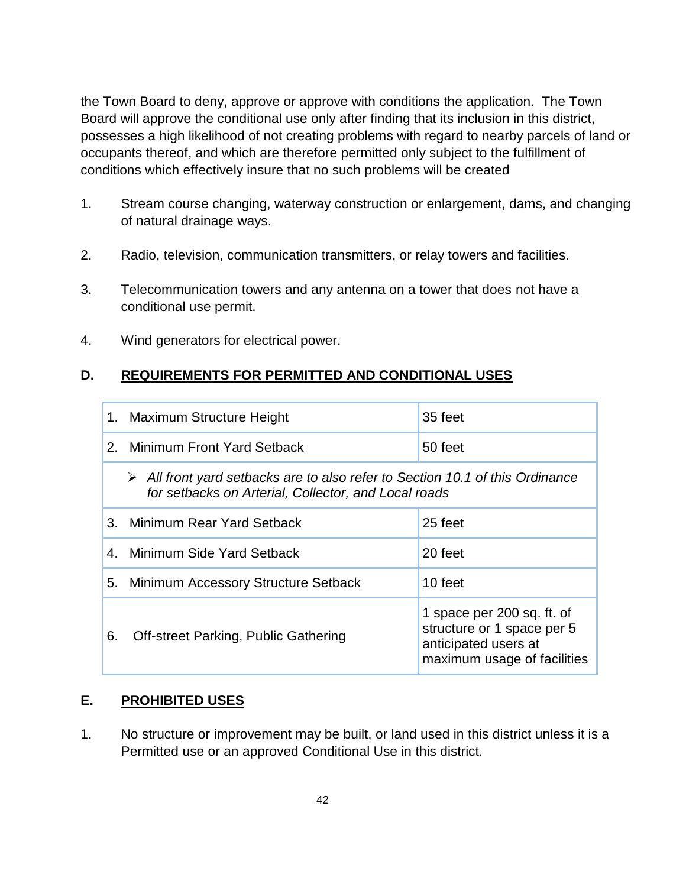the Town Board to deny, approve or approve with conditions the application. The Town Board will approve the conditional use only after finding that its inclusion in this district, possesses a high likelihood of not creating problems with regard to nearby parcels of land or occupants thereof, and which are therefore permitted only subject to the fulfillment of conditions which effectively insure that no such problems will be created

1. Stream course changing, waterway construction or enlargement, dams, and changing of natural drainage ways.

2. Radio, television, communication transmitters, or relay towers and facilities.

3. Telecommunication towers and any antenna on a tower that does not have a conditional use permit.

4. Wind generators for electrical power.

## D. REQUIREMENTS FOR PERMITTED AND CONDITIONAL USES

| Requirement | Standard |
|---|---|
| 1. Maximum Structure Height | 35 feet |
| 2. Minimum Front Yard Setback | 50 feet |
| ➢ *All front yard setbacks are to also refer to Section 10.1 of this Ordinance for setbacks on Arterial, Collector, and Local roads* | |
| 3. Minimum Rear Yard Setback | 25 feet |
| 4. Minimum Side Yard Setback | 20 feet |
| 5. Minimum Accessory Structure Setback | 10 feet |
| 6. Off-street Parking, Public Gathering | 1 space per 200 sq. ft. of structure or 1 space per 5 anticipated users at maximum usage of facilities |

## E. PROHIBITED USES

1. No structure or improvement may be built, or land used in this district unless it is a Permitted use or an approved Conditional Use in this district.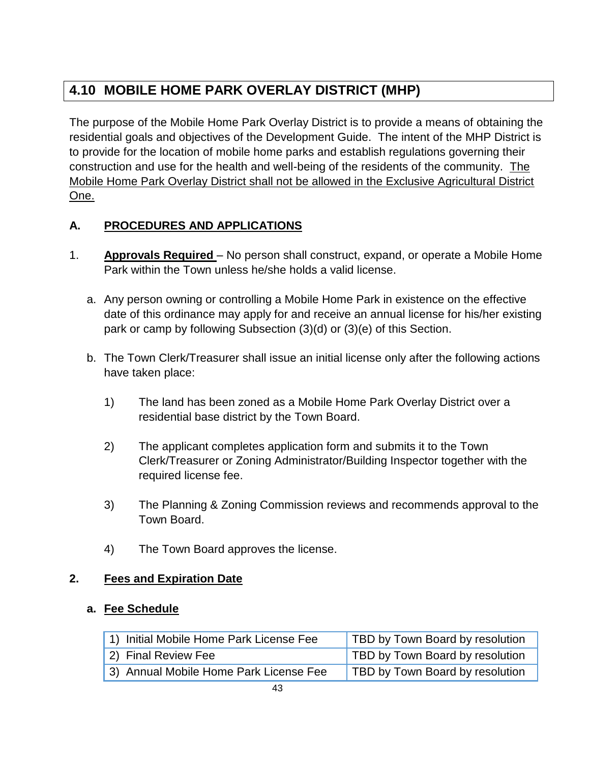## 4.10 MOBILE HOME PARK OVERLAY DISTRICT (MHP)

The purpose of the Mobile Home Park Overlay District is to provide a means of obtaining the residential goals and objectives of the Development Guide. The intent of the MHP District is to provide for the location of mobile home parks and establish regulations governing their construction and use for the health and well-being of the residents of the community. <u>The Mobile Home Park Overlay District shall not be allowed in the Exclusive Agricultural District One.</u>

### A. <u>PROCEDURES AND APPLICATIONS</u>

1. **<u>Approvals Required</u>** – No person shall construct, expand, or operate a Mobile Home Park within the Town unless he/she holds a valid license.

   a. Any person owning or controlling a Mobile Home Park in existence on the effective date of this ordinance may apply for and receive an annual license for his/her existing park or camp by following Subsection (3)(d) or (3)(e) of this Section.

   b. The Town Clerk/Treasurer shall issue an initial license only after the following actions have taken place:

      1) The land has been zoned as a Mobile Home Park Overlay District over a residential base district by the Town Board.

      2) The applicant completes application form and submits it to the Town Clerk/Treasurer or Zoning Administrator/Building Inspector together with the required license fee.

      3) The Planning & Zoning Commission reviews and recommends approval to the Town Board.

      4) The Town Board approves the license.

**2. <u>Fees and Expiration Date</u>**

**a. <u>Fee Schedule</u>**

| | |
|---|---|
| 1) Initial Mobile Home Park License Fee | TBD by Town Board by resolution |
| 2) Final Review Fee | TBD by Town Board by resolution |
| 3) Annual Mobile Home Park License Fee | TBD by Town Board by resolution |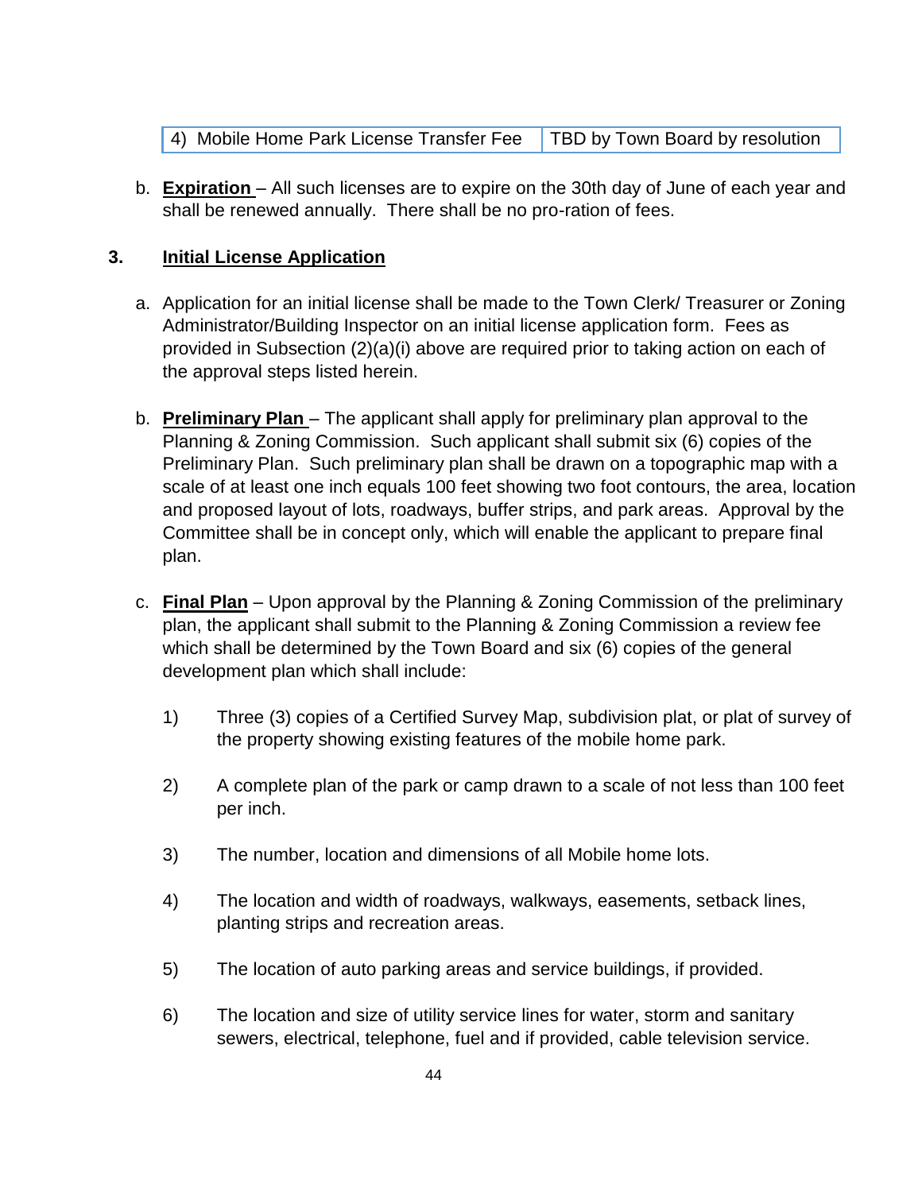| 4) Mobile Home Park License Transfer Fee | TBD by Town Board by resolution |
|---|---|

b. **Expiration** – All such licenses are to expire on the 30th day of June of each year and shall be renewed annually. There shall be no pro-ration of fees.

**3. Initial License Application**

a. Application for an initial license shall be made to the Town Clerk/ Treasurer or Zoning Administrator/Building Inspector on an initial license application form. Fees as provided in Subsection (2)(a)(i) above are required prior to taking action on each of the approval steps listed herein.

b. **Preliminary Plan** – The applicant shall apply for preliminary plan approval to the Planning & Zoning Commission. Such applicant shall submit six (6) copies of the Preliminary Plan. Such preliminary plan shall be drawn on a topographic map with a scale of at least one inch equals 100 feet showing two foot contours, the area, location and proposed layout of lots, roadways, buffer strips, and park areas. Approval by the Committee shall be in concept only, which will enable the applicant to prepare final plan.

c. **Final Plan** – Upon approval by the Planning & Zoning Commission of the preliminary plan, the applicant shall submit to the Planning & Zoning Commission a review fee which shall be determined by the Town Board and six (6) copies of the general development plan which shall include:

1) Three (3) copies of a Certified Survey Map, subdivision plat, or plat of survey of the property showing existing features of the mobile home park.

2) A complete plan of the park or camp drawn to a scale of not less than 100 feet per inch.

3) The number, location and dimensions of all Mobile home lots.

4) The location and width of roadways, walkways, easements, setback lines, planting strips and recreation areas.

5) The location of auto parking areas and service buildings, if provided.

6) The location and size of utility service lines for water, storm and sanitary sewers, electrical, telephone, fuel and if provided, cable television service.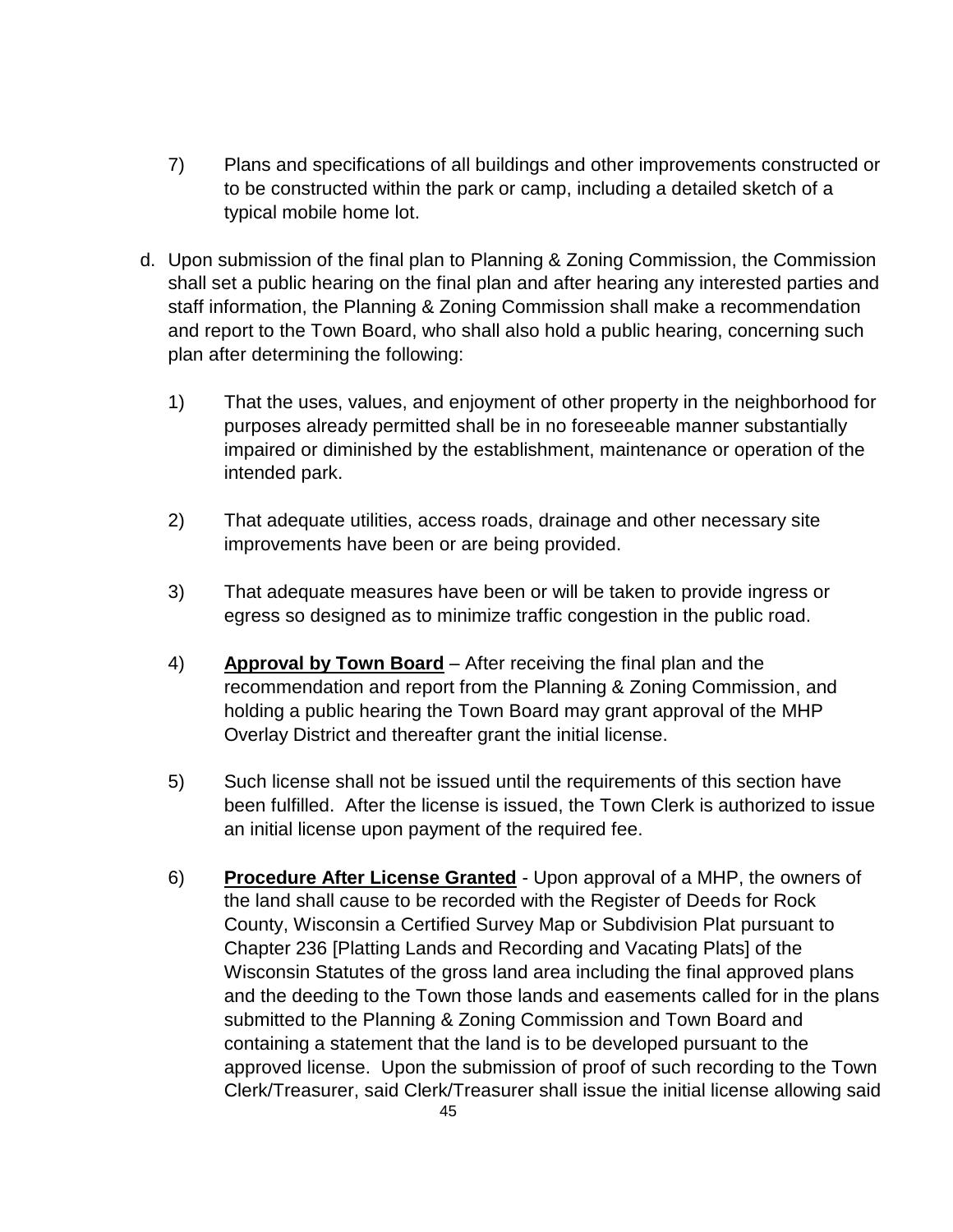7) Plans and specifications of all buildings and other improvements constructed or to be constructed within the park or camp, including a detailed sketch of a typical mobile home lot.

d. Upon submission of the final plan to Planning & Zoning Commission, the Commission shall set a public hearing on the final plan and after hearing any interested parties and staff information, the Planning & Zoning Commission shall make a recommendation and report to the Town Board, who shall also hold a public hearing, concerning such plan after determining the following:

   1) That the uses, values, and enjoyment of other property in the neighborhood for purposes already permitted shall be in no foreseeable manner substantially impaired or diminished by the establishment, maintenance or operation of the intended park.

   2) That adequate utilities, access roads, drainage and other necessary site improvements have been or are being provided.

   3) That adequate measures have been or will be taken to provide ingress or egress so designed as to minimize traffic congestion in the public road.

   4) **<u>Approval by Town Board</u>** – After receiving the final plan and the recommendation and report from the Planning & Zoning Commission, and holding a public hearing the Town Board may grant approval of the MHP Overlay District and thereafter grant the initial license.

   5) Such license shall not be issued until the requirements of this section have been fulfilled. After the license is issued, the Town Clerk is authorized to issue an initial license upon payment of the required fee.

   6) **<u>Procedure After License Granted</u>** - Upon approval of a MHP, the owners of the land shall cause to be recorded with the Register of Deeds for Rock County, Wisconsin a Certified Survey Map or Subdivision Plat pursuant to Chapter 236 [Platting Lands and Recording and Vacating Plats] of the Wisconsin Statutes of the gross land area including the final approved plans and the deeding to the Town those lands and easements called for in the plans submitted to the Planning & Zoning Commission and Town Board and containing a statement that the land is to be developed pursuant to the approved license. Upon the submission of proof of such recording to the Town Clerk/Treasurer, said Clerk/Treasurer shall issue the initial license allowing said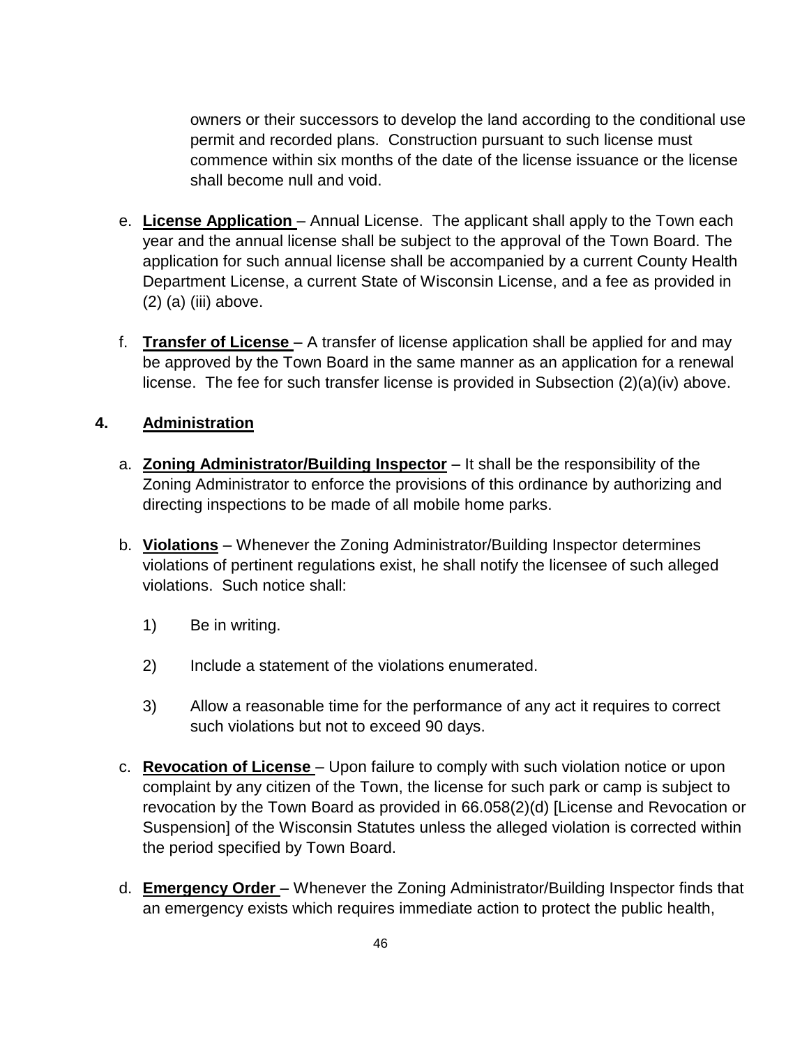owners or their successors to develop the land according to the conditional use permit and recorded plans. Construction pursuant to such license must commence within six months of the date of the license issuance or the license shall become null and void.

e. **License Application** – Annual License. The applicant shall apply to the Town each year and the annual license shall be subject to the approval of the Town Board. The application for such annual license shall be accompanied by a current County Health Department License, a current State of Wisconsin License, and a fee as provided in (2) (a) (iii) above.

f. **Transfer of License** – A transfer of license application shall be applied for and may be approved by the Town Board in the same manner as an application for a renewal license. The fee for such transfer license is provided in Subsection (2)(a)(iv) above.

## 4. Administration

a. **Zoning Administrator/Building Inspector** – It shall be the responsibility of the Zoning Administrator to enforce the provisions of this ordinance by authorizing and directing inspections to be made of all mobile home parks.

b. **Violations** – Whenever the Zoning Administrator/Building Inspector determines violations of pertinent regulations exist, he shall notify the licensee of such alleged violations. Such notice shall:

1) Be in writing.

2) Include a statement of the violations enumerated.

3) Allow a reasonable time for the performance of any act it requires to correct such violations but not to exceed 90 days.

c. **Revocation of License** – Upon failure to comply with such violation notice or upon complaint by any citizen of the Town, the license for such park or camp is subject to revocation by the Town Board as provided in 66.058(2)(d) [License and Revocation or Suspension] of the Wisconsin Statutes unless the alleged violation is corrected within the period specified by Town Board.

d. **Emergency Order** – Whenever the Zoning Administrator/Building Inspector finds that an emergency exists which requires immediate action to protect the public health,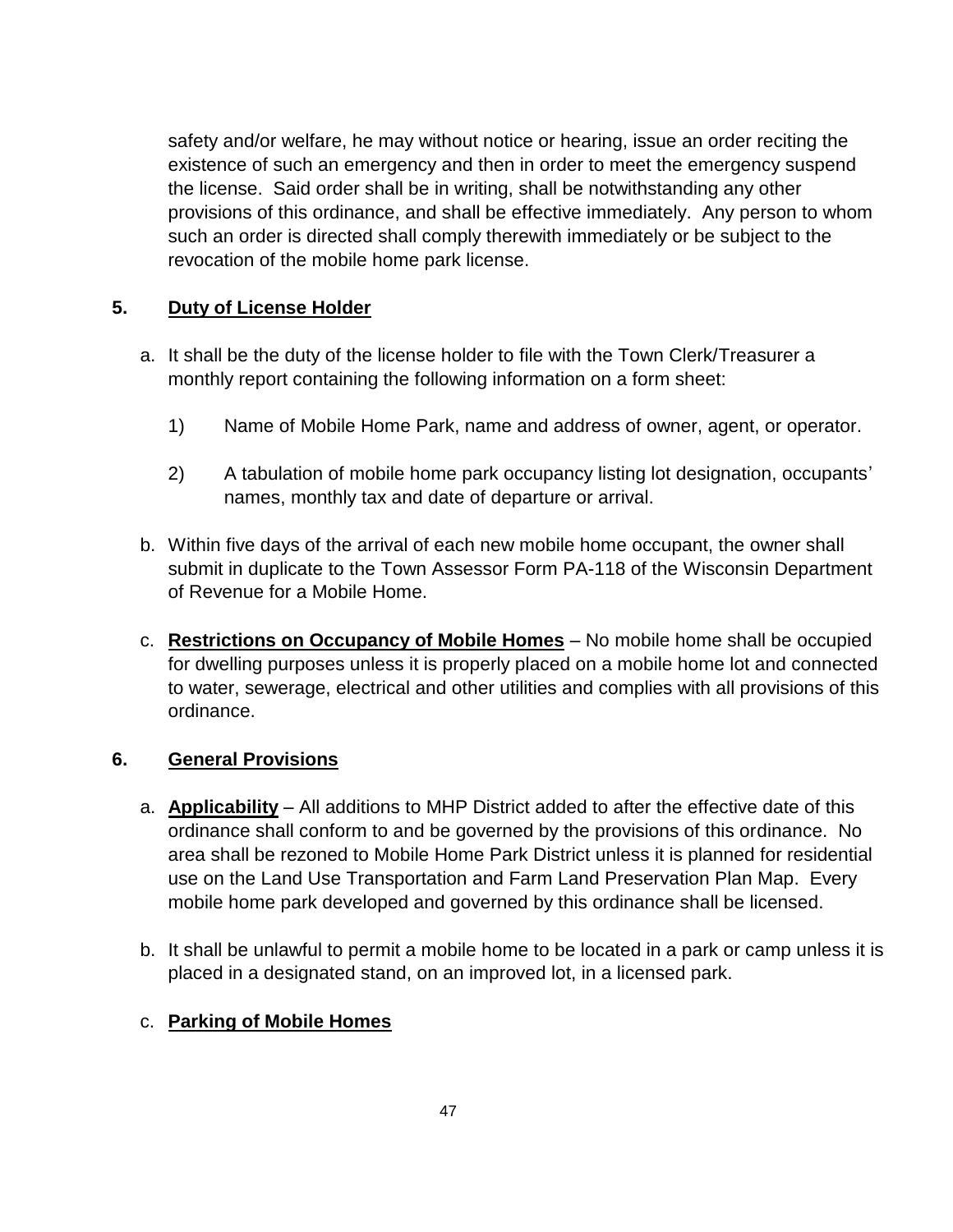safety and/or welfare, he may without notice or hearing, issue an order reciting the existence of such an emergency and then in order to meet the emergency suspend the license. Said order shall be in writing, shall be notwithstanding any other provisions of this ordinance, and shall be effective immediately. Any person to whom such an order is directed shall comply therewith immediately or be subject to the revocation of the mobile home park license.

**5. Duty of License Holder**

a. It shall be the duty of the license holder to file with the Town Clerk/Treasurer a monthly report containing the following information on a form sheet:

   1) Name of Mobile Home Park, name and address of owner, agent, or operator.

   2) A tabulation of mobile home park occupancy listing lot designation, occupants' names, monthly tax and date of departure or arrival.

b. Within five days of the arrival of each new mobile home occupant, the owner shall submit in duplicate to the Town Assessor Form PA-118 of the Wisconsin Department of Revenue for a Mobile Home.

c. **Restrictions on Occupancy of Mobile Homes** – No mobile home shall be occupied for dwelling purposes unless it is properly placed on a mobile home lot and connected to water, sewerage, electrical and other utilities and complies with all provisions of this ordinance.

**6. General Provisions**

a. **Applicability** – All additions to MHP District added to after the effective date of this ordinance shall conform to and be governed by the provisions of this ordinance. No area shall be rezoned to Mobile Home Park District unless it is planned for residential use on the Land Use Transportation and Farm Land Preservation Plan Map. Every mobile home park developed and governed by this ordinance shall be licensed.

b. It shall be unlawful to permit a mobile home to be located in a park or camp unless it is placed in a designated stand, on an improved lot, in a licensed park.

c. **Parking of Mobile Homes**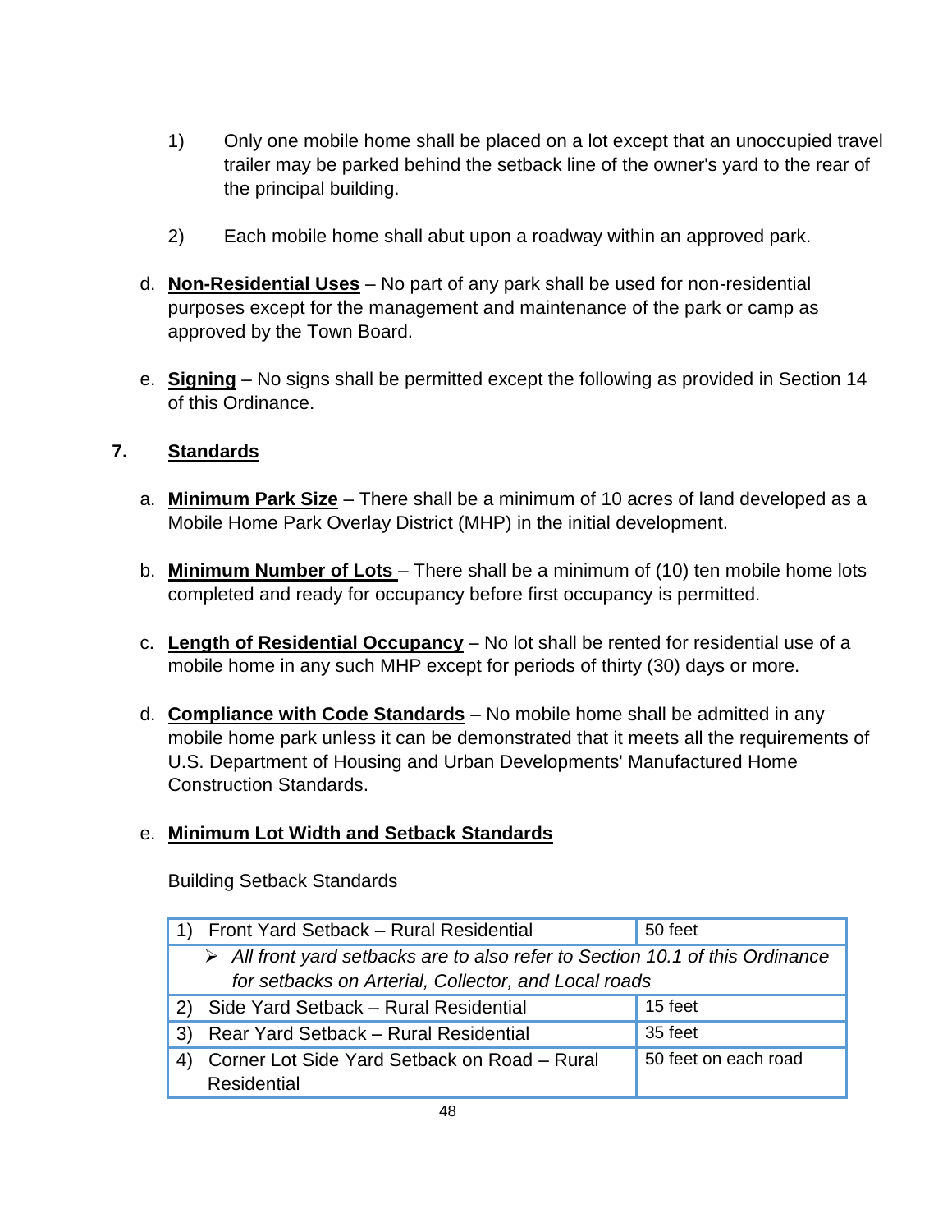1) Only one mobile home shall be placed on a lot except that an unoccupied travel trailer may be parked behind the setback line of the owner's yard to the rear of the principal building.

2) Each mobile home shall abut upon a roadway within an approved park.

d. **Non-Residential Uses** – No part of any park shall be used for non-residential purposes except for the management and maintenance of the park or camp as approved by the Town Board.

e. **Signing** – No signs shall be permitted except the following as provided in Section 14 of this Ordinance.

## 7. Standards

a. **Minimum Park Size** – There shall be a minimum of 10 acres of land developed as a Mobile Home Park Overlay District (MHP) in the initial development.

b. **Minimum Number of Lots** – There shall be a minimum of (10) ten mobile home lots completed and ready for occupancy before first occupancy is permitted.

c. **Length of Residential Occupancy** – No lot shall be rented for residential use of a mobile home in any such MHP except for periods of thirty (30) days or more.

d. **Compliance with Code Standards** – No mobile home shall be admitted in any mobile home park unless it can be demonstrated that it meets all the requirements of U.S. Department of Housing and Urban Developments' Manufactured Home Construction Standards.

e. **Minimum Lot Width and Setback Standards**

Building Setback Standards

| | |
|---|---|
| 1) Front Yard Setback – Rural Residential | 50 feet |
| ➢ *All front yard setbacks are to also refer to Section 10.1 of this Ordinance for setbacks on Arterial, Collector, and Local roads* | |
| 2) Side Yard Setback – Rural Residential | 15 feet |
| 3) Rear Yard Setback – Rural Residential | 35 feet |
| 4) Corner Lot Side Yard Setback on Road – Rural Residential | 50 feet on each road |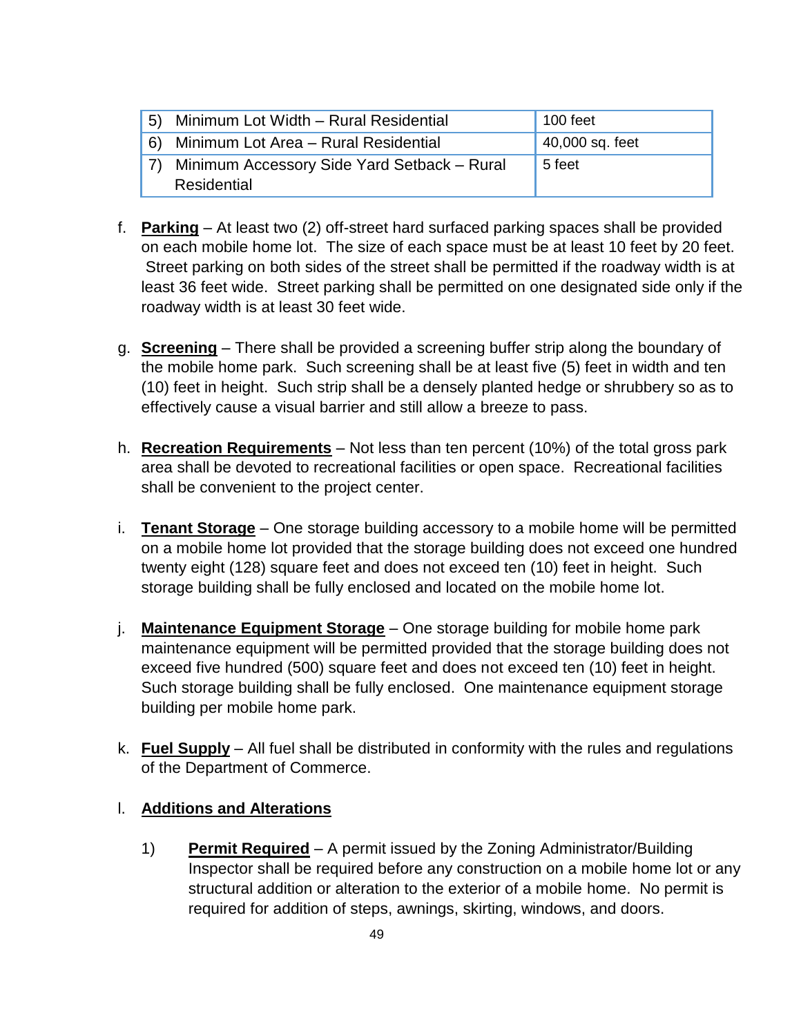| | |
|---|---|
| 5) Minimum Lot Width – Rural Residential | 100 feet |
| 6) Minimum Lot Area – Rural Residential | 40,000 sq. feet |
| 7) Minimum Accessory Side Yard Setback – Rural Residential | 5 feet |

f. **Parking** – At least two (2) off-street hard surfaced parking spaces shall be provided on each mobile home lot. The size of each space must be at least 10 feet by 20 feet. Street parking on both sides of the street shall be permitted if the roadway width is at least 36 feet wide. Street parking shall be permitted on one designated side only if the roadway width is at least 30 feet wide.

g. **Screening** – There shall be provided a screening buffer strip along the boundary of the mobile home park. Such screening shall be at least five (5) feet in width and ten (10) feet in height. Such strip shall be a densely planted hedge or shrubbery so as to effectively cause a visual barrier and still allow a breeze to pass.

h. **Recreation Requirements** – Not less than ten percent (10%) of the total gross park area shall be devoted to recreational facilities or open space. Recreational facilities shall be convenient to the project center.

i. **Tenant Storage** – One storage building accessory to a mobile home will be permitted on a mobile home lot provided that the storage building does not exceed one hundred twenty eight (128) square feet and does not exceed ten (10) feet in height. Such storage building shall be fully enclosed and located on the mobile home lot.

j. **Maintenance Equipment Storage** – One storage building for mobile home park maintenance equipment will be permitted provided that the storage building does not exceed five hundred (500) square feet and does not exceed ten (10) feet in height. Such storage building shall be fully enclosed. One maintenance equipment storage building per mobile home park.

k. **Fuel Supply** – All fuel shall be distributed in conformity with the rules and regulations of the Department of Commerce.

l. **Additions and Alterations**

1) **Permit Required** – A permit issued by the Zoning Administrator/Building Inspector shall be required before any construction on a mobile home lot or any structural addition or alteration to the exterior of a mobile home. No permit is required for addition of steps, awnings, skirting, windows, and doors.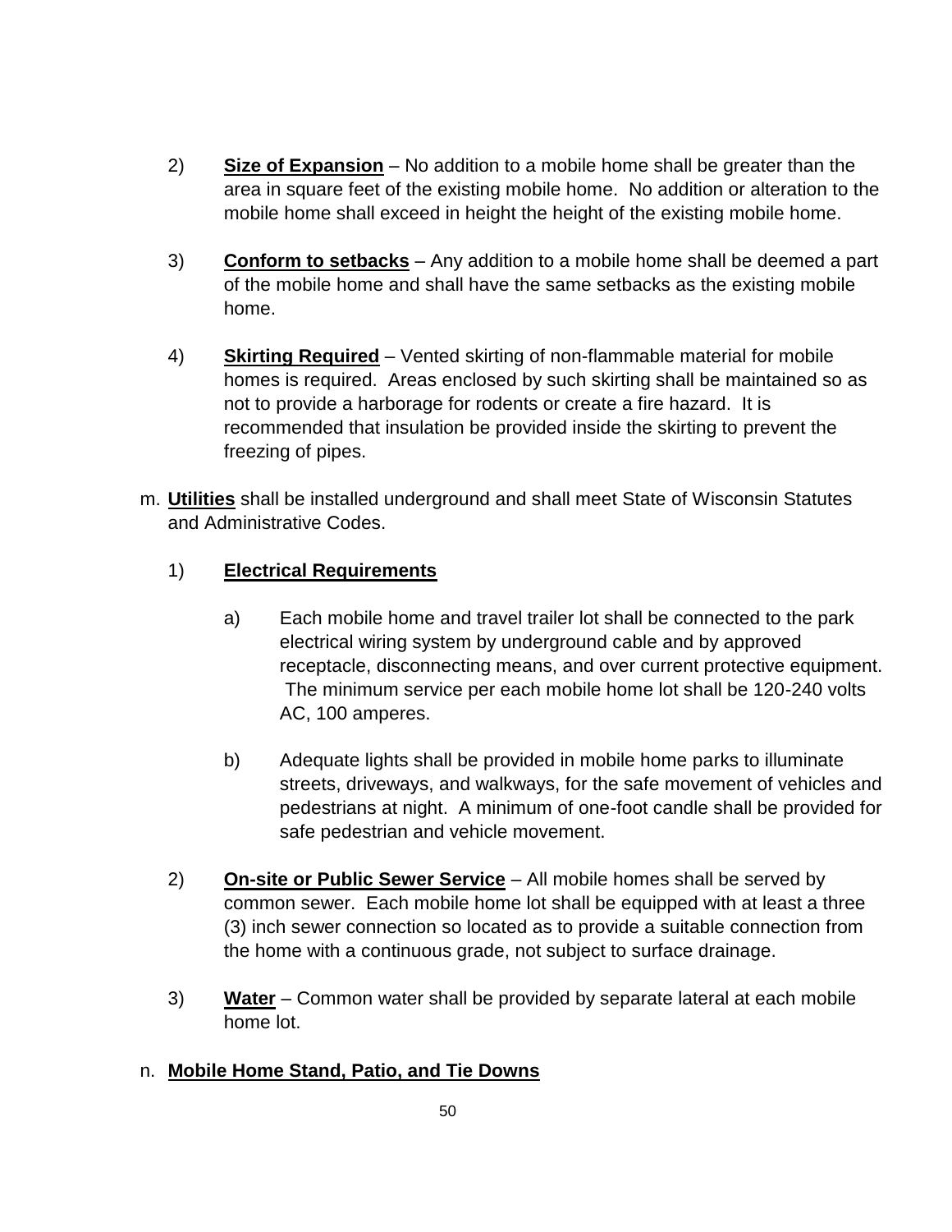2) **Size of Expansion** – No addition to a mobile home shall be greater than the area in square feet of the existing mobile home. No addition or alteration to the mobile home shall exceed in height the height of the existing mobile home.

3) **Conform to setbacks** – Any addition to a mobile home shall be deemed a part of the mobile home and shall have the same setbacks as the existing mobile home.

4) **Skirting Required** – Vented skirting of non-flammable material for mobile homes is required. Areas enclosed by such skirting shall be maintained so as not to provide a harborage for rodents or create a fire hazard. It is recommended that insulation be provided inside the skirting to prevent the freezing of pipes.

m. **Utilities** shall be installed underground and shall meet State of Wisconsin Statutes and Administrative Codes.

1) **Electrical Requirements**

a) Each mobile home and travel trailer lot shall be connected to the park electrical wiring system by underground cable and by approved receptacle, disconnecting means, and over current protective equipment. The minimum service per each mobile home lot shall be 120-240 volts AC, 100 amperes.

b) Adequate lights shall be provided in mobile home parks to illuminate streets, driveways, and walkways, for the safe movement of vehicles and pedestrians at night. A minimum of one-foot candle shall be provided for safe pedestrian and vehicle movement.

2) **On-site or Public Sewer Service** – All mobile homes shall be served by common sewer. Each mobile home lot shall be equipped with at least a three (3) inch sewer connection so located as to provide a suitable connection from the home with a continuous grade, not subject to surface drainage.

3) **Water** – Common water shall be provided by separate lateral at each mobile home lot.

n. **Mobile Home Stand, Patio, and Tie Downs**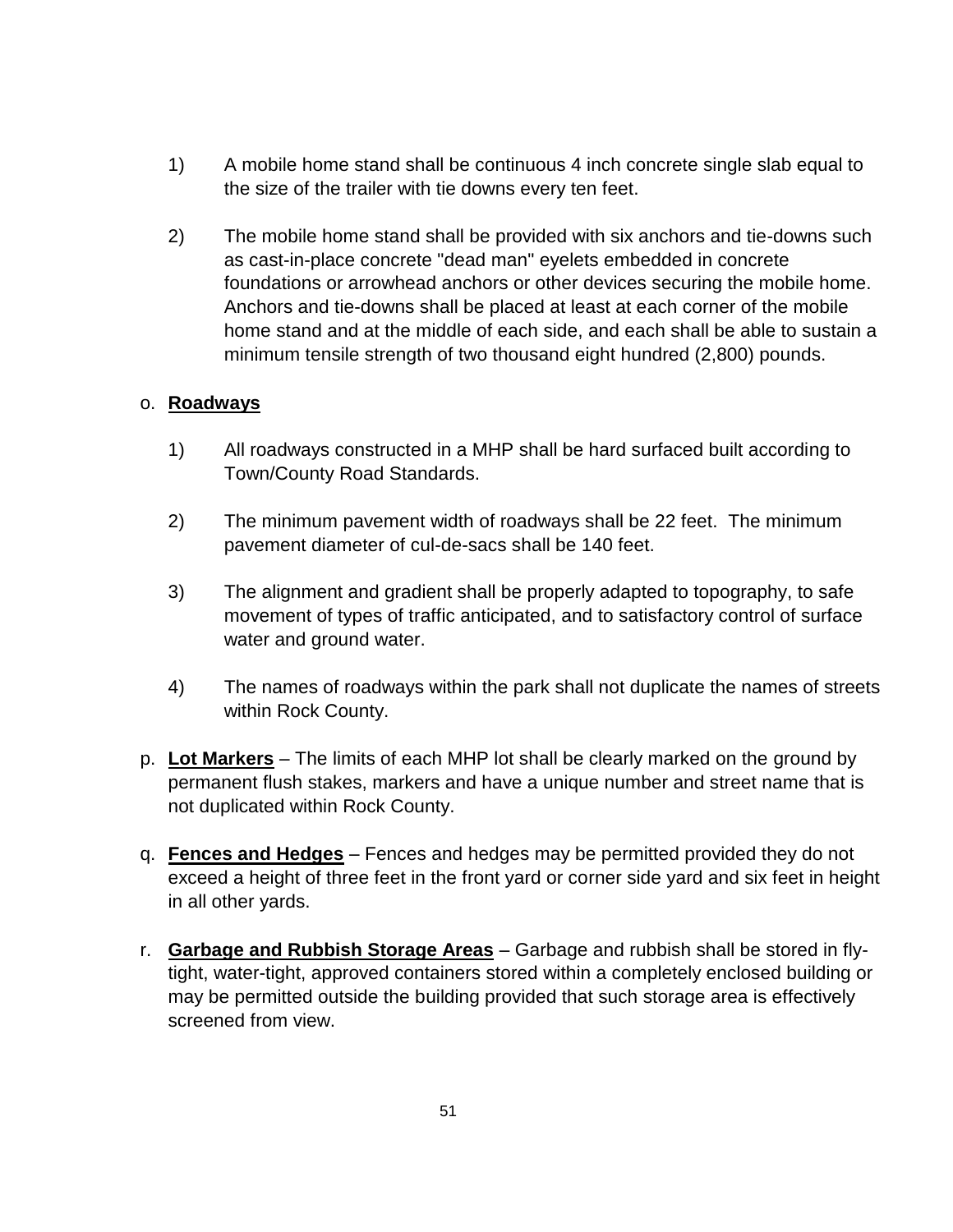1) A mobile home stand shall be continuous 4 inch concrete single slab equal to the size of the trailer with tie downs every ten feet.

2) The mobile home stand shall be provided with six anchors and tie-downs such as cast-in-place concrete "dead man" eyelets embedded in concrete foundations or arrowhead anchors or other devices securing the mobile home. Anchors and tie-downs shall be placed at least at each corner of the mobile home stand and at the middle of each side, and each shall be able to sustain a minimum tensile strength of two thousand eight hundred (2,800) pounds.

o. **Roadways**

1) All roadways constructed in a MHP shall be hard surfaced built according to Town/County Road Standards.

2) The minimum pavement width of roadways shall be 22 feet. The minimum pavement diameter of cul-de-sacs shall be 140 feet.

3) The alignment and gradient shall be properly adapted to topography, to safe movement of types of traffic anticipated, and to satisfactory control of surface water and ground water.

4) The names of roadways within the park shall not duplicate the names of streets within Rock County.

p. **Lot Markers** – The limits of each MHP lot shall be clearly marked on the ground by permanent flush stakes, markers and have a unique number and street name that is not duplicated within Rock County.

q. **Fences and Hedges** – Fences and hedges may be permitted provided they do not exceed a height of three feet in the front yard or corner side yard and six feet in height in all other yards.

r. **Garbage and Rubbish Storage Areas** – Garbage and rubbish shall be stored in fly-tight, water-tight, approved containers stored within a completely enclosed building or may be permitted outside the building provided that such storage area is effectively screened from view.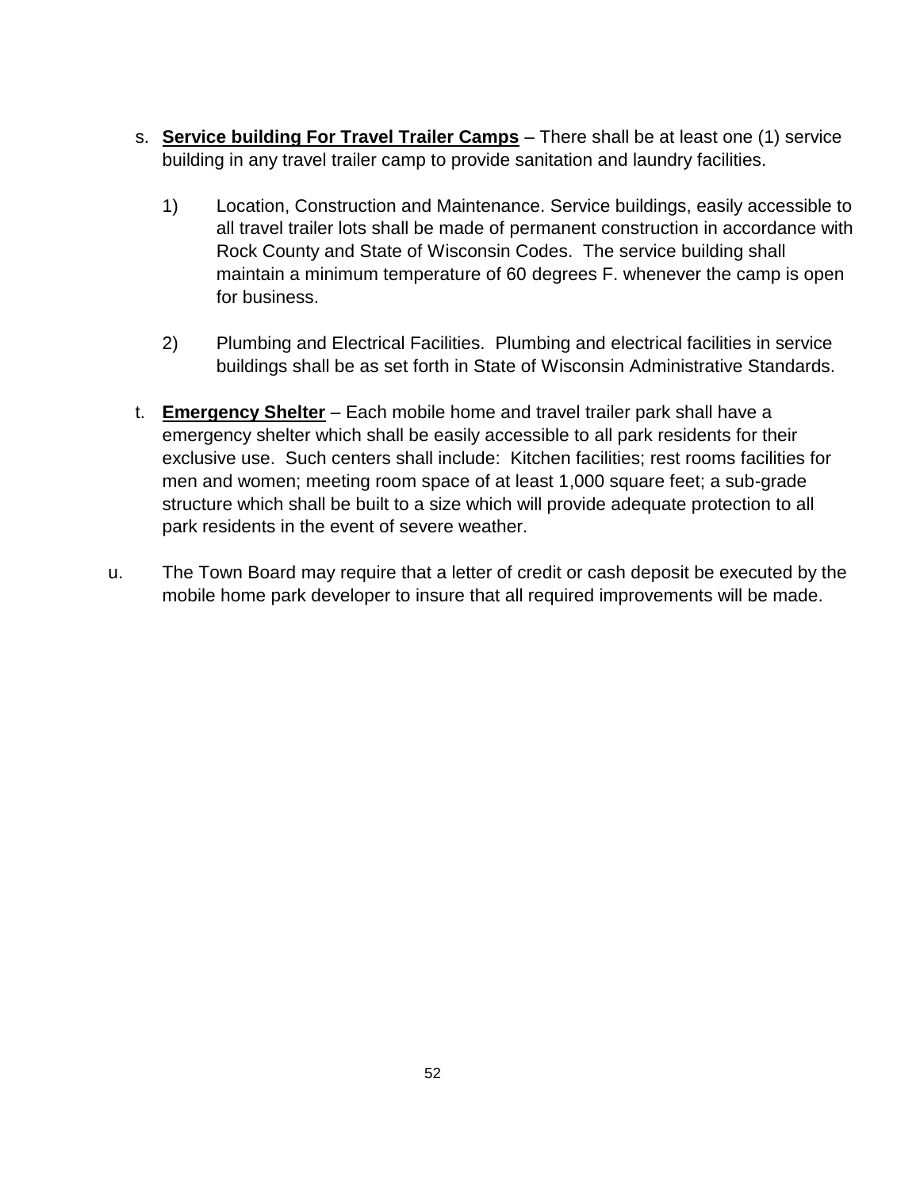s. **<u>Service building For Travel Trailer Camps</u>** – There shall be at least one (1) service building in any travel trailer camp to provide sanitation and laundry facilities.

   1) Location, Construction and Maintenance. Service buildings, easily accessible to all travel trailer lots shall be made of permanent construction in accordance with Rock County and State of Wisconsin Codes. The service building shall maintain a minimum temperature of 60 degrees F. whenever the camp is open for business.

   2) Plumbing and Electrical Facilities. Plumbing and electrical facilities in service buildings shall be as set forth in State of Wisconsin Administrative Standards.

t. **<u>Emergency Shelter</u>** – Each mobile home and travel trailer park shall have a emergency shelter which shall be easily accessible to all park residents for their exclusive use. Such centers shall include: Kitchen facilities; rest rooms facilities for men and women; meeting room space of at least 1,000 square feet; a sub-grade structure which shall be built to a size which will provide adequate protection to all park residents in the event of severe weather.

u. The Town Board may require that a letter of credit or cash deposit be executed by the mobile home park developer to insure that all required improvements will be made.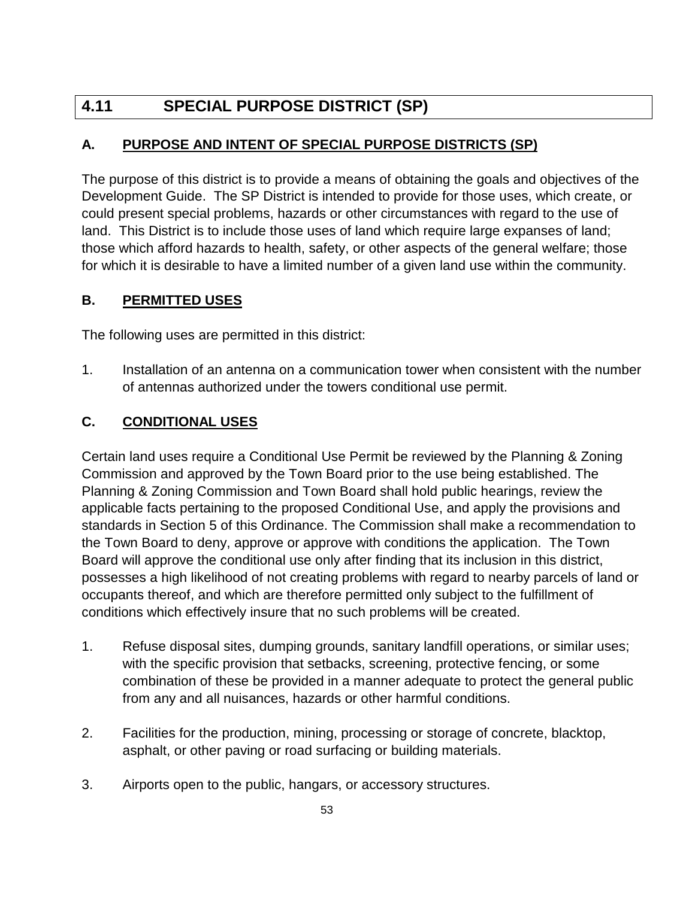# 4.11 SPECIAL PURPOSE DISTRICT (SP)

## A. PURPOSE AND INTENT OF SPECIAL PURPOSE DISTRICTS (SP)

The purpose of this district is to provide a means of obtaining the goals and objectives of the Development Guide. The SP District is intended to provide for those uses, which create, or could present special problems, hazards or other circumstances with regard to the use of land. This District is to include those uses of land which require large expanses of land; those which afford hazards to health, safety, or other aspects of the general welfare; those for which it is desirable to have a limited number of a given land use within the community.

## B. PERMITTED USES

The following uses are permitted in this district:

1. Installation of an antenna on a communication tower when consistent with the number of antennas authorized under the towers conditional use permit.

## C. CONDITIONAL USES

Certain land uses require a Conditional Use Permit be reviewed by the Planning & Zoning Commission and approved by the Town Board prior to the use being established. The Planning & Zoning Commission and Town Board shall hold public hearings, review the applicable facts pertaining to the proposed Conditional Use, and apply the provisions and standards in Section 5 of this Ordinance. The Commission shall make a recommendation to the Town Board to deny, approve or approve with conditions the application. The Town Board will approve the conditional use only after finding that its inclusion in this district, possesses a high likelihood of not creating problems with regard to nearby parcels of land or occupants thereof, and which are therefore permitted only subject to the fulfillment of conditions which effectively insure that no such problems will be created.

1. Refuse disposal sites, dumping grounds, sanitary landfill operations, or similar uses; with the specific provision that setbacks, screening, protective fencing, or some combination of these be provided in a manner adequate to protect the general public from any and all nuisances, hazards or other harmful conditions.

2. Facilities for the production, mining, processing or storage of concrete, blacktop, asphalt, or other paving or road surfacing or building materials.

3. Airports open to the public, hangars, or accessory structures.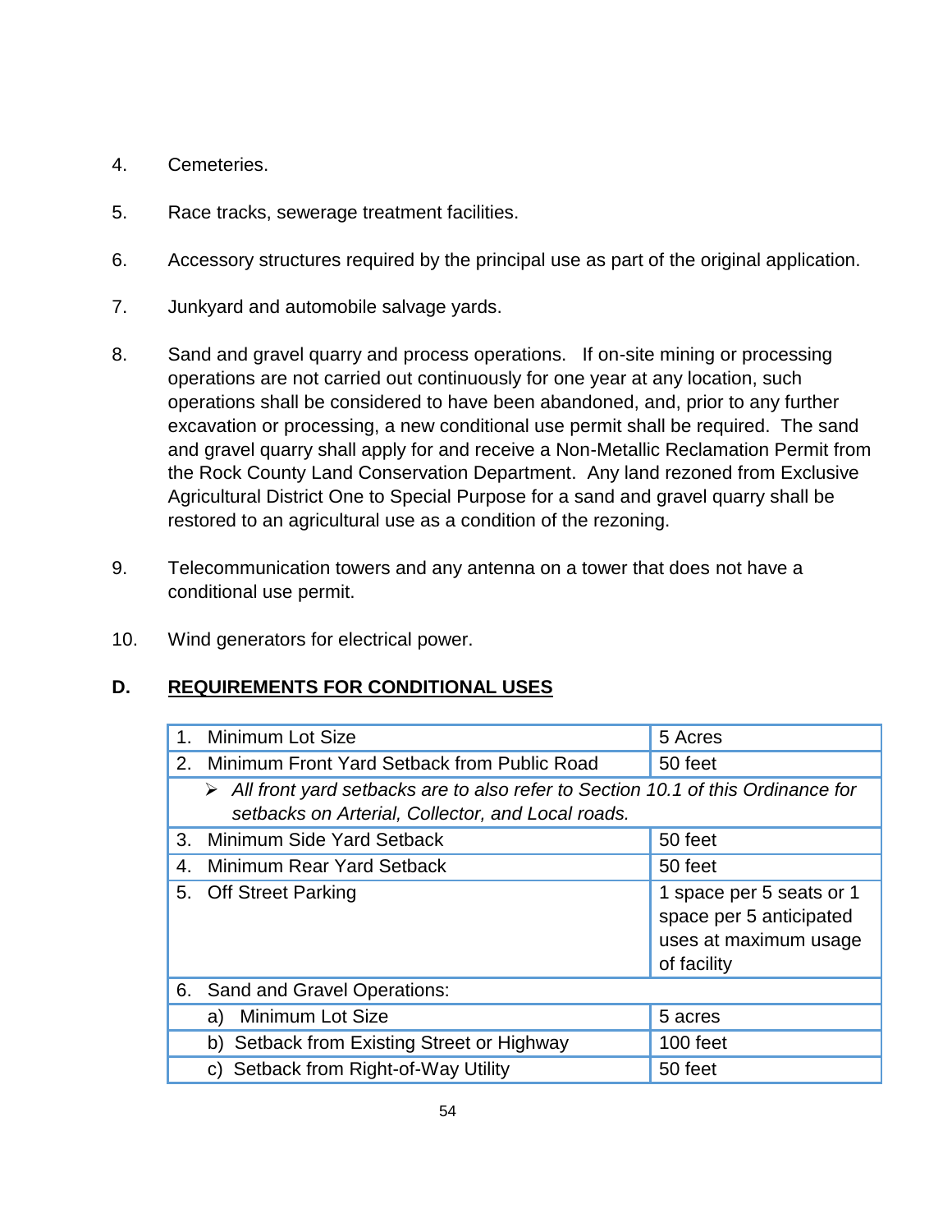4. Cemeteries.

5. Race tracks, sewerage treatment facilities.

6. Accessory structures required by the principal use as part of the original application.

7. Junkyard and automobile salvage yards.

8. Sand and gravel quarry and process operations. If on-site mining or processing operations are not carried out continuously for one year at any location, such operations shall be considered to have been abandoned, and, prior to any further excavation or processing, a new conditional use permit shall be required. The sand and gravel quarry shall apply for and receive a Non-Metallic Reclamation Permit from the Rock County Land Conservation Department. Any land rezoned from Exclusive Agricultural District One to Special Purpose for a sand and gravel quarry shall be restored to an agricultural use as a condition of the rezoning.

9. Telecommunication towers and any antenna on a tower that does not have a conditional use permit.

10. Wind generators for electrical power.

**D. <u>REQUIREMENTS FOR CONDITIONAL USES</u>**

| | |
|---|---|
| 1. Minimum Lot Size | 5 Acres |
| 2. Minimum Front Yard Setback from Public Road | 50 feet |
| ➢ *All front yard setbacks are to also refer to Section 10.1 of this Ordinance for setbacks on Arterial, Collector, and Local roads.* | |
| 3. Minimum Side Yard Setback | 50 feet |
| 4. Minimum Rear Yard Setback | 50 feet |
| 5. Off Street Parking | 1 space per 5 seats or 1 space per 5 anticipated uses at maximum usage of facility |
| 6. Sand and Gravel Operations: | |
| a) Minimum Lot Size | 5 acres |
| b) Setback from Existing Street or Highway | 100 feet |
| c) Setback from Right-of-Way Utility | 50 feet |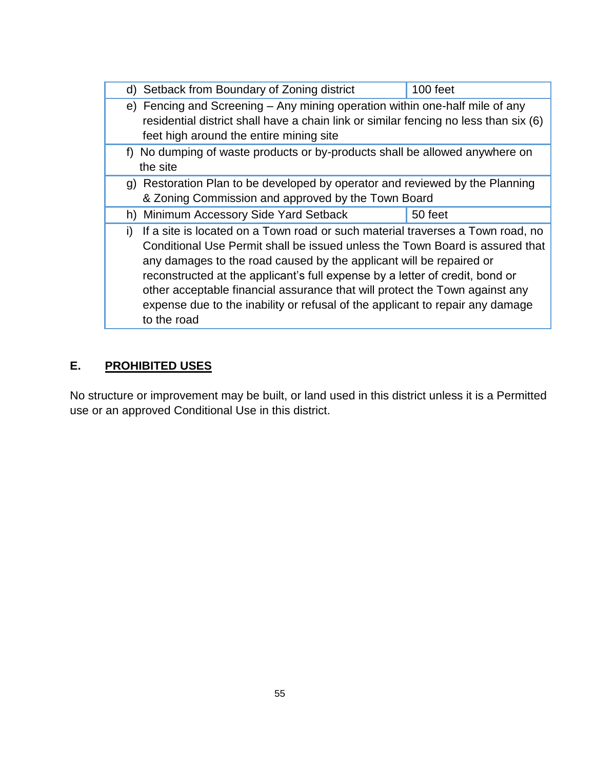| d) Setback from Boundary of Zoning district | 100 feet |
|---|---|
| e) Fencing and Screening – Any mining operation within one-half mile of any residential district shall have a chain link or similar fencing no less than six (6) feet high around the entire mining site | |
| f) No dumping of waste products or by-products shall be allowed anywhere on the site | |
| g) Restoration Plan to be developed by operator and reviewed by the Planning & Zoning Commission and approved by the Town Board | |
| h) Minimum Accessory Side Yard Setback | 50 feet |
| i) If a site is located on a Town road or such material traverses a Town road, no Conditional Use Permit shall be issued unless the Town Board is assured that any damages to the road caused by the applicant will be repaired or reconstructed at the applicant's full expense by a letter of credit, bond or other acceptable financial assurance that will protect the Town against any expense due to the inability or refusal of the applicant to repair any damage to the road | |

## E. PROHIBITED USES

No structure or improvement may be built, or land used in this district unless it is a Permitted use or an approved Conditional Use in this district.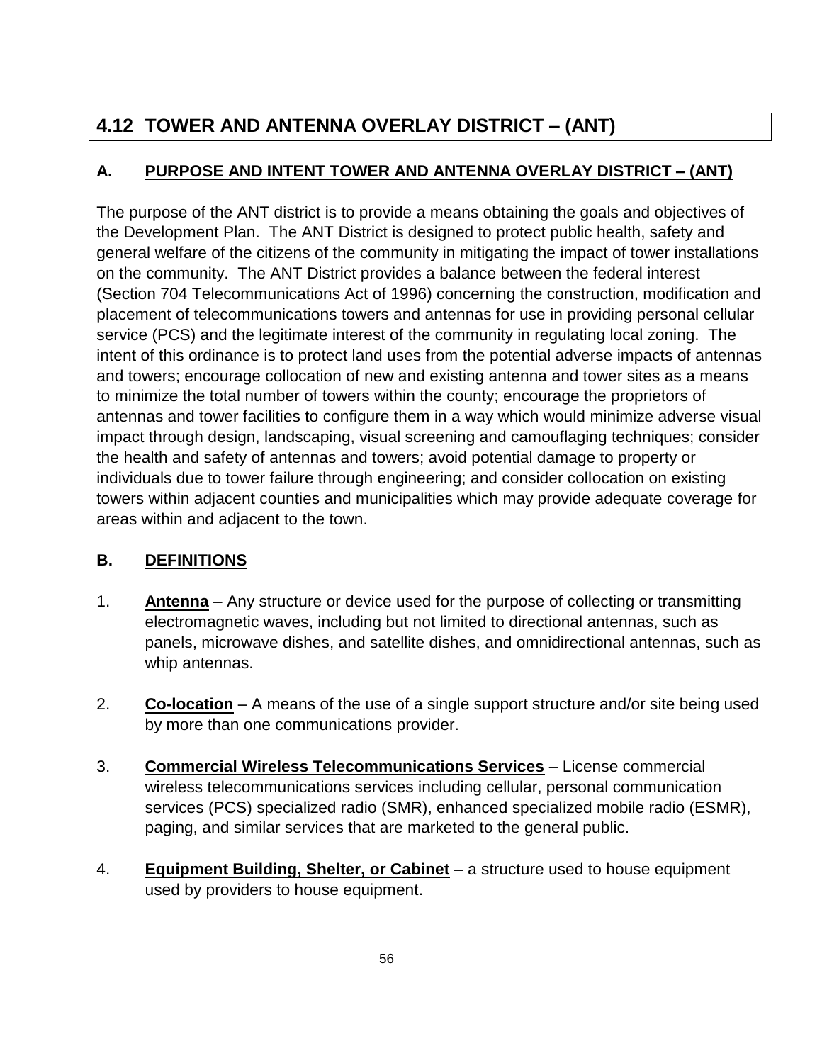# 4.12 TOWER AND ANTENNA OVERLAY DISTRICT – (ANT)

## A. PURPOSE AND INTENT TOWER AND ANTENNA OVERLAY DISTRICT – (ANT)

The purpose of the ANT district is to provide a means obtaining the goals and objectives of the Development Plan. The ANT District is designed to protect public health, safety and general welfare of the citizens of the community in mitigating the impact of tower installations on the community. The ANT District provides a balance between the federal interest (Section 704 Telecommunications Act of 1996) concerning the construction, modification and placement of telecommunications towers and antennas for use in providing personal cellular service (PCS) and the legitimate interest of the community in regulating local zoning. The intent of this ordinance is to protect land uses from the potential adverse impacts of antennas and towers; encourage collocation of new and existing antenna and tower sites as a means to minimize the total number of towers within the county; encourage the proprietors of antennas and tower facilities to configure them in a way which would minimize adverse visual impact through design, landscaping, visual screening and camouflaging techniques; consider the health and safety of antennas and towers; avoid potential damage to property or individuals due to tower failure through engineering; and consider collocation on existing towers within adjacent counties and municipalities which may provide adequate coverage for areas within and adjacent to the town.

## B. DEFINITIONS

1. **Antenna** – Any structure or device used for the purpose of collecting or transmitting electromagnetic waves, including but not limited to directional antennas, such as panels, microwave dishes, and satellite dishes, and omnidirectional antennas, such as whip antennas.

2. **Co-location** – A means of the use of a single support structure and/or site being used by more than one communications provider.

3. **Commercial Wireless Telecommunications Services** – License commercial wireless telecommunications services including cellular, personal communication services (PCS) specialized radio (SMR), enhanced specialized mobile radio (ESMR), paging, and similar services that are marketed to the general public.

4. **Equipment Building, Shelter, or Cabinet** – a structure used to house equipment used by providers to house equipment.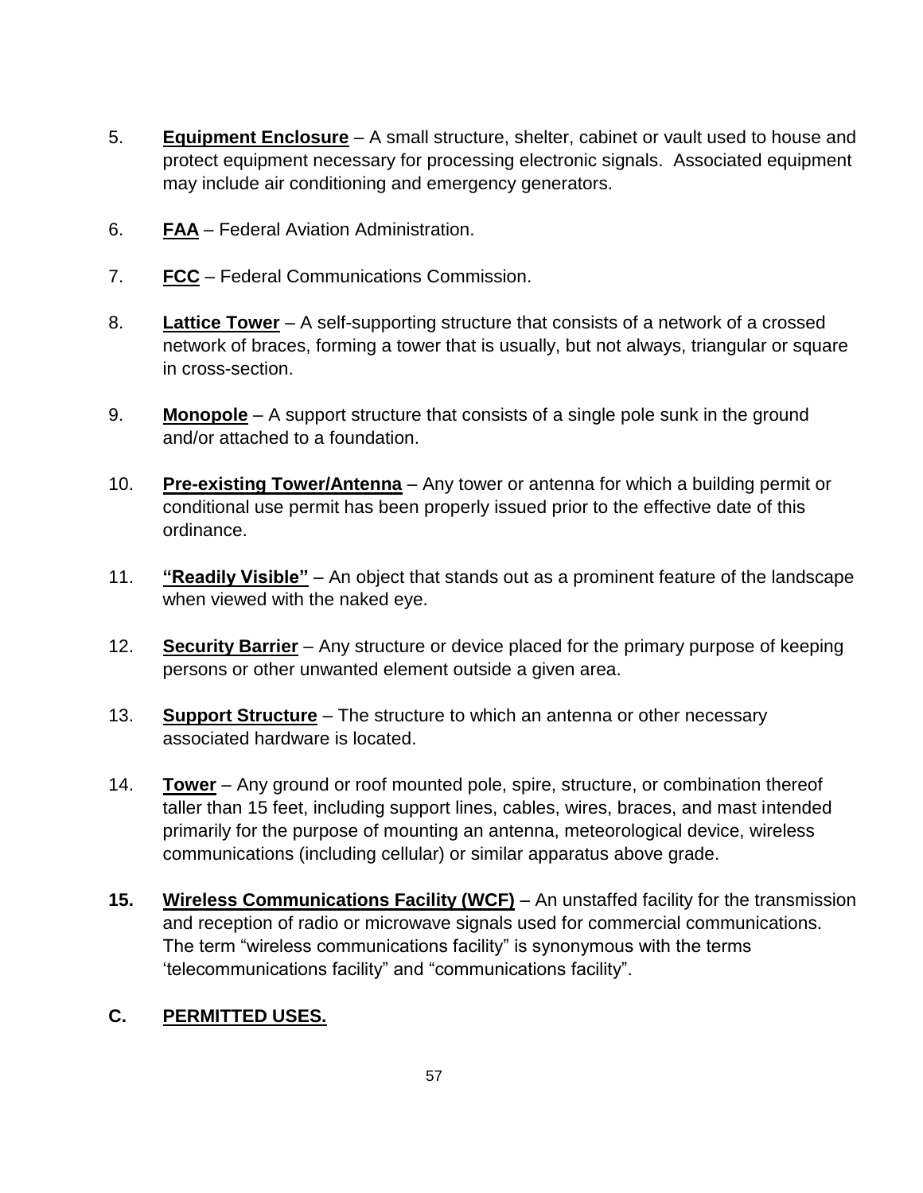5. **Equipment Enclosure** – A small structure, shelter, cabinet or vault used to house and protect equipment necessary for processing electronic signals. Associated equipment may include air conditioning and emergency generators.

6. **FAA** – Federal Aviation Administration.

7. **FCC** – Federal Communications Commission.

8. **Lattice Tower** – A self-supporting structure that consists of a network of a crossed network of braces, forming a tower that is usually, but not always, triangular or square in cross-section.

9. **Monopole** – A support structure that consists of a single pole sunk in the ground and/or attached to a foundation.

10. **Pre-existing Tower/Antenna** – Any tower or antenna for which a building permit or conditional use permit has been properly issued prior to the effective date of this ordinance.

11. **"Readily Visible"** – An object that stands out as a prominent feature of the landscape when viewed with the naked eye.

12. **Security Barrier** – Any structure or device placed for the primary purpose of keeping persons or other unwanted element outside a given area.

13. **Support Structure** – The structure to which an antenna or other necessary associated hardware is located.

14. **Tower** – Any ground or roof mounted pole, spire, structure, or combination thereof taller than 15 feet, including support lines, cables, wires, braces, and mast intended primarily for the purpose of mounting an antenna, meteorological device, wireless communications (including cellular) or similar apparatus above grade.

**15.** **Wireless Communications Facility (WCF)** – An unstaffed facility for the transmission and reception of radio or microwave signals used for commercial communications. The term "wireless communications facility" is synonymous with the terms 'telecommunications facility" and "communications facility".

## C. PERMITTED USES.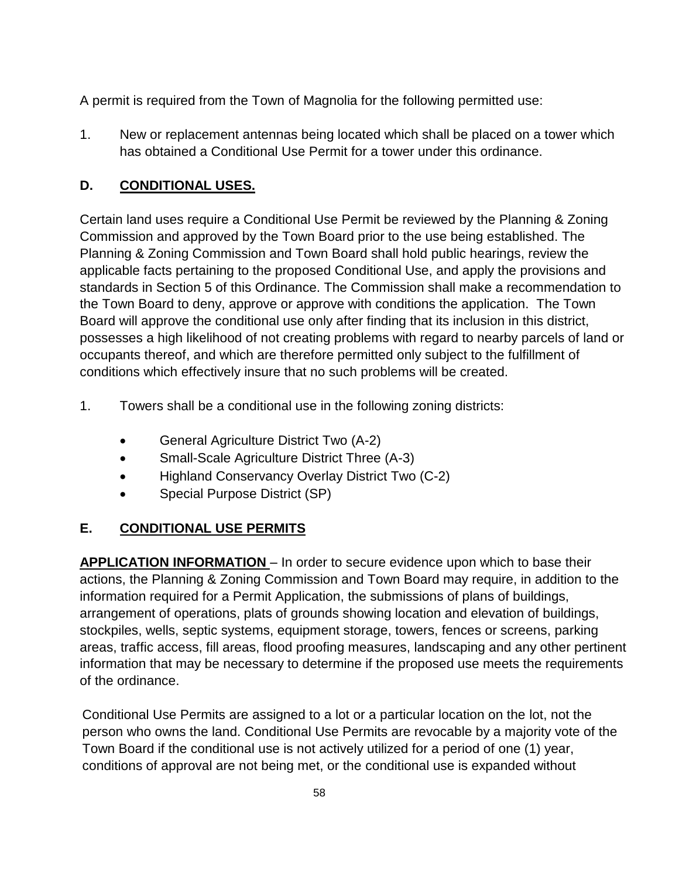A permit is required from the Town of Magnolia for the following permitted use:

1. New or replacement antennas being located which shall be placed on a tower which has obtained a Conditional Use Permit for a tower under this ordinance.

### D. <u>CONDITIONAL USES.</u>

Certain land uses require a Conditional Use Permit be reviewed by the Planning & Zoning Commission and approved by the Town Board prior to the use being established. The Planning & Zoning Commission and Town Board shall hold public hearings, review the applicable facts pertaining to the proposed Conditional Use, and apply the provisions and standards in Section 5 of this Ordinance. The Commission shall make a recommendation to the Town Board to deny, approve or approve with conditions the application. The Town Board will approve the conditional use only after finding that its inclusion in this district, possesses a high likelihood of not creating problems with regard to nearby parcels of land or occupants thereof, and which are therefore permitted only subject to the fulfillment of conditions which effectively insure that no such problems will be created.

1. Towers shall be a conditional use in the following zoning districts:

    - General Agriculture District Two (A-2)
    - Small-Scale Agriculture District Three (A-3)
    - Highland Conservancy Overlay District Two (C-2)
    - Special Purpose District (SP)

### E. <u>CONDITIONAL USE PERMITS</u>

**<u>APPLICATION INFORMATION</u>** – In order to secure evidence upon which to base their actions, the Planning & Zoning Commission and Town Board may require, in addition to the information required for a Permit Application, the submissions of plans of buildings, arrangement of operations, plats of grounds showing location and elevation of buildings, stockpiles, wells, septic systems, equipment storage, towers, fences or screens, parking areas, traffic access, fill areas, flood proofing measures, landscaping and any other pertinent information that may be necessary to determine if the proposed use meets the requirements of the ordinance.

Conditional Use Permits are assigned to a lot or a particular location on the lot, not the person who owns the land. Conditional Use Permits are revocable by a majority vote of the Town Board if the conditional use is not actively utilized for a period of one (1) year, conditions of approval are not being met, or the conditional use is expanded without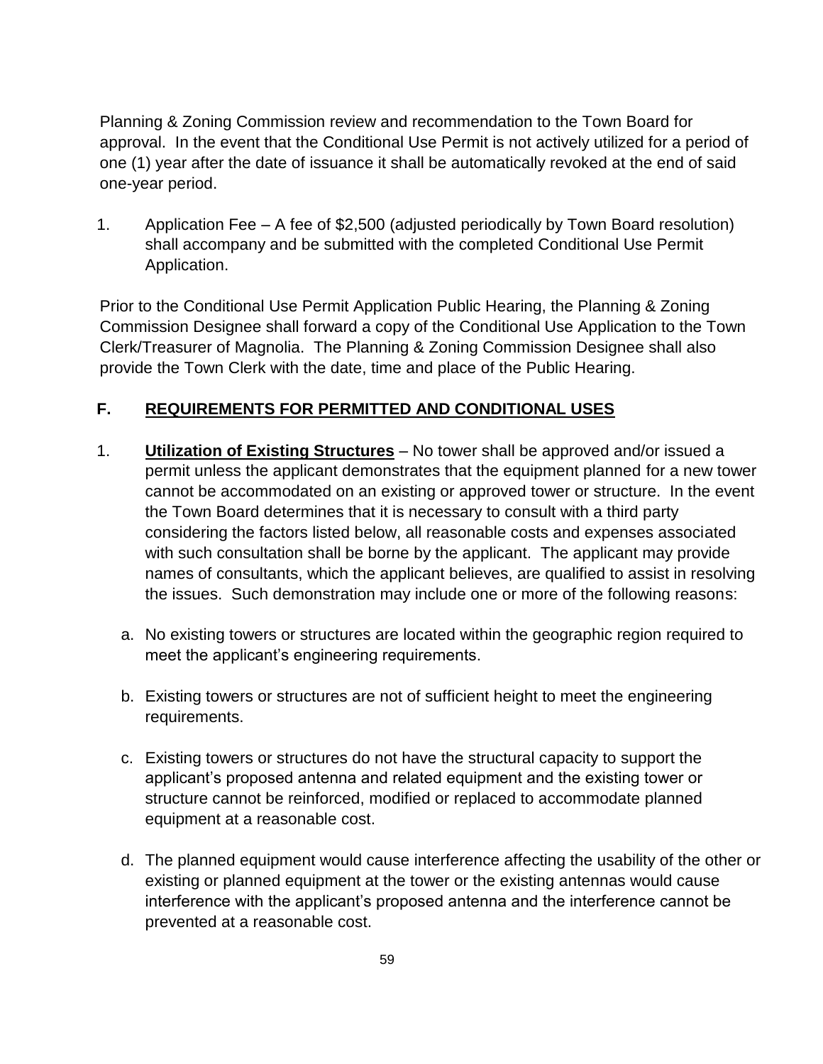Planning & Zoning Commission review and recommendation to the Town Board for approval. In the event that the Conditional Use Permit is not actively utilized for a period of one (1) year after the date of issuance it shall be automatically revoked at the end of said one-year period.

1. Application Fee – A fee of $2,500 (adjusted periodically by Town Board resolution) shall accompany and be submitted with the completed Conditional Use Permit Application.

Prior to the Conditional Use Permit Application Public Hearing, the Planning & Zoning Commission Designee shall forward a copy of the Conditional Use Application to the Town Clerk/Treasurer of Magnolia. The Planning & Zoning Commission Designee shall also provide the Town Clerk with the date, time and place of the Public Hearing.

## F. REQUIREMENTS FOR PERMITTED AND CONDITIONAL USES

1. **Utilization of Existing Structures** – No tower shall be approved and/or issued a permit unless the applicant demonstrates that the equipment planned for a new tower cannot be accommodated on an existing or approved tower or structure. In the event the Town Board determines that it is necessary to consult with a third party considering the factors listed below, all reasonable costs and expenses associated with such consultation shall be borne by the applicant. The applicant may provide names of consultants, which the applicant believes, are qualified to assist in resolving the issues. Such demonstration may include one or more of the following reasons:

   a. No existing towers or structures are located within the geographic region required to meet the applicant's engineering requirements.

   b. Existing towers or structures are not of sufficient height to meet the engineering requirements.

   c. Existing towers or structures do not have the structural capacity to support the applicant's proposed antenna and related equipment and the existing tower or structure cannot be reinforced, modified or replaced to accommodate planned equipment at a reasonable cost.

   d. The planned equipment would cause interference affecting the usability of the other or existing or planned equipment at the tower or the existing antennas would cause interference with the applicant's proposed antenna and the interference cannot be prevented at a reasonable cost.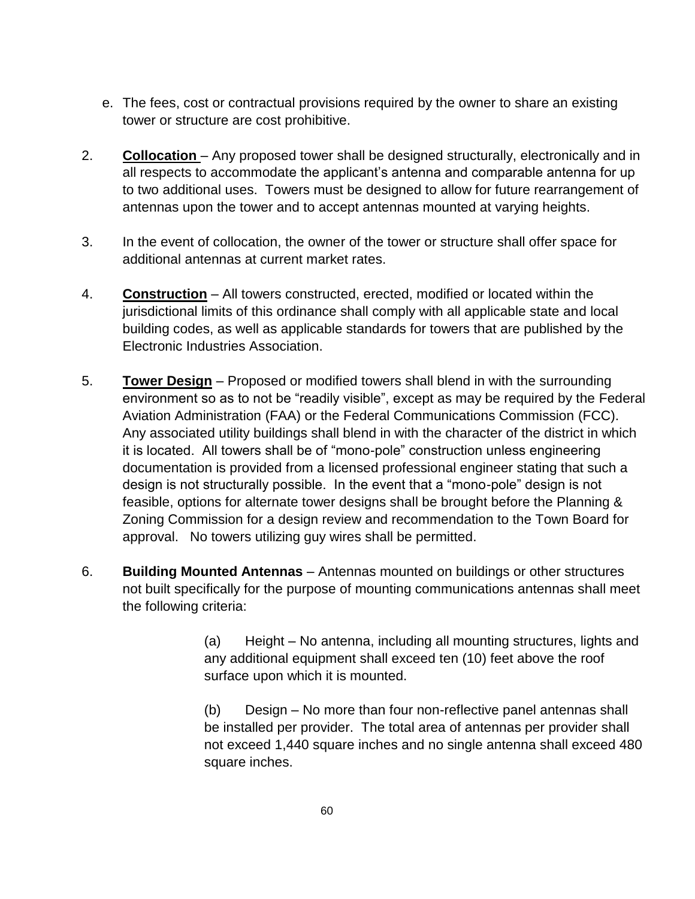e. The fees, cost or contractual provisions required by the owner to share an existing tower or structure are cost prohibitive.

2. **Collocation** – Any proposed tower shall be designed structurally, electronically and in all respects to accommodate the applicant's antenna and comparable antenna for up to two additional uses. Towers must be designed to allow for future rearrangement of antennas upon the tower and to accept antennas mounted at varying heights.

3. In the event of collocation, the owner of the tower or structure shall offer space for additional antennas at current market rates.

4. **Construction** – All towers constructed, erected, modified or located within the jurisdictional limits of this ordinance shall comply with all applicable state and local building codes, as well as applicable standards for towers that are published by the Electronic Industries Association.

5. **Tower Design** – Proposed or modified towers shall blend in with the surrounding environment so as to not be "readily visible", except as may be required by the Federal Aviation Administration (FAA) or the Federal Communications Commission (FCC). Any associated utility buildings shall blend in with the character of the district in which it is located. All towers shall be of "mono-pole" construction unless engineering documentation is provided from a licensed professional engineer stating that such a design is not structurally possible. In the event that a "mono-pole" design is not feasible, options for alternate tower designs shall be brought before the Planning & Zoning Commission for a design review and recommendation to the Town Board for approval. No towers utilizing guy wires shall be permitted.

6. **Building Mounted Antennas** – Antennas mounted on buildings or other structures not built specifically for the purpose of mounting communications antennas shall meet the following criteria:

   (a) Height – No antenna, including all mounting structures, lights and any additional equipment shall exceed ten (10) feet above the roof surface upon which it is mounted.

   (b) Design – No more than four non-reflective panel antennas shall be installed per provider. The total area of antennas per provider shall not exceed 1,440 square inches and no single antenna shall exceed 480 square inches.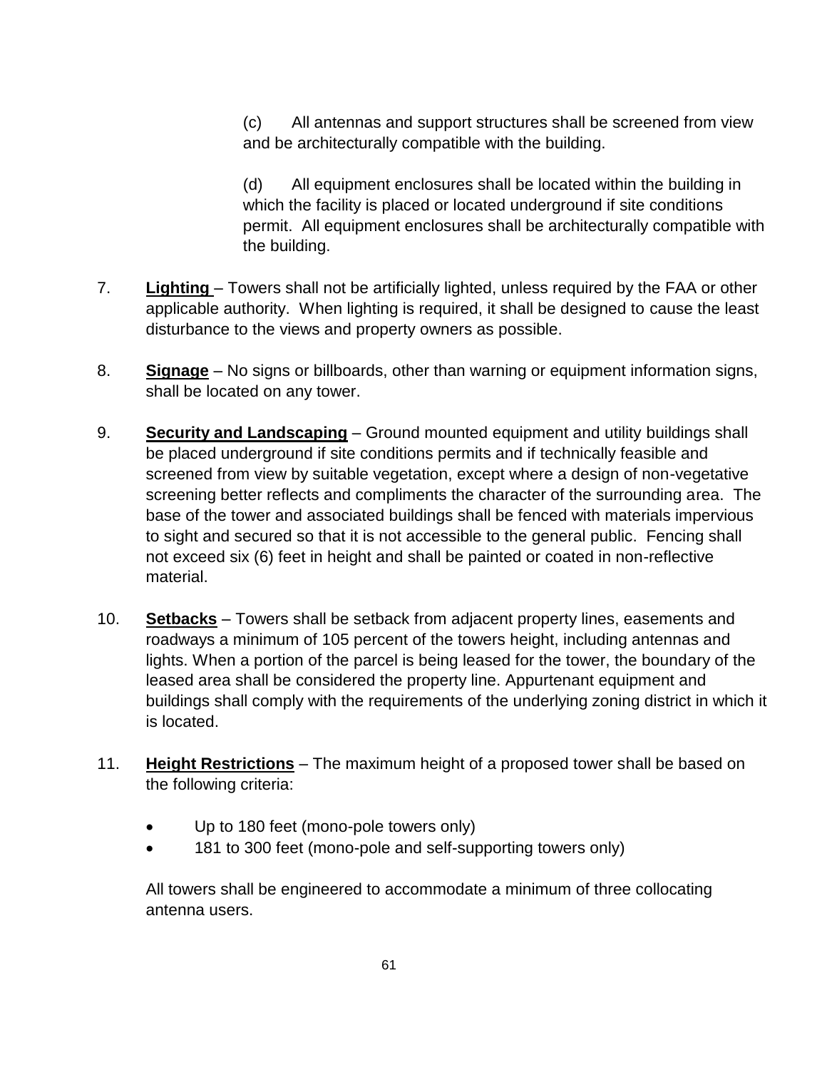(c) All antennas and support structures shall be screened from view and be architecturally compatible with the building.

(d) All equipment enclosures shall be located within the building in which the facility is placed or located underground if site conditions permit. All equipment enclosures shall be architecturally compatible with the building.

7. **Lighting** – Towers shall not be artificially lighted, unless required by the FAA or other applicable authority. When lighting is required, it shall be designed to cause the least disturbance to the views and property owners as possible.

8. **Signage** – No signs or billboards, other than warning or equipment information signs, shall be located on any tower.

9. **Security and Landscaping** – Ground mounted equipment and utility buildings shall be placed underground if site conditions permits and if technically feasible and screened from view by suitable vegetation, except where a design of non-vegetative screening better reflects and compliments the character of the surrounding area. The base of the tower and associated buildings shall be fenced with materials impervious to sight and secured so that it is not accessible to the general public. Fencing shall not exceed six (6) feet in height and shall be painted or coated in non-reflective material.

10. **Setbacks** – Towers shall be setback from adjacent property lines, easements and roadways a minimum of 105 percent of the towers height, including antennas and lights. When a portion of the parcel is being leased for the tower, the boundary of the leased area shall be considered the property line. Appurtenant equipment and buildings shall comply with the requirements of the underlying zoning district in which it is located.

11. **Height Restrictions** – The maximum height of a proposed tower shall be based on the following criteria:

    - Up to 180 feet (mono-pole towers only)
    - 181 to 300 feet (mono-pole and self-supporting towers only)

    All towers shall be engineered to accommodate a minimum of three collocating antenna users.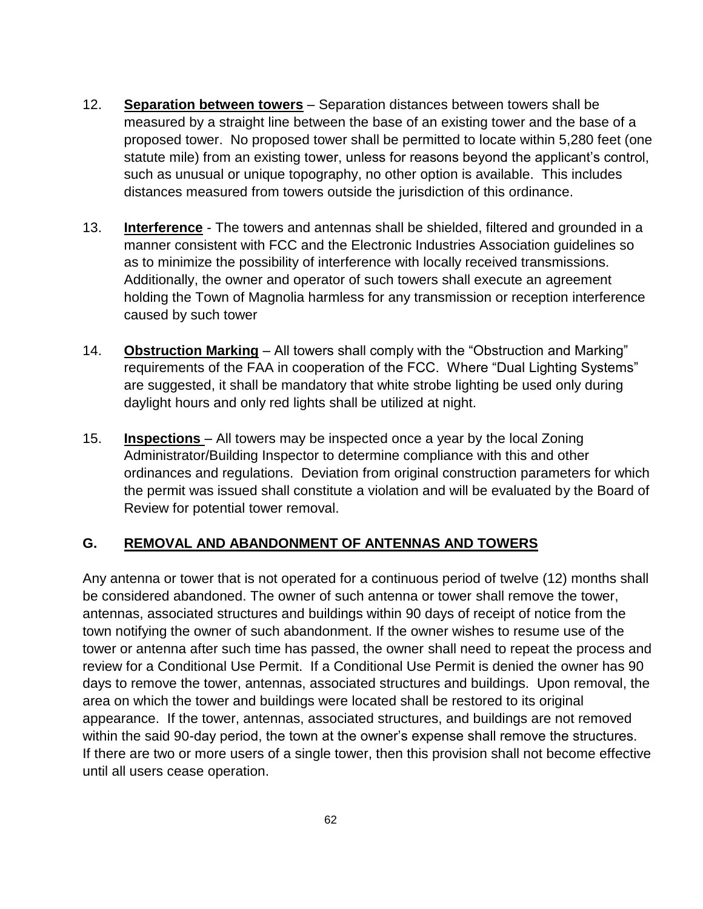12. **Separation between towers** – Separation distances between towers shall be measured by a straight line between the base of an existing tower and the base of a proposed tower. No proposed tower shall be permitted to locate within 5,280 feet (one statute mile) from an existing tower, unless for reasons beyond the applicant's control, such as unusual or unique topography, no other option is available. This includes distances measured from towers outside the jurisdiction of this ordinance.

13. **Interference** - The towers and antennas shall be shielded, filtered and grounded in a manner consistent with FCC and the Electronic Industries Association guidelines so as to minimize the possibility of interference with locally received transmissions. Additionally, the owner and operator of such towers shall execute an agreement holding the Town of Magnolia harmless for any transmission or reception interference caused by such tower

14. **Obstruction Marking** – All towers shall comply with the "Obstruction and Marking" requirements of the FAA in cooperation of the FCC. Where "Dual Lighting Systems" are suggested, it shall be mandatory that white strobe lighting be used only during daylight hours and only red lights shall be utilized at night.

15. **Inspections** – All towers may be inspected once a year by the local Zoning Administrator/Building Inspector to determine compliance with this and other ordinances and regulations. Deviation from original construction parameters for which the permit was issued shall constitute a violation and will be evaluated by the Board of Review for potential tower removal.

## G. REMOVAL AND ABANDONMENT OF ANTENNAS AND TOWERS

Any antenna or tower that is not operated for a continuous period of twelve (12) months shall be considered abandoned. The owner of such antenna or tower shall remove the tower, antennas, associated structures and buildings within 90 days of receipt of notice from the town notifying the owner of such abandonment. If the owner wishes to resume use of the tower or antenna after such time has passed, the owner shall need to repeat the process and review for a Conditional Use Permit. If a Conditional Use Permit is denied the owner has 90 days to remove the tower, antennas, associated structures and buildings. Upon removal, the area on which the tower and buildings were located shall be restored to its original appearance. If the tower, antennas, associated structures, and buildings are not removed within the said 90-day period, the town at the owner's expense shall remove the structures. If there are two or more users of a single tower, then this provision shall not become effective until all users cease operation.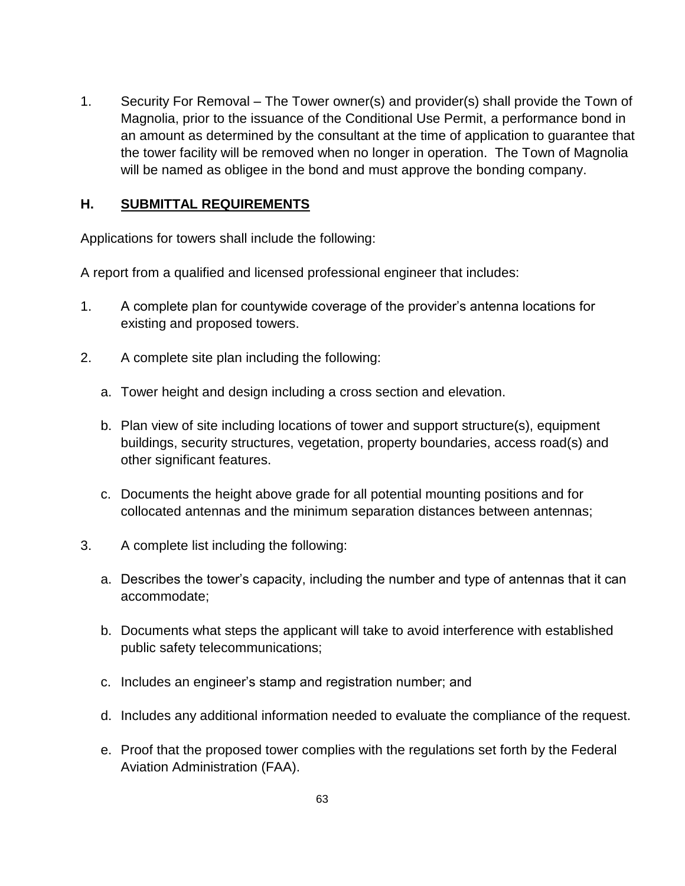1. Security For Removal – The Tower owner(s) and provider(s) shall provide the Town of Magnolia, prior to the issuance of the Conditional Use Permit, a performance bond in an amount as determined by the consultant at the time of application to guarantee that the tower facility will be removed when no longer in operation. The Town of Magnolia will be named as obligee in the bond and must approve the bonding company.

## H. <u>SUBMITTAL REQUIREMENTS</u>

Applications for towers shall include the following:

A report from a qualified and licensed professional engineer that includes:

1. A complete plan for countywide coverage of the provider's antenna locations for existing and proposed towers.

2. A complete site plan including the following:

   a. Tower height and design including a cross section and elevation.

   b. Plan view of site including locations of tower and support structure(s), equipment buildings, security structures, vegetation, property boundaries, access road(s) and other significant features.

   c. Documents the height above grade for all potential mounting positions and for collocated antennas and the minimum separation distances between antennas;

3. A complete list including the following:

   a. Describes the tower's capacity, including the number and type of antennas that it can accommodate;

   b. Documents what steps the applicant will take to avoid interference with established public safety telecommunications;

   c. Includes an engineer's stamp and registration number; and

   d. Includes any additional information needed to evaluate the compliance of the request.

   e. Proof that the proposed tower complies with the regulations set forth by the Federal Aviation Administration (FAA).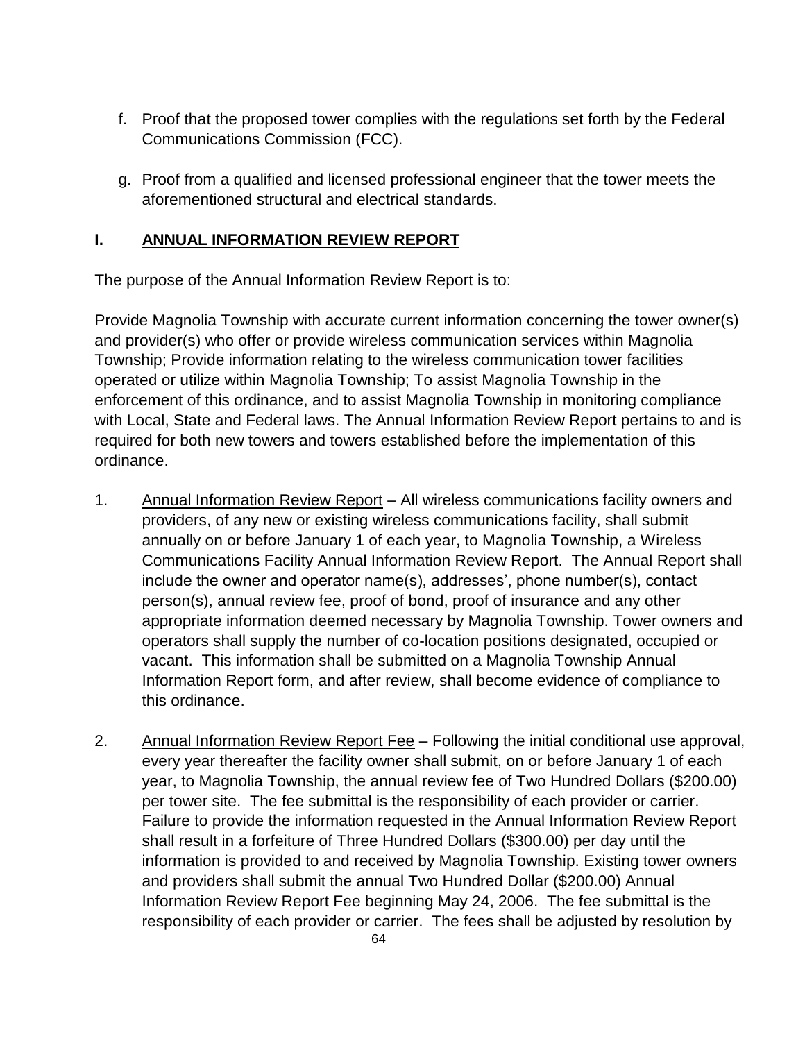f. Proof that the proposed tower complies with the regulations set forth by the Federal Communications Commission (FCC).

g. Proof from a qualified and licensed professional engineer that the tower meets the aforementioned structural and electrical standards.

## I. <u>ANNUAL INFORMATION REVIEW REPORT</u>

The purpose of the Annual Information Review Report is to:

Provide Magnolia Township with accurate current information concerning the tower owner(s) and provider(s) who offer or provide wireless communication services within Magnolia Township; Provide information relating to the wireless communication tower facilities operated or utilize within Magnolia Township; To assist Magnolia Township in the enforcement of this ordinance, and to assist Magnolia Township in monitoring compliance with Local, State and Federal laws. The Annual Information Review Report pertains to and is required for both new towers and towers established before the implementation of this ordinance.

1. <u>Annual Information Review Report</u> – All wireless communications facility owners and providers, of any new or existing wireless communications facility, shall submit annually on or before January 1 of each year, to Magnolia Township, a Wireless Communications Facility Annual Information Review Report. The Annual Report shall include the owner and operator name(s), addresses', phone number(s), contact person(s), annual review fee, proof of bond, proof of insurance and any other appropriate information deemed necessary by Magnolia Township. Tower owners and operators shall supply the number of co-location positions designated, occupied or vacant. This information shall be submitted on a Magnolia Township Annual Information Report form, and after review, shall become evidence of compliance to this ordinance.

2. <u>Annual Information Review Report Fee</u> – Following the initial conditional use approval, every year thereafter the facility owner shall submit, on or before January 1 of each year, to Magnolia Township, the annual review fee of Two Hundred Dollars ($200.00) per tower site. The fee submittal is the responsibility of each provider or carrier. Failure to provide the information requested in the Annual Information Review Report shall result in a forfeiture of Three Hundred Dollars ($300.00) per day until the information is provided to and received by Magnolia Township. Existing tower owners and providers shall submit the annual Two Hundred Dollar ($200.00) Annual Information Review Report Fee beginning May 24, 2006. The fee submittal is the responsibility of each provider or carrier. The fees shall be adjusted by resolution by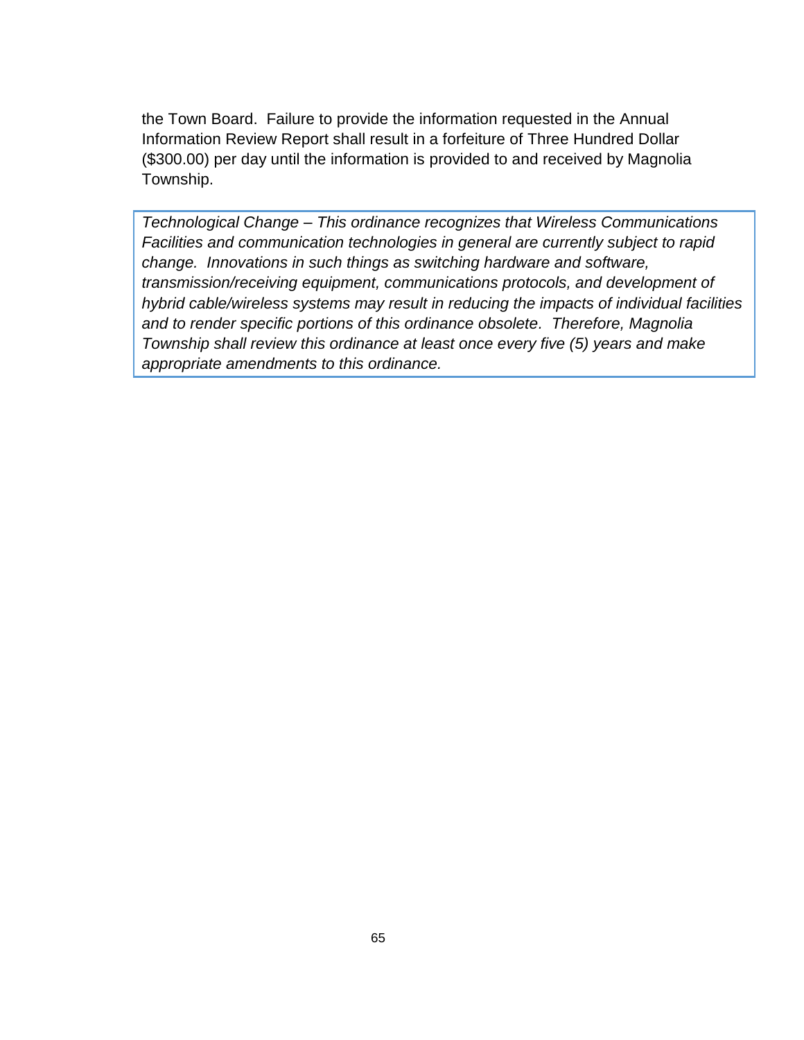the Town Board. Failure to provide the information requested in the Annual Information Review Report shall result in a forfeiture of Three Hundred Dollar ($300.00) per day until the information is provided to and received by Magnolia Township.

*Technological Change – This ordinance recognizes that Wireless Communications Facilities and communication technologies in general are currently subject to rapid change. Innovations in such things as switching hardware and software, transmission/receiving equipment, communications protocols, and development of hybrid cable/wireless systems may result in reducing the impacts of individual facilities and to render specific portions of this ordinance obsolete. Therefore, Magnolia Township shall review this ordinance at least once every five (5) years and make appropriate amendments to this ordinance.*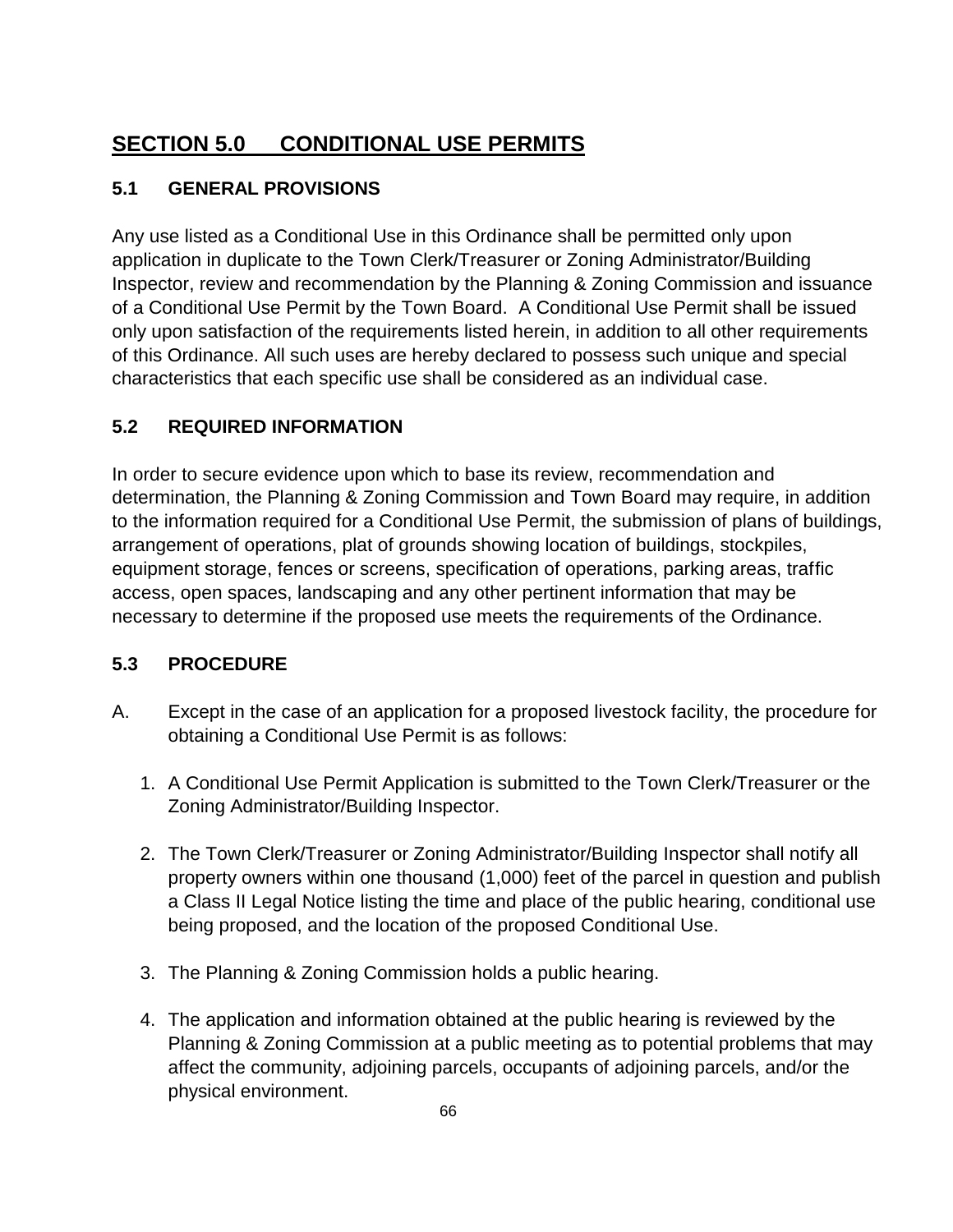## SECTION 5.0 CONDITIONAL USE PERMITS

### 5.1 GENERAL PROVISIONS

Any use listed as a Conditional Use in this Ordinance shall be permitted only upon application in duplicate to the Town Clerk/Treasurer or Zoning Administrator/Building Inspector, review and recommendation by the Planning & Zoning Commission and issuance of a Conditional Use Permit by the Town Board. A Conditional Use Permit shall be issued only upon satisfaction of the requirements listed herein, in addition to all other requirements of this Ordinance. All such uses are hereby declared to possess such unique and special characteristics that each specific use shall be considered as an individual case.

### 5.2 REQUIRED INFORMATION

In order to secure evidence upon which to base its review, recommendation and determination, the Planning & Zoning Commission and Town Board may require, in addition to the information required for a Conditional Use Permit, the submission of plans of buildings, arrangement of operations, plat of grounds showing location of buildings, stockpiles, equipment storage, fences or screens, specification of operations, parking areas, traffic access, open spaces, landscaping and any other pertinent information that may be necessary to determine if the proposed use meets the requirements of the Ordinance.

### 5.3 PROCEDURE

A. Except in the case of an application for a proposed livestock facility, the procedure for obtaining a Conditional Use Permit is as follows:

1. A Conditional Use Permit Application is submitted to the Town Clerk/Treasurer or the Zoning Administrator/Building Inspector.
2. The Town Clerk/Treasurer or Zoning Administrator/Building Inspector shall notify all property owners within one thousand (1,000) feet of the parcel in question and publish a Class II Legal Notice listing the time and place of the public hearing, conditional use being proposed, and the location of the proposed Conditional Use.
3. The Planning & Zoning Commission holds a public hearing.
4. The application and information obtained at the public hearing is reviewed by the Planning & Zoning Commission at a public meeting as to potential problems that may affect the community, adjoining parcels, occupants of adjoining parcels, and/or the physical environment.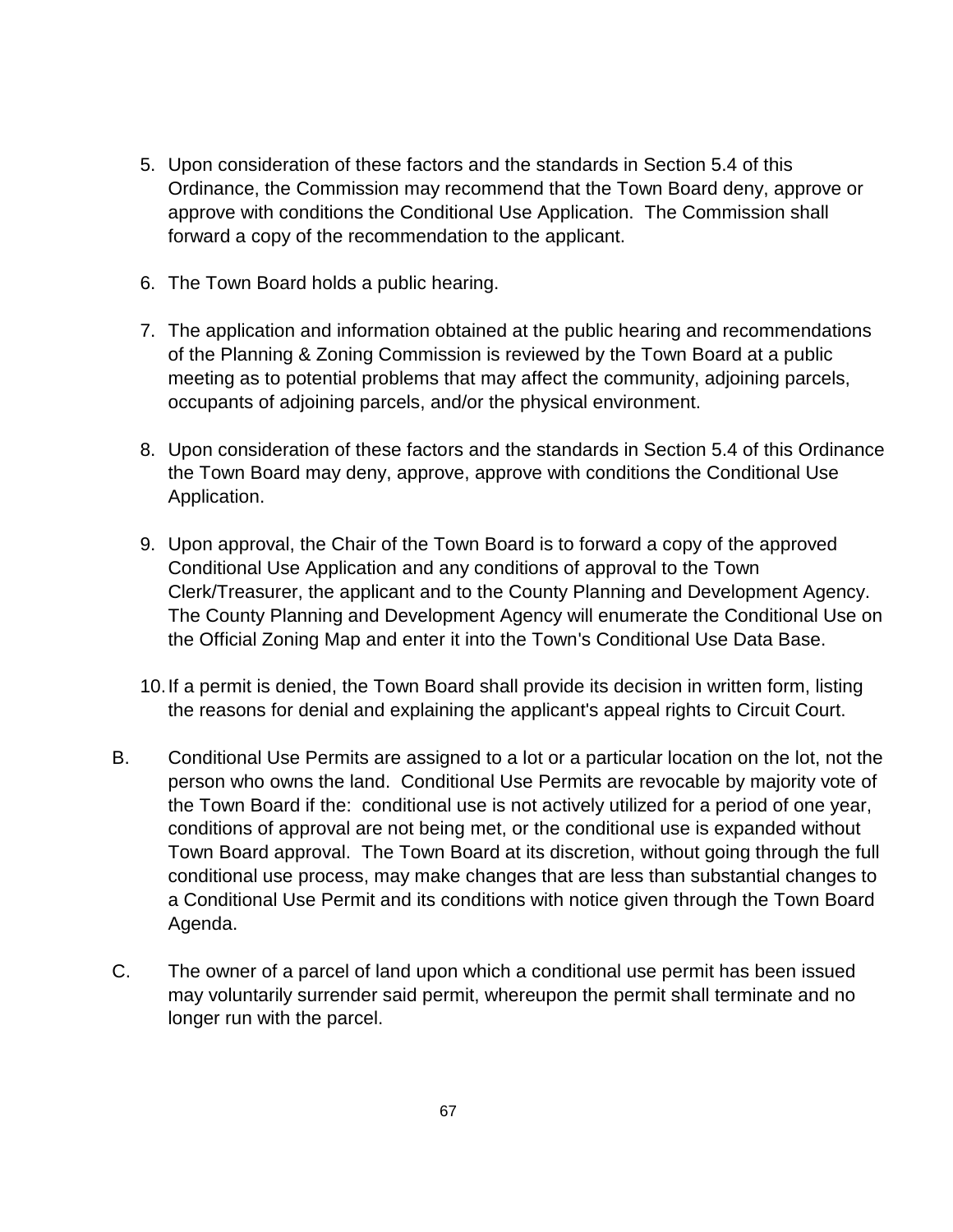5. Upon consideration of these factors and the standards in Section 5.4 of this Ordinance, the Commission may recommend that the Town Board deny, approve or approve with conditions the Conditional Use Application. The Commission shall forward a copy of the recommendation to the applicant.

6. The Town Board holds a public hearing.

7. The application and information obtained at the public hearing and recommendations of the Planning & Zoning Commission is reviewed by the Town Board at a public meeting as to potential problems that may affect the community, adjoining parcels, occupants of adjoining parcels, and/or the physical environment.

8. Upon consideration of these factors and the standards in Section 5.4 of this Ordinance the Town Board may deny, approve, approve with conditions the Conditional Use Application.

9. Upon approval, the Chair of the Town Board is to forward a copy of the approved Conditional Use Application and any conditions of approval to the Town Clerk/Treasurer, the applicant and to the County Planning and Development Agency. The County Planning and Development Agency will enumerate the Conditional Use on the Official Zoning Map and enter it into the Town's Conditional Use Data Base.

10. If a permit is denied, the Town Board shall provide its decision in written form, listing the reasons for denial and explaining the applicant's appeal rights to Circuit Court.

B. Conditional Use Permits are assigned to a lot or a particular location on the lot, not the person who owns the land. Conditional Use Permits are revocable by majority vote of the Town Board if the: conditional use is not actively utilized for a period of one year, conditions of approval are not being met, or the conditional use is expanded without Town Board approval. The Town Board at its discretion, without going through the full conditional use process, may make changes that are less than substantial changes to a Conditional Use Permit and its conditions with notice given through the Town Board Agenda.

C. The owner of a parcel of land upon which a conditional use permit has been issued may voluntarily surrender said permit, whereupon the permit shall terminate and no longer run with the parcel.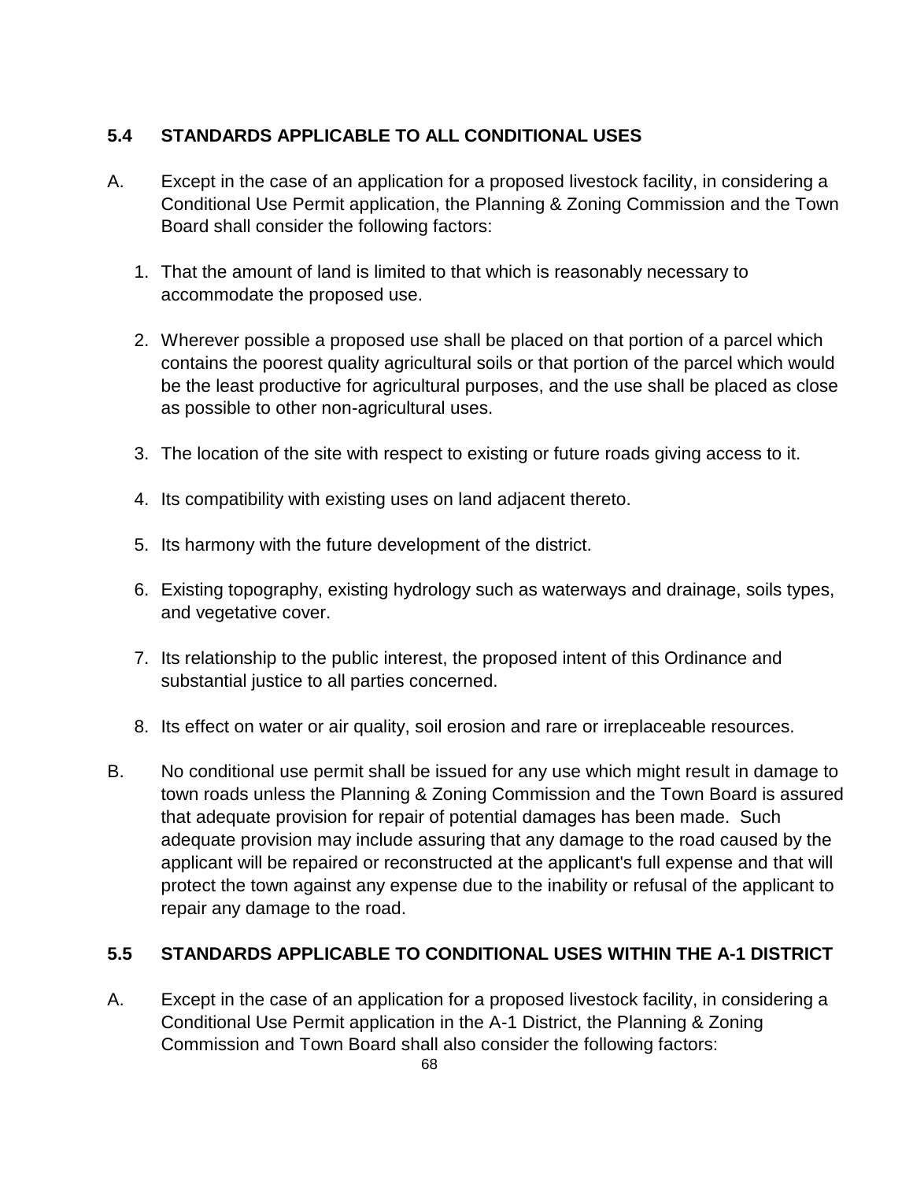## 5.4 STANDARDS APPLICABLE TO ALL CONDITIONAL USES

A. Except in the case of an application for a proposed livestock facility, in considering a Conditional Use Permit application, the Planning & Zoning Commission and the Town Board shall consider the following factors:

1. That the amount of land is limited to that which is reasonably necessary to accommodate the proposed use.

2. Wherever possible a proposed use shall be placed on that portion of a parcel which contains the poorest quality agricultural soils or that portion of the parcel which would be the least productive for agricultural purposes, and the use shall be placed as close as possible to other non-agricultural uses.

3. The location of the site with respect to existing or future roads giving access to it.

4. Its compatibility with existing uses on land adjacent thereto.

5. Its harmony with the future development of the district.

6. Existing topography, existing hydrology such as waterways and drainage, soils types, and vegetative cover.

7. Its relationship to the public interest, the proposed intent of this Ordinance and substantial justice to all parties concerned.

8. Its effect on water or air quality, soil erosion and rare or irreplaceable resources.

B. No conditional use permit shall be issued for any use which might result in damage to town roads unless the Planning & Zoning Commission and the Town Board is assured that adequate provision for repair of potential damages has been made. Such adequate provision may include assuring that any damage to the road caused by the applicant will be repaired or reconstructed at the applicant's full expense and that will protect the town against any expense due to the inability or refusal of the applicant to repair any damage to the road.

## 5.5 STANDARDS APPLICABLE TO CONDITIONAL USES WITHIN THE A-1 DISTRICT

A. Except in the case of an application for a proposed livestock facility, in considering a Conditional Use Permit application in the A-1 District, the Planning & Zoning Commission and Town Board shall also consider the following factors: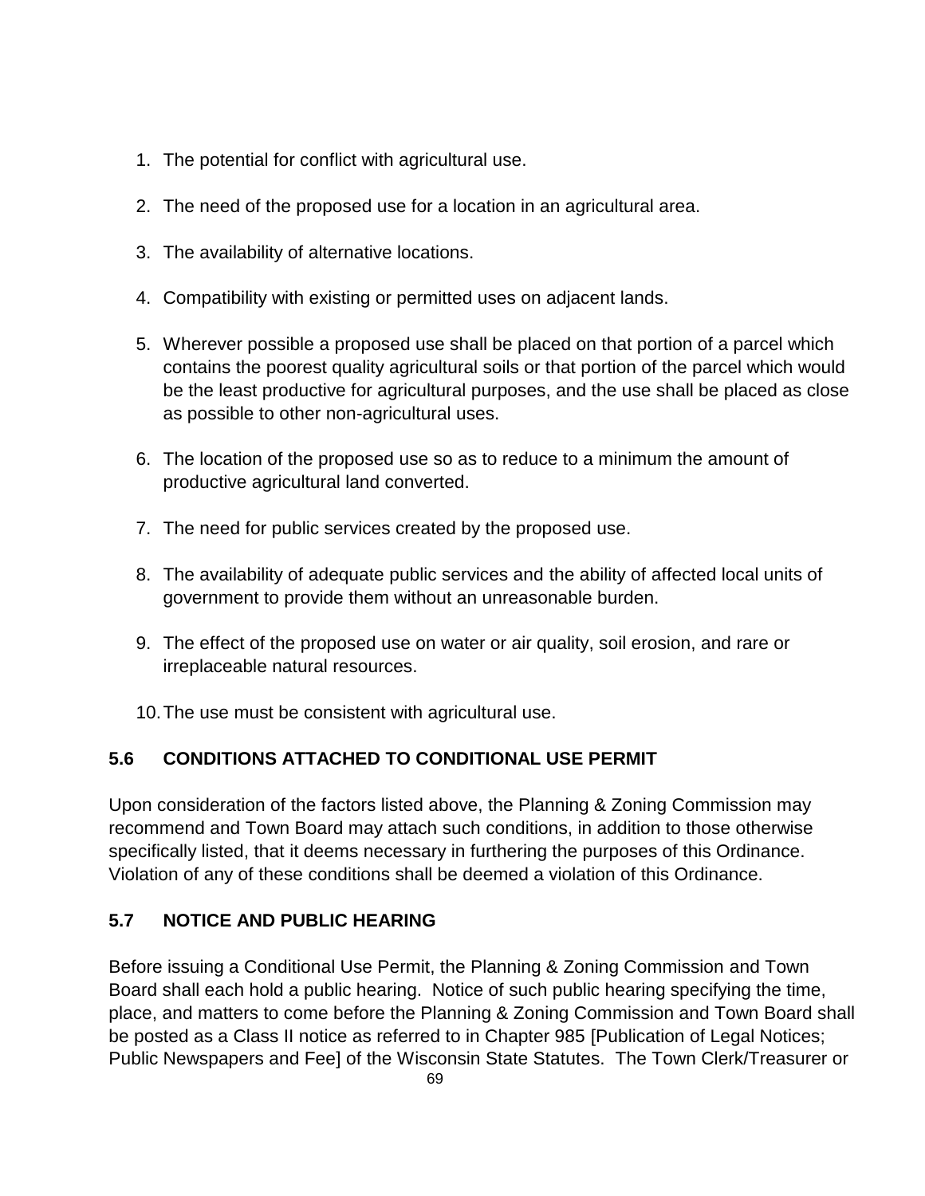1. The potential for conflict with agricultural use.

2. The need of the proposed use for a location in an agricultural area.

3. The availability of alternative locations.

4. Compatibility with existing or permitted uses on adjacent lands.

5. Wherever possible a proposed use shall be placed on that portion of a parcel which contains the poorest quality agricultural soils or that portion of the parcel which would be the least productive for agricultural purposes, and the use shall be placed as close as possible to other non-agricultural uses.

6. The location of the proposed use so as to reduce to a minimum the amount of productive agricultural land converted.

7. The need for public services created by the proposed use.

8. The availability of adequate public services and the ability of affected local units of government to provide them without an unreasonable burden.

9. The effect of the proposed use on water or air quality, soil erosion, and rare or irreplaceable natural resources.

10. The use must be consistent with agricultural use.

## 5.6 CONDITIONS ATTACHED TO CONDITIONAL USE PERMIT

Upon consideration of the factors listed above, the Planning & Zoning Commission may recommend and Town Board may attach such conditions, in addition to those otherwise specifically listed, that it deems necessary in furthering the purposes of this Ordinance. Violation of any of these conditions shall be deemed a violation of this Ordinance.

## 5.7 NOTICE AND PUBLIC HEARING

Before issuing a Conditional Use Permit, the Planning & Zoning Commission and Town Board shall each hold a public hearing. Notice of such public hearing specifying the time, place, and matters to come before the Planning & Zoning Commission and Town Board shall be posted as a Class II notice as referred to in Chapter 985 [Publication of Legal Notices; Public Newspapers and Fee] of the Wisconsin State Statutes. The Town Clerk/Treasurer or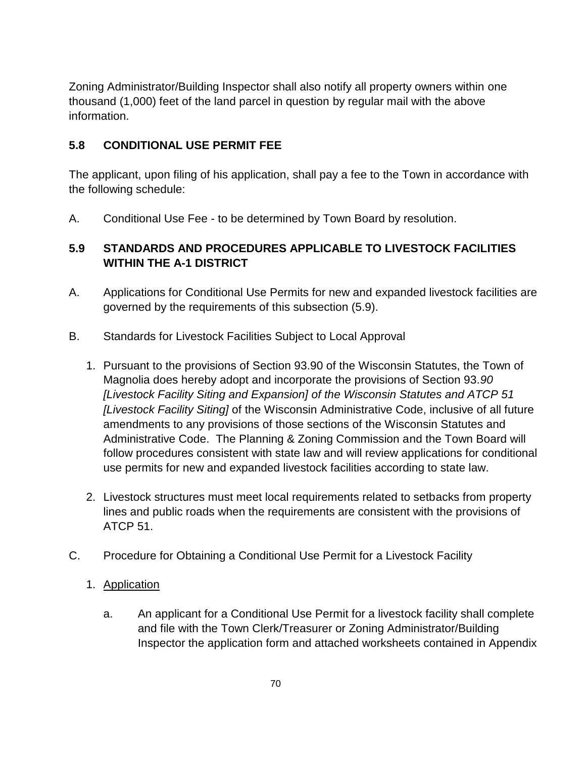Zoning Administrator/Building Inspector shall also notify all property owners within one thousand (1,000) feet of the land parcel in question by regular mail with the above information.

### 5.8 CONDITIONAL USE PERMIT FEE

The applicant, upon filing of his application, shall pay a fee to the Town in accordance with the following schedule:

A. Conditional Use Fee - to be determined by Town Board by resolution.

### 5.9 STANDARDS AND PROCEDURES APPLICABLE TO LIVESTOCK FACILITIES WITHIN THE A-1 DISTRICT

A. Applications for Conditional Use Permits for new and expanded livestock facilities are governed by the requirements of this subsection (5.9).

B. Standards for Livestock Facilities Subject to Local Approval

1. Pursuant to the provisions of Section 93.90 of the Wisconsin Statutes, the Town of Magnolia does hereby adopt and incorporate the provisions of Section 93.*90 [Livestock Facility Siting and Expansion] of the Wisconsin Statutes and ATCP 51 [Livestock Facility Siting]* of the Wisconsin Administrative Code, inclusive of all future amendments to any provisions of those sections of the Wisconsin Statutes and Administrative Code. The Planning & Zoning Commission and the Town Board will follow procedures consistent with state law and will review applications for conditional use permits for new and expanded livestock facilities according to state law.
2. Livestock structures must meet local requirements related to setbacks from property lines and public roads when the requirements are consistent with the provisions of ATCP 51.

C. Procedure for Obtaining a Conditional Use Permit for a Livestock Facility

1. Application

   a. An applicant for a Conditional Use Permit for a livestock facility shall complete and file with the Town Clerk/Treasurer or Zoning Administrator/Building Inspector the application form and attached worksheets contained in Appendix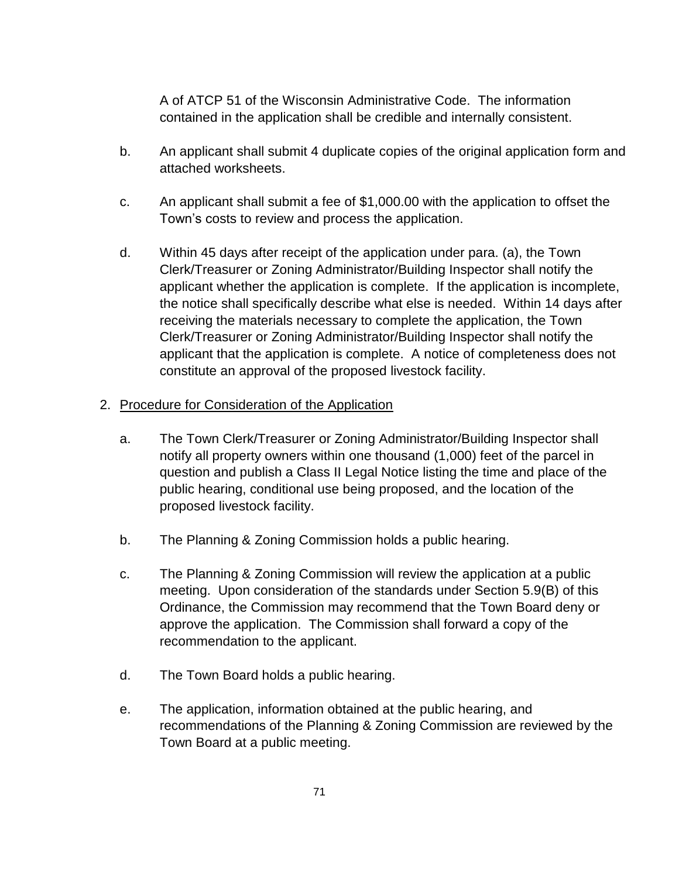A of ATCP 51 of the Wisconsin Administrative Code. The information contained in the application shall be credible and internally consistent.

b. An applicant shall submit 4 duplicate copies of the original application form and attached worksheets.

c. An applicant shall submit a fee of $1,000.00 with the application to offset the Town's costs to review and process the application.

d. Within 45 days after receipt of the application under para. (a), the Town Clerk/Treasurer or Zoning Administrator/Building Inspector shall notify the applicant whether the application is complete. If the application is incomplete, the notice shall specifically describe what else is needed. Within 14 days after receiving the materials necessary to complete the application, the Town Clerk/Treasurer or Zoning Administrator/Building Inspector shall notify the applicant that the application is complete. A notice of completeness does not constitute an approval of the proposed livestock facility.

2. Procedure for Consideration of the Application

a. The Town Clerk/Treasurer or Zoning Administrator/Building Inspector shall notify all property owners within one thousand (1,000) feet of the parcel in question and publish a Class II Legal Notice listing the time and place of the public hearing, conditional use being proposed, and the location of the proposed livestock facility.

b. The Planning & Zoning Commission holds a public hearing.

c. The Planning & Zoning Commission will review the application at a public meeting. Upon consideration of the standards under Section 5.9(B) of this Ordinance, the Commission may recommend that the Town Board deny or approve the application. The Commission shall forward a copy of the recommendation to the applicant.

d. The Town Board holds a public hearing.

e. The application, information obtained at the public hearing, and recommendations of the Planning & Zoning Commission are reviewed by the Town Board at a public meeting.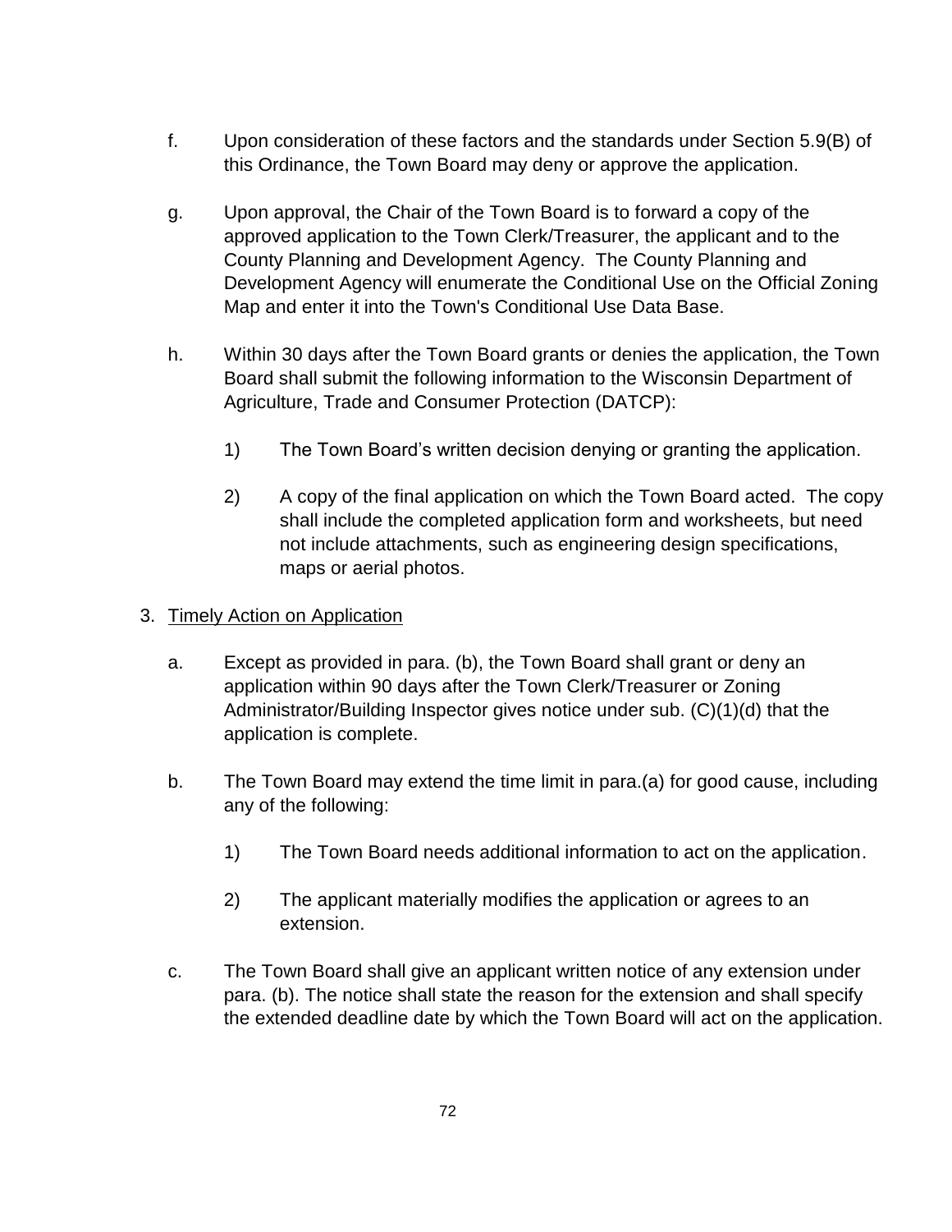f. Upon consideration of these factors and the standards under Section 5.9(B) of this Ordinance, the Town Board may deny or approve the application.

g. Upon approval, the Chair of the Town Board is to forward a copy of the approved application to the Town Clerk/Treasurer, the applicant and to the County Planning and Development Agency. The County Planning and Development Agency will enumerate the Conditional Use on the Official Zoning Map and enter it into the Town's Conditional Use Data Base.

h. Within 30 days after the Town Board grants or denies the application, the Town Board shall submit the following information to the Wisconsin Department of Agriculture, Trade and Consumer Protection (DATCP):

   1) The Town Board's written decision denying or granting the application.

   2) A copy of the final application on which the Town Board acted. The copy shall include the completed application form and worksheets, but need not include attachments, such as engineering design specifications, maps or aerial photos.

3. <u>Timely Action on Application</u>

   a. Except as provided in para. (b), the Town Board shall grant or deny an application within 90 days after the Town Clerk/Treasurer or Zoning Administrator/Building Inspector gives notice under sub. (C)(1)(d) that the application is complete.

   b. The Town Board may extend the time limit in para.(a) for good cause, including any of the following:

      1) The Town Board needs additional information to act on the application.

      2) The applicant materially modifies the application or agrees to an extension.

   c. The Town Board shall give an applicant written notice of any extension under para. (b). The notice shall state the reason for the extension and shall specify the extended deadline date by which the Town Board will act on the application.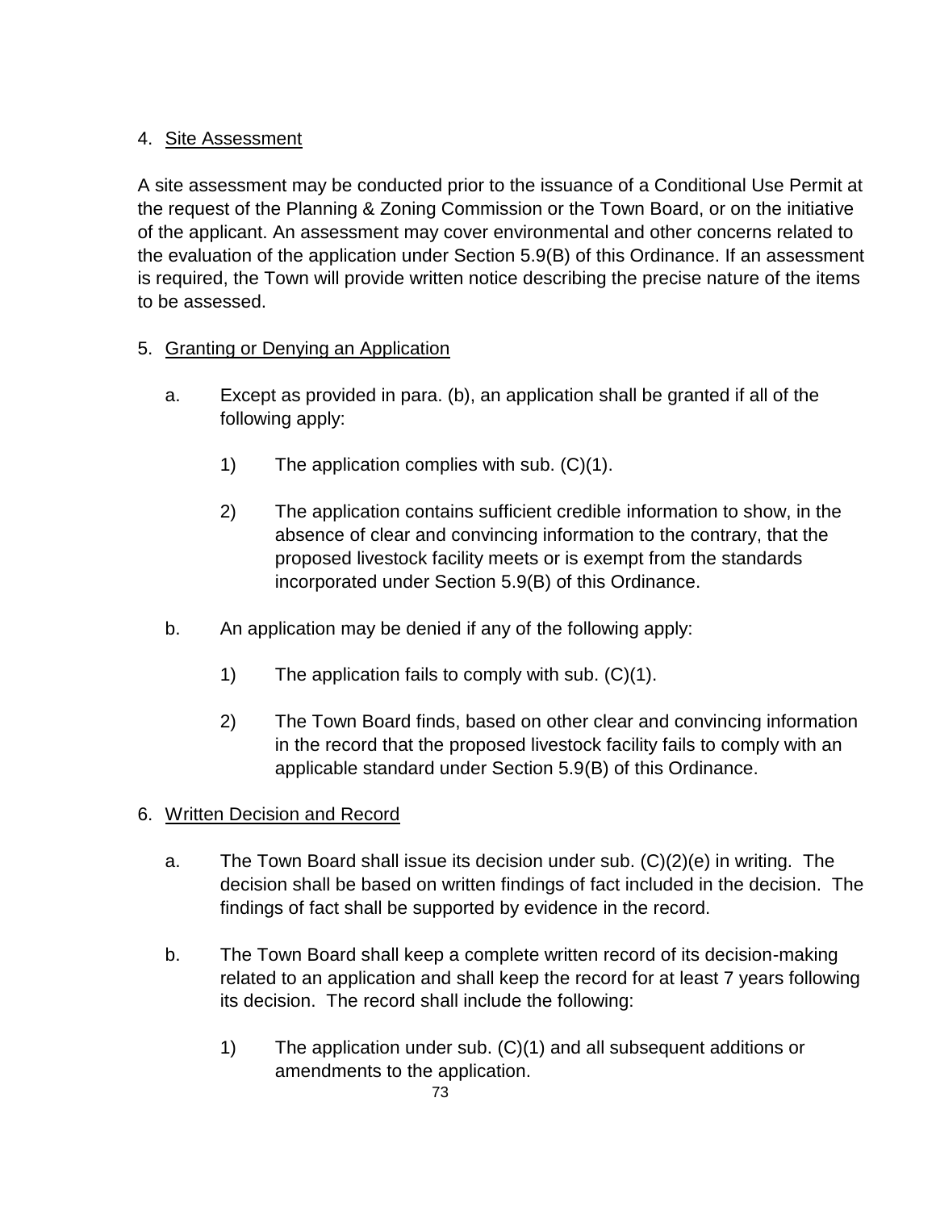4. Site Assessment

A site assessment may be conducted prior to the issuance of a Conditional Use Permit at the request of the Planning & Zoning Commission or the Town Board, or on the initiative of the applicant. An assessment may cover environmental and other concerns related to the evaluation of the application under Section 5.9(B) of this Ordinance. If an assessment is required, the Town will provide written notice describing the precise nature of the items to be assessed.

5. Granting or Denying an Application

   a. Except as provided in para. (b), an application shall be granted if all of the following apply:

      1) The application complies with sub. (C)(1).

      2) The application contains sufficient credible information to show, in the absence of clear and convincing information to the contrary, that the proposed livestock facility meets or is exempt from the standards incorporated under Section 5.9(B) of this Ordinance.

   b. An application may be denied if any of the following apply:

      1) The application fails to comply with sub. (C)(1).

      2) The Town Board finds, based on other clear and convincing information in the record that the proposed livestock facility fails to comply with an applicable standard under Section 5.9(B) of this Ordinance.

6. Written Decision and Record

   a. The Town Board shall issue its decision under sub. (C)(2)(e) in writing. The decision shall be based on written findings of fact included in the decision. The findings of fact shall be supported by evidence in the record.

   b. The Town Board shall keep a complete written record of its decision-making related to an application and shall keep the record for at least 7 years following its decision. The record shall include the following:

      1) The application under sub. (C)(1) and all subsequent additions or amendments to the application.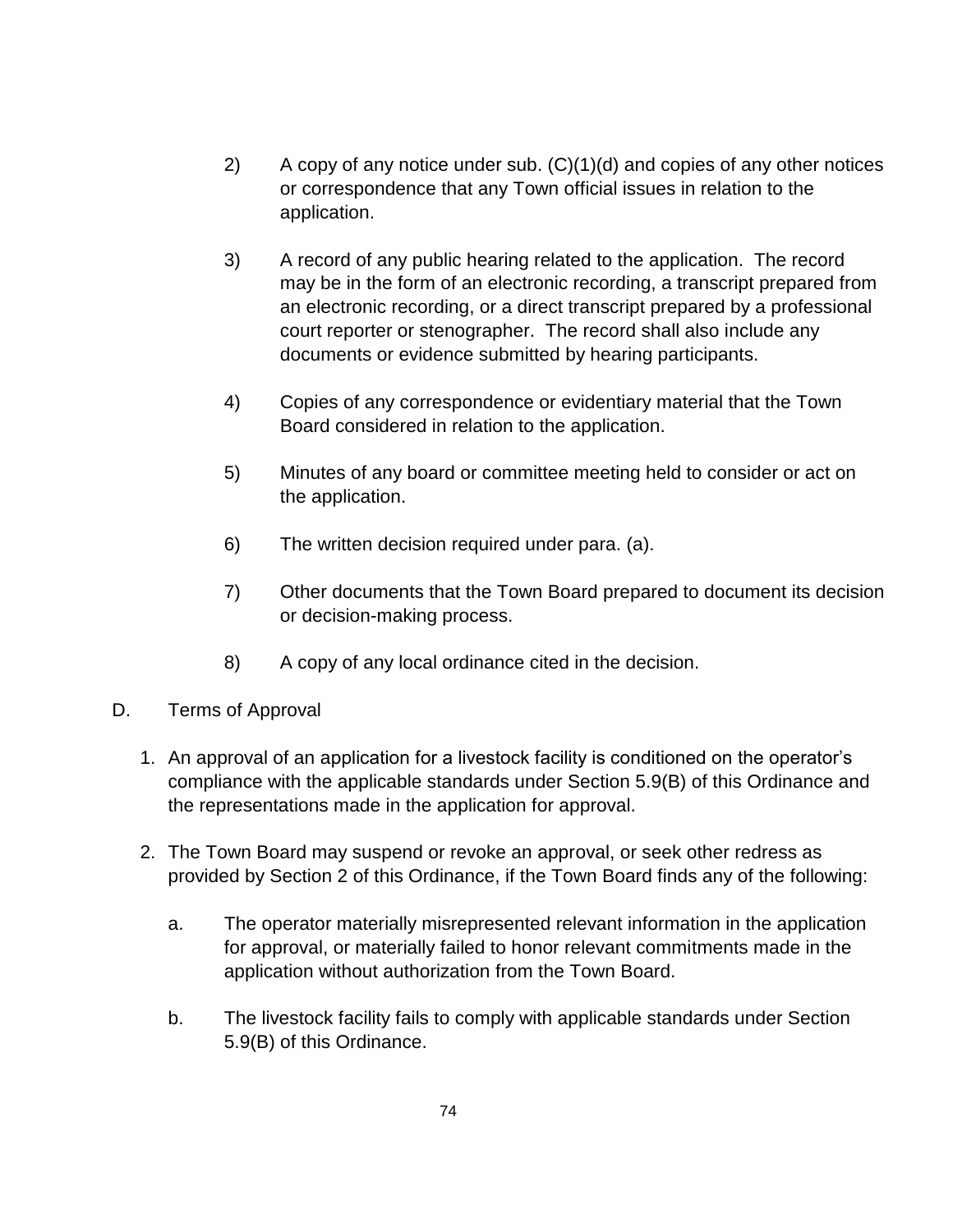2) A copy of any notice under sub. (C)(1)(d) and copies of any other notices or correspondence that any Town official issues in relation to the application.

3) A record of any public hearing related to the application. The record may be in the form of an electronic recording, a transcript prepared from an electronic recording, or a direct transcript prepared by a professional court reporter or stenographer. The record shall also include any documents or evidence submitted by hearing participants.

4) Copies of any correspondence or evidentiary material that the Town Board considered in relation to the application.

5) Minutes of any board or committee meeting held to consider or act on the application.

6) The written decision required under para. (a).

7) Other documents that the Town Board prepared to document its decision or decision-making process.

8) A copy of any local ordinance cited in the decision.

D. Terms of Approval

1. An approval of an application for a livestock facility is conditioned on the operator's compliance with the applicable standards under Section 5.9(B) of this Ordinance and the representations made in the application for approval.

2. The Town Board may suspend or revoke an approval, or seek other redress as provided by Section 2 of this Ordinance, if the Town Board finds any of the following:

   a. The operator materially misrepresented relevant information in the application for approval, or materially failed to honor relevant commitments made in the application without authorization from the Town Board.

   b. The livestock facility fails to comply with applicable standards under Section 5.9(B) of this Ordinance.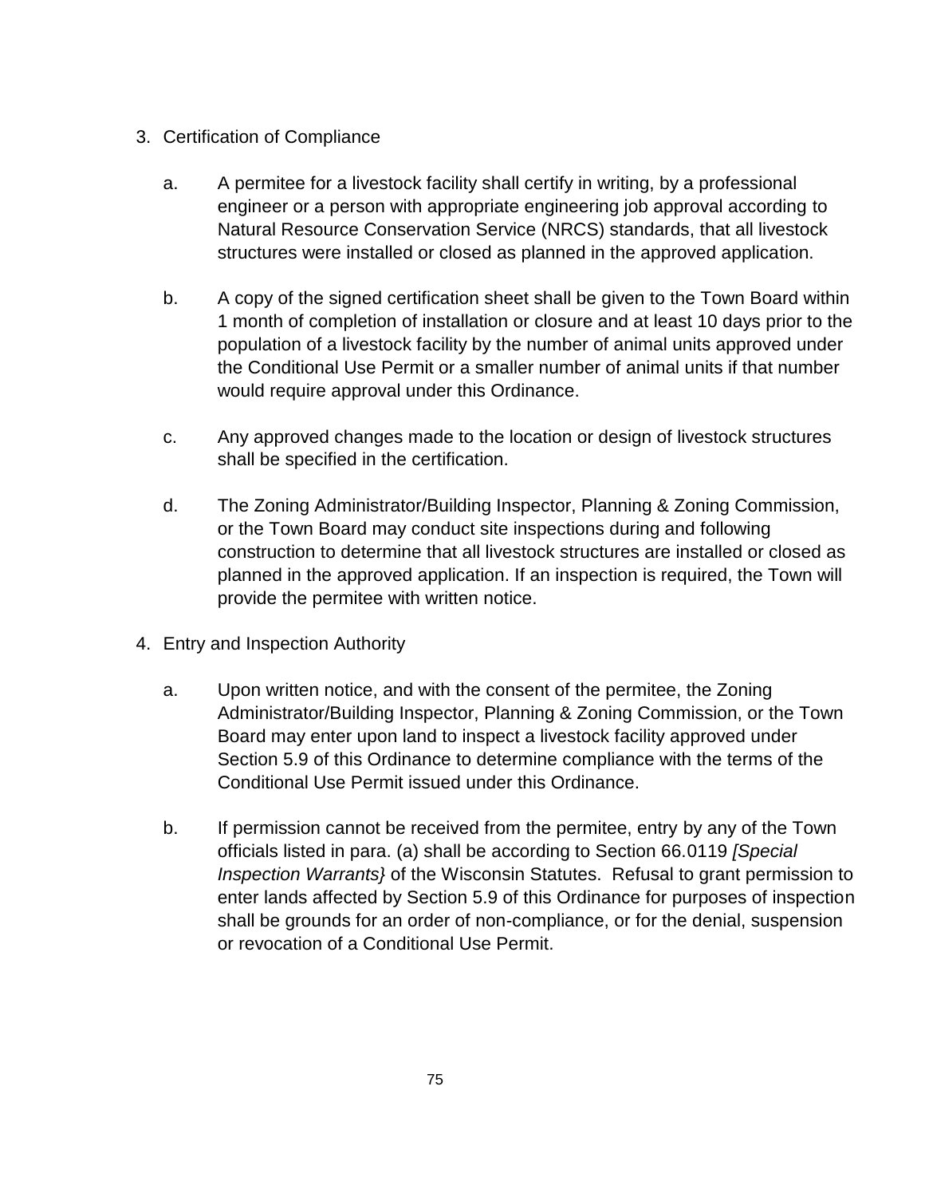3. Certification of Compliance

    a. A permitee for a livestock facility shall certify in writing, by a professional engineer or a person with appropriate engineering job approval according to Natural Resource Conservation Service (NRCS) standards, that all livestock structures were installed or closed as planned in the approved application.

    b. A copy of the signed certification sheet shall be given to the Town Board within 1 month of completion of installation or closure and at least 10 days prior to the population of a livestock facility by the number of animal units approved under the Conditional Use Permit or a smaller number of animal units if that number would require approval under this Ordinance.

    c. Any approved changes made to the location or design of livestock structures shall be specified in the certification.

    d. The Zoning Administrator/Building Inspector, Planning & Zoning Commission, or the Town Board may conduct site inspections during and following construction to determine that all livestock structures are installed or closed as planned in the approved application. If an inspection is required, the Town will provide the permitee with written notice.

4. Entry and Inspection Authority

    a. Upon written notice, and with the consent of the permitee, the Zoning Administrator/Building Inspector, Planning & Zoning Commission, or the Town Board may enter upon land to inspect a livestock facility approved under Section 5.9 of this Ordinance to determine compliance with the terms of the Conditional Use Permit issued under this Ordinance.

    b. If permission cannot be received from the permitee, entry by any of the Town officials listed in para. (a) shall be according to Section 66.0119 *[Special Inspection Warrants}* of the Wisconsin Statutes. Refusal to grant permission to enter lands affected by Section 5.9 of this Ordinance for purposes of inspection shall be grounds for an order of non-compliance, or for the denial, suspension or revocation of a Conditional Use Permit.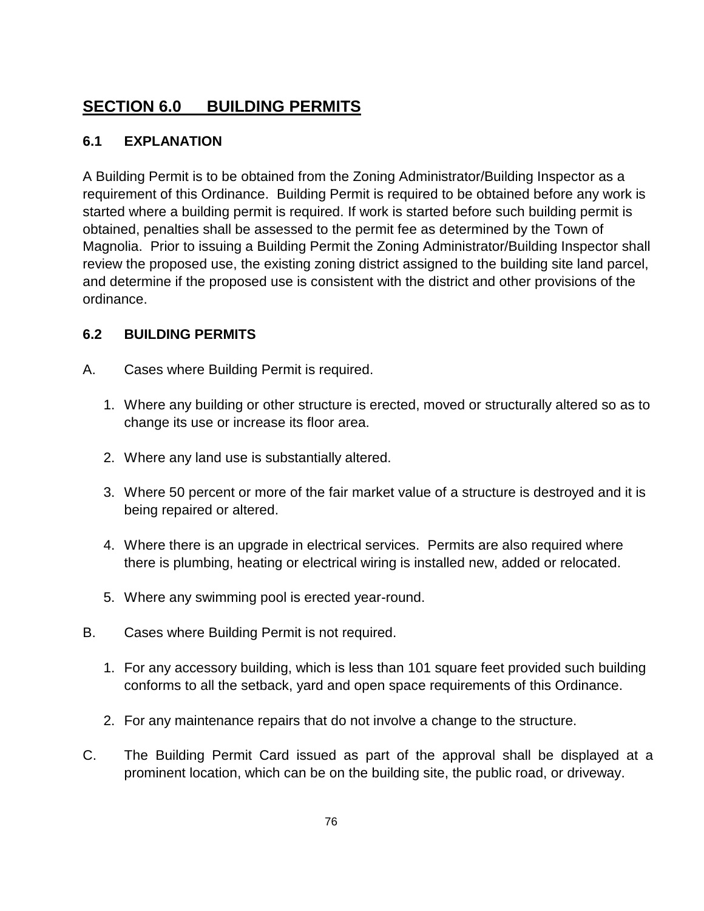## SECTION 6.0 BUILDING PERMITS

### 6.1 EXPLANATION

A Building Permit is to be obtained from the Zoning Administrator/Building Inspector as a requirement of this Ordinance. Building Permit is required to be obtained before any work is started where a building permit is required. If work is started before such building permit is obtained, penalties shall be assessed to the permit fee as determined by the Town of Magnolia. Prior to issuing a Building Permit the Zoning Administrator/Building Inspector shall review the proposed use, the existing zoning district assigned to the building site land parcel, and determine if the proposed use is consistent with the district and other provisions of the ordinance.

### 6.2 BUILDING PERMITS

A. Cases where Building Permit is required.

1. Where any building or other structure is erected, moved or structurally altered so as to change its use or increase its floor area.
2. Where any land use is substantially altered.
3. Where 50 percent or more of the fair market value of a structure is destroyed and it is being repaired or altered.
4. Where there is an upgrade in electrical services. Permits are also required where there is plumbing, heating or electrical wiring is installed new, added or relocated.
5. Where any swimming pool is erected year-round.

B. Cases where Building Permit is not required.

1. For any accessory building, which is less than 101 square feet provided such building conforms to all the setback, yard and open space requirements of this Ordinance.
2. For any maintenance repairs that do not involve a change to the structure.

C. The Building Permit Card issued as part of the approval shall be displayed at a prominent location, which can be on the building site, the public road, or driveway.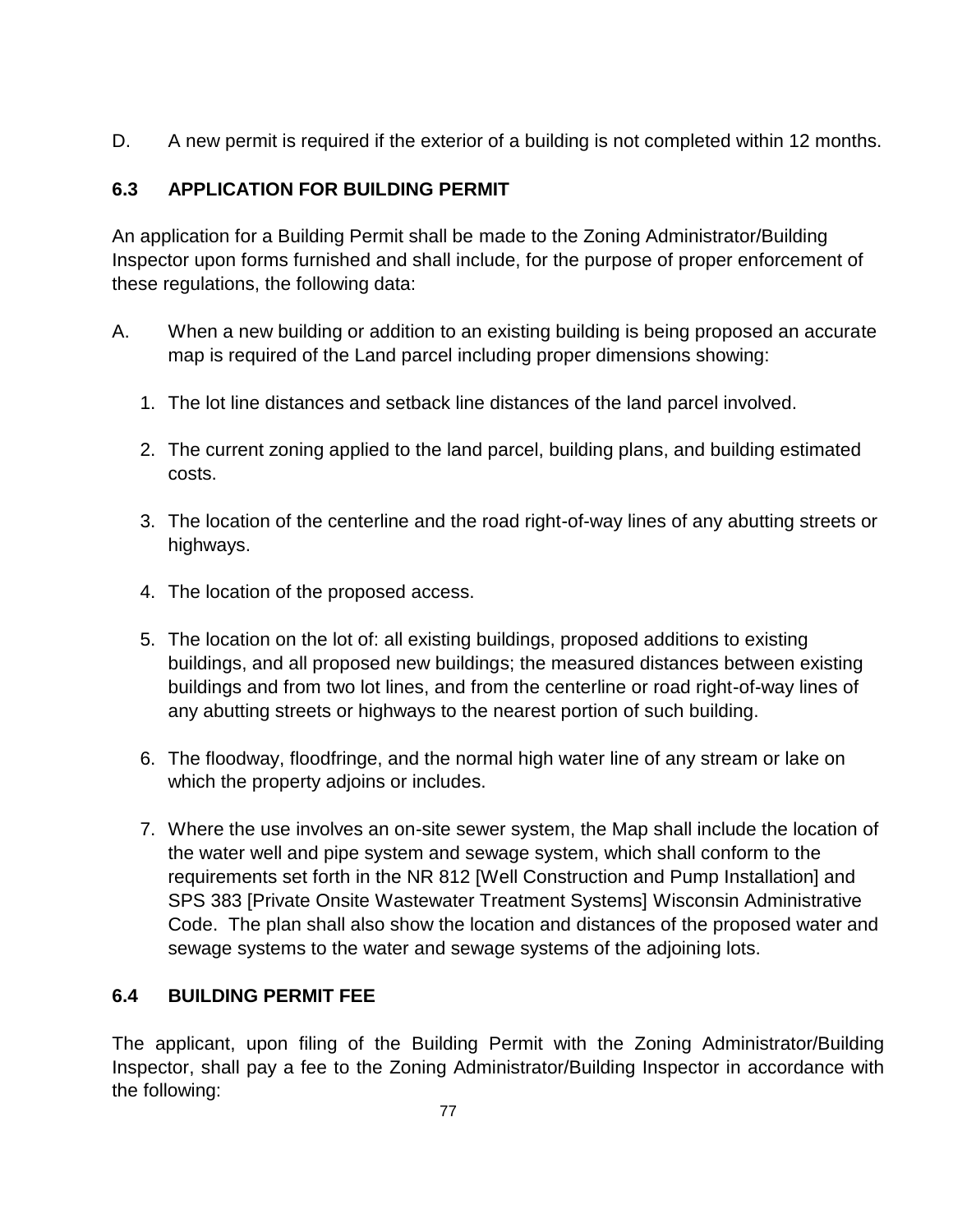D. A new permit is required if the exterior of a building is not completed within 12 months.

## 6.3 APPLICATION FOR BUILDING PERMIT

An application for a Building Permit shall be made to the Zoning Administrator/Building Inspector upon forms furnished and shall include, for the purpose of proper enforcement of these regulations, the following data:

A. When a new building or addition to an existing building is being proposed an accurate map is required of the Land parcel including proper dimensions showing:

   1. The lot line distances and setback line distances of the land parcel involved.

   2. The current zoning applied to the land parcel, building plans, and building estimated costs.

   3. The location of the centerline and the road right-of-way lines of any abutting streets or highways.

   4. The location of the proposed access.

   5. The location on the lot of: all existing buildings, proposed additions to existing buildings, and all proposed new buildings; the measured distances between existing buildings and from two lot lines, and from the centerline or road right-of-way lines of any abutting streets or highways to the nearest portion of such building.

   6. The floodway, floodfringe, and the normal high water line of any stream or lake on which the property adjoins or includes.

   7. Where the use involves an on-site sewer system, the Map shall include the location of the water well and pipe system and sewage system, which shall conform to the requirements set forth in the NR 812 [Well Construction and Pump Installation] and SPS 383 [Private Onsite Wastewater Treatment Systems] Wisconsin Administrative Code. The plan shall also show the location and distances of the proposed water and sewage systems to the water and sewage systems of the adjoining lots.

## 6.4 BUILDING PERMIT FEE

The applicant, upon filing of the Building Permit with the Zoning Administrator/Building Inspector, shall pay a fee to the Zoning Administrator/Building Inspector in accordance with the following: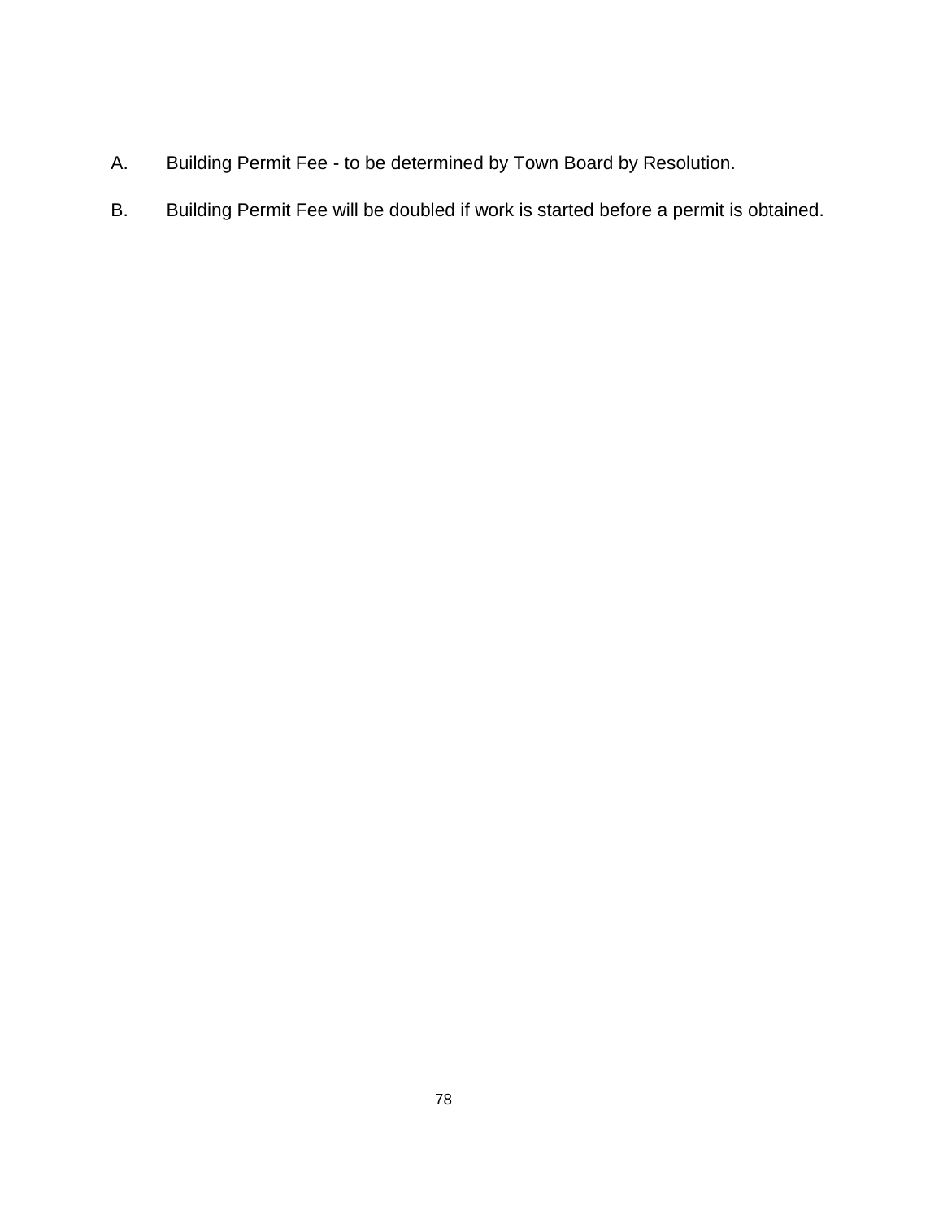A. Building Permit Fee - to be determined by Town Board by Resolution.

B. Building Permit Fee will be doubled if work is started before a permit is obtained.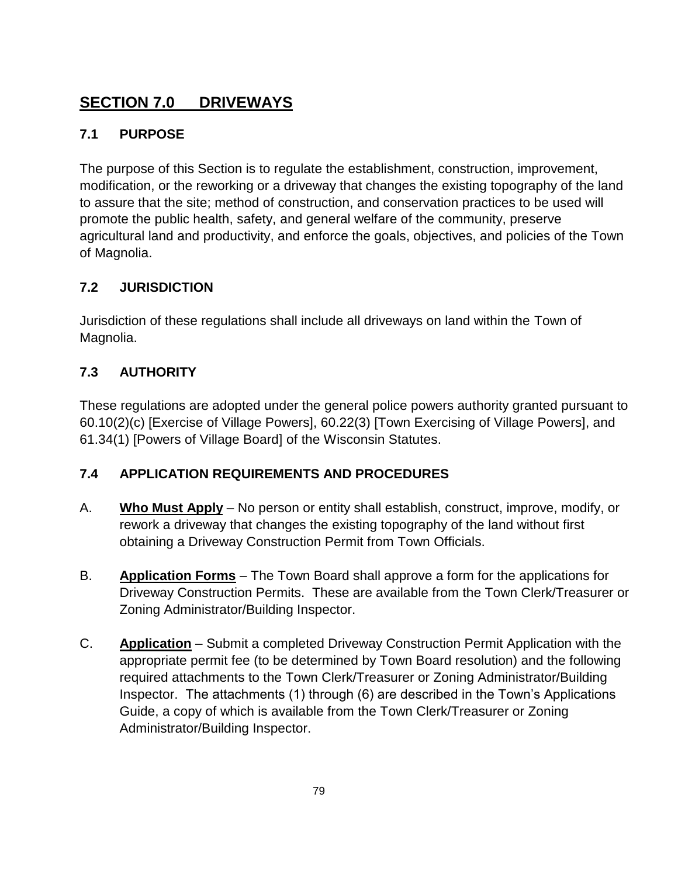# SECTION 7.0 DRIVEWAYS

## 7.1 PURPOSE

The purpose of this Section is to regulate the establishment, construction, improvement, modification, or the reworking or a driveway that changes the existing topography of the land to assure that the site; method of construction, and conservation practices to be used will promote the public health, safety, and general welfare of the community, preserve agricultural land and productivity, and enforce the goals, objectives, and policies of the Town of Magnolia.

## 7.2 JURISDICTION

Jurisdiction of these regulations shall include all driveways on land within the Town of Magnolia.

## 7.3 AUTHORITY

These regulations are adopted under the general police powers authority granted pursuant to 60.10(2)(c) [Exercise of Village Powers], 60.22(3) [Town Exercising of Village Powers], and 61.34(1) [Powers of Village Board] of the Wisconsin Statutes.

## 7.4 APPLICATION REQUIREMENTS AND PROCEDURES

A. **Who Must Apply** – No person or entity shall establish, construct, improve, modify, or rework a driveway that changes the existing topography of the land without first obtaining a Driveway Construction Permit from Town Officials.

B. **Application Forms** – The Town Board shall approve a form for the applications for Driveway Construction Permits. These are available from the Town Clerk/Treasurer or Zoning Administrator/Building Inspector.

C. **Application** – Submit a completed Driveway Construction Permit Application with the appropriate permit fee (to be determined by Town Board resolution) and the following required attachments to the Town Clerk/Treasurer or Zoning Administrator/Building Inspector. The attachments (1) through (6) are described in the Town's Applications Guide, a copy of which is available from the Town Clerk/Treasurer or Zoning Administrator/Building Inspector.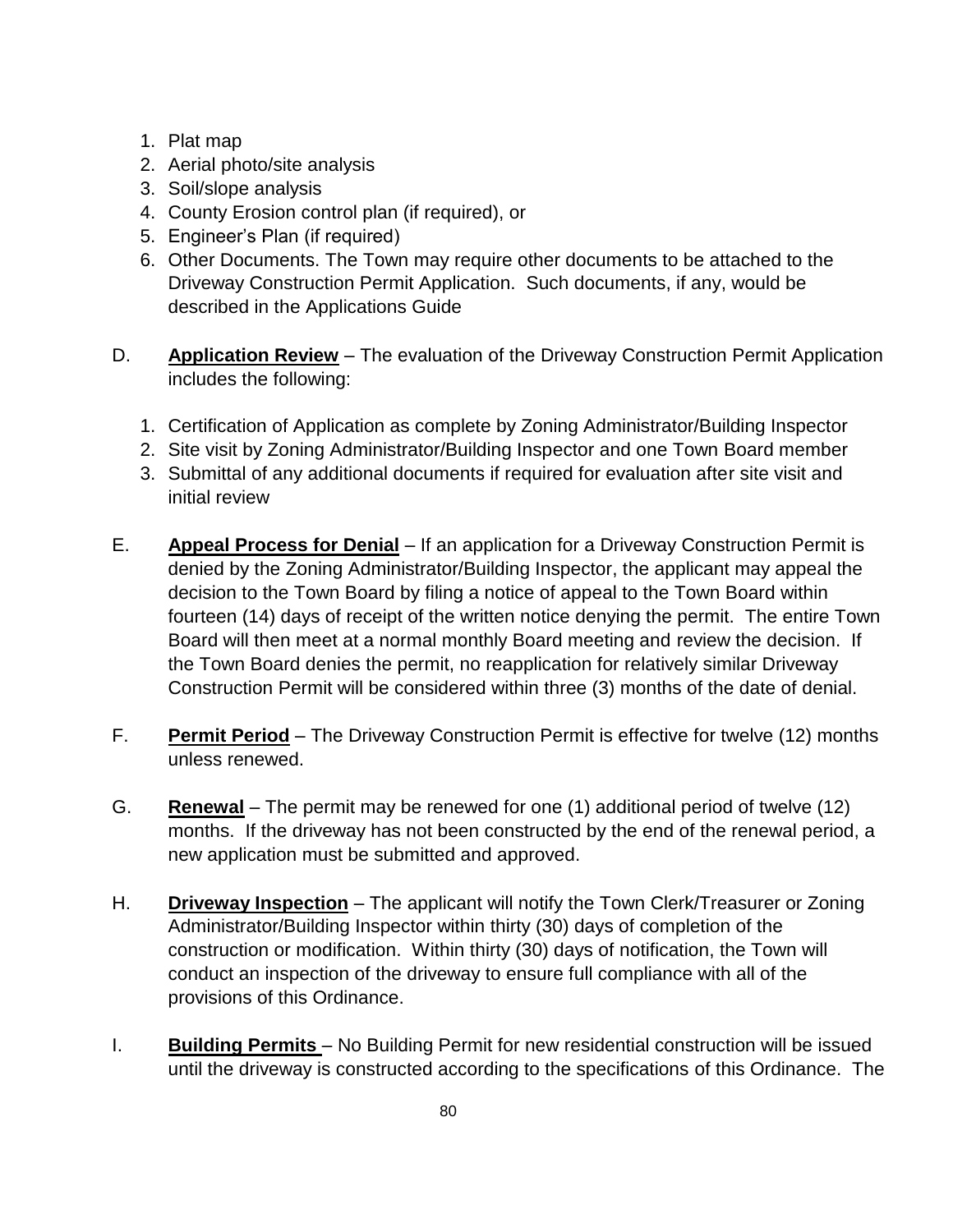1. Plat map
2. Aerial photo/site analysis
3. Soil/slope analysis
4. County Erosion control plan (if required), or
5. Engineer's Plan (if required)
6. Other Documents. The Town may require other documents to be attached to the Driveway Construction Permit Application. Such documents, if any, would be described in the Applications Guide

D. **Application Review** – The evaluation of the Driveway Construction Permit Application includes the following:

1. Certification of Application as complete by Zoning Administrator/Building Inspector
2. Site visit by Zoning Administrator/Building Inspector and one Town Board member
3. Submittal of any additional documents if required for evaluation after site visit and initial review

E. **Appeal Process for Denial** – If an application for a Driveway Construction Permit is denied by the Zoning Administrator/Building Inspector, the applicant may appeal the decision to the Town Board by filing a notice of appeal to the Town Board within fourteen (14) days of receipt of the written notice denying the permit. The entire Town Board will then meet at a normal monthly Board meeting and review the decision. If the Town Board denies the permit, no reapplication for relatively similar Driveway Construction Permit will be considered within three (3) months of the date of denial.

F. **Permit Period** – The Driveway Construction Permit is effective for twelve (12) months unless renewed.

G. **Renewal** – The permit may be renewed for one (1) additional period of twelve (12) months. If the driveway has not been constructed by the end of the renewal period, a new application must be submitted and approved.

H. **Driveway Inspection** – The applicant will notify the Town Clerk/Treasurer or Zoning Administrator/Building Inspector within thirty (30) days of completion of the construction or modification. Within thirty (30) days of notification, the Town will conduct an inspection of the driveway to ensure full compliance with all of the provisions of this Ordinance.

I. **Building Permits** – No Building Permit for new residential construction will be issued until the driveway is constructed according to the specifications of this Ordinance. The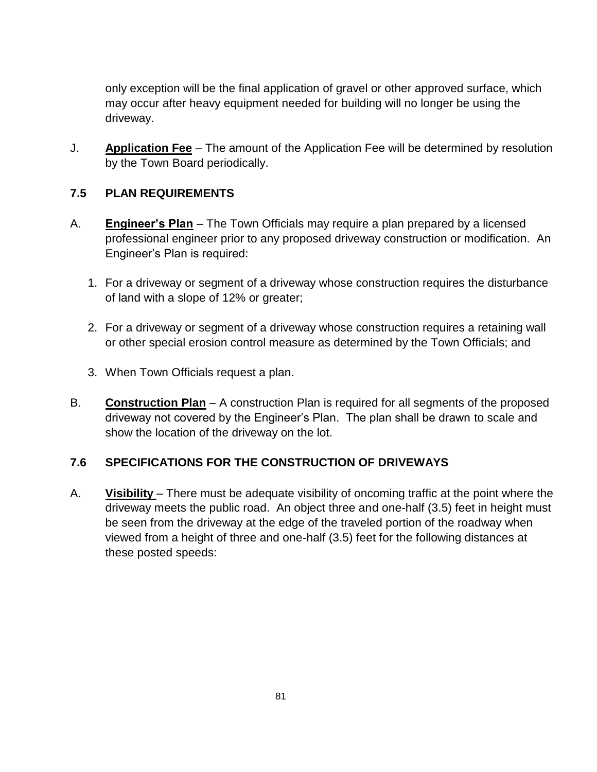only exception will be the final application of gravel or other approved surface, which may occur after heavy equipment needed for building will no longer be using the driveway.

J. **Application Fee** – The amount of the Application Fee will be determined by resolution by the Town Board periodically.

### 7.5 PLAN REQUIREMENTS

A. **Engineer's Plan** – The Town Officials may require a plan prepared by a licensed professional engineer prior to any proposed driveway construction or modification. An Engineer's Plan is required:

1. For a driveway or segment of a driveway whose construction requires the disturbance of land with a slope of 12% or greater;
2. For a driveway or segment of a driveway whose construction requires a retaining wall or other special erosion control measure as determined by the Town Officials; and
3. When Town Officials request a plan.

B. **Construction Plan** – A construction Plan is required for all segments of the proposed driveway not covered by the Engineer's Plan. The plan shall be drawn to scale and show the location of the driveway on the lot.

### 7.6 SPECIFICATIONS FOR THE CONSTRUCTION OF DRIVEWAYS

A. **Visibility** – There must be adequate visibility of oncoming traffic at the point where the driveway meets the public road. An object three and one-half (3.5) feet in height must be seen from the driveway at the edge of the traveled portion of the roadway when viewed from a height of three and one-half (3.5) feet for the following distances at these posted speeds: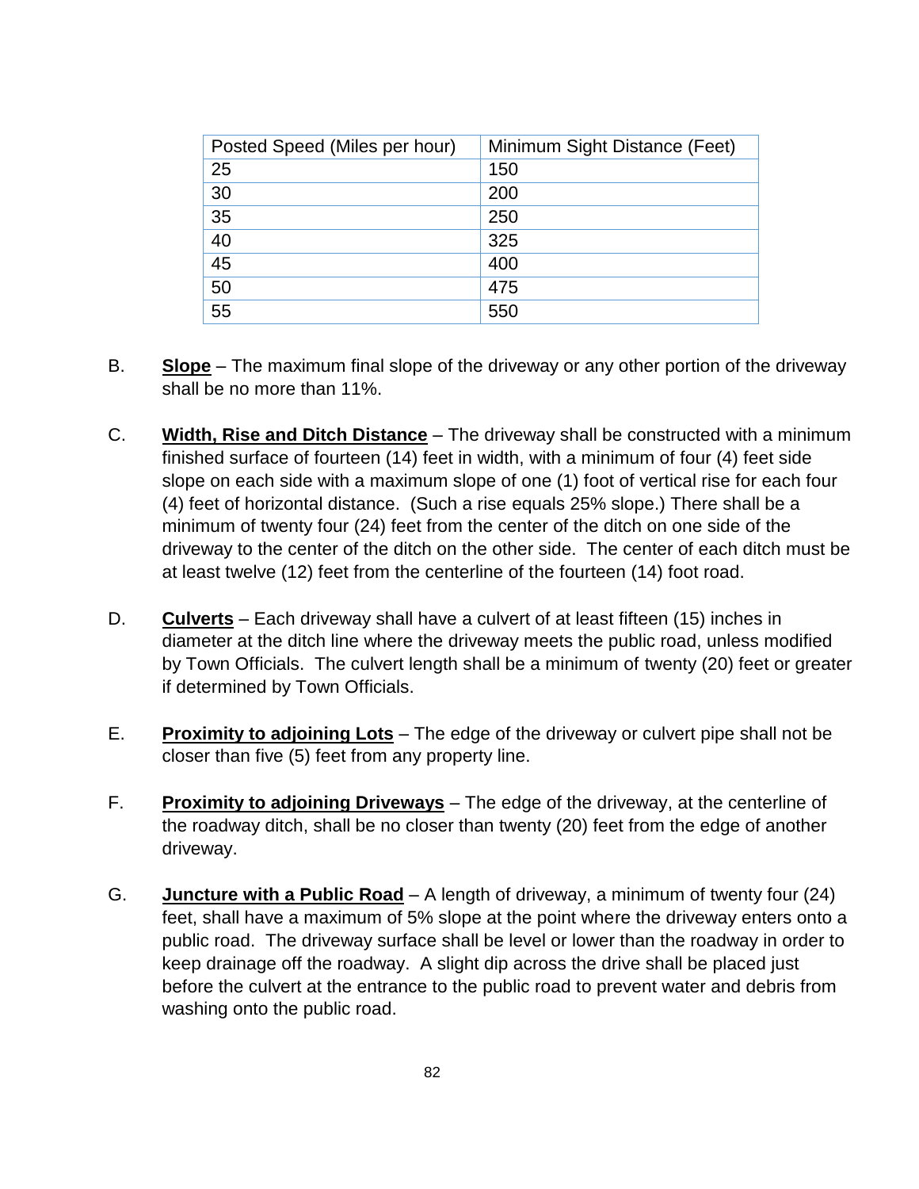| Posted Speed (Miles per hour) | Minimum Sight Distance (Feet) |
|---|---|
| 25 | 150 |
| 30 | 200 |
| 35 | 250 |
| 40 | 325 |
| 45 | 400 |
| 50 | 475 |
| 55 | 550 |

B. **Slope** – The maximum final slope of the driveway or any other portion of the driveway shall be no more than 11%.

C. **Width, Rise and Ditch Distance** – The driveway shall be constructed with a minimum finished surface of fourteen (14) feet in width, with a minimum of four (4) feet side slope on each side with a maximum slope of one (1) foot of vertical rise for each four (4) feet of horizontal distance. (Such a rise equals 25% slope.) There shall be a minimum of twenty four (24) feet from the center of the ditch on one side of the driveway to the center of the ditch on the other side. The center of each ditch must be at least twelve (12) feet from the centerline of the fourteen (14) foot road.

D. **Culverts** – Each driveway shall have a culvert of at least fifteen (15) inches in diameter at the ditch line where the driveway meets the public road, unless modified by Town Officials. The culvert length shall be a minimum of twenty (20) feet or greater if determined by Town Officials.

E. **Proximity to adjoining Lots** – The edge of the driveway or culvert pipe shall not be closer than five (5) feet from any property line.

F. **Proximity to adjoining Driveways** – The edge of the driveway, at the centerline of the roadway ditch, shall be no closer than twenty (20) feet from the edge of another driveway.

G. **Juncture with a Public Road** – A length of driveway, a minimum of twenty four (24) feet, shall have a maximum of 5% slope at the point where the driveway enters onto a public road. The driveway surface shall be level or lower than the roadway in order to keep drainage off the roadway. A slight dip across the drive shall be placed just before the culvert at the entrance to the public road to prevent water and debris from washing onto the public road.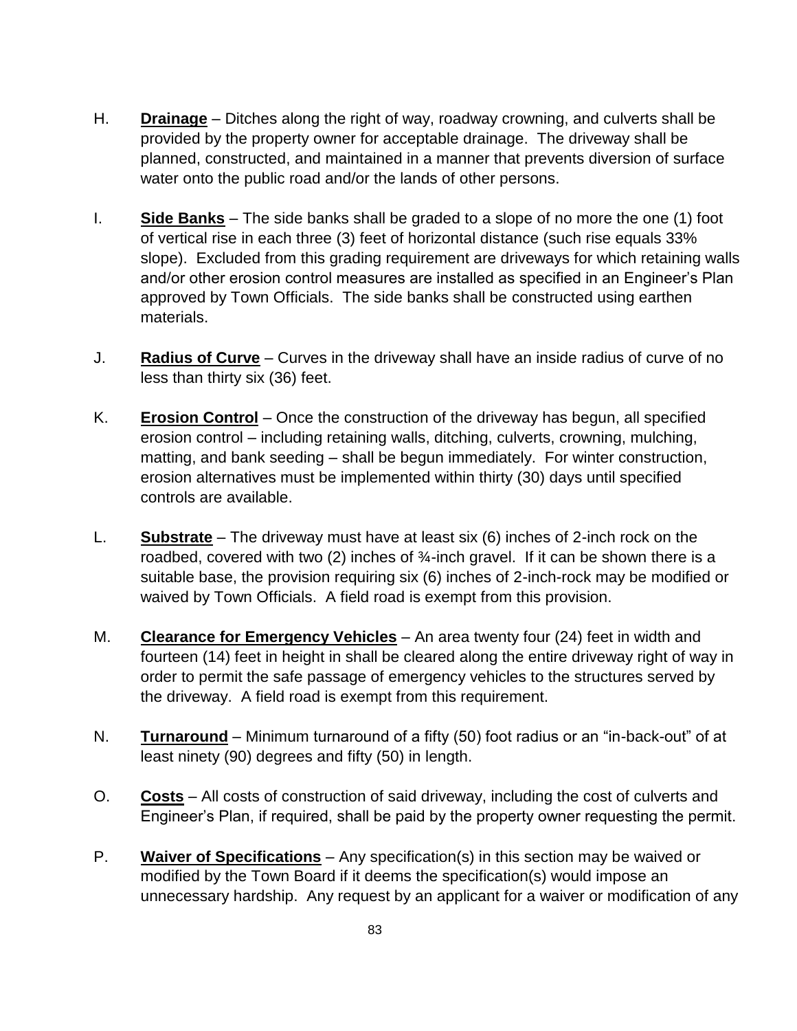H. **Drainage** – Ditches along the right of way, roadway crowning, and culverts shall be provided by the property owner for acceptable drainage. The driveway shall be planned, constructed, and maintained in a manner that prevents diversion of surface water onto the public road and/or the lands of other persons.

I. **Side Banks** – The side banks shall be graded to a slope of no more the one (1) foot of vertical rise in each three (3) feet of horizontal distance (such rise equals 33% slope). Excluded from this grading requirement are driveways for which retaining walls and/or other erosion control measures are installed as specified in an Engineer's Plan approved by Town Officials. The side banks shall be constructed using earthen materials.

J. **Radius of Curve** – Curves in the driveway shall have an inside radius of curve of no less than thirty six (36) feet.

K. **Erosion Control** – Once the construction of the driveway has begun, all specified erosion control – including retaining walls, ditching, culverts, crowning, mulching, matting, and bank seeding – shall be begun immediately. For winter construction, erosion alternatives must be implemented within thirty (30) days until specified controls are available.

L. **Substrate** – The driveway must have at least six (6) inches of 2-inch rock on the roadbed, covered with two (2) inches of ¾-inch gravel. If it can be shown there is a suitable base, the provision requiring six (6) inches of 2-inch-rock may be modified or waived by Town Officials. A field road is exempt from this provision.

M. **Clearance for Emergency Vehicles** – An area twenty four (24) feet in width and fourteen (14) feet in height in shall be cleared along the entire driveway right of way in order to permit the safe passage of emergency vehicles to the structures served by the driveway. A field road is exempt from this requirement.

N. **Turnaround** – Minimum turnaround of a fifty (50) foot radius or an "in-back-out" of at least ninety (90) degrees and fifty (50) in length.

O. **Costs** – All costs of construction of said driveway, including the cost of culverts and Engineer's Plan, if required, shall be paid by the property owner requesting the permit.

P. **Waiver of Specifications** – Any specification(s) in this section may be waived or modified by the Town Board if it deems the specification(s) would impose an unnecessary hardship. Any request by an applicant for a waiver or modification of any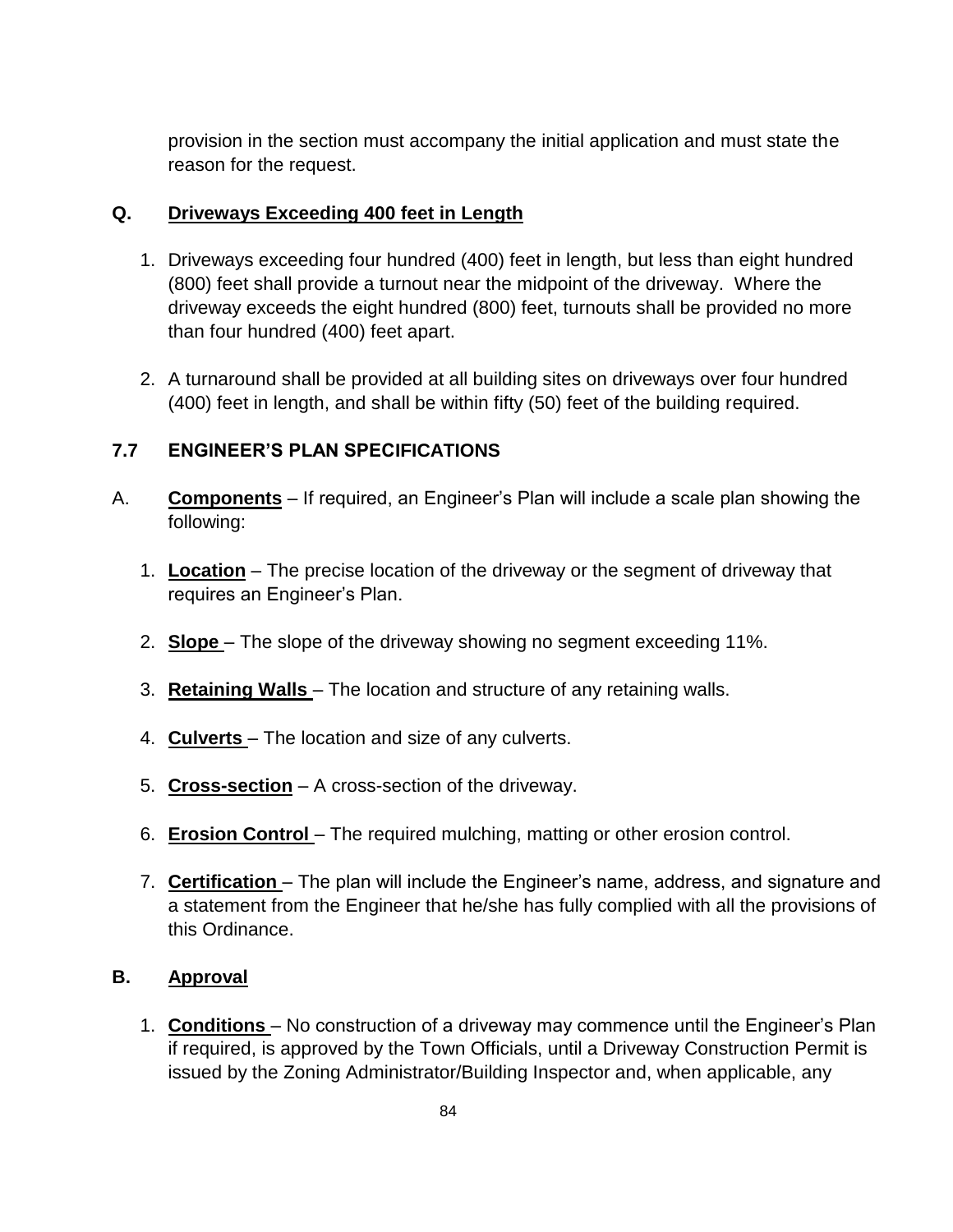provision in the section must accompany the initial application and must state the reason for the request.

### Q. Driveways Exceeding 400 feet in Length

1. Driveways exceeding four hundred (400) feet in length, but less than eight hundred (800) feet shall provide a turnout near the midpoint of the driveway. Where the driveway exceeds the eight hundred (800) feet, turnouts shall be provided no more than four hundred (400) feet apart.

2. A turnaround shall be provided at all building sites on driveways over four hundred (400) feet in length, and shall be within fifty (50) feet of the building required.

## 7.7 ENGINEER'S PLAN SPECIFICATIONS

A. **Components** – If required, an Engineer's Plan will include a scale plan showing the following:

1. **Location** – The precise location of the driveway or the segment of driveway that requires an Engineer's Plan.

2. **Slope** – The slope of the driveway showing no segment exceeding 11%.

3. **Retaining Walls** – The location and structure of any retaining walls.

4. **Culverts** – The location and size of any culverts.

5. **Cross-section** – A cross-section of the driveway.

6. **Erosion Control** – The required mulching, matting or other erosion control.

7. **Certification** – The plan will include the Engineer's name, address, and signature and a statement from the Engineer that he/she has fully complied with all the provisions of this Ordinance.

### B. Approval

1. **Conditions** – No construction of a driveway may commence until the Engineer's Plan if required, is approved by the Town Officials, until a Driveway Construction Permit is issued by the Zoning Administrator/Building Inspector and, when applicable, any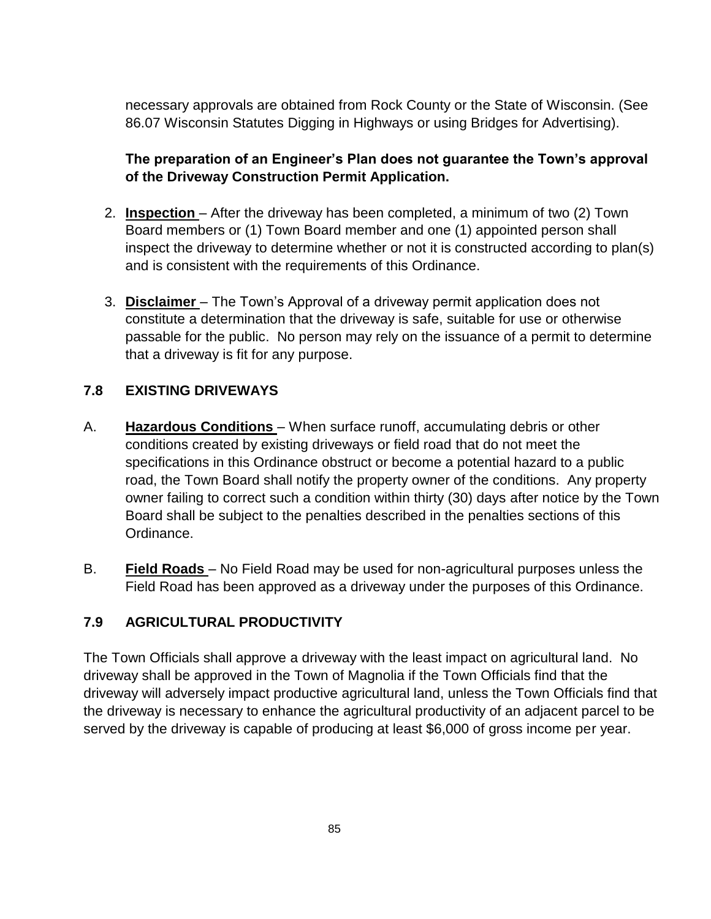necessary approvals are obtained from Rock County or the State of Wisconsin. (See 86.07 Wisconsin Statutes Digging in Highways or using Bridges for Advertising).

**The preparation of an Engineer's Plan does not guarantee the Town's approval of the Driveway Construction Permit Application.**

2. **Inspection** – After the driveway has been completed, a minimum of two (2) Town Board members or (1) Town Board member and one (1) appointed person shall inspect the driveway to determine whether or not it is constructed according to plan(s) and is consistent with the requirements of this Ordinance.

3. **Disclaimer** – The Town's Approval of a driveway permit application does not constitute a determination that the driveway is safe, suitable for use or otherwise passable for the public. No person may rely on the issuance of a permit to determine that a driveway is fit for any purpose.

## 7.8 EXISTING DRIVEWAYS

A. **Hazardous Conditions** – When surface runoff, accumulating debris or other conditions created by existing driveways or field road that do not meet the specifications in this Ordinance obstruct or become a potential hazard to a public road, the Town Board shall notify the property owner of the conditions. Any property owner failing to correct such a condition within thirty (30) days after notice by the Town Board shall be subject to the penalties described in the penalties sections of this Ordinance.

B. **Field Roads** – No Field Road may be used for non-agricultural purposes unless the Field Road has been approved as a driveway under the purposes of this Ordinance.

## 7.9 AGRICULTURAL PRODUCTIVITY

The Town Officials shall approve a driveway with the least impact on agricultural land. No driveway shall be approved in the Town of Magnolia if the Town Officials find that the driveway will adversely impact productive agricultural land, unless the Town Officials find that the driveway is necessary to enhance the agricultural productivity of an adjacent parcel to be served by the driveway is capable of producing at least $6,000 of gross income per year.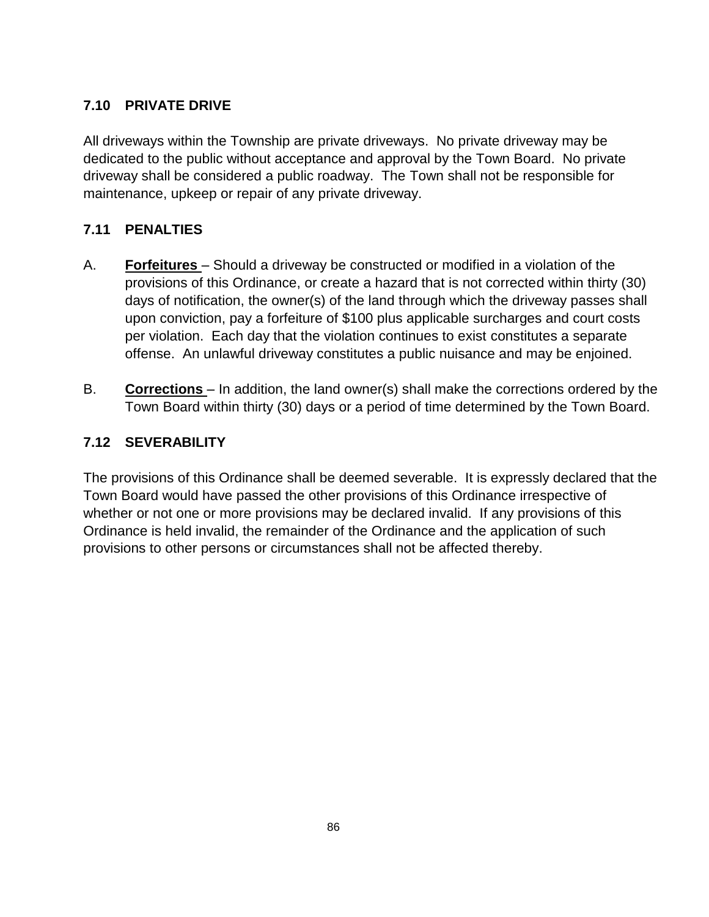## 7.10 PRIVATE DRIVE

All driveways within the Township are private driveways. No private driveway may be dedicated to the public without acceptance and approval by the Town Board. No private driveway shall be considered a public roadway. The Town shall not be responsible for maintenance, upkeep or repair of any private driveway.

## 7.11 PENALTIES

A. **Forfeitures** – Should a driveway be constructed or modified in a violation of the provisions of this Ordinance, or create a hazard that is not corrected within thirty (30) days of notification, the owner(s) of the land through which the driveway passes shall upon conviction, pay a forfeiture of $100 plus applicable surcharges and court costs per violation. Each day that the violation continues to exist constitutes a separate offense. An unlawful driveway constitutes a public nuisance and may be enjoined.

B. **Corrections** – In addition, the land owner(s) shall make the corrections ordered by the Town Board within thirty (30) days or a period of time determined by the Town Board.

## 7.12 SEVERABILITY

The provisions of this Ordinance shall be deemed severable. It is expressly declared that the Town Board would have passed the other provisions of this Ordinance irrespective of whether or not one or more provisions may be declared invalid. If any provisions of this Ordinance is held invalid, the remainder of the Ordinance and the application of such provisions to other persons or circumstances shall not be affected thereby.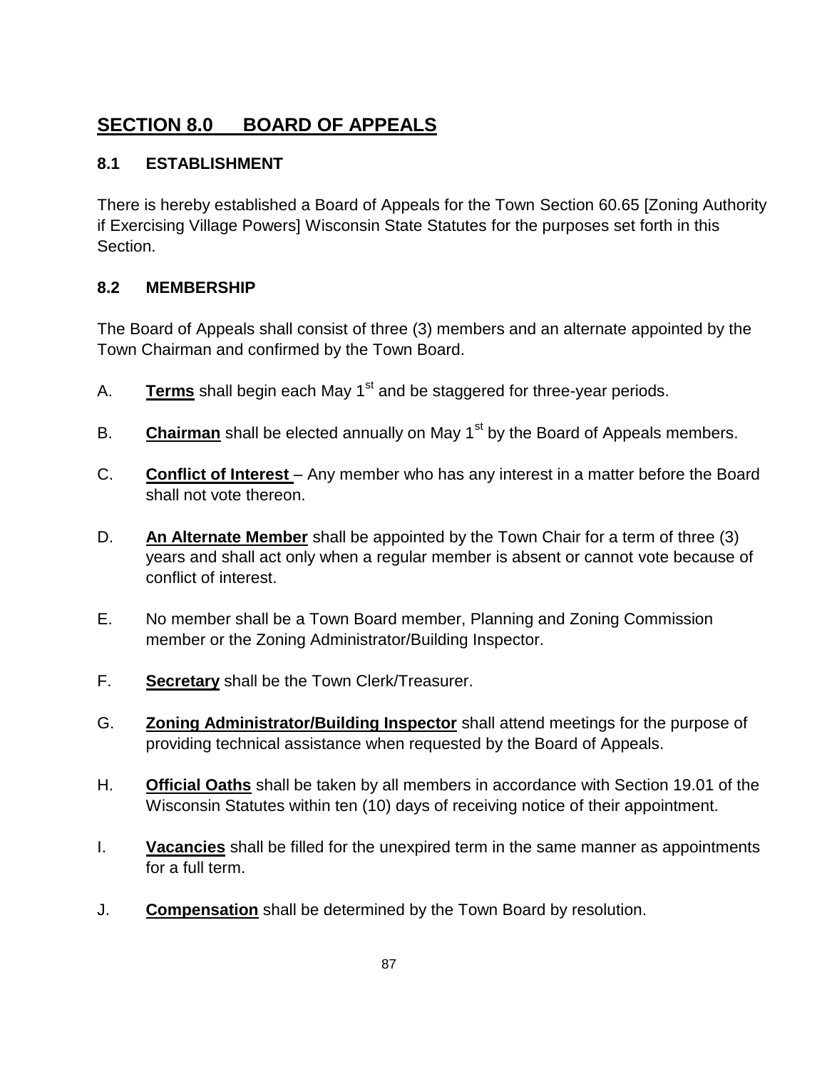## SECTION 8.0 BOARD OF APPEALS

### 8.1 ESTABLISHMENT

There is hereby established a Board of Appeals for the Town Section 60.65 [Zoning Authority if Exercising Village Powers] Wisconsin State Statutes for the purposes set forth in this Section.

### 8.2 MEMBERSHIP

The Board of Appeals shall consist of three (3) members and an alternate appointed by the Town Chairman and confirmed by the Town Board.

A. **Terms** shall begin each May 1st and be staggered for three-year periods.

B. **Chairman** shall be elected annually on May 1st by the Board of Appeals members.

C. **Conflict of Interest** – Any member who has any interest in a matter before the Board shall not vote thereon.

D. **An Alternate Member** shall be appointed by the Town Chair for a term of three (3) years and shall act only when a regular member is absent or cannot vote because of conflict of interest.

E. No member shall be a Town Board member, Planning and Zoning Commission member or the Zoning Administrator/Building Inspector.

F. **Secretary** shall be the Town Clerk/Treasurer.

G. **Zoning Administrator/Building Inspector** shall attend meetings for the purpose of providing technical assistance when requested by the Board of Appeals.

H. **Official Oaths** shall be taken by all members in accordance with Section 19.01 of the Wisconsin Statutes within ten (10) days of receiving notice of their appointment.

I. **Vacancies** shall be filled for the unexpired term in the same manner as appointments for a full term.

J. **Compensation** shall be determined by the Town Board by resolution.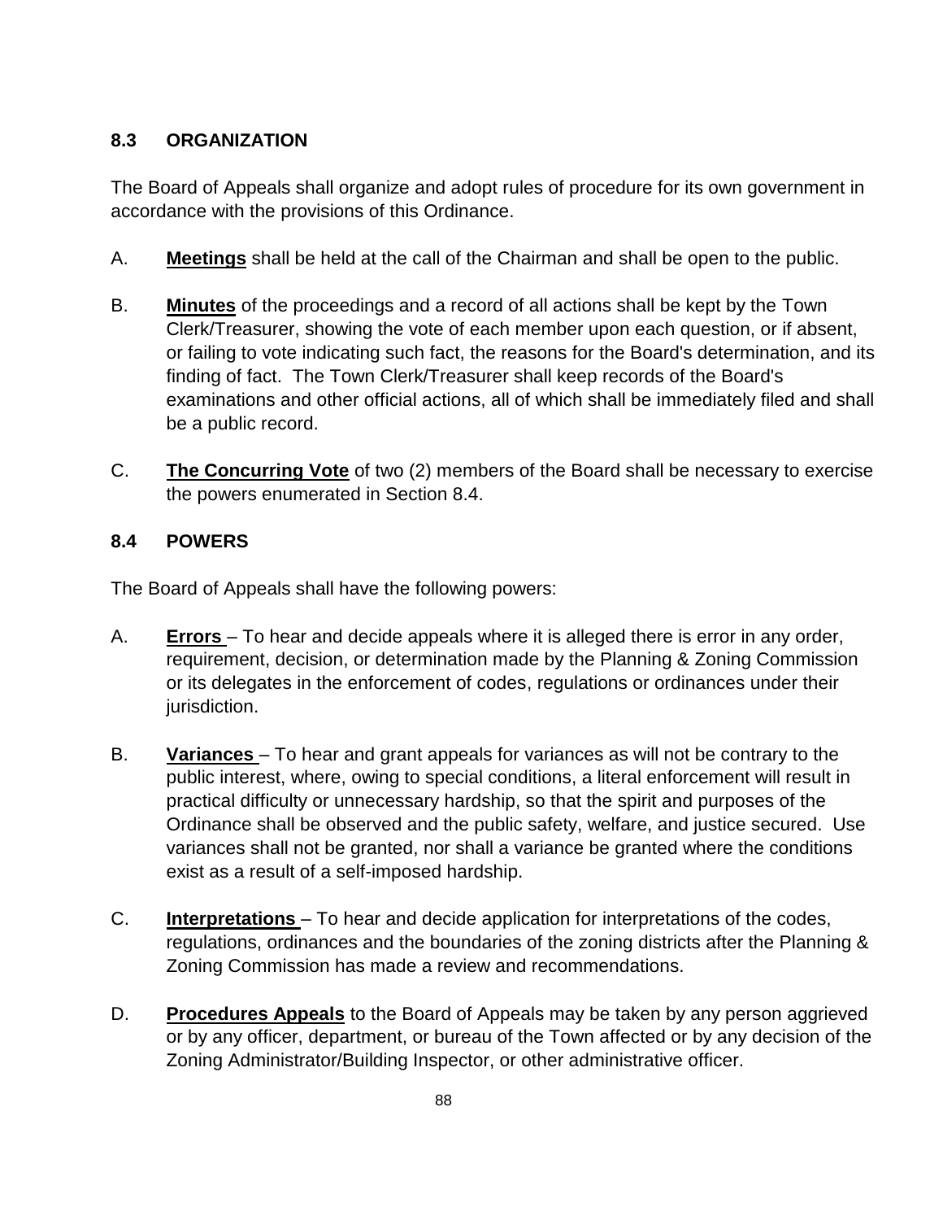## 8.3 ORGANIZATION

The Board of Appeals shall organize and adopt rules of procedure for its own government in accordance with the provisions of this Ordinance.

A. **Meetings** shall be held at the call of the Chairman and shall be open to the public.

B. **Minutes** of the proceedings and a record of all actions shall be kept by the Town Clerk/Treasurer, showing the vote of each member upon each question, or if absent, or failing to vote indicating such fact, the reasons for the Board's determination, and its finding of fact. The Town Clerk/Treasurer shall keep records of the Board's examinations and other official actions, all of which shall be immediately filed and shall be a public record.

C. **The Concurring Vote** of two (2) members of the Board shall be necessary to exercise the powers enumerated in Section 8.4.

## 8.4 POWERS

The Board of Appeals shall have the following powers:

A. **Errors** – To hear and decide appeals where it is alleged there is error in any order, requirement, decision, or determination made by the Planning & Zoning Commission or its delegates in the enforcement of codes, regulations or ordinances under their jurisdiction.

B. **Variances** – To hear and grant appeals for variances as will not be contrary to the public interest, where, owing to special conditions, a literal enforcement will result in practical difficulty or unnecessary hardship, so that the spirit and purposes of the Ordinance shall be observed and the public safety, welfare, and justice secured. Use variances shall not be granted, nor shall a variance be granted where the conditions exist as a result of a self-imposed hardship.

C. **Interpretations** – To hear and decide application for interpretations of the codes, regulations, ordinances and the boundaries of the zoning districts after the Planning & Zoning Commission has made a review and recommendations.

D. **Procedures Appeals** to the Board of Appeals may be taken by any person aggrieved or by any officer, department, or bureau of the Town affected or by any decision of the Zoning Administrator/Building Inspector, or other administrative officer.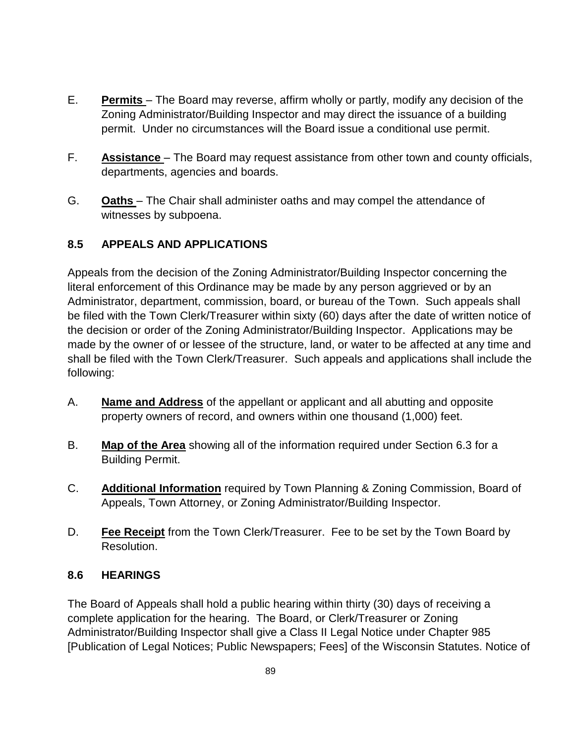E. **Permits** – The Board may reverse, affirm wholly or partly, modify any decision of the Zoning Administrator/Building Inspector and may direct the issuance of a building permit. Under no circumstances will the Board issue a conditional use permit.

F. **Assistance** – The Board may request assistance from other town and county officials, departments, agencies and boards.

G. **Oaths** – The Chair shall administer oaths and may compel the attendance of witnesses by subpoena.

## 8.5 APPEALS AND APPLICATIONS

Appeals from the decision of the Zoning Administrator/Building Inspector concerning the literal enforcement of this Ordinance may be made by any person aggrieved or by an Administrator, department, commission, board, or bureau of the Town. Such appeals shall be filed with the Town Clerk/Treasurer within sixty (60) days after the date of written notice of the decision or order of the Zoning Administrator/Building Inspector. Applications may be made by the owner of or lessee of the structure, land, or water to be affected at any time and shall be filed with the Town Clerk/Treasurer. Such appeals and applications shall include the following:

A. **Name and Address** of the appellant or applicant and all abutting and opposite property owners of record, and owners within one thousand (1,000) feet.

B. **Map of the Area** showing all of the information required under Section 6.3 for a Building Permit.

C. **Additional Information** required by Town Planning & Zoning Commission, Board of Appeals, Town Attorney, or Zoning Administrator/Building Inspector.

D. **Fee Receipt** from the Town Clerk/Treasurer. Fee to be set by the Town Board by Resolution.

## 8.6 HEARINGS

The Board of Appeals shall hold a public hearing within thirty (30) days of receiving a complete application for the hearing. The Board, or Clerk/Treasurer or Zoning Administrator/Building Inspector shall give a Class II Legal Notice under Chapter 985 [Publication of Legal Notices; Public Newspapers; Fees] of the Wisconsin Statutes. Notice of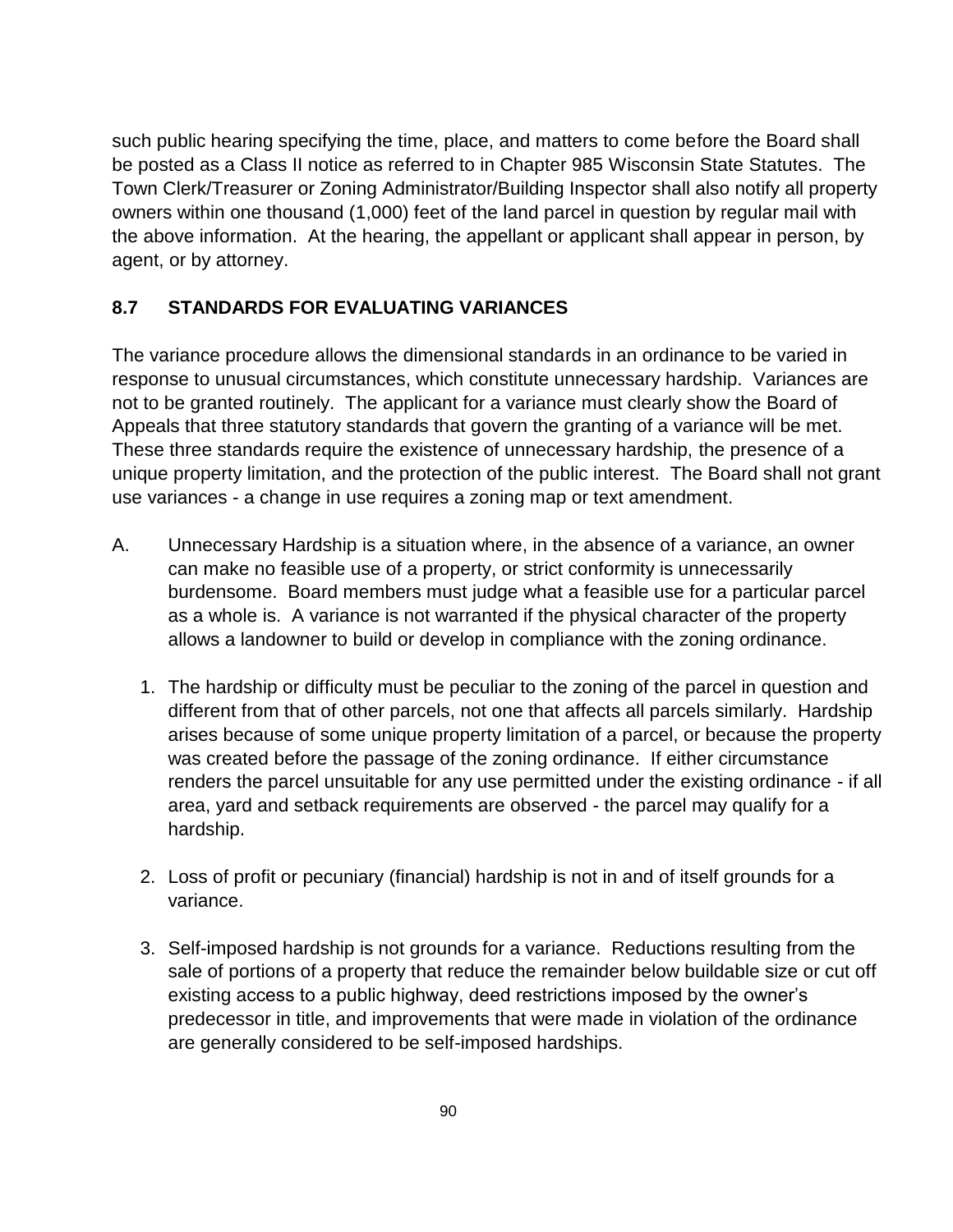such public hearing specifying the time, place, and matters to come before the Board shall be posted as a Class II notice as referred to in Chapter 985 Wisconsin State Statutes. The Town Clerk/Treasurer or Zoning Administrator/Building Inspector shall also notify all property owners within one thousand (1,000) feet of the land parcel in question by regular mail with the above information. At the hearing, the appellant or applicant shall appear in person, by agent, or by attorney.

### 8.7 STANDARDS FOR EVALUATING VARIANCES

The variance procedure allows the dimensional standards in an ordinance to be varied in response to unusual circumstances, which constitute unnecessary hardship. Variances are not to be granted routinely. The applicant for a variance must clearly show the Board of Appeals that three statutory standards that govern the granting of a variance will be met. These three standards require the existence of unnecessary hardship, the presence of a unique property limitation, and the protection of the public interest. The Board shall not grant use variances - a change in use requires a zoning map or text amendment.

A. Unnecessary Hardship is a situation where, in the absence of a variance, an owner can make no feasible use of a property, or strict conformity is unnecessarily burdensome. Board members must judge what a feasible use for a particular parcel as a whole is. A variance is not warranted if the physical character of the property allows a landowner to build or develop in compliance with the zoning ordinance.

   1. The hardship or difficulty must be peculiar to the zoning of the parcel in question and different from that of other parcels, not one that affects all parcels similarly. Hardship arises because of some unique property limitation of a parcel, or because the property was created before the passage of the zoning ordinance. If either circumstance renders the parcel unsuitable for any use permitted under the existing ordinance - if all area, yard and setback requirements are observed - the parcel may qualify for a hardship.

   2. Loss of profit or pecuniary (financial) hardship is not in and of itself grounds for a variance.

   3. Self-imposed hardship is not grounds for a variance. Reductions resulting from the sale of portions of a property that reduce the remainder below buildable size or cut off existing access to a public highway, deed restrictions imposed by the owner's predecessor in title, and improvements that were made in violation of the ordinance are generally considered to be self-imposed hardships.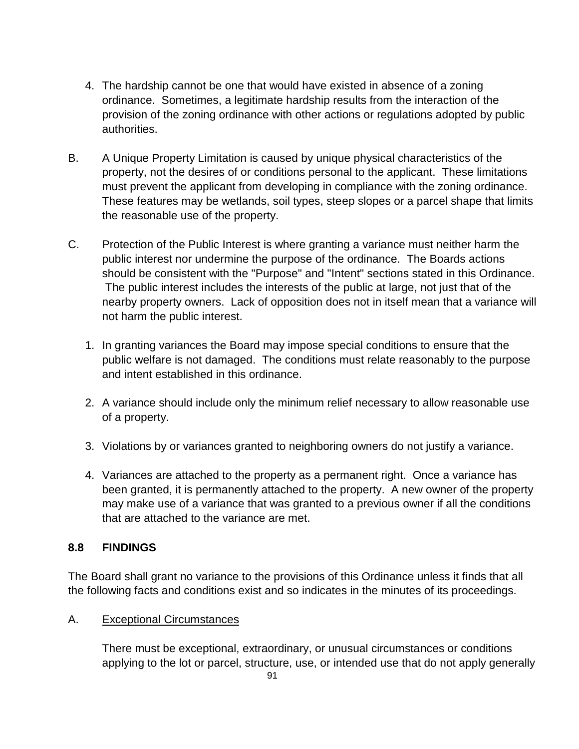4. The hardship cannot be one that would have existed in absence of a zoning ordinance. Sometimes, a legitimate hardship results from the interaction of the provision of the zoning ordinance with other actions or regulations adopted by public authorities.

B. A Unique Property Limitation is caused by unique physical characteristics of the property, not the desires of or conditions personal to the applicant. These limitations must prevent the applicant from developing in compliance with the zoning ordinance. These features may be wetlands, soil types, steep slopes or a parcel shape that limits the reasonable use of the property.

C. Protection of the Public Interest is where granting a variance must neither harm the public interest nor undermine the purpose of the ordinance. The Boards actions should be consistent with the "Purpose" and "Intent" sections stated in this Ordinance. The public interest includes the interests of the public at large, not just that of the nearby property owners. Lack of opposition does not in itself mean that a variance will not harm the public interest.

1. In granting variances the Board may impose special conditions to ensure that the public welfare is not damaged. The conditions must relate reasonably to the purpose and intent established in this ordinance.

2. A variance should include only the minimum relief necessary to allow reasonable use of a property.

3. Violations by or variances granted to neighboring owners do not justify a variance.

4. Variances are attached to the property as a permanent right. Once a variance has been granted, it is permanently attached to the property. A new owner of the property may make use of a variance that was granted to a previous owner if all the conditions that are attached to the variance are met.

## 8.8 FINDINGS

The Board shall grant no variance to the provisions of this Ordinance unless it finds that all the following facts and conditions exist and so indicates in the minutes of its proceedings.

A. Exceptional Circumstances

There must be exceptional, extraordinary, or unusual circumstances or conditions applying to the lot or parcel, structure, use, or intended use that do not apply generally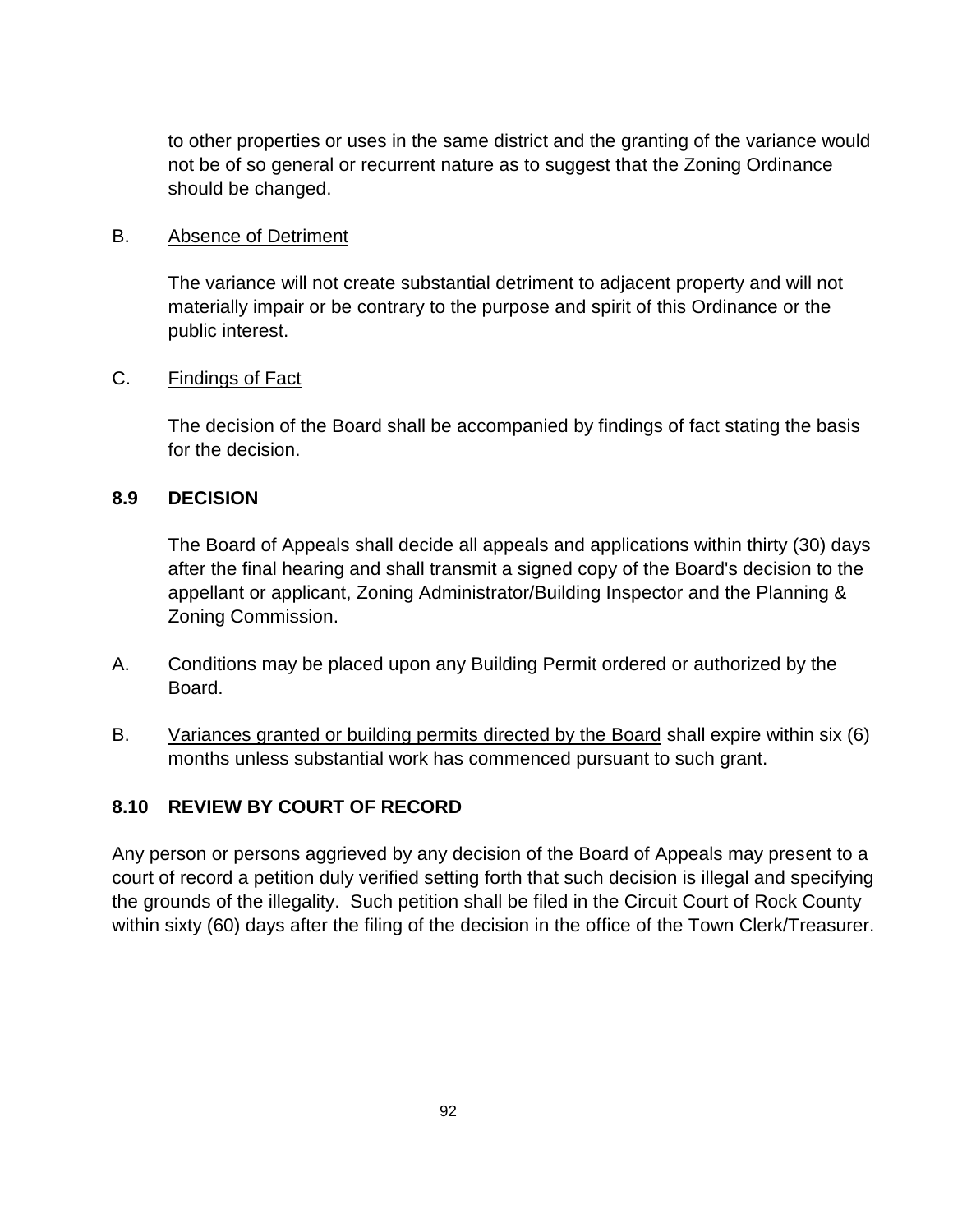to other properties or uses in the same district and the granting of the variance would not be of so general or recurrent nature as to suggest that the Zoning Ordinance should be changed.

B. Absence of Detriment

The variance will not create substantial detriment to adjacent property and will not materially impair or be contrary to the purpose and spirit of this Ordinance or the public interest.

C. Findings of Fact

The decision of the Board shall be accompanied by findings of fact stating the basis for the decision.

## 8.9 DECISION

The Board of Appeals shall decide all appeals and applications within thirty (30) days after the final hearing and shall transmit a signed copy of the Board's decision to the appellant or applicant, Zoning Administrator/Building Inspector and the Planning & Zoning Commission.

A. Conditions may be placed upon any Building Permit ordered or authorized by the Board.

B. Variances granted or building permits directed by the Board shall expire within six (6) months unless substantial work has commenced pursuant to such grant.

## 8.10 REVIEW BY COURT OF RECORD

Any person or persons aggrieved by any decision of the Board of Appeals may present to a court of record a petition duly verified setting forth that such decision is illegal and specifying the grounds of the illegality. Such petition shall be filed in the Circuit Court of Rock County within sixty (60) days after the filing of the decision in the office of the Town Clerk/Treasurer.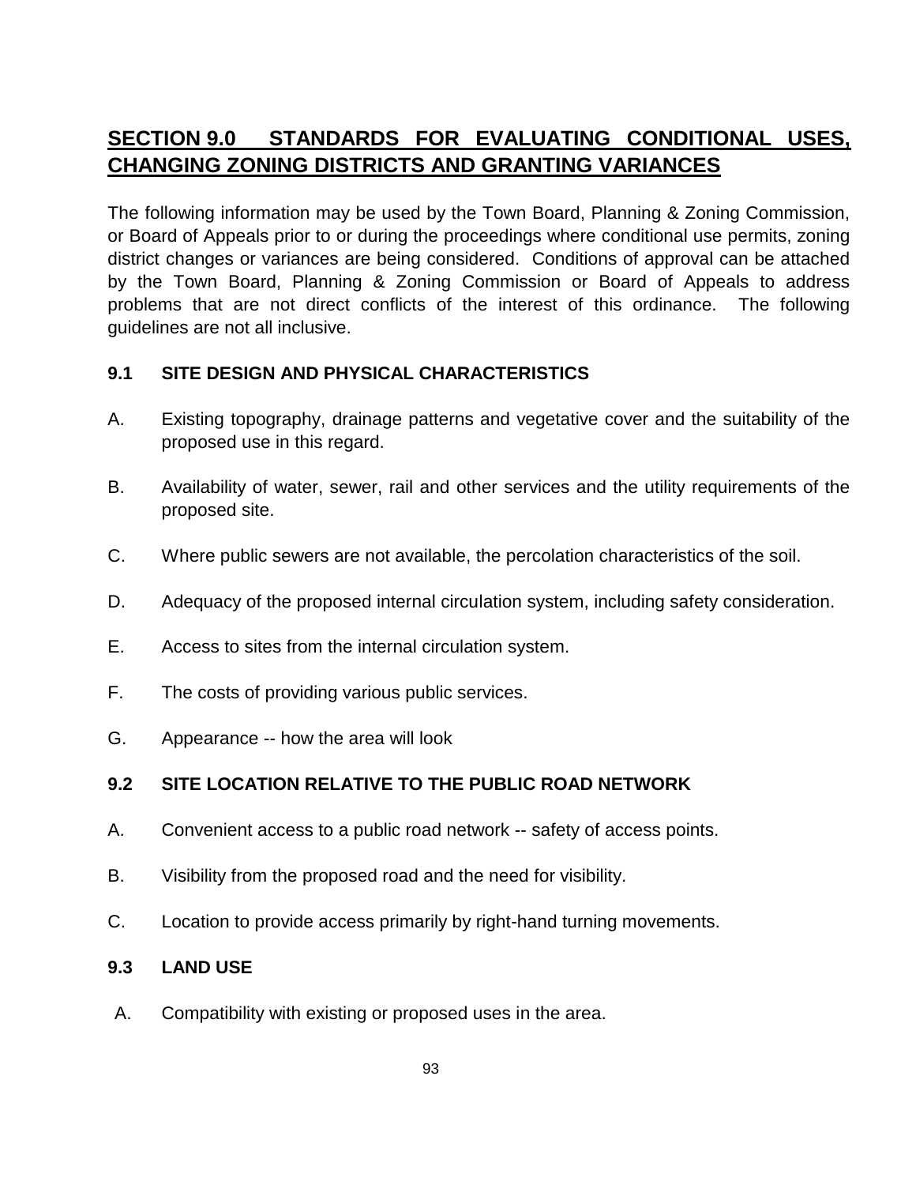## SECTION 9.0 STANDARDS FOR EVALUATING CONDITIONAL USES, CHANGING ZONING DISTRICTS AND GRANTING VARIANCES

The following information may be used by the Town Board, Planning & Zoning Commission, or Board of Appeals prior to or during the proceedings where conditional use permits, zoning district changes or variances are being considered. Conditions of approval can be attached by the Town Board, Planning & Zoning Commission or Board of Appeals to address problems that are not direct conflicts of the interest of this ordinance. The following guidelines are not all inclusive.

### 9.1 SITE DESIGN AND PHYSICAL CHARACTERISTICS

A. Existing topography, drainage patterns and vegetative cover and the suitability of the proposed use in this regard.

B. Availability of water, sewer, rail and other services and the utility requirements of the proposed site.

C. Where public sewers are not available, the percolation characteristics of the soil.

D. Adequacy of the proposed internal circulation system, including safety consideration.

E. Access to sites from the internal circulation system.

F. The costs of providing various public services.

G. Appearance -- how the area will look

### 9.2 SITE LOCATION RELATIVE TO THE PUBLIC ROAD NETWORK

A. Convenient access to a public road network -- safety of access points.

B. Visibility from the proposed road and the need for visibility.

C. Location to provide access primarily by right-hand turning movements.

### 9.3 LAND USE

A. Compatibility with existing or proposed uses in the area.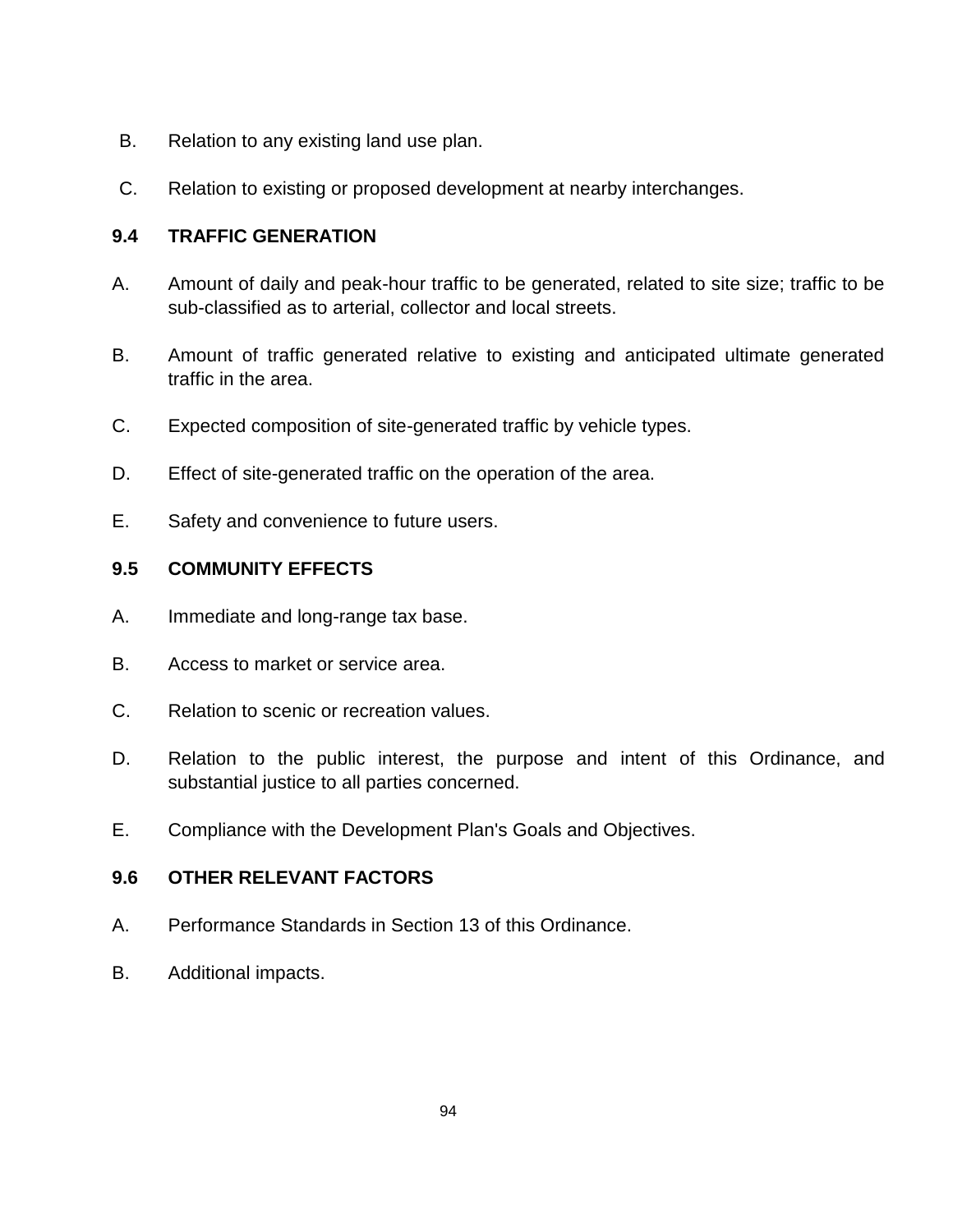B. Relation to any existing land use plan.

C. Relation to existing or proposed development at nearby interchanges.

### 9.4 TRAFFIC GENERATION

A. Amount of daily and peak-hour traffic to be generated, related to site size; traffic to be sub-classified as to arterial, collector and local streets.

B. Amount of traffic generated relative to existing and anticipated ultimate generated traffic in the area.

C. Expected composition of site-generated traffic by vehicle types.

D. Effect of site-generated traffic on the operation of the area.

E. Safety and convenience to future users.

### 9.5 COMMUNITY EFFECTS

A. Immediate and long-range tax base.

B. Access to market or service area.

C. Relation to scenic or recreation values.

D. Relation to the public interest, the purpose and intent of this Ordinance, and substantial justice to all parties concerned.

E. Compliance with the Development Plan's Goals and Objectives.

### 9.6 OTHER RELEVANT FACTORS

A. Performance Standards in Section 13 of this Ordinance.

B. Additional impacts.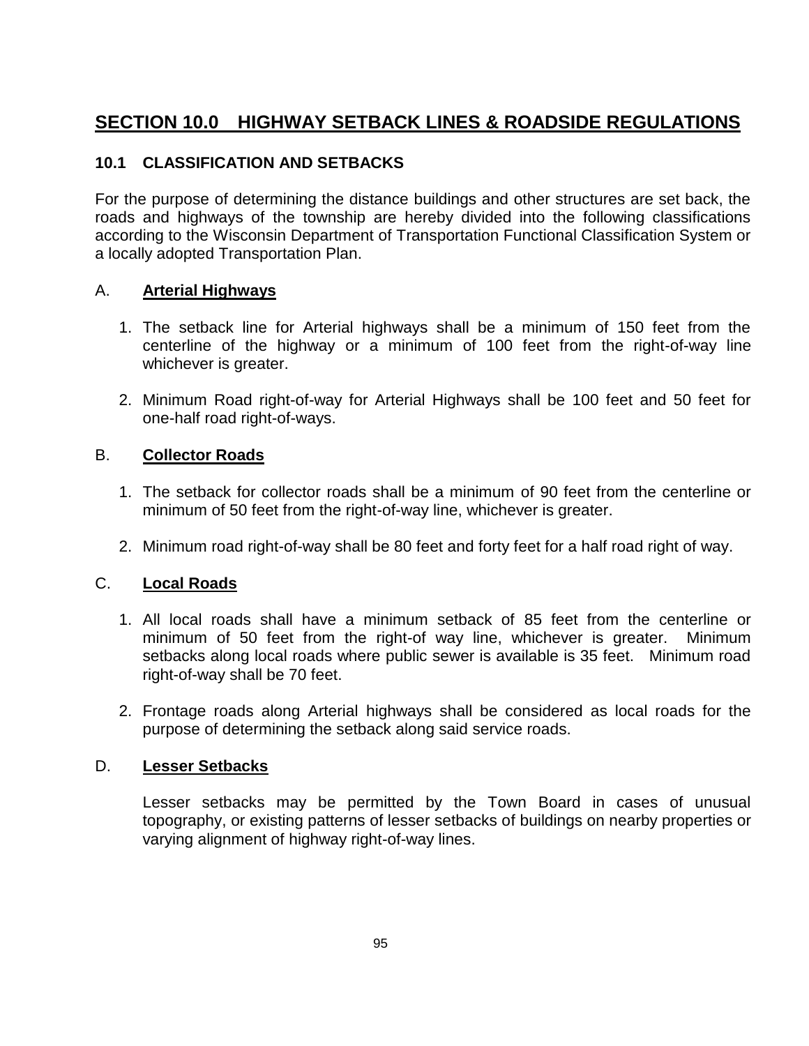# SECTION 10.0 HIGHWAY SETBACK LINES & ROADSIDE REGULATIONS

## 10.1 CLASSIFICATION AND SETBACKS

For the purpose of determining the distance buildings and other structures are set back, the roads and highways of the township are hereby divided into the following classifications according to the Wisconsin Department of Transportation Functional Classification System or a locally adopted Transportation Plan.

### A. Arterial Highways

1. The setback line for Arterial highways shall be a minimum of 150 feet from the centerline of the highway or a minimum of 100 feet from the right-of-way line whichever is greater.

2. Minimum Road right-of-way for Arterial Highways shall be 100 feet and 50 feet for one-half road right-of-ways.

### B. Collector Roads

1. The setback for collector roads shall be a minimum of 90 feet from the centerline or minimum of 50 feet from the right-of-way line, whichever is greater.

2. Minimum road right-of-way shall be 80 feet and forty feet for a half road right of way.

### C. Local Roads

1. All local roads shall have a minimum setback of 85 feet from the centerline or minimum of 50 feet from the right-of way line, whichever is greater. Minimum setbacks along local roads where public sewer is available is 35 feet. Minimum road right-of-way shall be 70 feet.

2. Frontage roads along Arterial highways shall be considered as local roads for the purpose of determining the setback along said service roads.

### D. Lesser Setbacks

Lesser setbacks may be permitted by the Town Board in cases of unusual topography, or existing patterns of lesser setbacks of buildings on nearby properties or varying alignment of highway right-of-way lines.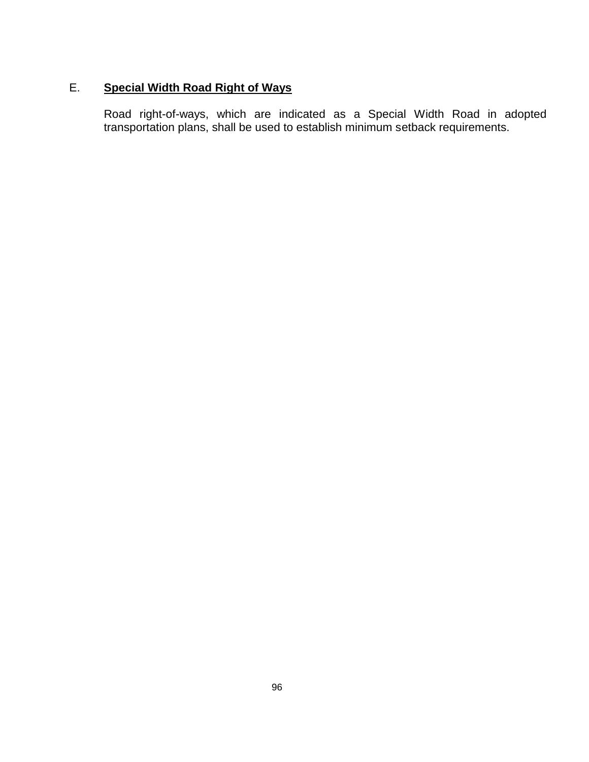E. **<u>Special Width Road Right of Ways</u>**

Road right-of-ways, which are indicated as a Special Width Road in adopted transportation plans, shall be used to establish minimum setback requirements.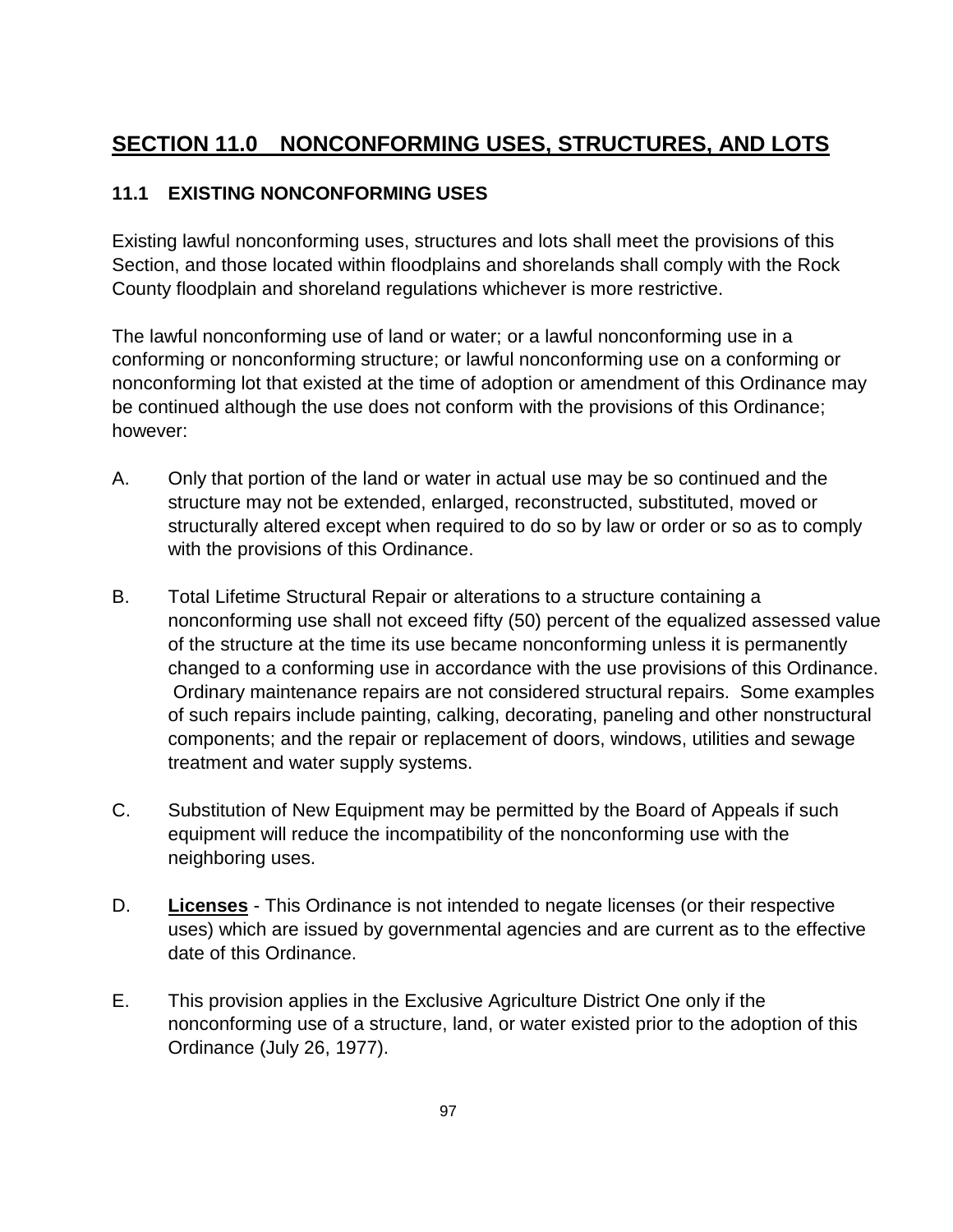## SECTION 11.0 NONCONFORMING USES, STRUCTURES, AND LOTS

### 11.1 EXISTING NONCONFORMING USES

Existing lawful nonconforming uses, structures and lots shall meet the provisions of this Section, and those located within floodplains and shorelands shall comply with the Rock County floodplain and shoreland regulations whichever is more restrictive.

The lawful nonconforming use of land or water; or a lawful nonconforming use in a conforming or nonconforming structure; or lawful nonconforming use on a conforming or nonconforming lot that existed at the time of adoption or amendment of this Ordinance may be continued although the use does not conform with the provisions of this Ordinance; however:

A. Only that portion of the land or water in actual use may be so continued and the structure may not be extended, enlarged, reconstructed, substituted, moved or structurally altered except when required to do so by law or order or so as to comply with the provisions of this Ordinance.

B. Total Lifetime Structural Repair or alterations to a structure containing a nonconforming use shall not exceed fifty (50) percent of the equalized assessed value of the structure at the time its use became nonconforming unless it is permanently changed to a conforming use in accordance with the use provisions of this Ordinance. Ordinary maintenance repairs are not considered structural repairs. Some examples of such repairs include painting, calking, decorating, paneling and other nonstructural components; and the repair or replacement of doors, windows, utilities and sewage treatment and water supply systems.

C. Substitution of New Equipment may be permitted by the Board of Appeals if such equipment will reduce the incompatibility of the nonconforming use with the neighboring uses.

D. **Licenses** - This Ordinance is not intended to negate licenses (or their respective uses) which are issued by governmental agencies and are current as to the effective date of this Ordinance.

E. This provision applies in the Exclusive Agriculture District One only if the nonconforming use of a structure, land, or water existed prior to the adoption of this Ordinance (July 26, 1977).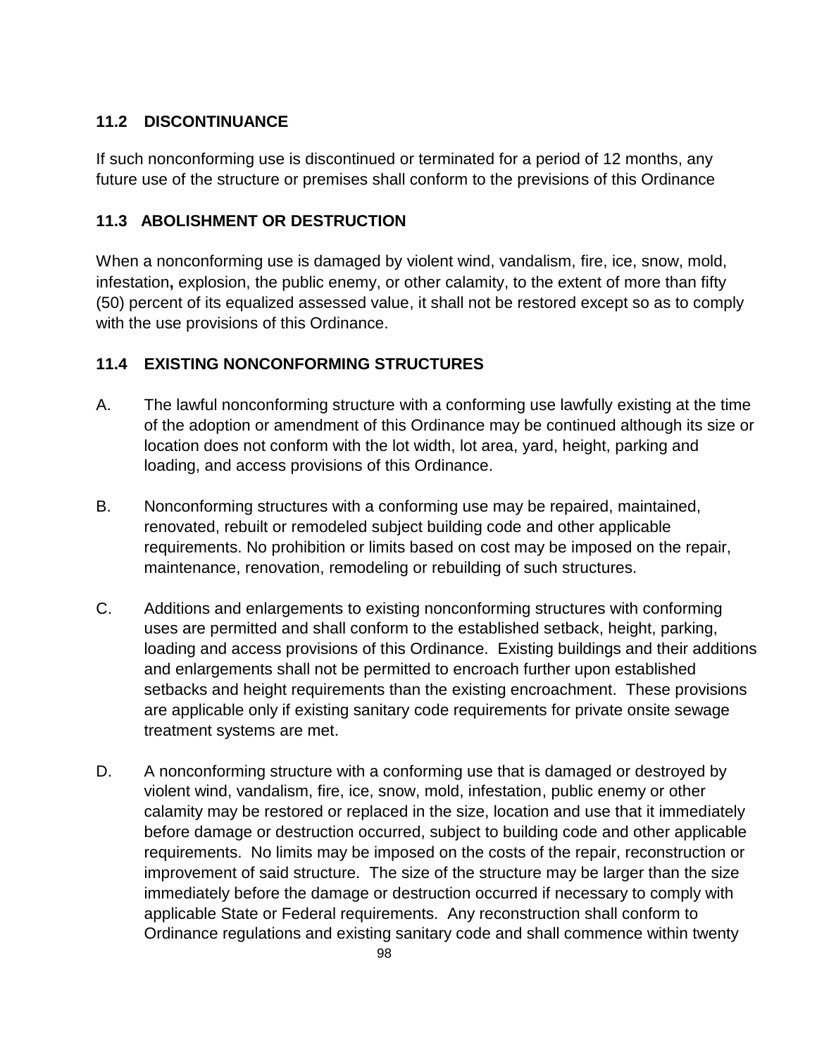## 11.2 DISCONTINUANCE

If such nonconforming use is discontinued or terminated for a period of 12 months, any future use of the structure or premises shall conform to the previsions of this Ordinance

## 11.3 ABOLISHMENT OR DESTRUCTION

When a nonconforming use is damaged by violent wind, vandalism, fire, ice, snow, mold, infestation**,** explosion, the public enemy, or other calamity, to the extent of more than fifty (50) percent of its equalized assessed value, it shall not be restored except so as to comply with the use provisions of this Ordinance.

## 11.4 EXISTING NONCONFORMING STRUCTURES

A. The lawful nonconforming structure with a conforming use lawfully existing at the time of the adoption or amendment of this Ordinance may be continued although its size or location does not conform with the lot width, lot area, yard, height, parking and loading, and access provisions of this Ordinance.

B. Nonconforming structures with a conforming use may be repaired, maintained, renovated, rebuilt or remodeled subject building code and other applicable requirements. No prohibition or limits based on cost may be imposed on the repair, maintenance, renovation, remodeling or rebuilding of such structures.

C. Additions and enlargements to existing nonconforming structures with conforming uses are permitted and shall conform to the established setback, height, parking, loading and access provisions of this Ordinance. Existing buildings and their additions and enlargements shall not be permitted to encroach further upon established setbacks and height requirements than the existing encroachment. These provisions are applicable only if existing sanitary code requirements for private onsite sewage treatment systems are met.

D. A nonconforming structure with a conforming use that is damaged or destroyed by violent wind, vandalism, fire, ice, snow, mold, infestation, public enemy or other calamity may be restored or replaced in the size, location and use that it immediately before damage or destruction occurred, subject to building code and other applicable requirements. No limits may be imposed on the costs of the repair, reconstruction or improvement of said structure. The size of the structure may be larger than the size immediately before the damage or destruction occurred if necessary to comply with applicable State or Federal requirements. Any reconstruction shall conform to Ordinance regulations and existing sanitary code and shall commence within twenty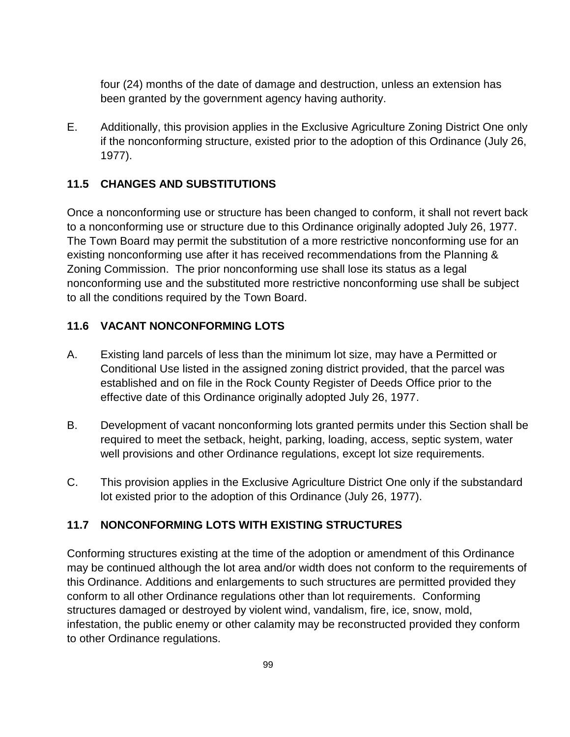four (24) months of the date of damage and destruction, unless an extension has been granted by the government agency having authority.

E. Additionally, this provision applies in the Exclusive Agriculture Zoning District One only if the nonconforming structure, existed prior to the adoption of this Ordinance (July 26, 1977).

## 11.5 CHANGES AND SUBSTITUTIONS

Once a nonconforming use or structure has been changed to conform, it shall not revert back to a nonconforming use or structure due to this Ordinance originally adopted July 26, 1977. The Town Board may permit the substitution of a more restrictive nonconforming use for an existing nonconforming use after it has received recommendations from the Planning & Zoning Commission. The prior nonconforming use shall lose its status as a legal nonconforming use and the substituted more restrictive nonconforming use shall be subject to all the conditions required by the Town Board.

## 11.6 VACANT NONCONFORMING LOTS

A. Existing land parcels of less than the minimum lot size, may have a Permitted or Conditional Use listed in the assigned zoning district provided, that the parcel was established and on file in the Rock County Register of Deeds Office prior to the effective date of this Ordinance originally adopted July 26, 1977.

B. Development of vacant nonconforming lots granted permits under this Section shall be required to meet the setback, height, parking, loading, access, septic system, water well provisions and other Ordinance regulations, except lot size requirements.

C. This provision applies in the Exclusive Agriculture District One only if the substandard lot existed prior to the adoption of this Ordinance (July 26, 1977).

## 11.7 NONCONFORMING LOTS WITH EXISTING STRUCTURES

Conforming structures existing at the time of the adoption or amendment of this Ordinance may be continued although the lot area and/or width does not conform to the requirements of this Ordinance. Additions and enlargements to such structures are permitted provided they conform to all other Ordinance regulations other than lot requirements. Conforming structures damaged or destroyed by violent wind, vandalism, fire, ice, snow, mold, infestation, the public enemy or other calamity may be reconstructed provided they conform to other Ordinance regulations.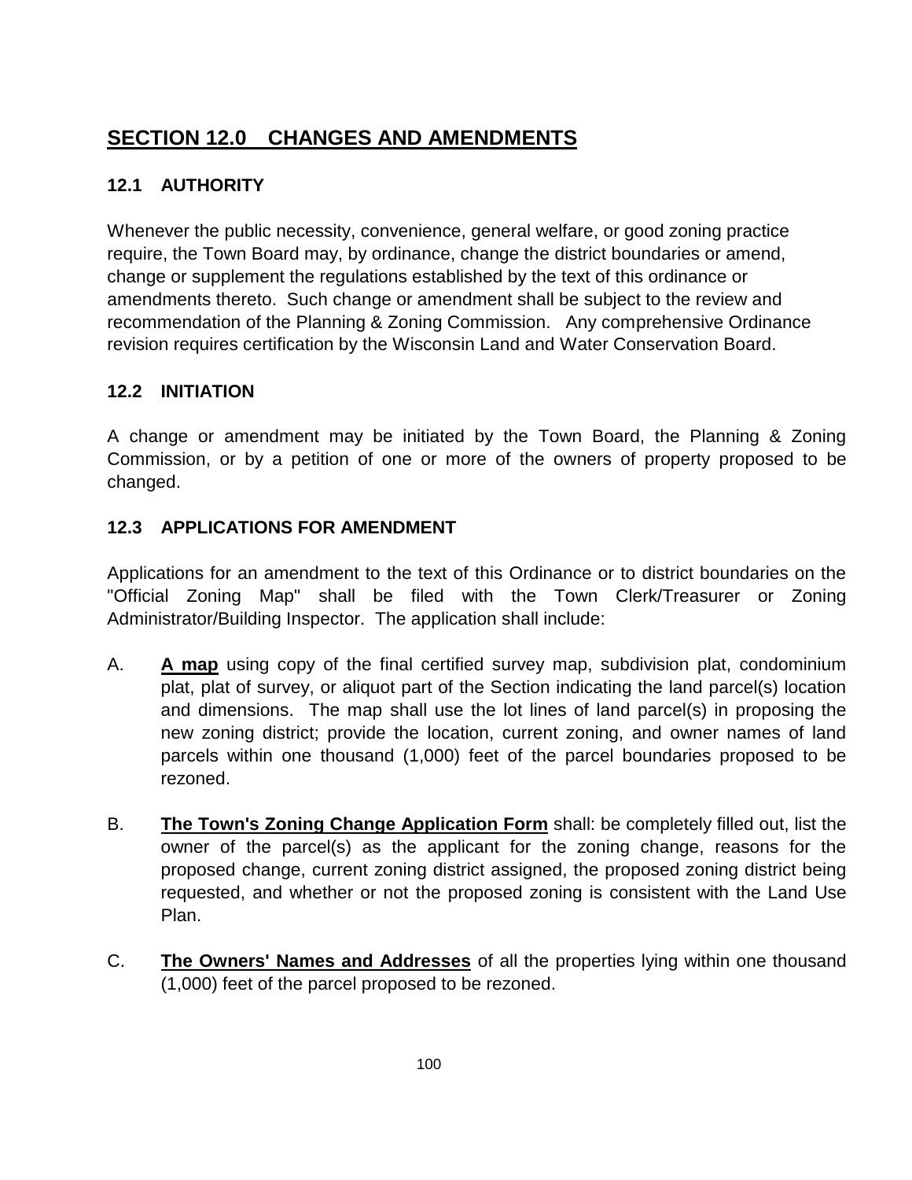# SECTION 12.0 CHANGES AND AMENDMENTS

## 12.1 AUTHORITY

Whenever the public necessity, convenience, general welfare, or good zoning practice require, the Town Board may, by ordinance, change the district boundaries or amend, change or supplement the regulations established by the text of this ordinance or amendments thereto. Such change or amendment shall be subject to the review and recommendation of the Planning & Zoning Commission. Any comprehensive Ordinance revision requires certification by the Wisconsin Land and Water Conservation Board.

## 12.2 INITIATION

A change or amendment may be initiated by the Town Board, the Planning & Zoning Commission, or by a petition of one or more of the owners of property proposed to be changed.

## 12.3 APPLICATIONS FOR AMENDMENT

Applications for an amendment to the text of this Ordinance or to district boundaries on the "Official Zoning Map" shall be filed with the Town Clerk/Treasurer or Zoning Administrator/Building Inspector. The application shall include:

A. **A map** using copy of the final certified survey map, subdivision plat, condominium plat, plat of survey, or aliquot part of the Section indicating the land parcel(s) location and dimensions. The map shall use the lot lines of land parcel(s) in proposing the new zoning district; provide the location, current zoning, and owner names of land parcels within one thousand (1,000) feet of the parcel boundaries proposed to be rezoned.

B. **The Town's Zoning Change Application Form** shall: be completely filled out, list the owner of the parcel(s) as the applicant for the zoning change, reasons for the proposed change, current zoning district assigned, the proposed zoning district being requested, and whether or not the proposed zoning is consistent with the Land Use Plan.

C. **The Owners' Names and Addresses** of all the properties lying within one thousand (1,000) feet of the parcel proposed to be rezoned.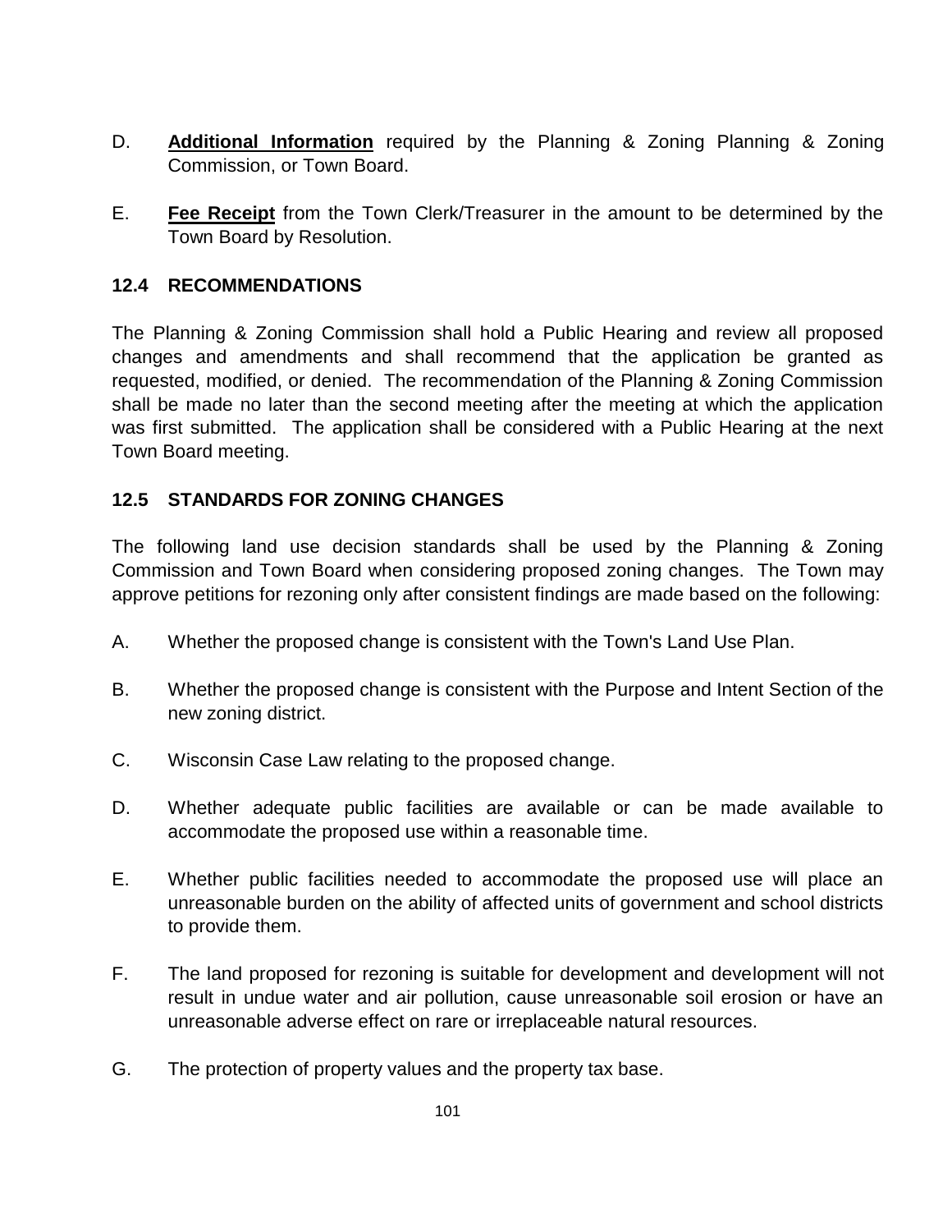D. **Additional Information** required by the Planning & Zoning Planning & Zoning Commission, or Town Board.

E. **Fee Receipt** from the Town Clerk/Treasurer in the amount to be determined by the Town Board by Resolution.

## 12.4 RECOMMENDATIONS

The Planning & Zoning Commission shall hold a Public Hearing and review all proposed changes and amendments and shall recommend that the application be granted as requested, modified, or denied. The recommendation of the Planning & Zoning Commission shall be made no later than the second meeting after the meeting at which the application was first submitted. The application shall be considered with a Public Hearing at the next Town Board meeting.

## 12.5 STANDARDS FOR ZONING CHANGES

The following land use decision standards shall be used by the Planning & Zoning Commission and Town Board when considering proposed zoning changes. The Town may approve petitions for rezoning only after consistent findings are made based on the following:

A. Whether the proposed change is consistent with the Town's Land Use Plan.

B. Whether the proposed change is consistent with the Purpose and Intent Section of the new zoning district.

C. Wisconsin Case Law relating to the proposed change.

D. Whether adequate public facilities are available or can be made available to accommodate the proposed use within a reasonable time.

E. Whether public facilities needed to accommodate the proposed use will place an unreasonable burden on the ability of affected units of government and school districts to provide them.

F. The land proposed for rezoning is suitable for development and development will not result in undue water and air pollution, cause unreasonable soil erosion or have an unreasonable adverse effect on rare or irreplaceable natural resources.

G. The protection of property values and the property tax base.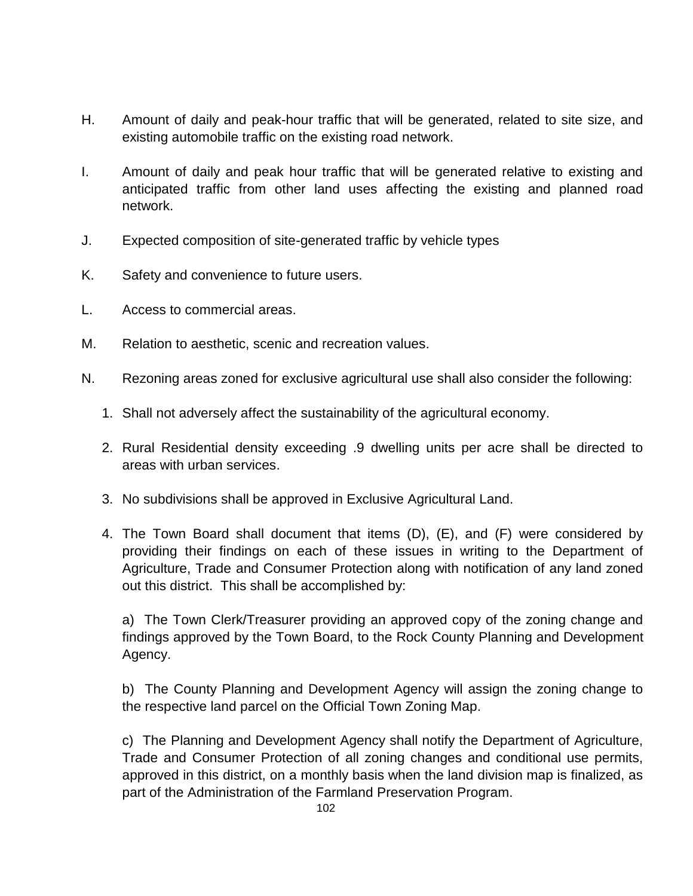H. Amount of daily and peak-hour traffic that will be generated, related to site size, and existing automobile traffic on the existing road network.

I. Amount of daily and peak hour traffic that will be generated relative to existing and anticipated traffic from other land uses affecting the existing and planned road network.

J. Expected composition of site-generated traffic by vehicle types

K. Safety and convenience to future users.

L. Access to commercial areas.

M. Relation to aesthetic, scenic and recreation values.

N. Rezoning areas zoned for exclusive agricultural use shall also consider the following:

1. Shall not adversely affect the sustainability of the agricultural economy.
2. Rural Residential density exceeding .9 dwelling units per acre shall be directed to areas with urban services.
3. No subdivisions shall be approved in Exclusive Agricultural Land.
4. The Town Board shall document that items (D), (E), and (F) were considered by providing their findings on each of these issues in writing to the Department of Agriculture, Trade and Consumer Protection along with notification of any land zoned out this district. This shall be accomplished by:

   a) The Town Clerk/Treasurer providing an approved copy of the zoning change and findings approved by the Town Board, to the Rock County Planning and Development Agency.

   b) The County Planning and Development Agency will assign the zoning change to the respective land parcel on the Official Town Zoning Map.

   c) The Planning and Development Agency shall notify the Department of Agriculture, Trade and Consumer Protection of all zoning changes and conditional use permits, approved in this district, on a monthly basis when the land division map is finalized, as part of the Administration of the Farmland Preservation Program.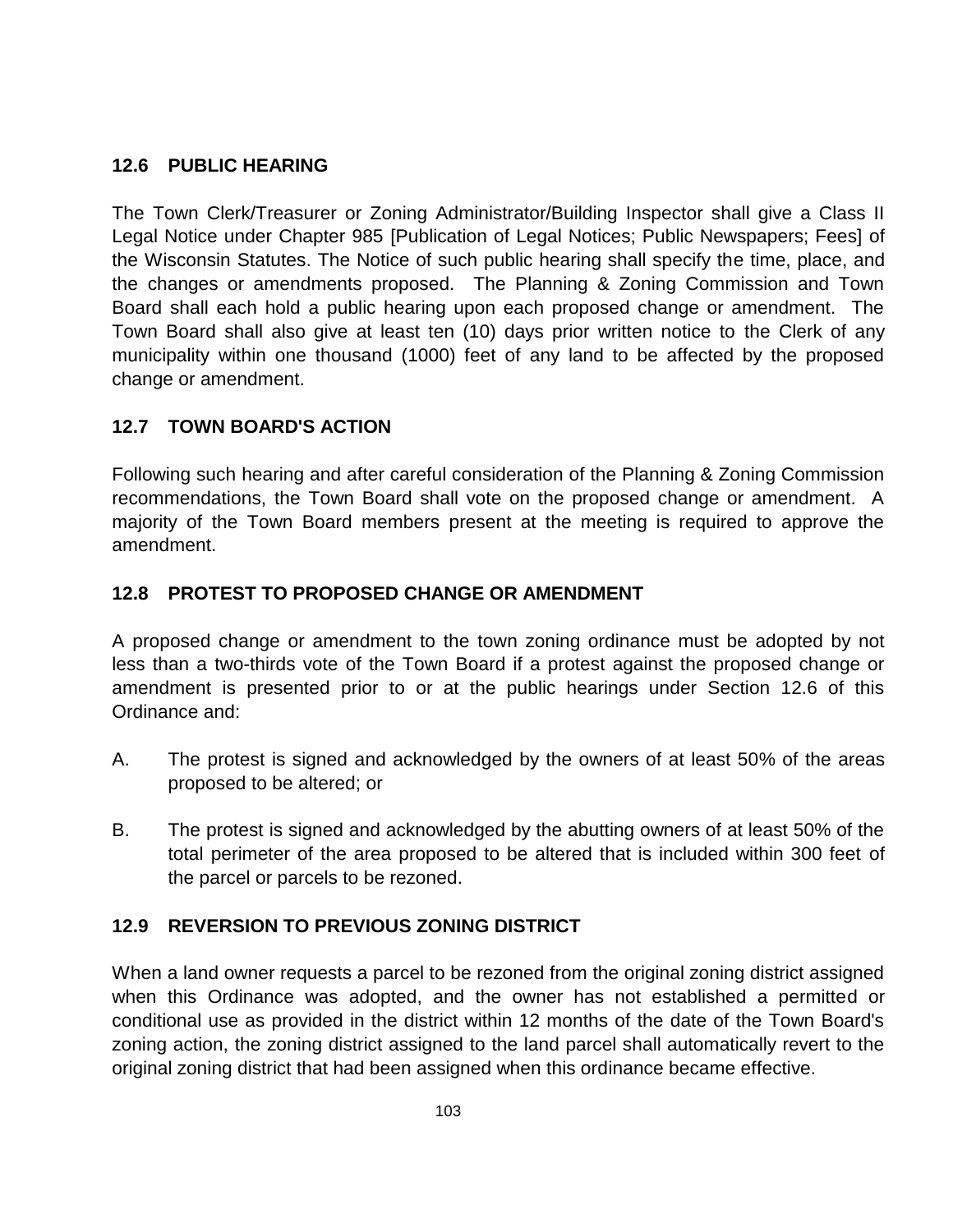## 12.6 PUBLIC HEARING

The Town Clerk/Treasurer or Zoning Administrator/Building Inspector shall give a Class II Legal Notice under Chapter 985 [Publication of Legal Notices; Public Newspapers; Fees] of the Wisconsin Statutes. The Notice of such public hearing shall specify the time, place, and the changes or amendments proposed. The Planning & Zoning Commission and Town Board shall each hold a public hearing upon each proposed change or amendment. The Town Board shall also give at least ten (10) days prior written notice to the Clerk of any municipality within one thousand (1000) feet of any land to be affected by the proposed change or amendment.

## 12.7 TOWN BOARD'S ACTION

Following such hearing and after careful consideration of the Planning & Zoning Commission recommendations, the Town Board shall vote on the proposed change or amendment. A majority of the Town Board members present at the meeting is required to approve the amendment.

## 12.8 PROTEST TO PROPOSED CHANGE OR AMENDMENT

A proposed change or amendment to the town zoning ordinance must be adopted by not less than a two-thirds vote of the Town Board if a protest against the proposed change or amendment is presented prior to or at the public hearings under Section 12.6 of this Ordinance and:

A. The protest is signed and acknowledged by the owners of at least 50% of the areas proposed to be altered; or

B. The protest is signed and acknowledged by the abutting owners of at least 50% of the total perimeter of the area proposed to be altered that is included within 300 feet of the parcel or parcels to be rezoned.

## 12.9 REVERSION TO PREVIOUS ZONING DISTRICT

When a land owner requests a parcel to be rezoned from the original zoning district assigned when this Ordinance was adopted, and the owner has not established a permitted or conditional use as provided in the district within 12 months of the date of the Town Board's zoning action, the zoning district assigned to the land parcel shall automatically revert to the original zoning district that had been assigned when this ordinance became effective.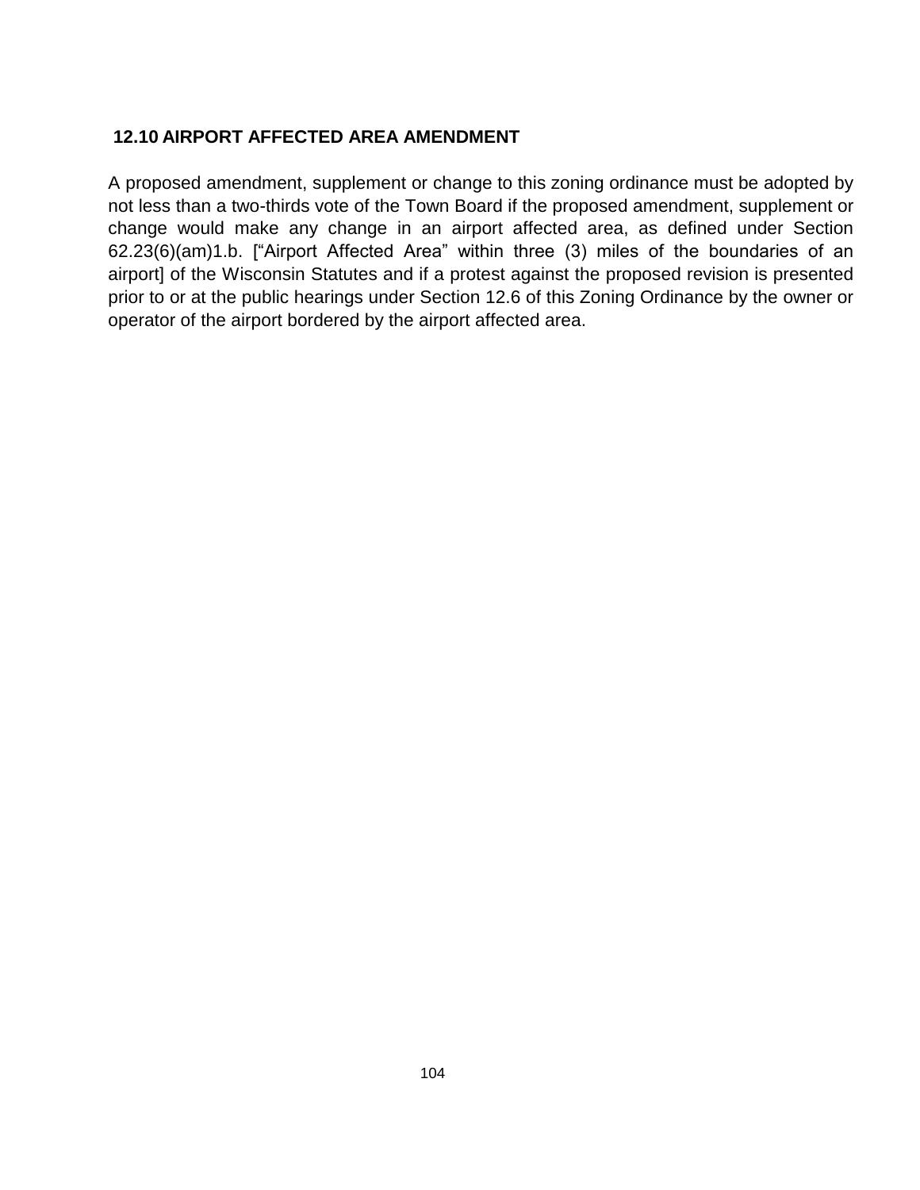## 12.10 AIRPORT AFFECTED AREA AMENDMENT

A proposed amendment, supplement or change to this zoning ordinance must be adopted by not less than a two-thirds vote of the Town Board if the proposed amendment, supplement or change would make any change in an airport affected area, as defined under Section 62.23(6)(am)1.b. ["Airport Affected Area" within three (3) miles of the boundaries of an airport] of the Wisconsin Statutes and if a protest against the proposed revision is presented prior to or at the public hearings under Section 12.6 of this Zoning Ordinance by the owner or operator of the airport bordered by the airport affected area.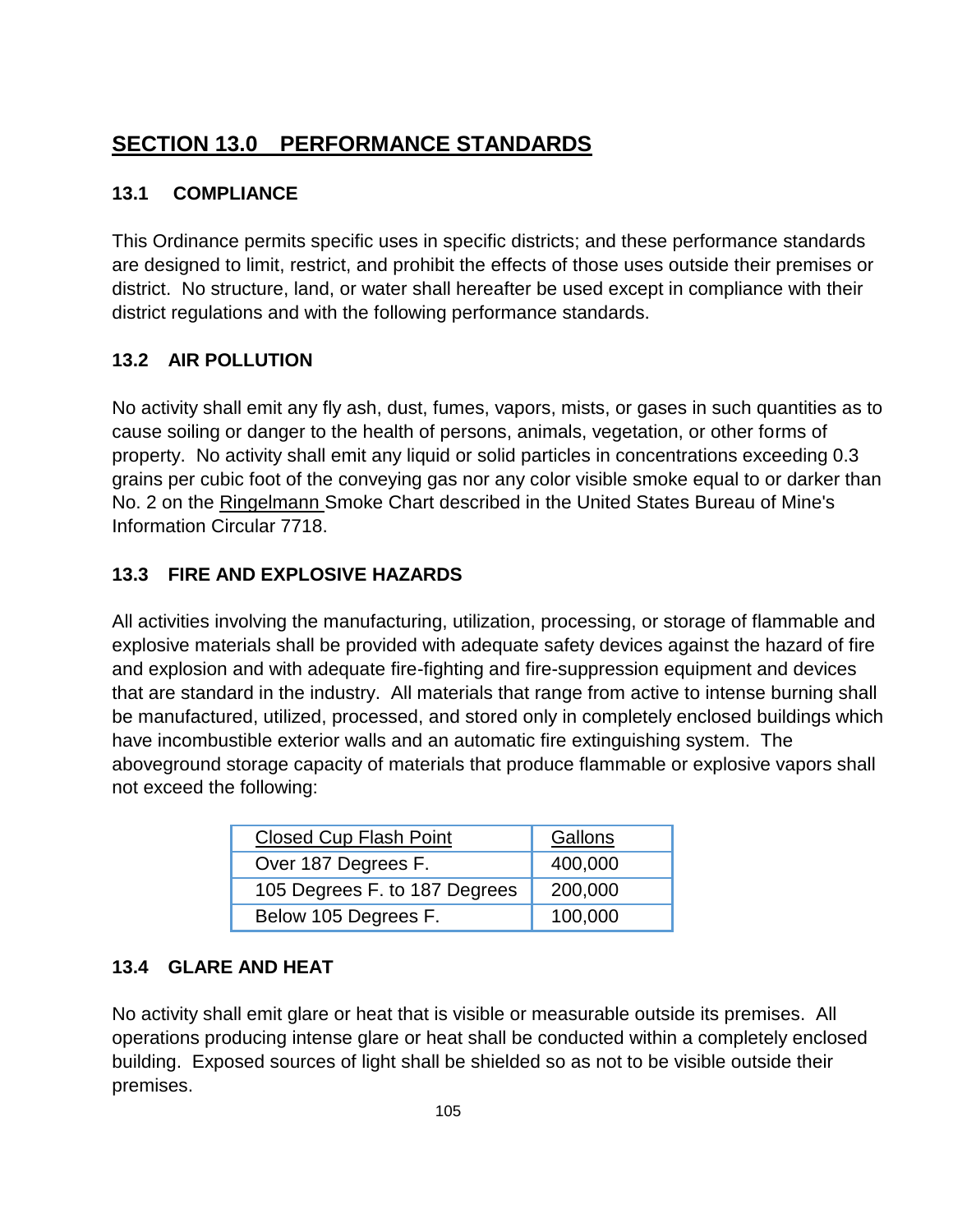# SECTION 13.0 PERFORMANCE STANDARDS

## 13.1 COMPLIANCE

This Ordinance permits specific uses in specific districts; and these performance standards are designed to limit, restrict, and prohibit the effects of those uses outside their premises or district. No structure, land, or water shall hereafter be used except in compliance with their district regulations and with the following performance standards.

## 13.2 AIR POLLUTION

No activity shall emit any fly ash, dust, fumes, vapors, mists, or gases in such quantities as to cause soiling or danger to the health of persons, animals, vegetation, or other forms of property. No activity shall emit any liquid or solid particles in concentrations exceeding 0.3 grains per cubic foot of the conveying gas nor any color visible smoke equal to or darker than No. 2 on the Ringelmann Smoke Chart described in the United States Bureau of Mine's Information Circular 7718.

## 13.3 FIRE AND EXPLOSIVE HAZARDS

All activities involving the manufacturing, utilization, processing, or storage of flammable and explosive materials shall be provided with adequate safety devices against the hazard of fire and explosion and with adequate fire-fighting and fire-suppression equipment and devices that are standard in the industry. All materials that range from active to intense burning shall be manufactured, utilized, processed, and stored only in completely enclosed buildings which have incombustible exterior walls and an automatic fire extinguishing system. The aboveground storage capacity of materials that produce flammable or explosive vapors shall not exceed the following:

| Closed Cup Flash Point | Gallons |
|---|---|
| Over 187 Degrees F. | 400,000 |
| 105 Degrees F. to 187 Degrees | 200,000 |
| Below 105 Degrees F. | 100,000 |

## 13.4 GLARE AND HEAT

No activity shall emit glare or heat that is visible or measurable outside its premises. All operations producing intense glare or heat shall be conducted within a completely enclosed building. Exposed sources of light shall be shielded so as not to be visible outside their premises.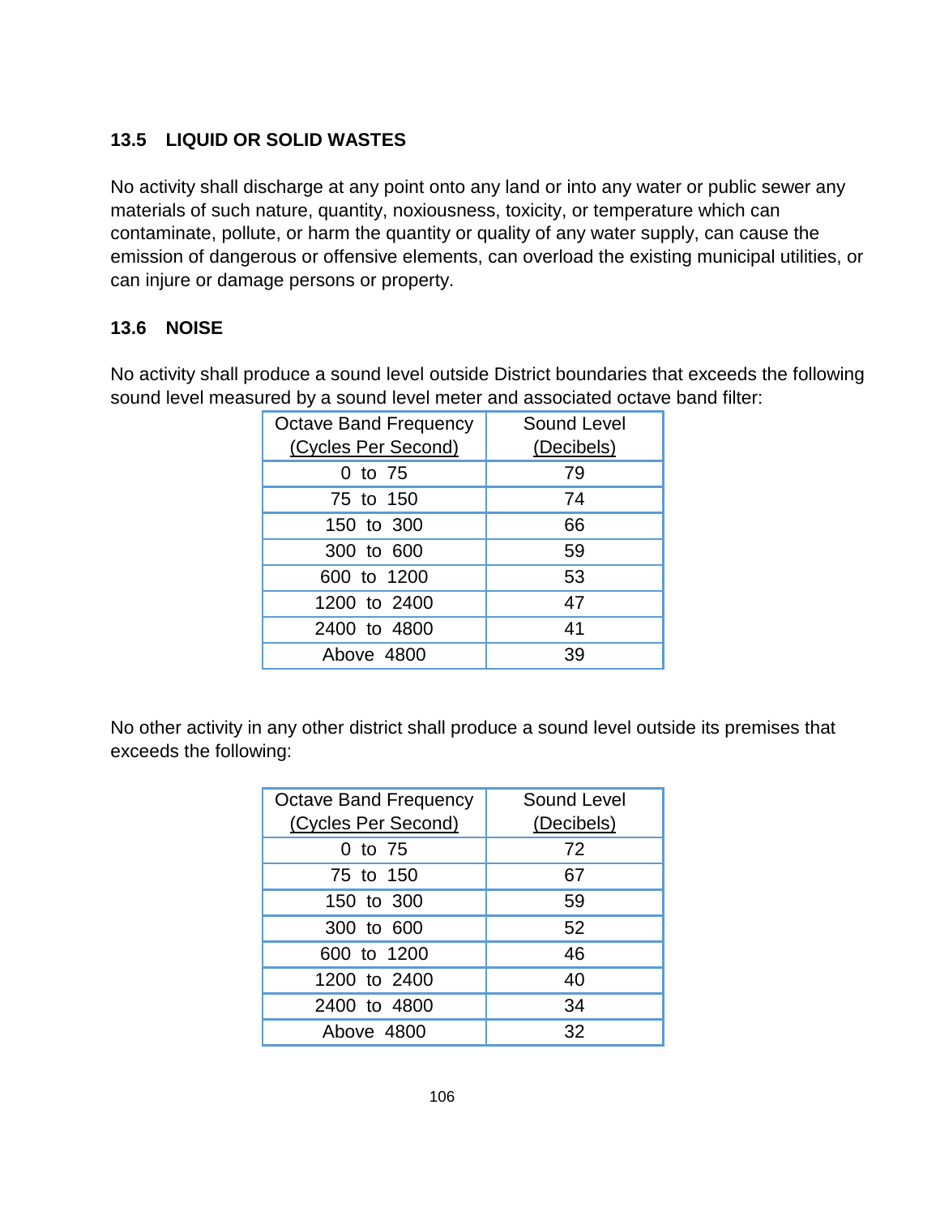### 13.5 LIQUID OR SOLID WASTES

No activity shall discharge at any point onto any land or into any water or public sewer any materials of such nature, quantity, noxiousness, toxicity, or temperature which can contaminate, pollute, or harm the quantity or quality of any water supply, can cause the emission of dangerous or offensive elements, can overload the existing municipal utilities, or can injure or damage persons or property.

### 13.6 NOISE

No activity shall produce a sound level outside District boundaries that exceeds the following sound level measured by a sound level meter and associated octave band filter:

| Octave Band Frequency (Cycles Per Second) | Sound Level (Decibels) |
|---|---|
| 0 to 75 | 79 |
| 75 to 150 | 74 |
| 150 to 300 | 66 |
| 300 to 600 | 59 |
| 600 to 1200 | 53 |
| 1200 to 2400 | 47 |
| 2400 to 4800 | 41 |
| Above 4800 | 39 |

No other activity in any other district shall produce a sound level outside its premises that exceeds the following:

| Octave Band Frequency (Cycles Per Second) | Sound Level (Decibels) |
|---|---|
| 0 to 75 | 72 |
| 75 to 150 | 67 |
| 150 to 300 | 59 |
| 300 to 600 | 52 |
| 600 to 1200 | 46 |
| 1200 to 2400 | 40 |
| 2400 to 4800 | 34 |
| Above 4800 | 32 |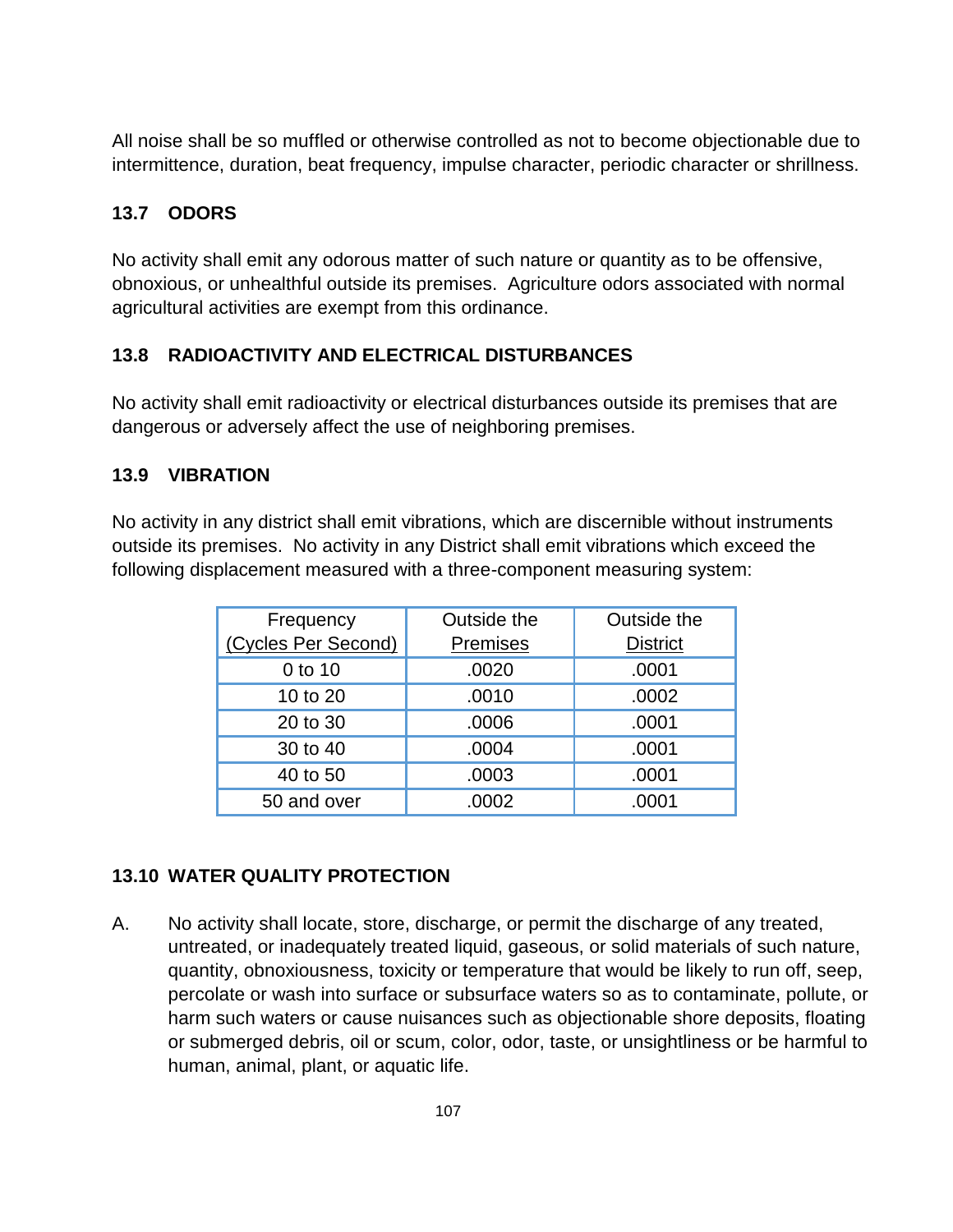All noise shall be so muffled or otherwise controlled as not to become objectionable due to intermittence, duration, beat frequency, impulse character, periodic character or shrillness.

### 13.7 ODORS

No activity shall emit any odorous matter of such nature or quantity as to be offensive, obnoxious, or unhealthful outside its premises. Agriculture odors associated with normal agricultural activities are exempt from this ordinance.

### 13.8 RADIOACTIVITY AND ELECTRICAL DISTURBANCES

No activity shall emit radioactivity or electrical disturbances outside its premises that are dangerous or adversely affect the use of neighboring premises.

### 13.9 VIBRATION

No activity in any district shall emit vibrations, which are discernible without instruments outside its premises. No activity in any District shall emit vibrations which exceed the following displacement measured with a three-component measuring system:

| Frequency (Cycles Per Second) | Outside the Premises | Outside the District |
|---|---|---|
| 0 to 10 | .0020 | .0001 |
| 10 to 20 | .0010 | .0002 |
| 20 to 30 | .0006 | .0001 |
| 30 to 40 | .0004 | .0001 |
| 40 to 50 | .0003 | .0001 |
| 50 and over | .0002 | .0001 |

### 13.10 WATER QUALITY PROTECTION

A. No activity shall locate, store, discharge, or permit the discharge of any treated, untreated, or inadequately treated liquid, gaseous, or solid materials of such nature, quantity, obnoxiousness, toxicity or temperature that would be likely to run off, seep, percolate or wash into surface or subsurface waters so as to contaminate, pollute, or harm such waters or cause nuisances such as objectionable shore deposits, floating or submerged debris, oil or scum, color, odor, taste, or unsightliness or be harmful to human, animal, plant, or aquatic life.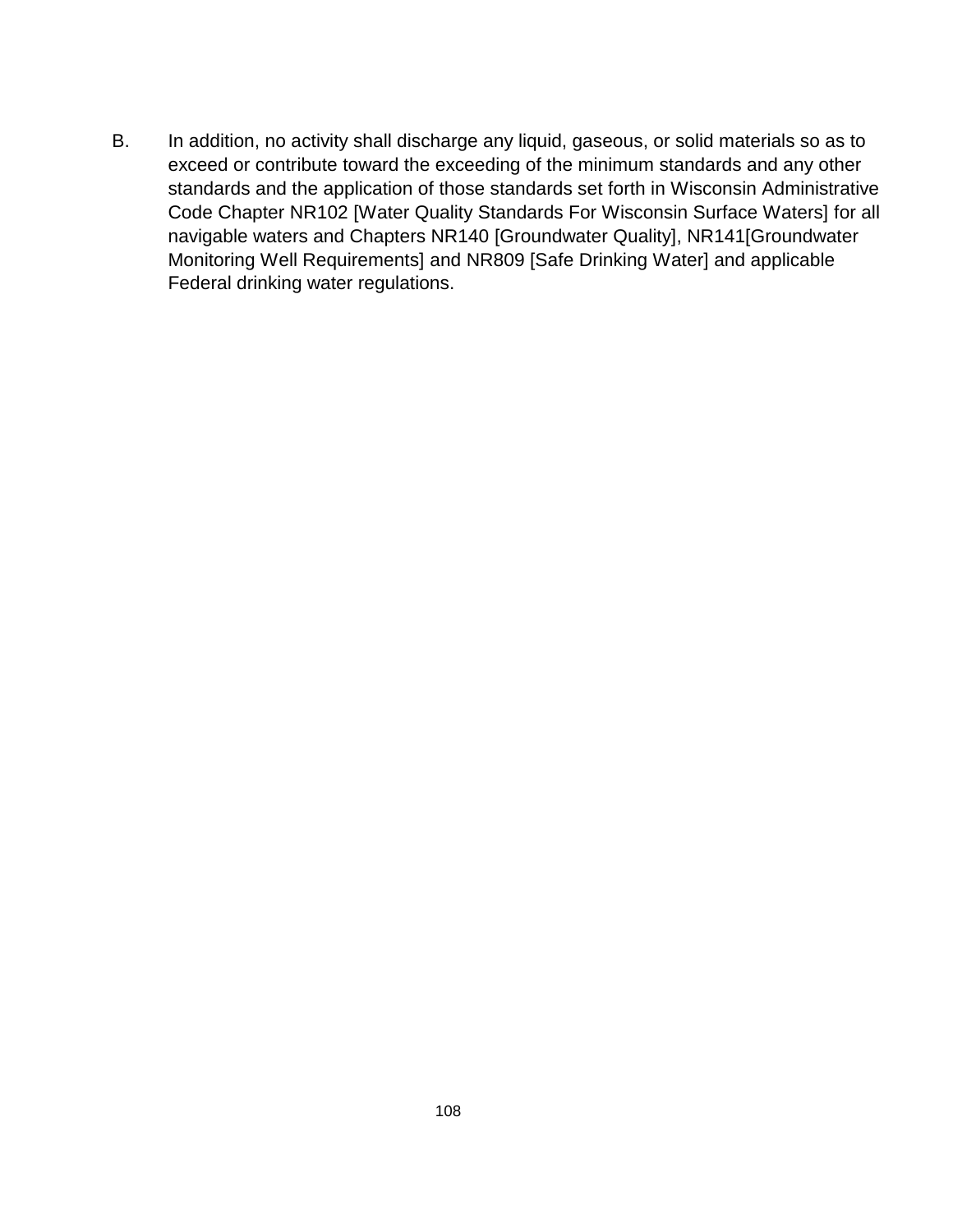B. In addition, no activity shall discharge any liquid, gaseous, or solid materials so as to exceed or contribute toward the exceeding of the minimum standards and any other standards and the application of those standards set forth in Wisconsin Administrative Code Chapter NR102 [Water Quality Standards For Wisconsin Surface Waters] for all navigable waters and Chapters NR140 [Groundwater Quality], NR141[Groundwater Monitoring Well Requirements] and NR809 [Safe Drinking Water] and applicable Federal drinking water regulations.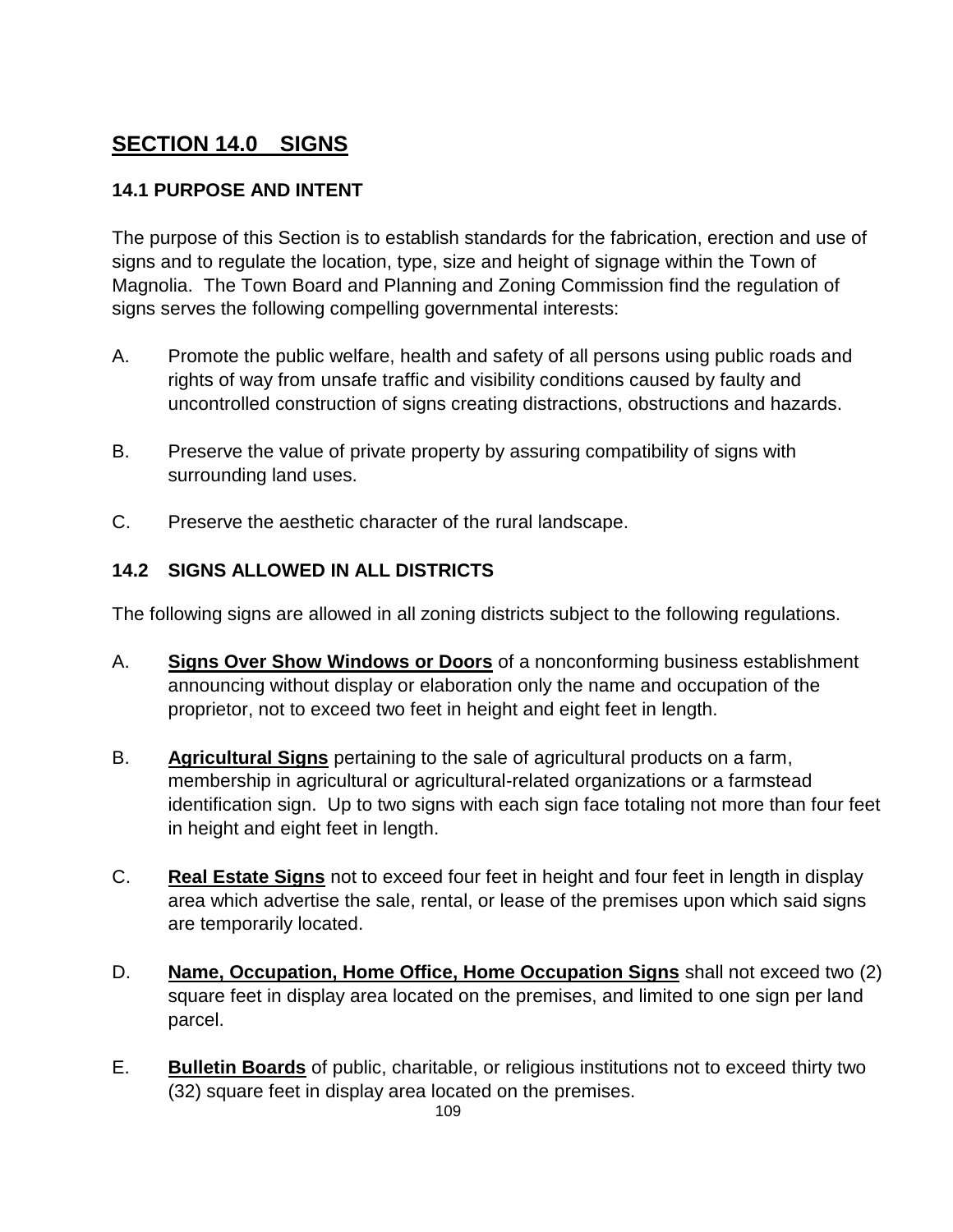## SECTION 14.0 SIGNS

### 14.1 PURPOSE AND INTENT

The purpose of this Section is to establish standards for the fabrication, erection and use of signs and to regulate the location, type, size and height of signage within the Town of Magnolia. The Town Board and Planning and Zoning Commission find the regulation of signs serves the following compelling governmental interests:

A. Promote the public welfare, health and safety of all persons using public roads and rights of way from unsafe traffic and visibility conditions caused by faulty and uncontrolled construction of signs creating distractions, obstructions and hazards.

B. Preserve the value of private property by assuring compatibility of signs with surrounding land uses.

C. Preserve the aesthetic character of the rural landscape.

### 14.2 SIGNS ALLOWED IN ALL DISTRICTS

The following signs are allowed in all zoning districts subject to the following regulations.

A. **Signs Over Show Windows or Doors** of a nonconforming business establishment announcing without display or elaboration only the name and occupation of the proprietor, not to exceed two feet in height and eight feet in length.

B. **Agricultural Signs** pertaining to the sale of agricultural products on a farm, membership in agricultural or agricultural-related organizations or a farmstead identification sign. Up to two signs with each sign face totaling not more than four feet in height and eight feet in length.

C. **Real Estate Signs** not to exceed four feet in height and four feet in length in display area which advertise the sale, rental, or lease of the premises upon which said signs are temporarily located.

D. **Name, Occupation, Home Office, Home Occupation Signs** shall not exceed two (2) square feet in display area located on the premises, and limited to one sign per land parcel.

E. **Bulletin Boards** of public, charitable, or religious institutions not to exceed thirty two (32) square feet in display area located on the premises.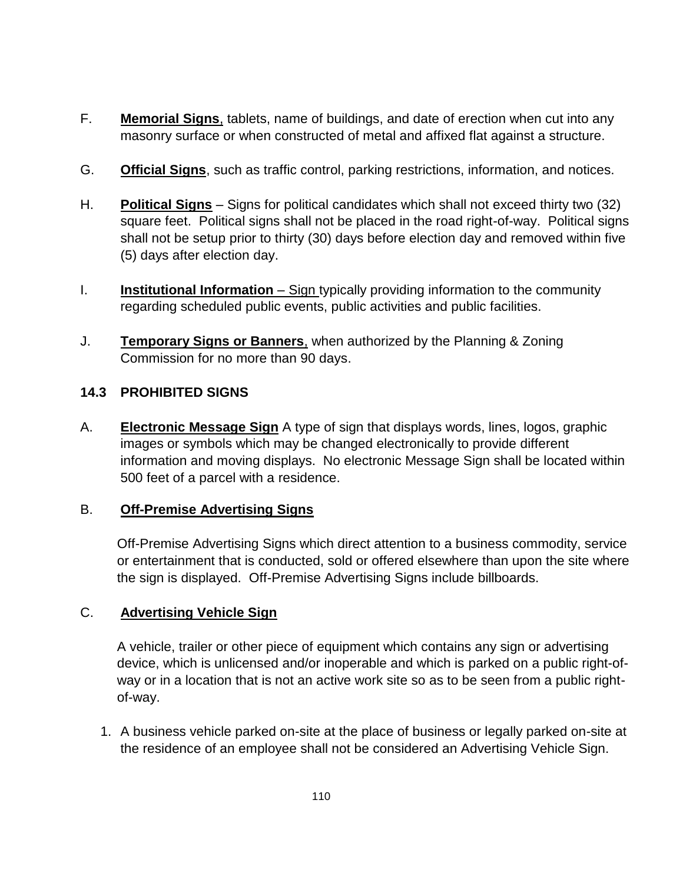F. **Memorial Signs**, tablets, name of buildings, and date of erection when cut into any masonry surface or when constructed of metal and affixed flat against a structure.

G. **Official Signs**, such as traffic control, parking restrictions, information, and notices.

H. **Political Signs** – Signs for political candidates which shall not exceed thirty two (32) square feet. Political signs shall not be placed in the road right-of-way. Political signs shall not be setup prior to thirty (30) days before election day and removed within five (5) days after election day.

I. **Institutional Information** – Sign typically providing information to the community regarding scheduled public events, public activities and public facilities.

J. **Temporary Signs or Banners**, when authorized by the Planning & Zoning Commission for no more than 90 days.

### 14.3 PROHIBITED SIGNS

A. **Electronic Message Sign** A type of sign that displays words, lines, logos, graphic images or symbols which may be changed electronically to provide different information and moving displays. No electronic Message Sign shall be located within 500 feet of a parcel with a residence.

B. **Off-Premise Advertising Signs**

Off-Premise Advertising Signs which direct attention to a business commodity, service or entertainment that is conducted, sold or offered elsewhere than upon the site where the sign is displayed. Off-Premise Advertising Signs include billboards.

C. **Advertising Vehicle Sign**

A vehicle, trailer or other piece of equipment which contains any sign or advertising device, which is unlicensed and/or inoperable and which is parked on a public right-of-way or in a location that is not an active work site so as to be seen from a public right-of-way.

1. A business vehicle parked on-site at the place of business or legally parked on-site at the residence of an employee shall not be considered an Advertising Vehicle Sign.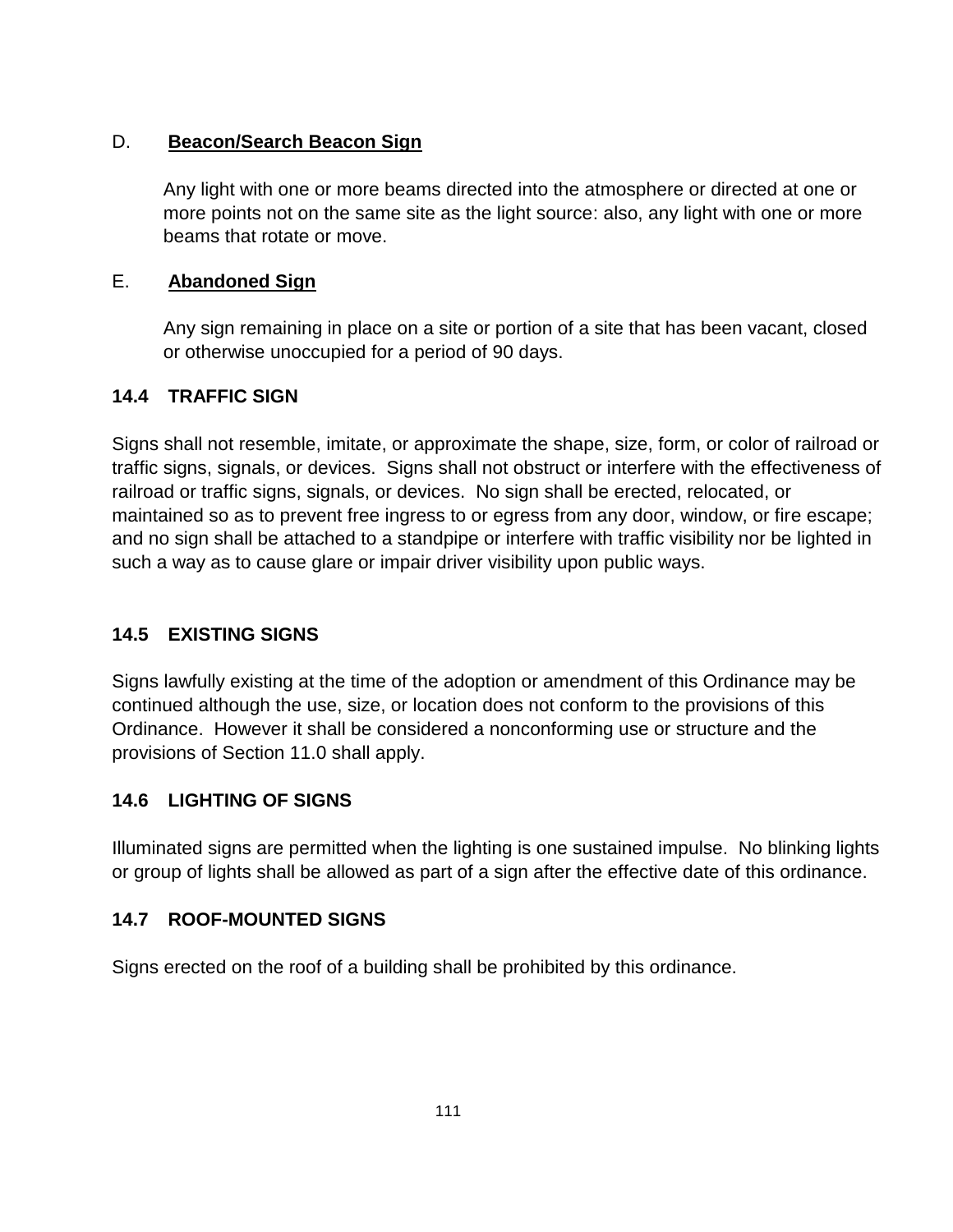D. **<u>Beacon/Search Beacon Sign</u>**

Any light with one or more beams directed into the atmosphere or directed at one or more points not on the same site as the light source: also, any light with one or more beams that rotate or move.

E. **<u>Abandoned Sign</u>**

Any sign remaining in place on a site or portion of a site that has been vacant, closed or otherwise unoccupied for a period of 90 days.

## 14.4 TRAFFIC SIGN

Signs shall not resemble, imitate, or approximate the shape, size, form, or color of railroad or traffic signs, signals, or devices. Signs shall not obstruct or interfere with the effectiveness of railroad or traffic signs, signals, or devices. No sign shall be erected, relocated, or maintained so as to prevent free ingress to or egress from any door, window, or fire escape; and no sign shall be attached to a standpipe or interfere with traffic visibility nor be lighted in such a way as to cause glare or impair driver visibility upon public ways.

## 14.5 EXISTING SIGNS

Signs lawfully existing at the time of the adoption or amendment of this Ordinance may be continued although the use, size, or location does not conform to the provisions of this Ordinance. However it shall be considered a nonconforming use or structure and the provisions of Section 11.0 shall apply.

## 14.6 LIGHTING OF SIGNS

Illuminated signs are permitted when the lighting is one sustained impulse. No blinking lights or group of lights shall be allowed as part of a sign after the effective date of this ordinance.

## 14.7 ROOF-MOUNTED SIGNS

Signs erected on the roof of a building shall be prohibited by this ordinance.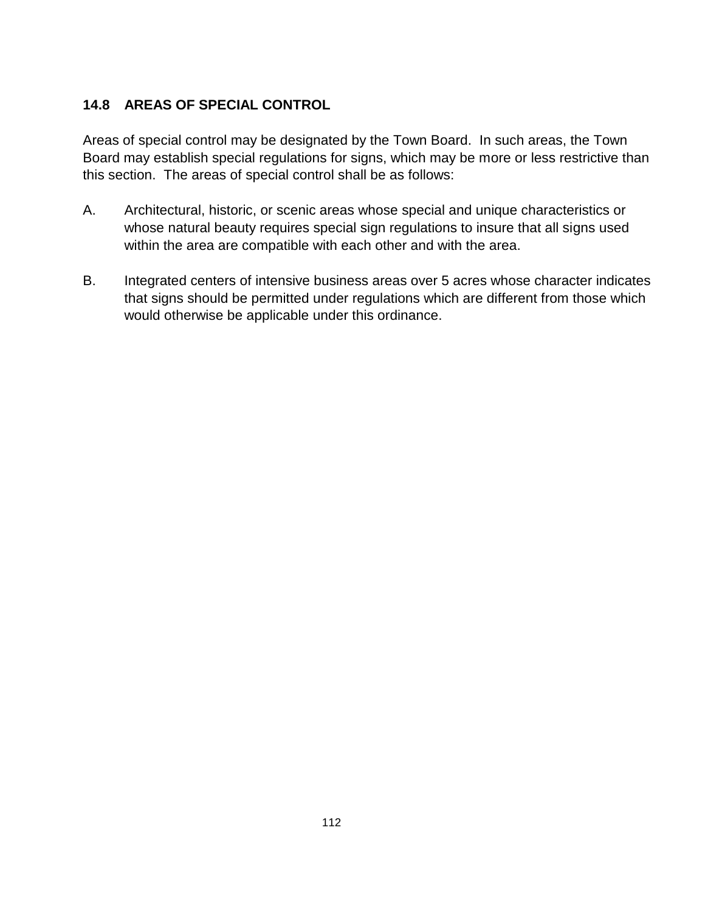## 14.8 AREAS OF SPECIAL CONTROL

Areas of special control may be designated by the Town Board. In such areas, the Town Board may establish special regulations for signs, which may be more or less restrictive than this section. The areas of special control shall be as follows:

A. Architectural, historic, or scenic areas whose special and unique characteristics or whose natural beauty requires special sign regulations to insure that all signs used within the area are compatible with each other and with the area.

B. Integrated centers of intensive business areas over 5 acres whose character indicates that signs should be permitted under regulations which are different from those which would otherwise be applicable under this ordinance.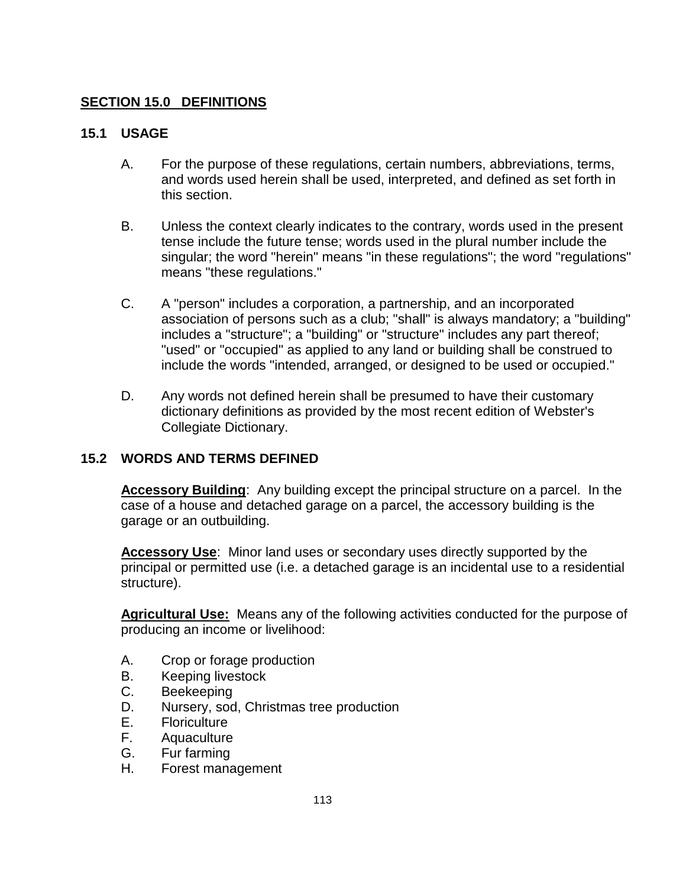## SECTION 15.0 DEFINITIONS

### 15.1 USAGE

A. For the purpose of these regulations, certain numbers, abbreviations, terms, and words used herein shall be used, interpreted, and defined as set forth in this section.

B. Unless the context clearly indicates to the contrary, words used in the present tense include the future tense; words used in the plural number include the singular; the word "herein" means "in these regulations"; the word "regulations" means "these regulations."

C. A "person" includes a corporation, a partnership, and an incorporated association of persons such as a club; "shall" is always mandatory; a "building" includes a "structure"; a "building" or "structure" includes any part thereof; "used" or "occupied" as applied to any land or building shall be construed to include the words "intended, arranged, or designed to be used or occupied."

D. Any words not defined herein shall be presumed to have their customary dictionary definitions as provided by the most recent edition of Webster's Collegiate Dictionary.

### 15.2 WORDS AND TERMS DEFINED

**Accessory Building**: Any building except the principal structure on a parcel. In the case of a house and detached garage on a parcel, the accessory building is the garage or an outbuilding.

**Accessory Use**: Minor land uses or secondary uses directly supported by the principal or permitted use (i.e. a detached garage is an incidental use to a residential structure).

**Agricultural Use:** Means any of the following activities conducted for the purpose of producing an income or livelihood:

A. Crop or forage production
B. Keeping livestock
C. Beekeeping
D. Nursery, sod, Christmas tree production
E. Floriculture
F. Aquaculture
G. Fur farming
H. Forest management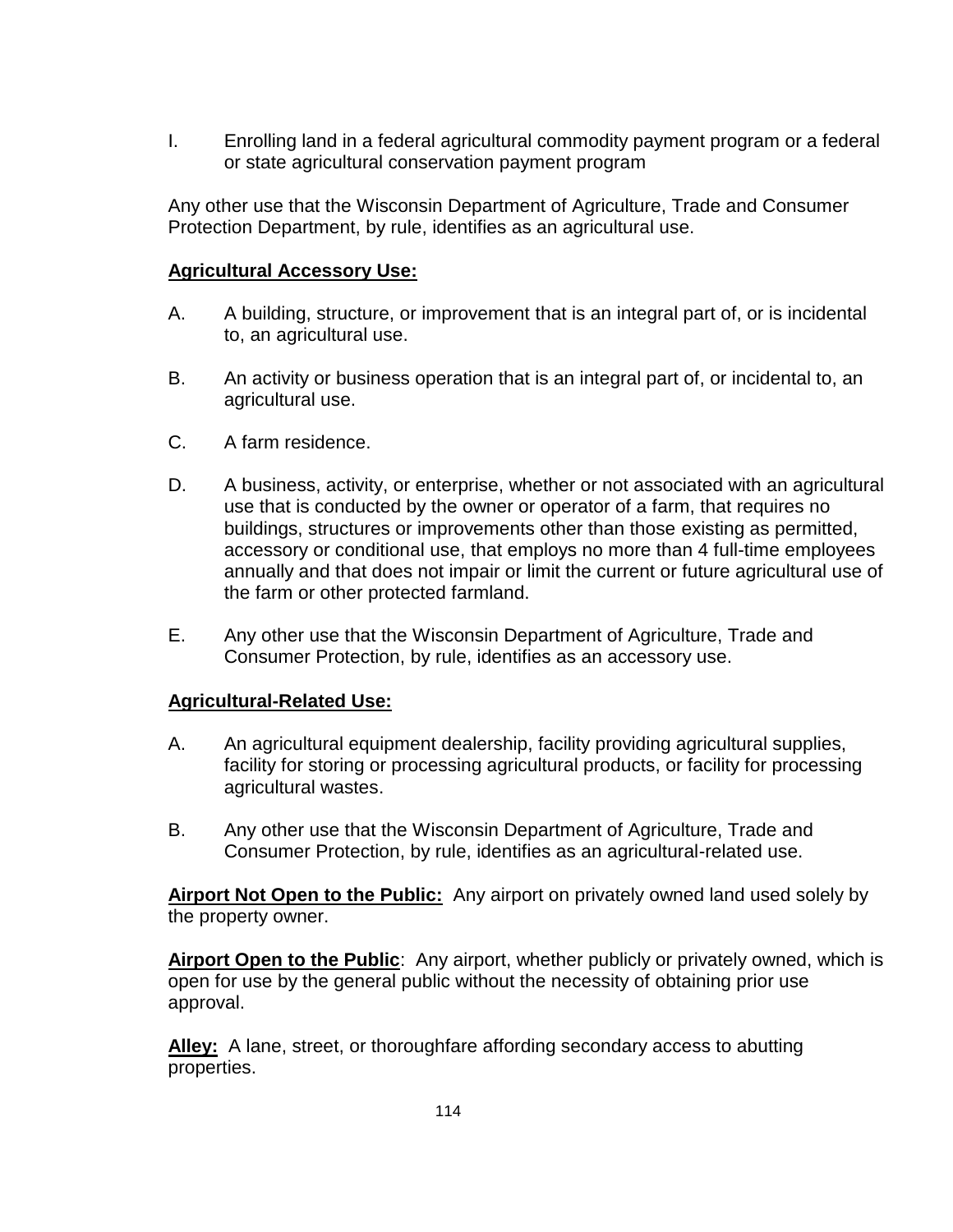I. Enrolling land in a federal agricultural commodity payment program or a federal or state agricultural conservation payment program

Any other use that the Wisconsin Department of Agriculture, Trade and Consumer Protection Department, by rule, identifies as an agricultural use.

**Agricultural Accessory Use:**

A. A building, structure, or improvement that is an integral part of, or is incidental to, an agricultural use.

B. An activity or business operation that is an integral part of, or incidental to, an agricultural use.

C. A farm residence.

D. A business, activity, or enterprise, whether or not associated with an agricultural use that is conducted by the owner or operator of a farm, that requires no buildings, structures or improvements other than those existing as permitted, accessory or conditional use, that employs no more than 4 full-time employees annually and that does not impair or limit the current or future agricultural use of the farm or other protected farmland.

E. Any other use that the Wisconsin Department of Agriculture, Trade and Consumer Protection, by rule, identifies as an accessory use.

**Agricultural-Related Use:**

A. An agricultural equipment dealership, facility providing agricultural supplies, facility for storing or processing agricultural products, or facility for processing agricultural wastes.

B. Any other use that the Wisconsin Department of Agriculture, Trade and Consumer Protection, by rule, identifies as an agricultural-related use.

**Airport Not Open to the Public:** Any airport on privately owned land used solely by the property owner.

**Airport Open to the Public**: Any airport, whether publicly or privately owned, which is open for use by the general public without the necessity of obtaining prior use approval.

**Alley:** A lane, street, or thoroughfare affording secondary access to abutting properties.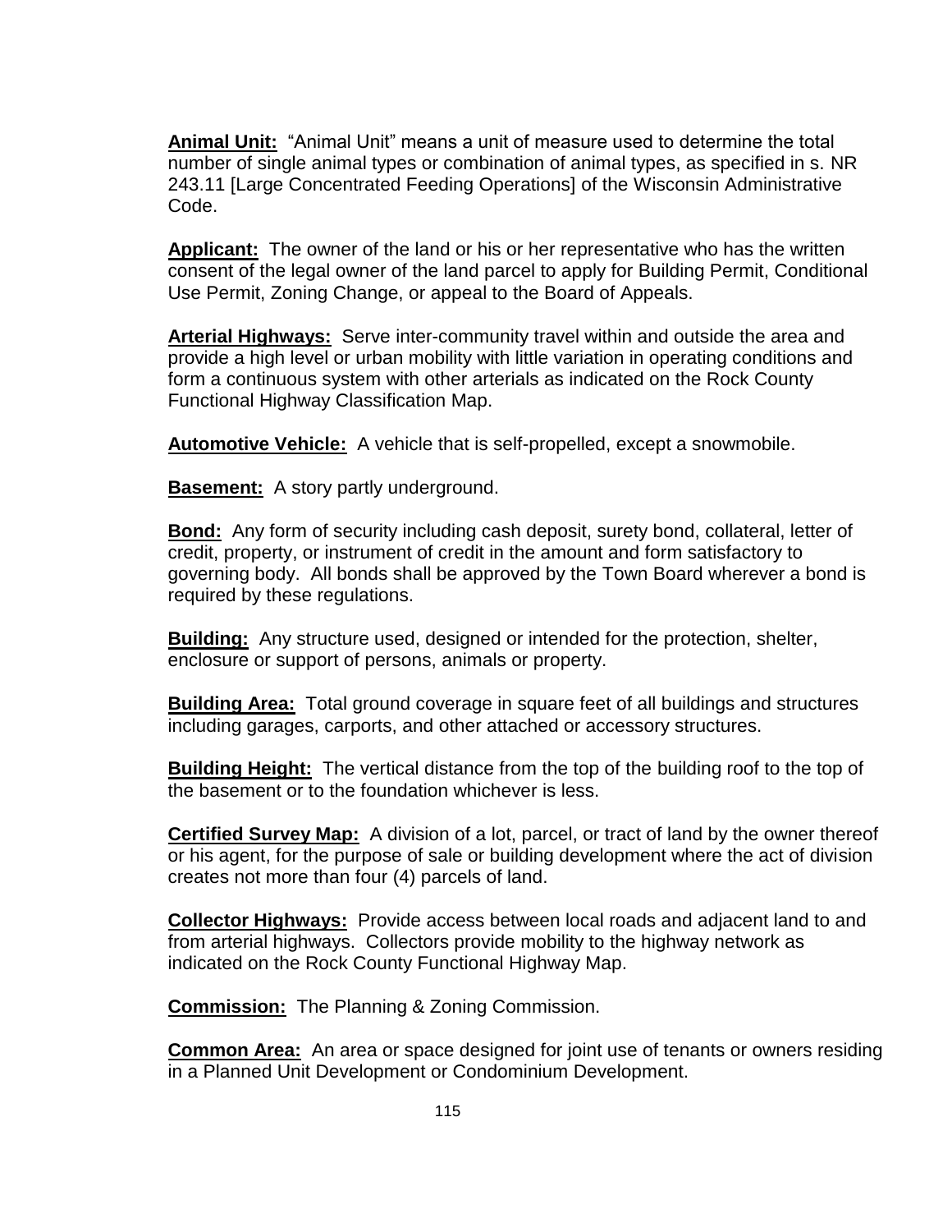**Animal Unit:** "Animal Unit" means a unit of measure used to determine the total number of single animal types or combination of animal types, as specified in s. NR 243.11 [Large Concentrated Feeding Operations] of the Wisconsin Administrative Code.

**Applicant:** The owner of the land or his or her representative who has the written consent of the legal owner of the land parcel to apply for Building Permit, Conditional Use Permit, Zoning Change, or appeal to the Board of Appeals.

**Arterial Highways:** Serve inter-community travel within and outside the area and provide a high level or urban mobility with little variation in operating conditions and form a continuous system with other arterials as indicated on the Rock County Functional Highway Classification Map.

**Automotive Vehicle:** A vehicle that is self-propelled, except a snowmobile.

**Basement:** A story partly underground.

**Bond:** Any form of security including cash deposit, surety bond, collateral, letter of credit, property, or instrument of credit in the amount and form satisfactory to governing body. All bonds shall be approved by the Town Board wherever a bond is required by these regulations.

**Building:** Any structure used, designed or intended for the protection, shelter, enclosure or support of persons, animals or property.

**Building Area:** Total ground coverage in square feet of all buildings and structures including garages, carports, and other attached or accessory structures.

**Building Height:** The vertical distance from the top of the building roof to the top of the basement or to the foundation whichever is less.

**Certified Survey Map:** A division of a lot, parcel, or tract of land by the owner thereof or his agent, for the purpose of sale or building development where the act of division creates not more than four (4) parcels of land.

**Collector Highways:** Provide access between local roads and adjacent land to and from arterial highways. Collectors provide mobility to the highway network as indicated on the Rock County Functional Highway Map.

**Commission:** The Planning & Zoning Commission.

**Common Area:** An area or space designed for joint use of tenants or owners residing in a Planned Unit Development or Condominium Development.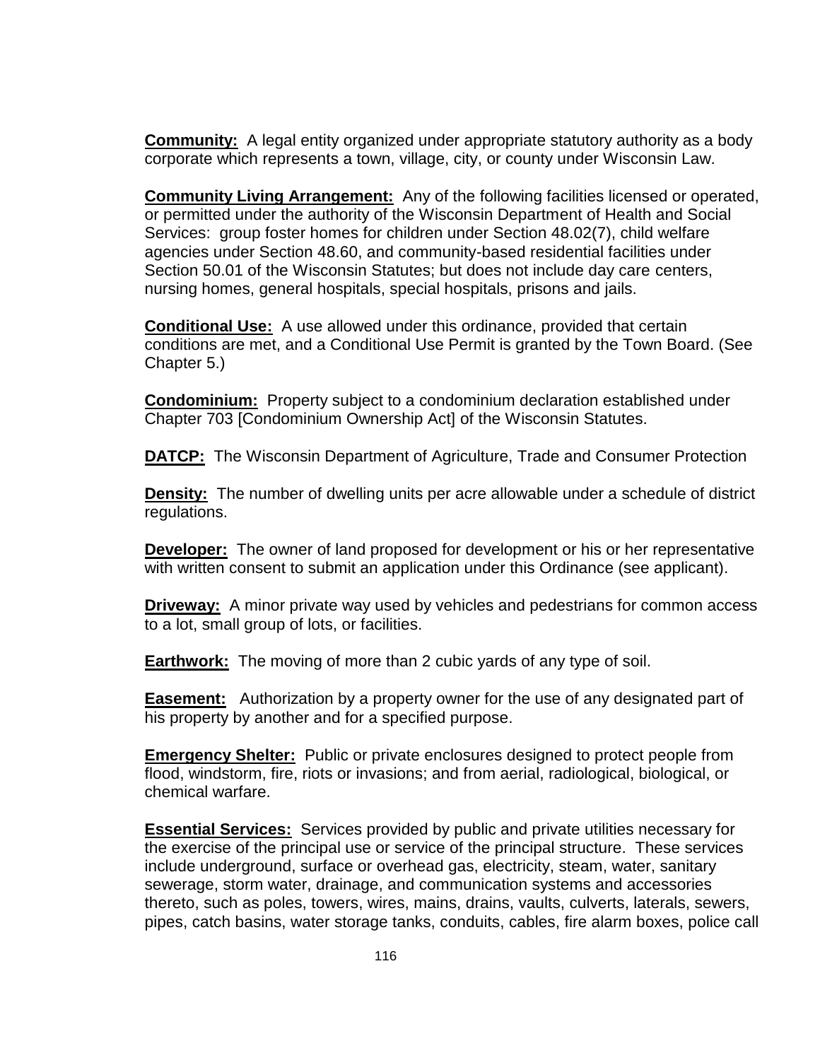**Community:** A legal entity organized under appropriate statutory authority as a body corporate which represents a town, village, city, or county under Wisconsin Law.

**Community Living Arrangement:** Any of the following facilities licensed or operated, or permitted under the authority of the Wisconsin Department of Health and Social Services: group foster homes for children under Section 48.02(7), child welfare agencies under Section 48.60, and community-based residential facilities under Section 50.01 of the Wisconsin Statutes; but does not include day care centers, nursing homes, general hospitals, special hospitals, prisons and jails.

**Conditional Use:** A use allowed under this ordinance, provided that certain conditions are met, and a Conditional Use Permit is granted by the Town Board. (See Chapter 5.)

**Condominium:** Property subject to a condominium declaration established under Chapter 703 [Condominium Ownership Act] of the Wisconsin Statutes.

**DATCP:** The Wisconsin Department of Agriculture, Trade and Consumer Protection

**Density:** The number of dwelling units per acre allowable under a schedule of district regulations.

**Developer:** The owner of land proposed for development or his or her representative with written consent to submit an application under this Ordinance (see applicant).

**Driveway:** A minor private way used by vehicles and pedestrians for common access to a lot, small group of lots, or facilities.

**Earthwork:** The moving of more than 2 cubic yards of any type of soil.

**Easement:** Authorization by a property owner for the use of any designated part of his property by another and for a specified purpose.

**Emergency Shelter:** Public or private enclosures designed to protect people from flood, windstorm, fire, riots or invasions; and from aerial, radiological, biological, or chemical warfare.

**Essential Services:** Services provided by public and private utilities necessary for the exercise of the principal use or service of the principal structure. These services include underground, surface or overhead gas, electricity, steam, water, sanitary sewerage, storm water, drainage, and communication systems and accessories thereto, such as poles, towers, wires, mains, drains, vaults, culverts, laterals, sewers, pipes, catch basins, water storage tanks, conduits, cables, fire alarm boxes, police call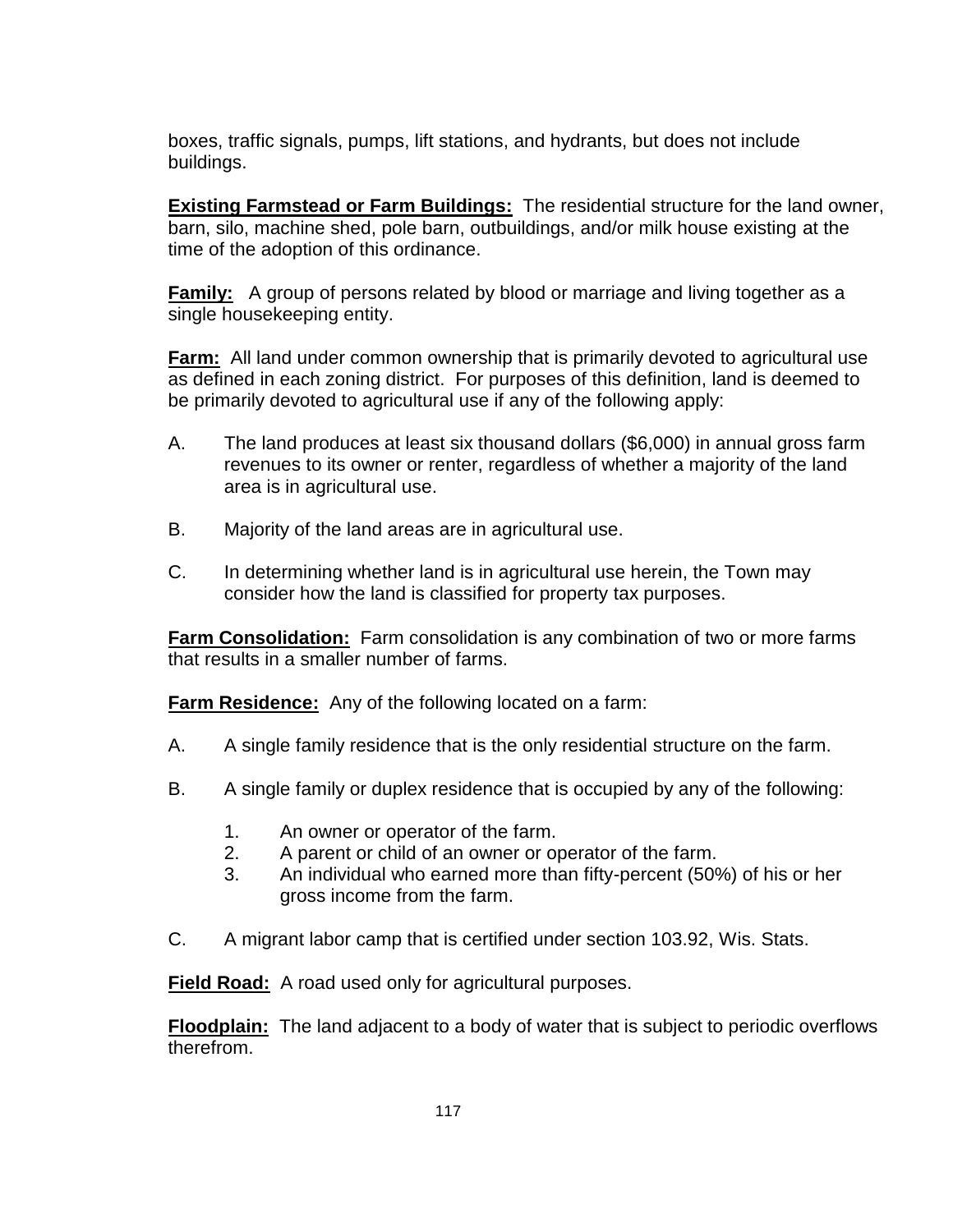boxes, traffic signals, pumps, lift stations, and hydrants, but does not include buildings.

**Existing Farmstead or Farm Buildings:** The residential structure for the land owner, barn, silo, machine shed, pole barn, outbuildings, and/or milk house existing at the time of the adoption of this ordinance.

**Family:** A group of persons related by blood or marriage and living together as a single housekeeping entity.

**Farm:** All land under common ownership that is primarily devoted to agricultural use as defined in each zoning district. For purposes of this definition, land is deemed to be primarily devoted to agricultural use if any of the following apply:

A. The land produces at least six thousand dollars ($6,000) in annual gross farm revenues to its owner or renter, regardless of whether a majority of the land area is in agricultural use.

B. Majority of the land areas are in agricultural use.

C. In determining whether land is in agricultural use herein, the Town may consider how the land is classified for property tax purposes.

**Farm Consolidation:** Farm consolidation is any combination of two or more farms that results in a smaller number of farms.

**Farm Residence:** Any of the following located on a farm:

A. A single family residence that is the only residential structure on the farm.

B. A single family or duplex residence that is occupied by any of the following:

   1. An owner or operator of the farm.
   2. A parent or child of an owner or operator of the farm.
   3. An individual who earned more than fifty-percent (50%) of his or her gross income from the farm.

C. A migrant labor camp that is certified under section 103.92, Wis. Stats.

**Field Road:** A road used only for agricultural purposes.

**Floodplain:** The land adjacent to a body of water that is subject to periodic overflows therefrom.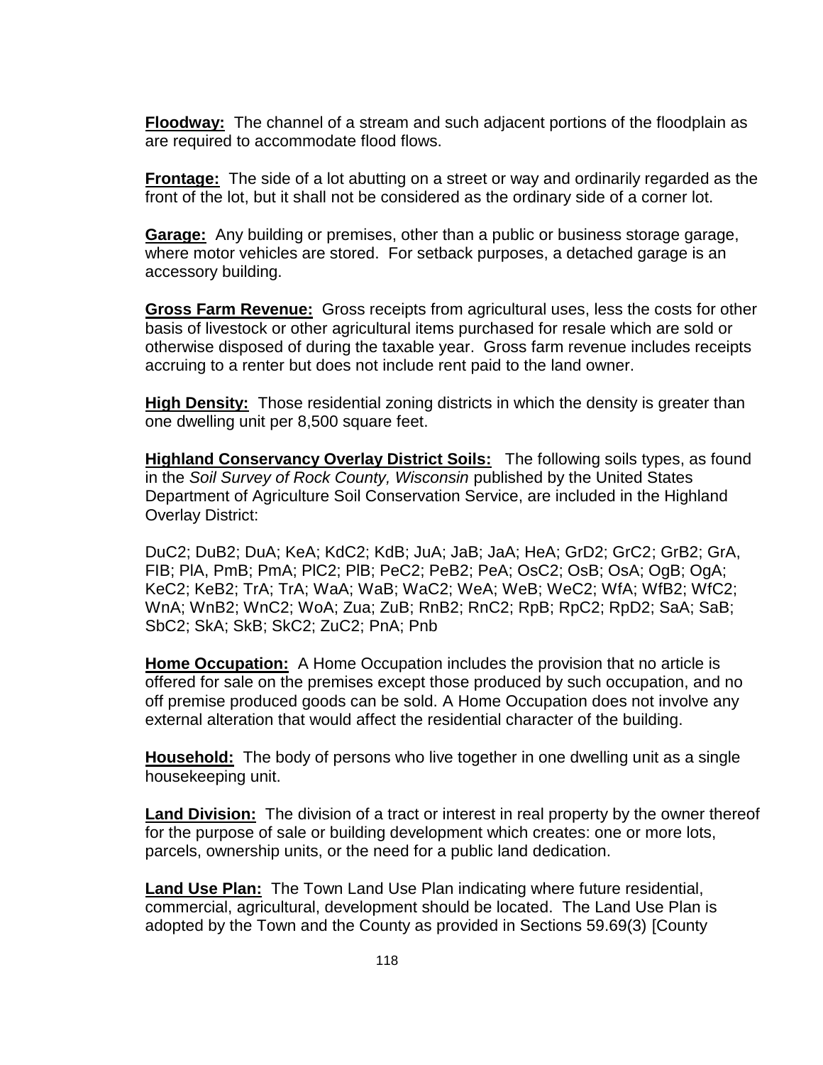**Floodway:** The channel of a stream and such adjacent portions of the floodplain as are required to accommodate flood flows.

**Frontage:** The side of a lot abutting on a street or way and ordinarily regarded as the front of the lot, but it shall not be considered as the ordinary side of a corner lot.

**Garage:** Any building or premises, other than a public or business storage garage, where motor vehicles are stored. For setback purposes, a detached garage is an accessory building.

**Gross Farm Revenue:** Gross receipts from agricultural uses, less the costs for other basis of livestock or other agricultural items purchased for resale which are sold or otherwise disposed of during the taxable year. Gross farm revenue includes receipts accruing to a renter but does not include rent paid to the land owner.

**High Density:** Those residential zoning districts in which the density is greater than one dwelling unit per 8,500 square feet.

**Highland Conservancy Overlay District Soils:** The following soils types, as found in the *Soil Survey of Rock County, Wisconsin* published by the United States Department of Agriculture Soil Conservation Service, are included in the Highland Overlay District:

DuC2; DuB2; DuA; KeA; KdC2; KdB; JuA; JaB; JaA; HeA; GrD2; GrC2; GrB2; GrA, FlB; PlA, PmB; PmA; PlC2; PlB; PeC2; PeB2; PeA; OsC2; OsB; OsA; OgB; OgA; KeC2; KeB2; TrA; TrA; WaA; WaB; WaC2; WeA; WeB; WeC2; WfA; WfB2; WfC2; WnA; WnB2; WnC2; WoA; Zua; ZuB; RnB2; RnC2; RpB; RpC2; RpD2; SaA; SaB; SbC2; SkA; SkB; SkC2; ZuC2; PnA; Pnb

**Home Occupation:** A Home Occupation includes the provision that no article is offered for sale on the premises except those produced by such occupation, and no off premise produced goods can be sold. A Home Occupation does not involve any external alteration that would affect the residential character of the building.

**Household:** The body of persons who live together in one dwelling unit as a single housekeeping unit.

**Land Division:** The division of a tract or interest in real property by the owner thereof for the purpose of sale or building development which creates: one or more lots, parcels, ownership units, or the need for a public land dedication.

**Land Use Plan:** The Town Land Use Plan indicating where future residential, commercial, agricultural, development should be located. The Land Use Plan is adopted by the Town and the County as provided in Sections 59.69(3) [County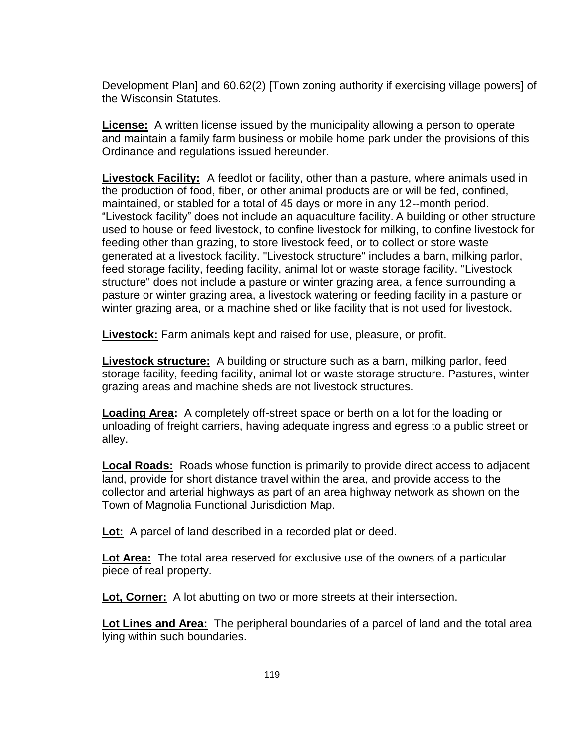Development Plan] and 60.62(2) [Town zoning authority if exercising village powers] of the Wisconsin Statutes.

**License:** A written license issued by the municipality allowing a person to operate and maintain a family farm business or mobile home park under the provisions of this Ordinance and regulations issued hereunder.

**Livestock Facility:** A feedlot or facility, other than a pasture, where animals used in the production of food, fiber, or other animal products are or will be fed, confined, maintained, or stabled for a total of 45 days or more in any 12--month period. "Livestock facility" does not include an aquaculture facility. A building or other structure used to house or feed livestock, to confine livestock for milking, to confine livestock for feeding other than grazing, to store livestock feed, or to collect or store waste generated at a livestock facility. "Livestock structure" includes a barn, milking parlor, feed storage facility, feeding facility, animal lot or waste storage facility. "Livestock structure" does not include a pasture or winter grazing area, a fence surrounding a pasture or winter grazing area, a livestock watering or feeding facility in a pasture or winter grazing area, or a machine shed or like facility that is not used for livestock.

**Livestock:** Farm animals kept and raised for use, pleasure, or profit.

**Livestock structure:** A building or structure such as a barn, milking parlor, feed storage facility, feeding facility, animal lot or waste storage structure. Pastures, winter grazing areas and machine sheds are not livestock structures.

**Loading Area:** A completely off-street space or berth on a lot for the loading or unloading of freight carriers, having adequate ingress and egress to a public street or alley.

**Local Roads:** Roads whose function is primarily to provide direct access to adjacent land, provide for short distance travel within the area, and provide access to the collector and arterial highways as part of an area highway network as shown on the Town of Magnolia Functional Jurisdiction Map.

**Lot:** A parcel of land described in a recorded plat or deed.

**Lot Area:** The total area reserved for exclusive use of the owners of a particular piece of real property.

**Lot, Corner:** A lot abutting on two or more streets at their intersection.

**Lot Lines and Area:** The peripheral boundaries of a parcel of land and the total area lying within such boundaries.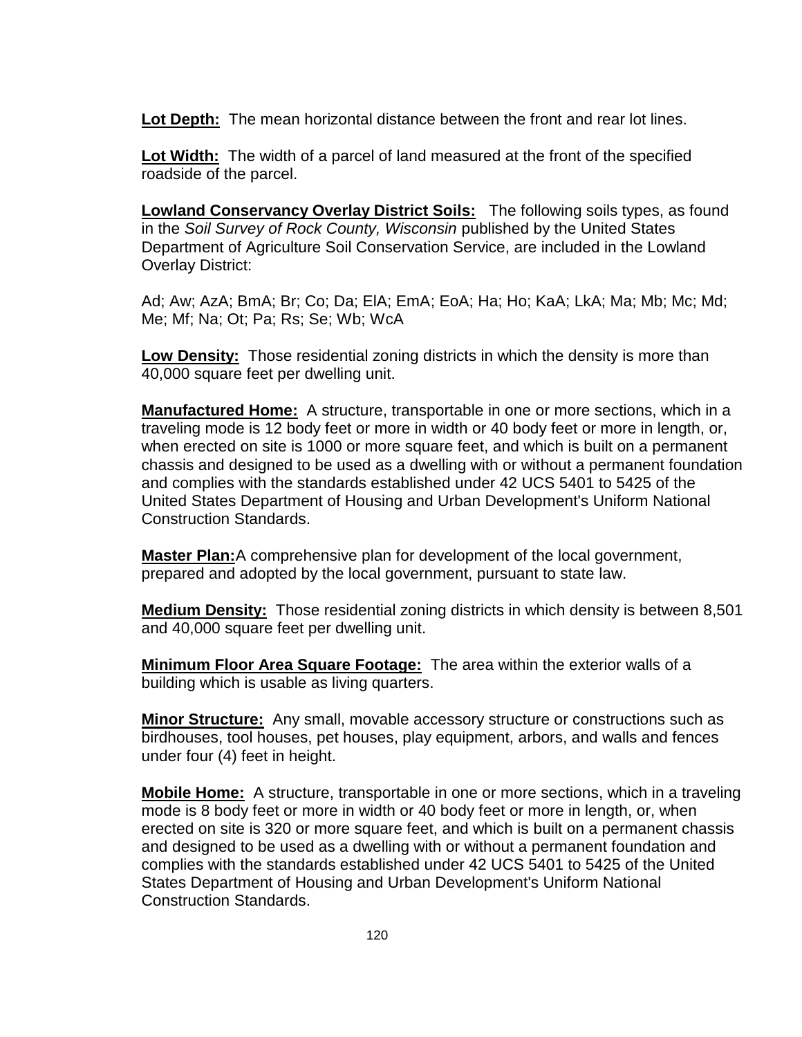**Lot Depth:** The mean horizontal distance between the front and rear lot lines.

**Lot Width:** The width of a parcel of land measured at the front of the specified roadside of the parcel.

**Lowland Conservancy Overlay District Soils:** The following soils types, as found in the *Soil Survey of Rock County, Wisconsin* published by the United States Department of Agriculture Soil Conservation Service, are included in the Lowland Overlay District:

Ad; Aw; AzA; BmA; Br; Co; Da; ElA; EmA; EoA; Ha; Ho; KaA; LkA; Ma; Mb; Mc; Md; Me; Mf; Na; Ot; Pa; Rs; Se; Wb; WcA

**Low Density:** Those residential zoning districts in which the density is more than 40,000 square feet per dwelling unit.

**Manufactured Home:** A structure, transportable in one or more sections, which in a traveling mode is 12 body feet or more in width or 40 body feet or more in length, or, when erected on site is 1000 or more square feet, and which is built on a permanent chassis and designed to be used as a dwelling with or without a permanent foundation and complies with the standards established under 42 UCS 5401 to 5425 of the United States Department of Housing and Urban Development's Uniform National Construction Standards.

**Master Plan:** A comprehensive plan for development of the local government, prepared and adopted by the local government, pursuant to state law.

**Medium Density:** Those residential zoning districts in which density is between 8,501 and 40,000 square feet per dwelling unit.

**Minimum Floor Area Square Footage:** The area within the exterior walls of a building which is usable as living quarters.

**Minor Structure:** Any small, movable accessory structure or constructions such as birdhouses, tool houses, pet houses, play equipment, arbors, and walls and fences under four (4) feet in height.

**Mobile Home:** A structure, transportable in one or more sections, which in a traveling mode is 8 body feet or more in width or 40 body feet or more in length, or, when erected on site is 320 or more square feet, and which is built on a permanent chassis and designed to be used as a dwelling with or without a permanent foundation and complies with the standards established under 42 UCS 5401 to 5425 of the United States Department of Housing and Urban Development's Uniform National Construction Standards.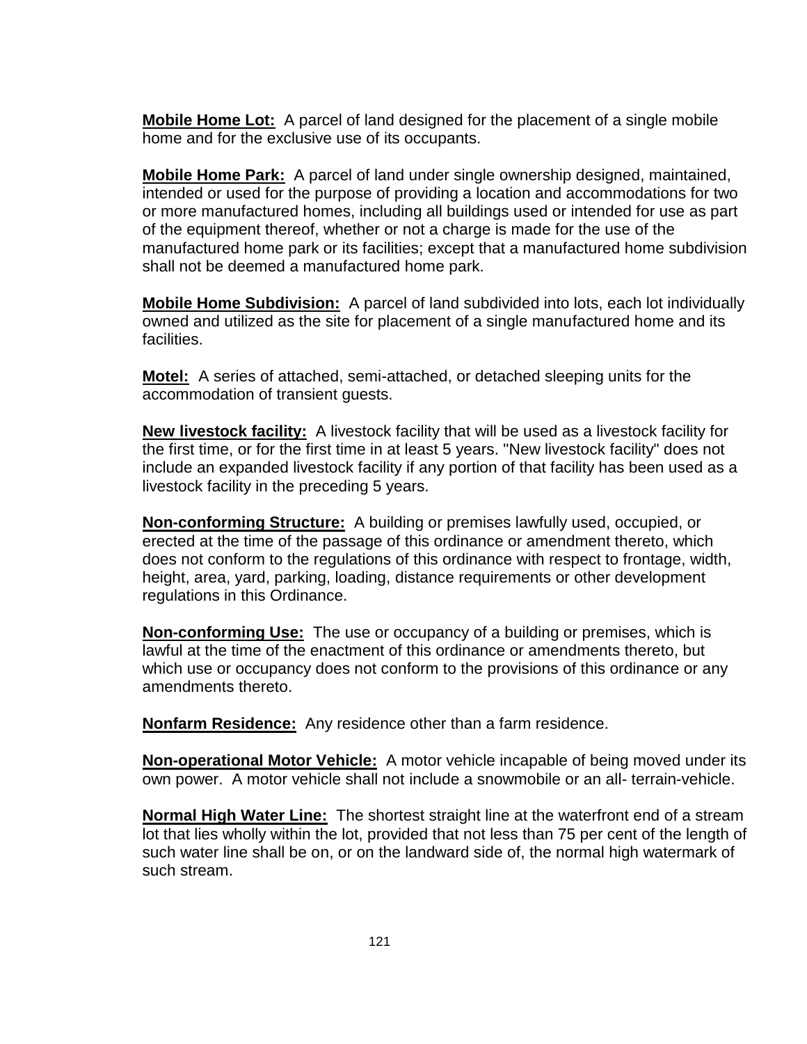**Mobile Home Lot:** A parcel of land designed for the placement of a single mobile home and for the exclusive use of its occupants.

**Mobile Home Park:** A parcel of land under single ownership designed, maintained, intended or used for the purpose of providing a location and accommodations for two or more manufactured homes, including all buildings used or intended for use as part of the equipment thereof, whether or not a charge is made for the use of the manufactured home park or its facilities; except that a manufactured home subdivision shall not be deemed a manufactured home park.

**Mobile Home Subdivision:** A parcel of land subdivided into lots, each lot individually owned and utilized as the site for placement of a single manufactured home and its facilities.

**Motel:** A series of attached, semi-attached, or detached sleeping units for the accommodation of transient guests.

**New livestock facility:** A livestock facility that will be used as a livestock facility for the first time, or for the first time in at least 5 years. "New livestock facility" does not include an expanded livestock facility if any portion of that facility has been used as a livestock facility in the preceding 5 years.

**Non-conforming Structure:** A building or premises lawfully used, occupied, or erected at the time of the passage of this ordinance or amendment thereto, which does not conform to the regulations of this ordinance with respect to frontage, width, height, area, yard, parking, loading, distance requirements or other development regulations in this Ordinance.

**Non-conforming Use:** The use or occupancy of a building or premises, which is lawful at the time of the enactment of this ordinance or amendments thereto, but which use or occupancy does not conform to the provisions of this ordinance or any amendments thereto.

**Nonfarm Residence:** Any residence other than a farm residence.

**Non-operational Motor Vehicle:** A motor vehicle incapable of being moved under its own power. A motor vehicle shall not include a snowmobile or an all- terrain-vehicle.

**Normal High Water Line:** The shortest straight line at the waterfront end of a stream lot that lies wholly within the lot, provided that not less than 75 per cent of the length of such water line shall be on, or on the landward side of, the normal high watermark of such stream.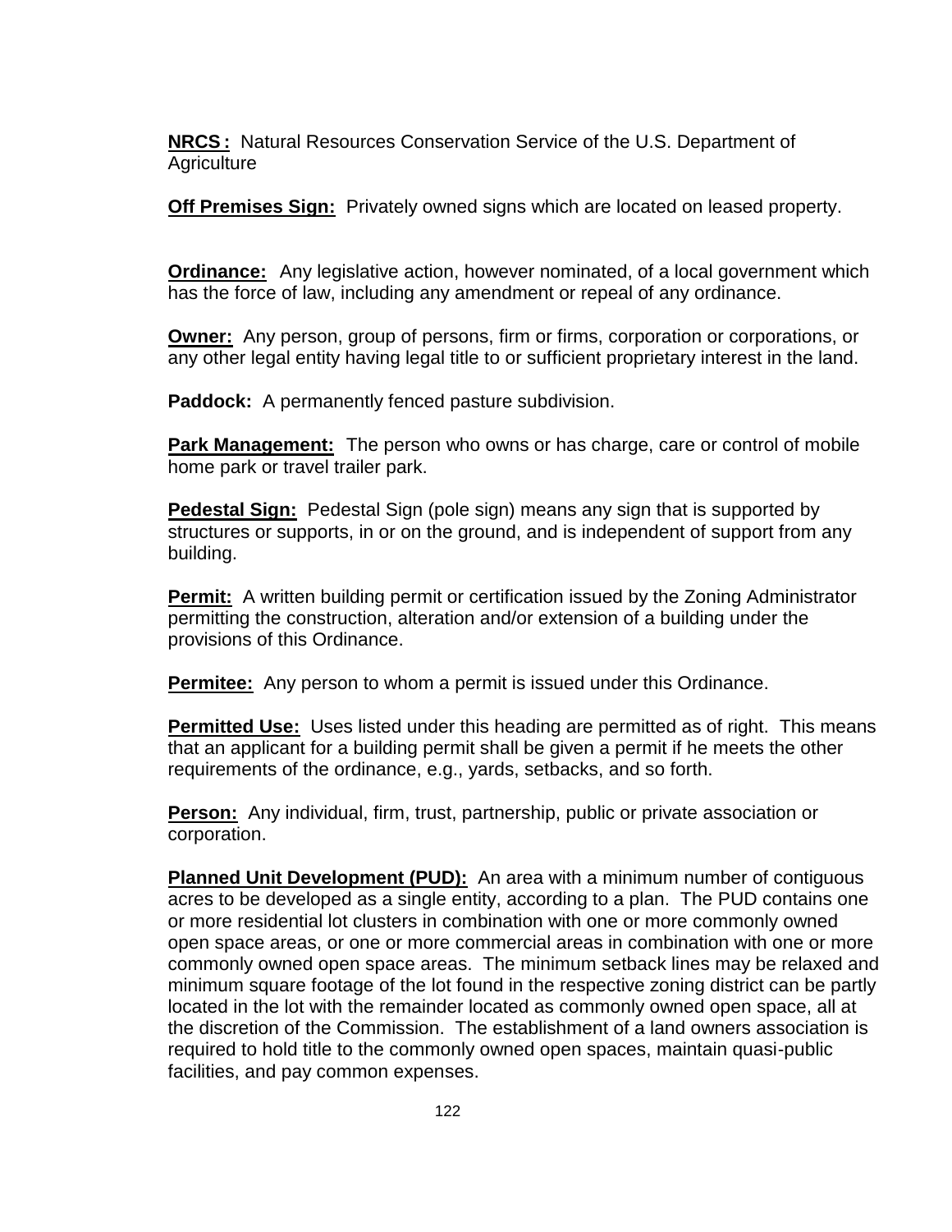**NRCS :** Natural Resources Conservation Service of the U.S. Department of Agriculture

**Off Premises Sign:** Privately owned signs which are located on leased property.

**Ordinance:** Any legislative action, however nominated, of a local government which has the force of law, including any amendment or repeal of any ordinance.

**Owner:** Any person, group of persons, firm or firms, corporation or corporations, or any other legal entity having legal title to or sufficient proprietary interest in the land.

**Paddock:** A permanently fenced pasture subdivision.

**Park Management:** The person who owns or has charge, care or control of mobile home park or travel trailer park.

**Pedestal Sign:** Pedestal Sign (pole sign) means any sign that is supported by structures or supports, in or on the ground, and is independent of support from any building.

**Permit:** A written building permit or certification issued by the Zoning Administrator permitting the construction, alteration and/or extension of a building under the provisions of this Ordinance.

**Permitee:** Any person to whom a permit is issued under this Ordinance.

**Permitted Use:** Uses listed under this heading are permitted as of right. This means that an applicant for a building permit shall be given a permit if he meets the other requirements of the ordinance, e.g., yards, setbacks, and so forth.

**Person:** Any individual, firm, trust, partnership, public or private association or corporation.

**Planned Unit Development (PUD):** An area with a minimum number of contiguous acres to be developed as a single entity, according to a plan. The PUD contains one or more residential lot clusters in combination with one or more commonly owned open space areas, or one or more commercial areas in combination with one or more commonly owned open space areas. The minimum setback lines may be relaxed and minimum square footage of the lot found in the respective zoning district can be partly located in the lot with the remainder located as commonly owned open space, all at the discretion of the Commission. The establishment of a land owners association is required to hold title to the commonly owned open spaces, maintain quasi-public facilities, and pay common expenses.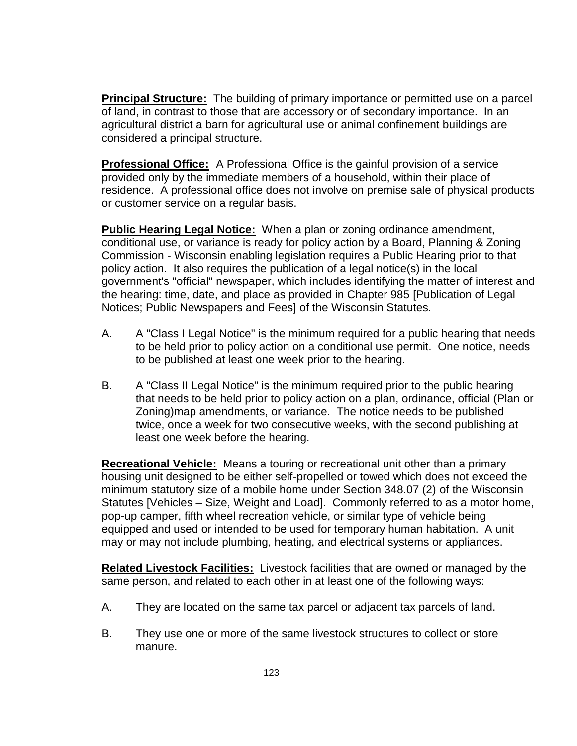**Principal Structure:** The building of primary importance or permitted use on a parcel of land, in contrast to those that are accessory or of secondary importance. In an agricultural district a barn for agricultural use or animal confinement buildings are considered a principal structure.

**Professional Office:** A Professional Office is the gainful provision of a service provided only by the immediate members of a household, within their place of residence. A professional office does not involve on premise sale of physical products or customer service on a regular basis.

**Public Hearing Legal Notice:** When a plan or zoning ordinance amendment, conditional use, or variance is ready for policy action by a Board, Planning & Zoning Commission - Wisconsin enabling legislation requires a Public Hearing prior to that policy action. It also requires the publication of a legal notice(s) in the local government's "official" newspaper, which includes identifying the matter of interest and the hearing: time, date, and place as provided in Chapter 985 [Publication of Legal Notices; Public Newspapers and Fees] of the Wisconsin Statutes.

A. A "Class I Legal Notice" is the minimum required for a public hearing that needs to be held prior to policy action on a conditional use permit. One notice, needs to be published at least one week prior to the hearing.

B. A "Class II Legal Notice" is the minimum required prior to the public hearing that needs to be held prior to policy action on a plan, ordinance, official (Plan or Zoning)map amendments, or variance. The notice needs to be published twice, once a week for two consecutive weeks, with the second publishing at least one week before the hearing.

**Recreational Vehicle:** Means a touring or recreational unit other than a primary housing unit designed to be either self-propelled or towed which does not exceed the minimum statutory size of a mobile home under Section 348.07 (2) of the Wisconsin Statutes [Vehicles – Size, Weight and Load]. Commonly referred to as a motor home, pop-up camper, fifth wheel recreation vehicle, or similar type of vehicle being equipped and used or intended to be used for temporary human habitation. A unit may or may not include plumbing, heating, and electrical systems or appliances.

**Related Livestock Facilities:** Livestock facilities that are owned or managed by the same person, and related to each other in at least one of the following ways:

A. They are located on the same tax parcel or adjacent tax parcels of land.

B. They use one or more of the same livestock structures to collect or store manure.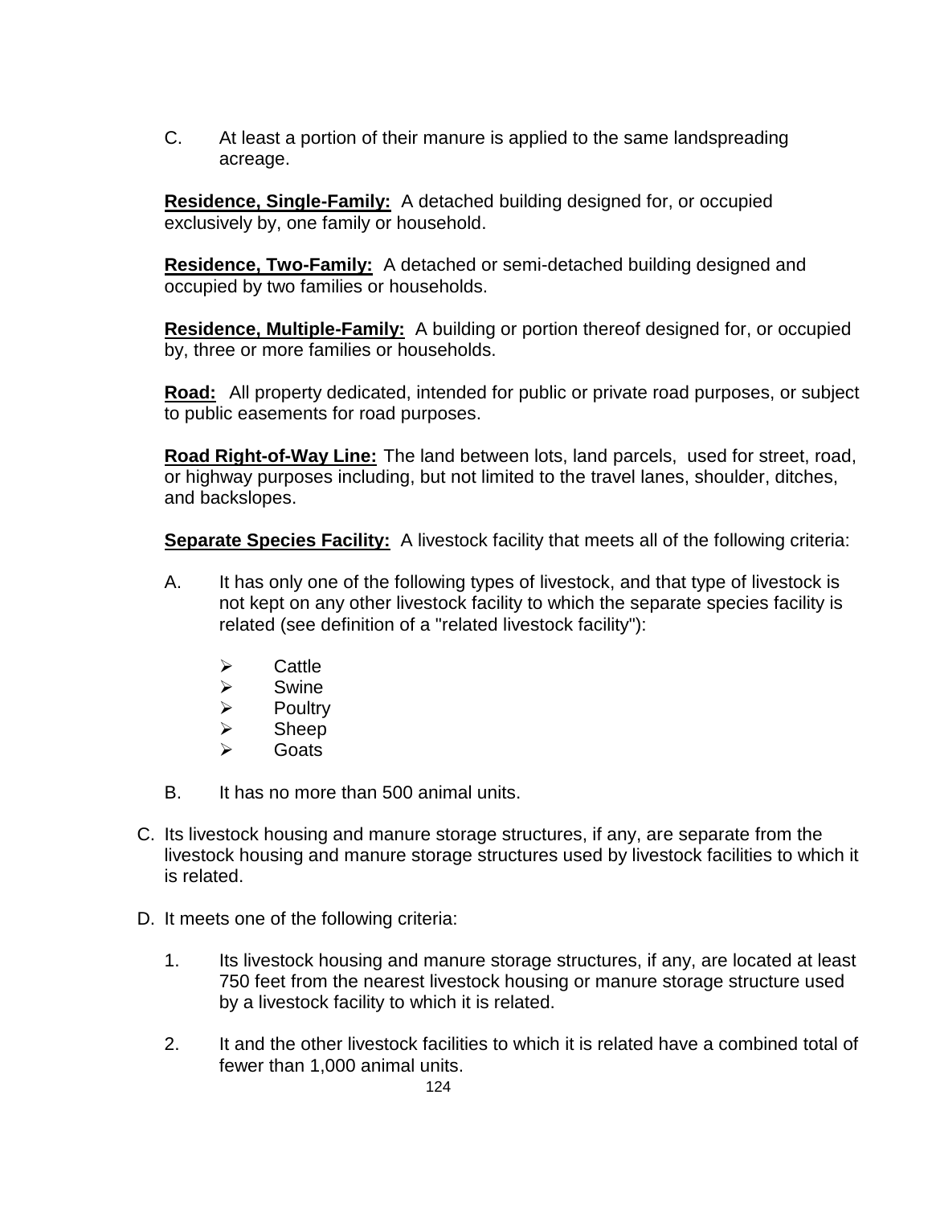C. At least a portion of their manure is applied to the same landspreading acreage.

**Residence, Single-Family:** A detached building designed for, or occupied exclusively by, one family or household.

**Residence, Two-Family:** A detached or semi-detached building designed and occupied by two families or households.

**Residence, Multiple-Family:** A building or portion thereof designed for, or occupied by, three or more families or households.

**Road:** All property dedicated, intended for public or private road purposes, or subject to public easements for road purposes.

**Road Right-of-Way Line:** The land between lots, land parcels, used for street, road, or highway purposes including, but not limited to the travel lanes, shoulder, ditches, and backslopes.

**Separate Species Facility:** A livestock facility that meets all of the following criteria:

A. It has only one of the following types of livestock, and that type of livestock is not kept on any other livestock facility to which the separate species facility is related (see definition of a "related livestock facility"):

- Cattle
- Swine
- Poultry
- Sheep
- Goats

B. It has no more than 500 animal units.

C. Its livestock housing and manure storage structures, if any, are separate from the livestock housing and manure storage structures used by livestock facilities to which it is related.

D. It meets one of the following criteria:

1. Its livestock housing and manure storage structures, if any, are located at least 750 feet from the nearest livestock housing or manure storage structure used by a livestock facility to which it is related.

2. It and the other livestock facilities to which it is related have a combined total of fewer than 1,000 animal units.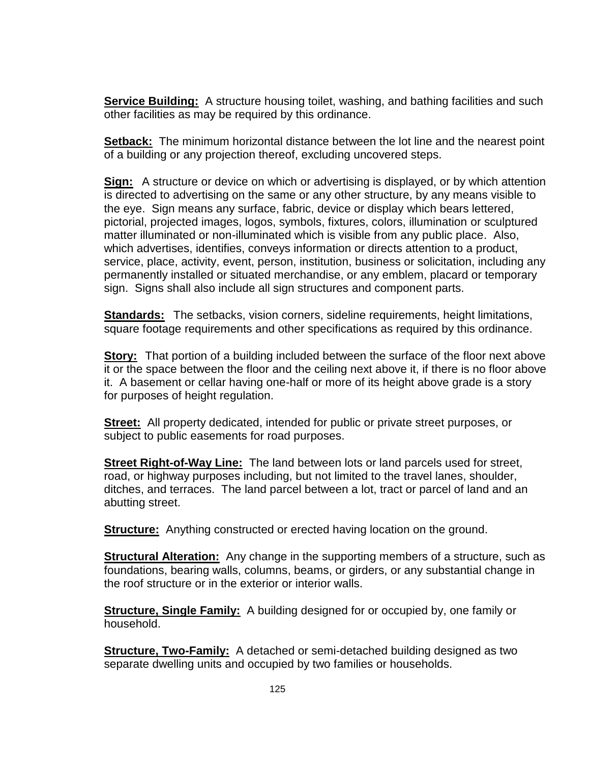**Service Building:** A structure housing toilet, washing, and bathing facilities and such other facilities as may be required by this ordinance.

**Setback:** The minimum horizontal distance between the lot line and the nearest point of a building or any projection thereof, excluding uncovered steps.

**Sign:** A structure or device on which or advertising is displayed, or by which attention is directed to advertising on the same or any other structure, by any means visible to the eye. Sign means any surface, fabric, device or display which bears lettered, pictorial, projected images, logos, symbols, fixtures, colors, illumination or sculptured matter illuminated or non-illuminated which is visible from any public place. Also, which advertises, identifies, conveys information or directs attention to a product, service, place, activity, event, person, institution, business or solicitation, including any permanently installed or situated merchandise, or any emblem, placard or temporary sign. Signs shall also include all sign structures and component parts.

**Standards:** The setbacks, vision corners, sideline requirements, height limitations, square footage requirements and other specifications as required by this ordinance.

**Story:** That portion of a building included between the surface of the floor next above it or the space between the floor and the ceiling next above it, if there is no floor above it. A basement or cellar having one-half or more of its height above grade is a story for purposes of height regulation.

**Street:** All property dedicated, intended for public or private street purposes, or subject to public easements for road purposes.

**Street Right-of-Way Line:** The land between lots or land parcels used for street, road, or highway purposes including, but not limited to the travel lanes, shoulder, ditches, and terraces. The land parcel between a lot, tract or parcel of land and an abutting street.

**Structure:** Anything constructed or erected having location on the ground.

**Structural Alteration:** Any change in the supporting members of a structure, such as foundations, bearing walls, columns, beams, or girders, or any substantial change in the roof structure or in the exterior or interior walls.

**Structure, Single Family:** A building designed for or occupied by, one family or household.

**Structure, Two-Family:** A detached or semi-detached building designed as two separate dwelling units and occupied by two families or households.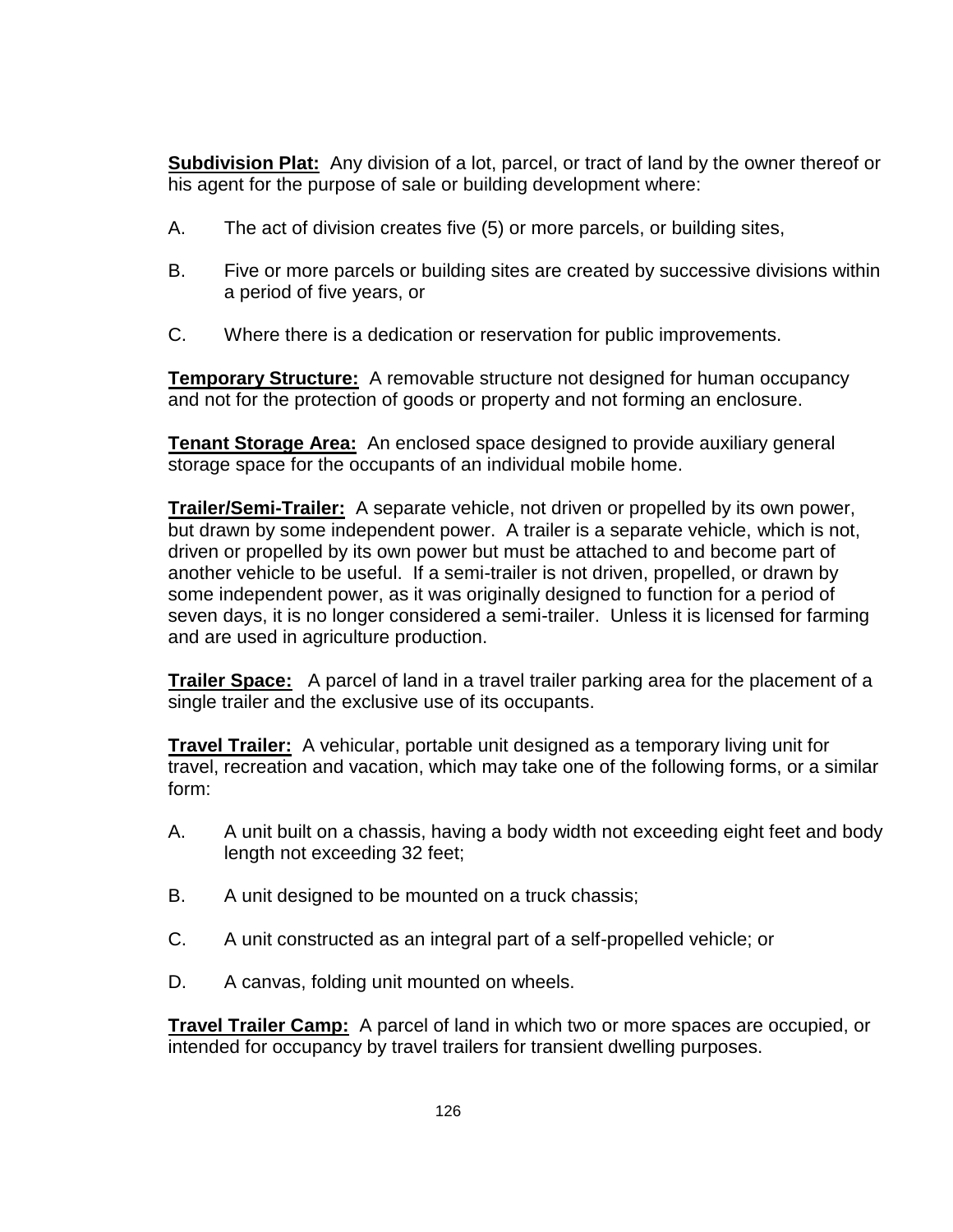**Subdivision Plat:** Any division of a lot, parcel, or tract of land by the owner thereof or his agent for the purpose of sale or building development where:

A. The act of division creates five (5) or more parcels, or building sites,

B. Five or more parcels or building sites are created by successive divisions within a period of five years, or

C. Where there is a dedication or reservation for public improvements.

**Temporary Structure:** A removable structure not designed for human occupancy and not for the protection of goods or property and not forming an enclosure.

**Tenant Storage Area:** An enclosed space designed to provide auxiliary general storage space for the occupants of an individual mobile home.

**Trailer/Semi-Trailer:** A separate vehicle, not driven or propelled by its own power, but drawn by some independent power. A trailer is a separate vehicle, which is not, driven or propelled by its own power but must be attached to and become part of another vehicle to be useful. If a semi-trailer is not driven, propelled, or drawn by some independent power, as it was originally designed to function for a period of seven days, it is no longer considered a semi-trailer. Unless it is licensed for farming and are used in agriculture production.

**Trailer Space:** A parcel of land in a travel trailer parking area for the placement of a single trailer and the exclusive use of its occupants.

**Travel Trailer:** A vehicular, portable unit designed as a temporary living unit for travel, recreation and vacation, which may take one of the following forms, or a similar form:

A. A unit built on a chassis, having a body width not exceeding eight feet and body length not exceeding 32 feet;

B. A unit designed to be mounted on a truck chassis;

C. A unit constructed as an integral part of a self-propelled vehicle; or

D. A canvas, folding unit mounted on wheels.

**Travel Trailer Camp:** A parcel of land in which two or more spaces are occupied, or intended for occupancy by travel trailers for transient dwelling purposes.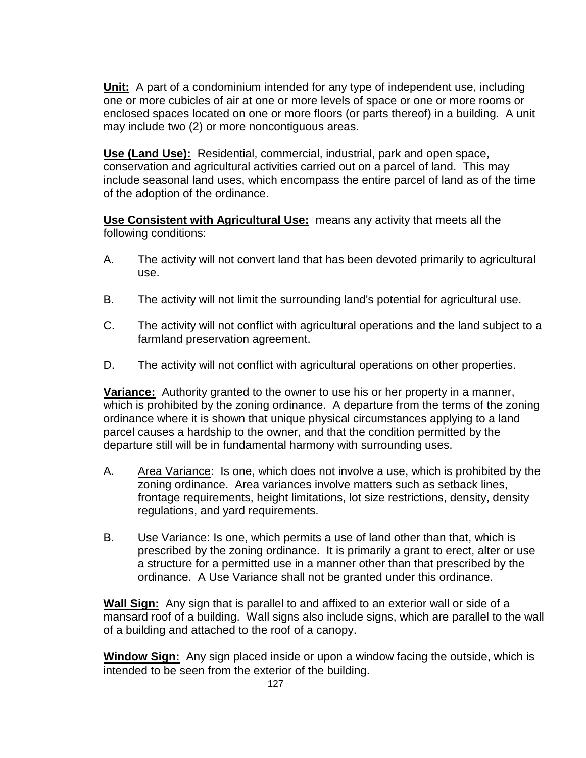<u>**Unit:**</u> A part of a condominium intended for any type of independent use, including one or more cubicles of air at one or more levels of space or one or more rooms or enclosed spaces located on one or more floors (or parts thereof) in a building. A unit may include two (2) or more noncontiguous areas.

<u>**Use (Land Use):**</u> Residential, commercial, industrial, park and open space, conservation and agricultural activities carried out on a parcel of land. This may include seasonal land uses, which encompass the entire parcel of land as of the time of the adoption of the ordinance.

<u>**Use Consistent with Agricultural Use:**</u> means any activity that meets all the following conditions:

A. The activity will not convert land that has been devoted primarily to agricultural use.

B. The activity will not limit the surrounding land's potential for agricultural use.

C. The activity will not conflict with agricultural operations and the land subject to a farmland preservation agreement.

D. The activity will not conflict with agricultural operations on other properties.

<u>**Variance:**</u> Authority granted to the owner to use his or her property in a manner, which is prohibited by the zoning ordinance. A departure from the terms of the zoning ordinance where it is shown that unique physical circumstances applying to a land parcel causes a hardship to the owner, and that the condition permitted by the departure still will be in fundamental harmony with surrounding uses.

A. <u>Area Variance</u>: Is one, which does not involve a use, which is prohibited by the zoning ordinance. Area variances involve matters such as setback lines, frontage requirements, height limitations, lot size restrictions, density, density regulations, and yard requirements.

B. <u>Use Variance</u>: Is one, which permits a use of land other than that, which is prescribed by the zoning ordinance. It is primarily a grant to erect, alter or use a structure for a permitted use in a manner other than that prescribed by the ordinance. A Use Variance shall not be granted under this ordinance.

<u>**Wall Sign:**</u> Any sign that is parallel to and affixed to an exterior wall or side of a mansard roof of a building. Wall signs also include signs, which are parallel to the wall of a building and attached to the roof of a canopy.

<u>**Window Sign:**</u> Any sign placed inside or upon a window facing the outside, which is intended to be seen from the exterior of the building.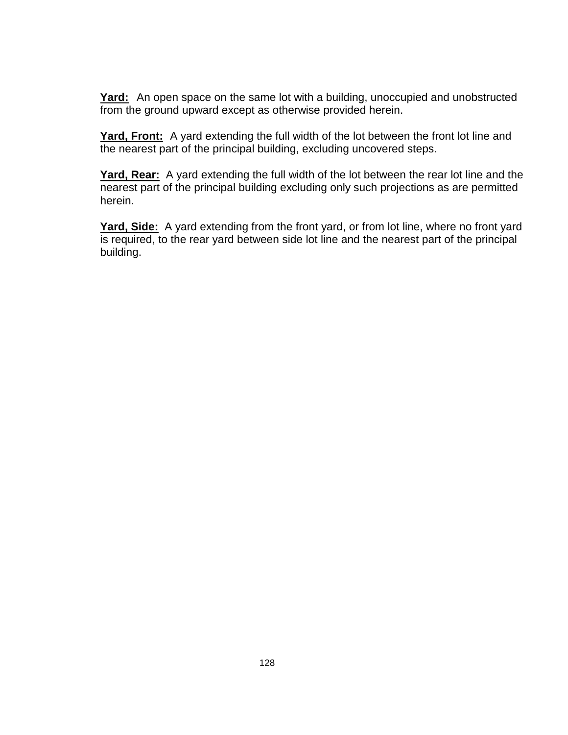**Yard:** An open space on the same lot with a building, unoccupied and unobstructed from the ground upward except as otherwise provided herein.

**Yard, Front:** A yard extending the full width of the lot between the front lot line and the nearest part of the principal building, excluding uncovered steps.

**Yard, Rear:** A yard extending the full width of the lot between the rear lot line and the nearest part of the principal building excluding only such projections as are permitted herein.

**Yard, Side:** A yard extending from the front yard, or from lot line, where no front yard is required, to the rear yard between side lot line and the nearest part of the principal building.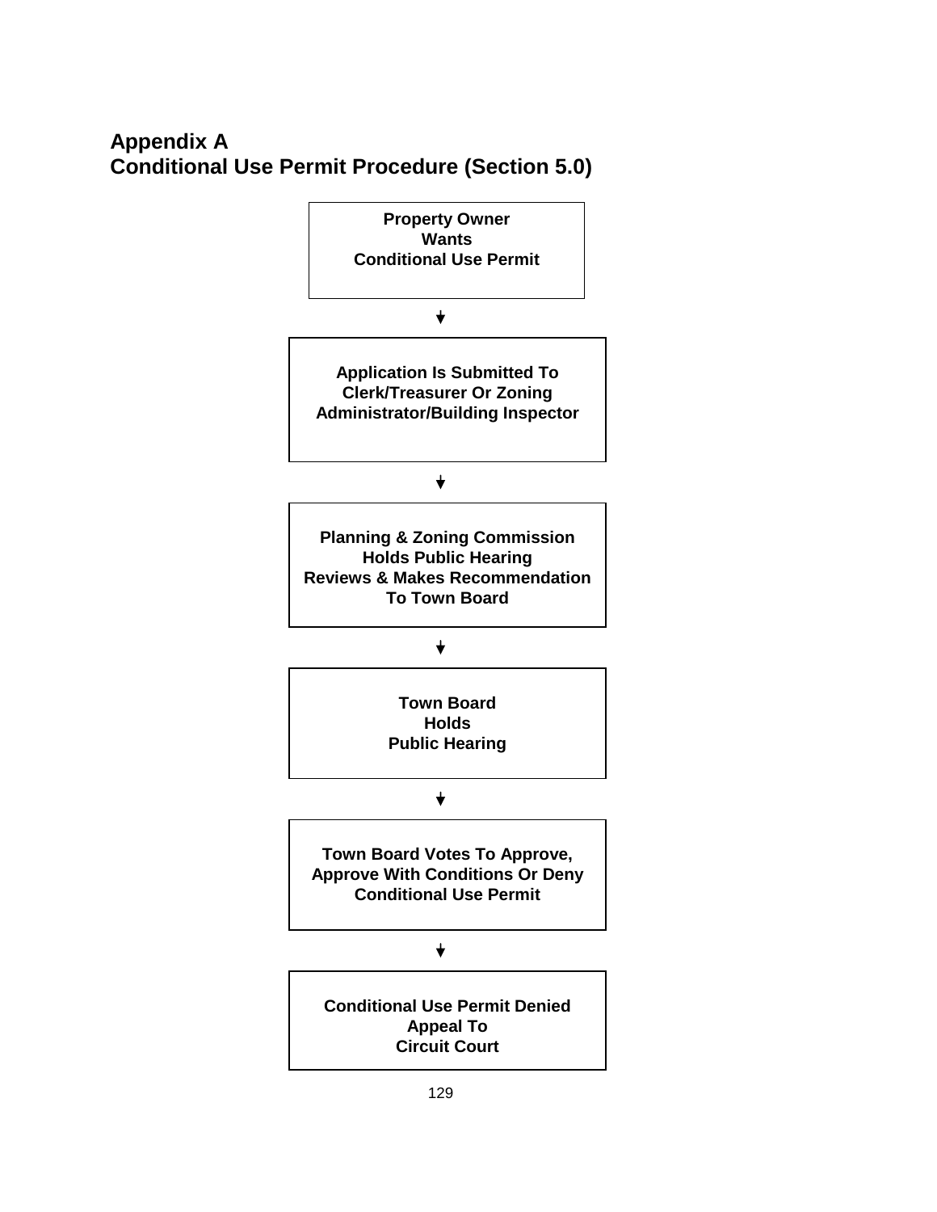# Appendix A
# Conditional Use Permit Procedure (Section 5.0)

**Property Owner Wants Conditional Use Permit**

↓

**Application Is Submitted To Clerk/Treasurer Or Zoning Administrator/Building Inspector**

↓

**Planning & Zoning Commission Holds Public Hearing Reviews & Makes Recommendation To Town Board**

↓

**Town Board Holds Public Hearing**

↓

**Town Board Votes To Approve, Approve With Conditions Or Deny Conditional Use Permit**

↓

**Conditional Use Permit Denied Appeal To Circuit Court**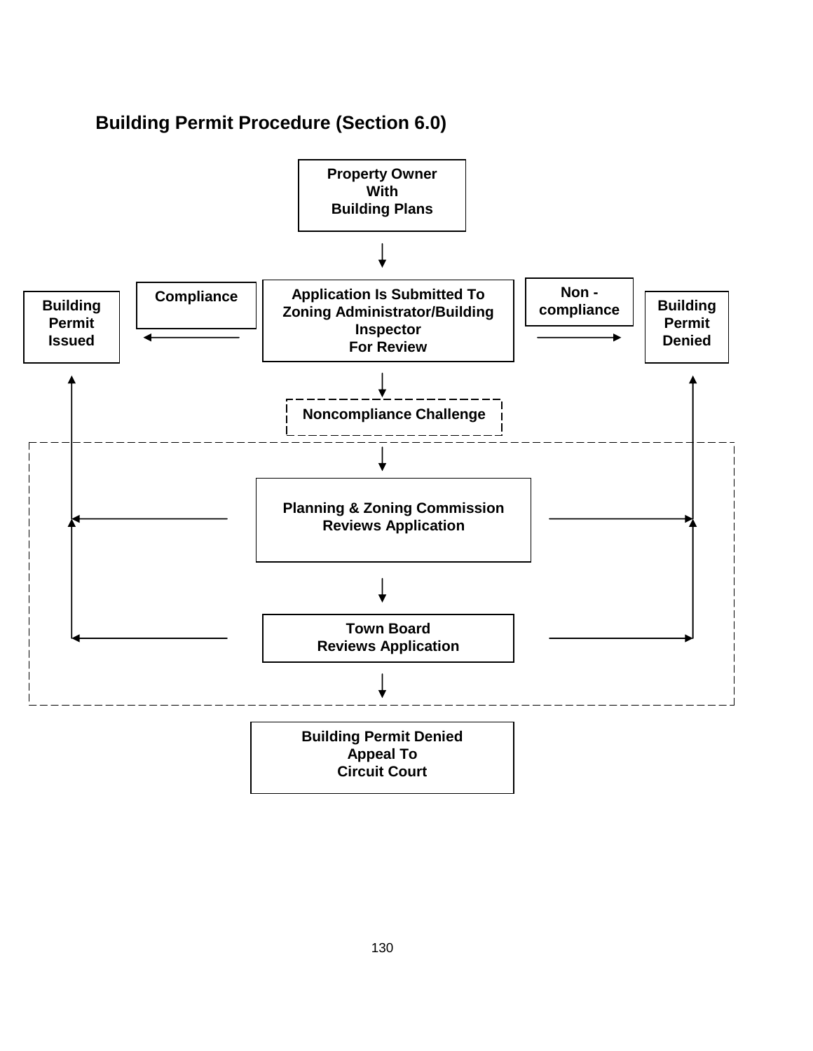## Building Permit Procedure (Section 6.0)

**Property Owner With Building Plans**

↓

**Application Is Submitted To Zoning Administrator/Building Inspector For Review**

- **Compliance** → **Building Permit Issued**
- **Non - compliance** → **Building Permit Denied**

↓

**Noncompliance Challenge**

↓

**Planning & Zoning Commission Reviews Application**

- → **Building Permit Issued**
- → **Building Permit Denied**

↓

**Town Board Reviews Application**

- → **Building Permit Issued**
- → **Building Permit Denied**

↓

**Building Permit Denied Appeal To Circuit Court**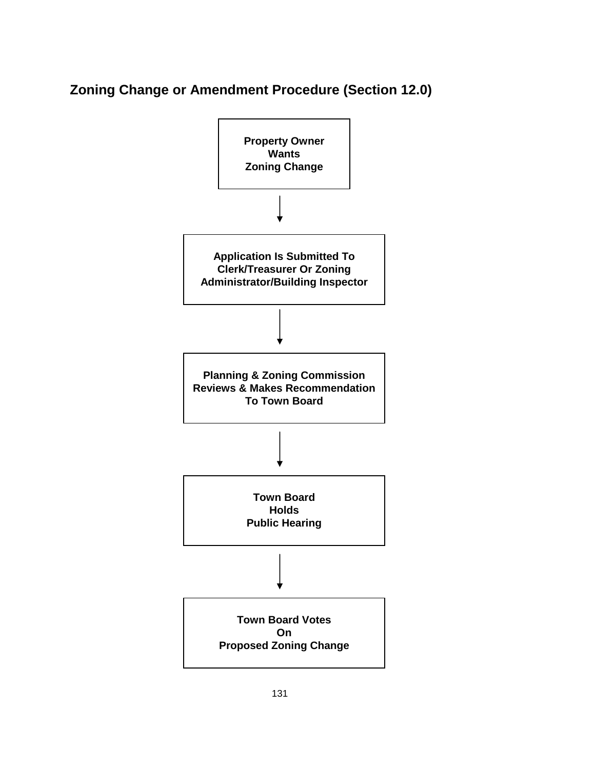## Zoning Change or Amendment Procedure (Section 12.0)

**Property Owner Wants Zoning Change**

↓

**Application Is Submitted To Clerk/Treasurer Or Zoning Administrator/Building Inspector**

↓

**Planning & Zoning Commission Reviews & Makes Recommendation To Town Board**

↓

**Town Board Holds Public Hearing**

↓

**Town Board Votes On Proposed Zoning Change**